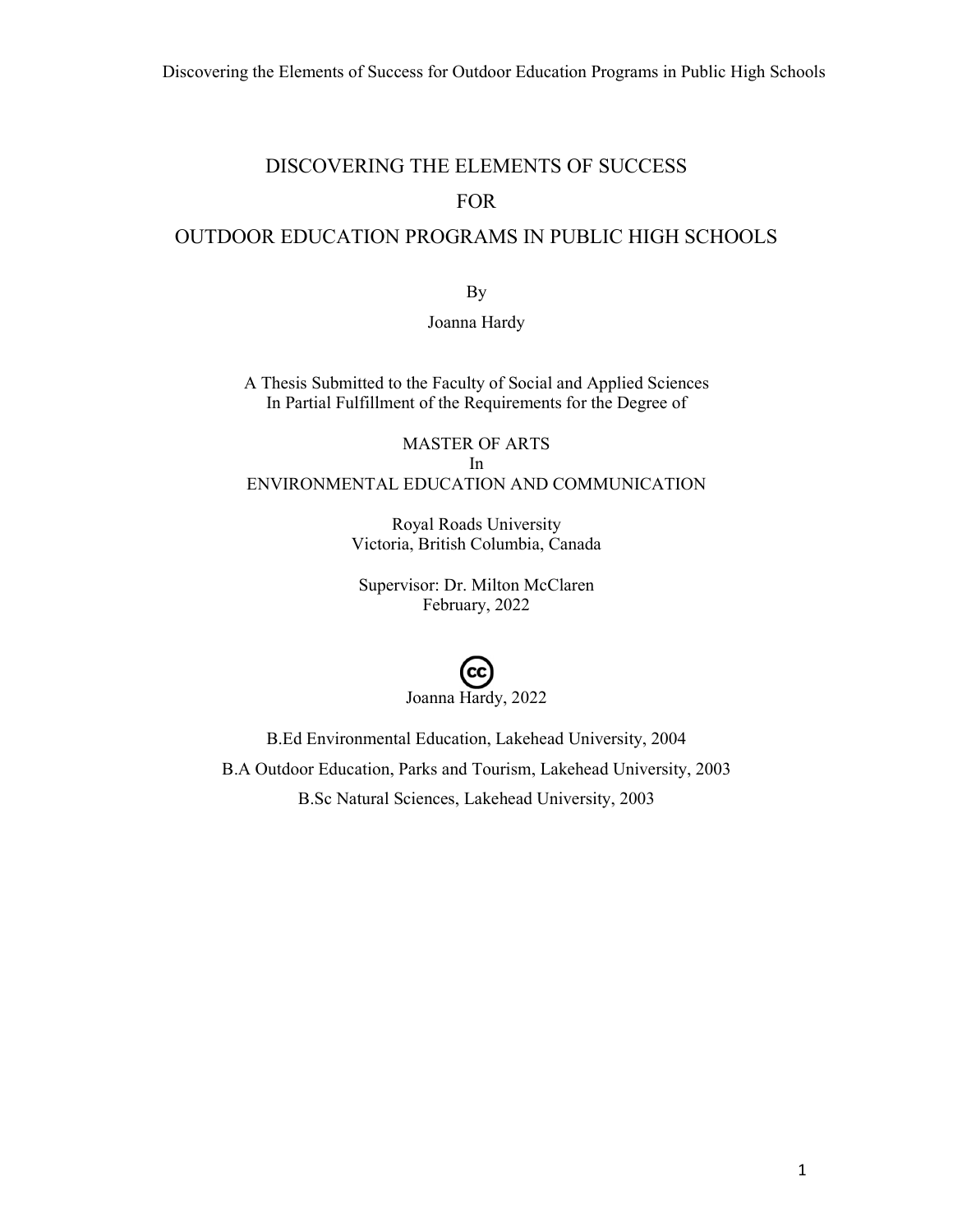# DISCOVERING THE ELEMENTS OF SUCCESS FOR OUTDOOR EDUCATION PROGRAMS IN PUBLIC HIGH SCHOOLS

By

Joanna Hardy

A Thesis Submitted to the Faculty of Social and Applied Sciences
In Partial Fulfillment of the Requirements for the Degree of

MASTER OF ARTS
In
ENVIRONMENTAL EDUCATION AND COMMUNICATION

Royal Roads University
Victoria, British Columbia, Canada

Supervisor: Dr. Milton McClaren
February, 2022

Joanna Hardy, 2022

B.Ed Environmental Education, Lakehead University, 2004

B.A Outdoor Education, Parks and Tourism, Lakehead University, 2003

B.Sc Natural Sciences, Lakehead University, 2003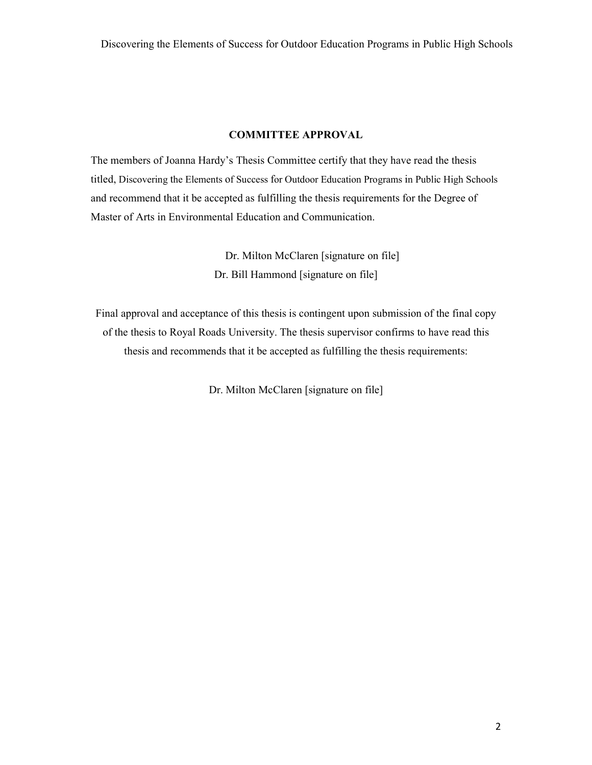## COMMITTEE APPROVAL

The members of Joanna Hardy's Thesis Committee certify that they have read the thesis titled, Discovering the Elements of Success for Outdoor Education Programs in Public High Schools and recommend that it be accepted as fulfilling the thesis requirements for the Degree of Master of Arts in Environmental Education and Communication.

Dr. Milton McClaren [signature on file]
Dr. Bill Hammond [signature on file]

Final approval and acceptance of this thesis is contingent upon submission of the final copy of the thesis to Royal Roads University. The thesis supervisor confirms to have read this thesis and recommends that it be accepted as fulfilling the thesis requirements:

Dr. Milton McClaren [signature on file]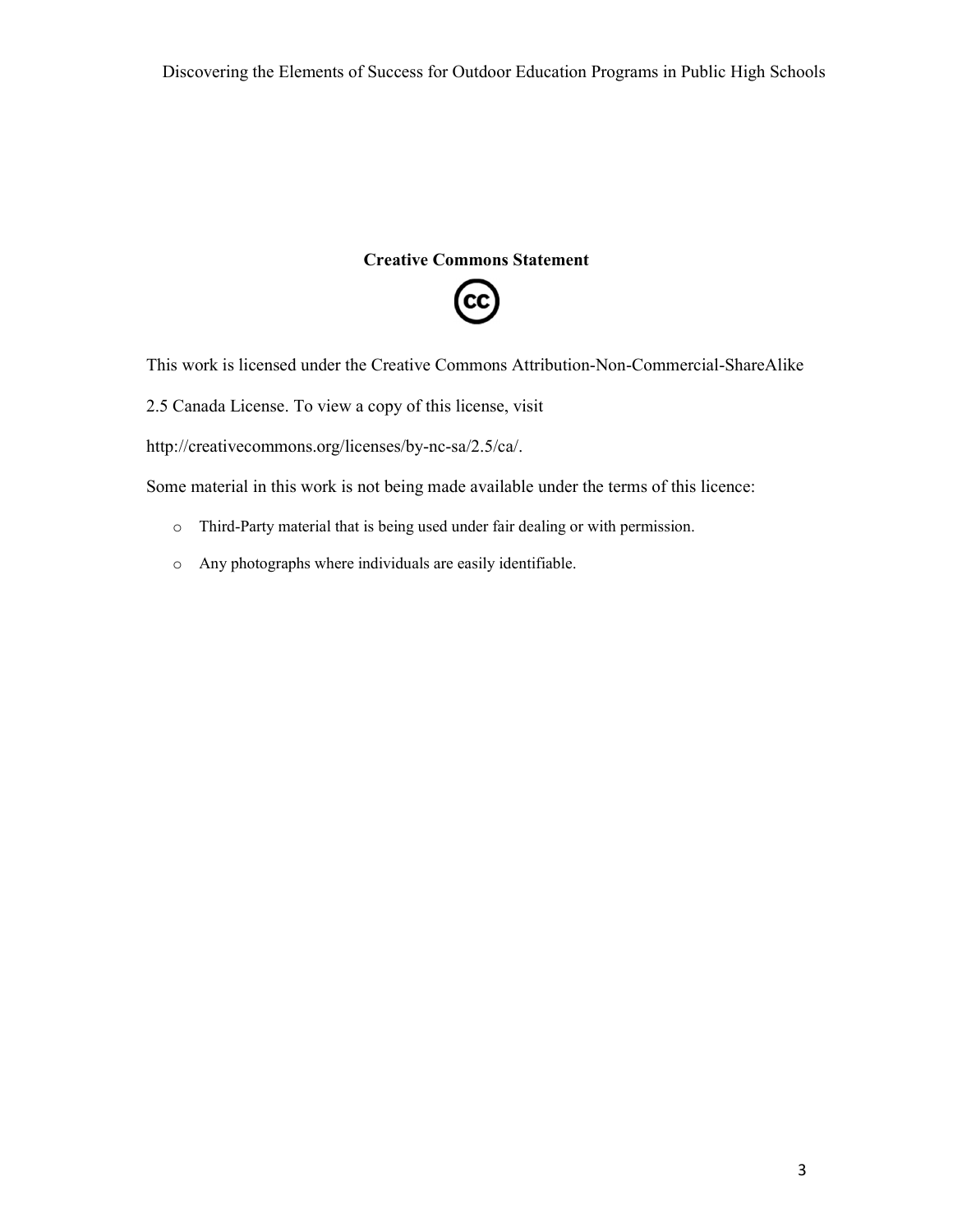## Creative Commons Statement

This work is licensed under the Creative Commons Attribution-Non-Commercial-ShareAlike 2.5 Canada License. To view a copy of this license, visit http://creativecommons.org/licenses/by-nc-sa/2.5/ca/.

Some material in this work is not being made available under the terms of this licence:

- Third-Party material that is being used under fair dealing or with permission.
- Any photographs where individuals are easily identifiable.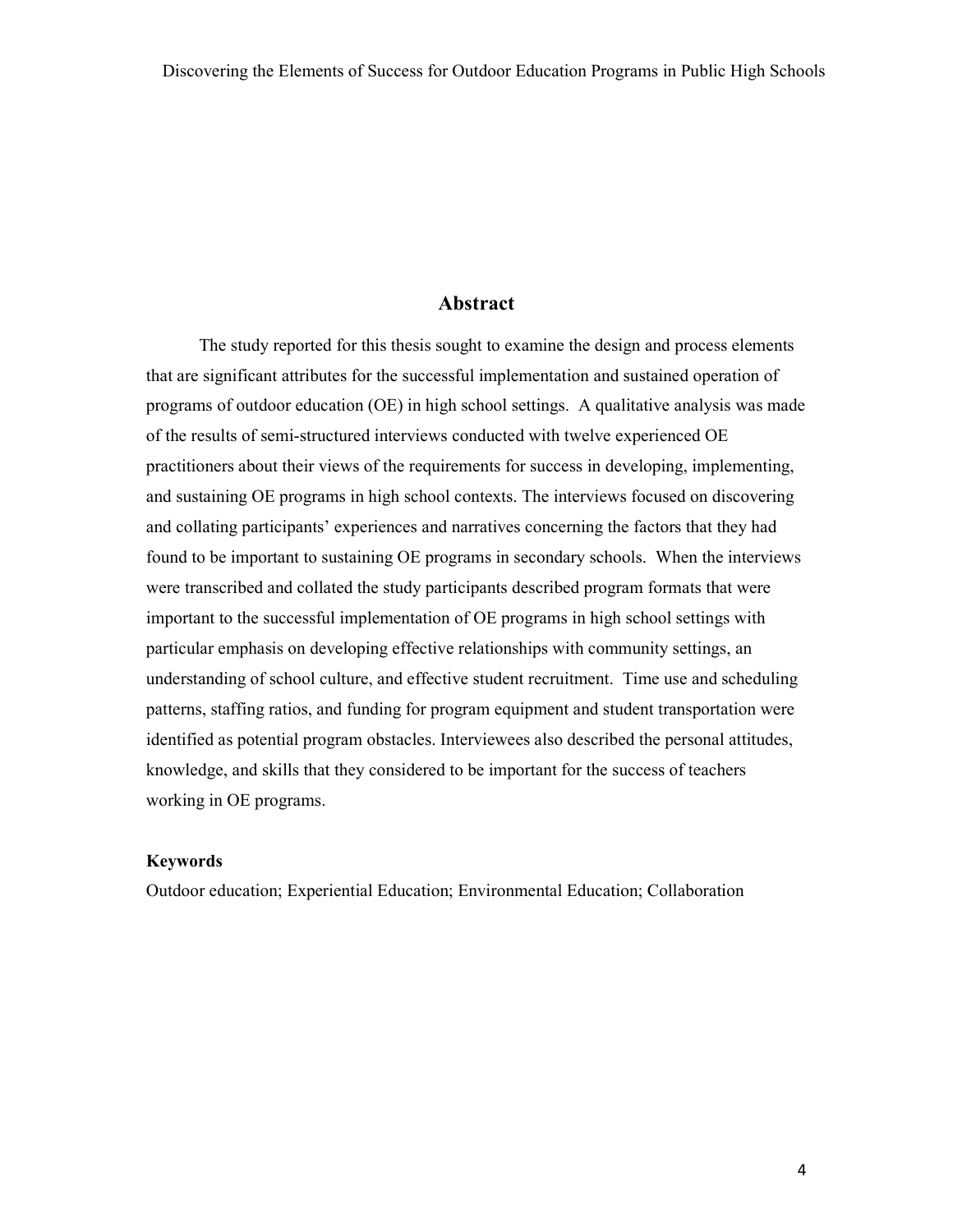## Abstract

The study reported for this thesis sought to examine the design and process elements that are significant attributes for the successful implementation and sustained operation of programs of outdoor education (OE) in high school settings. A qualitative analysis was made of the results of semi-structured interviews conducted with twelve experienced OE practitioners about their views of the requirements for success in developing, implementing, and sustaining OE programs in high school contexts. The interviews focused on discovering and collating participants' experiences and narratives concerning the factors that they had found to be important to sustaining OE programs in secondary schools. When the interviews were transcribed and collated the study participants described program formats that were important to the successful implementation of OE programs in high school settings with particular emphasis on developing effective relationships with community settings, an understanding of school culture, and effective student recruitment. Time use and scheduling patterns, staffing ratios, and funding for program equipment and student transportation were identified as potential program obstacles. Interviewees also described the personal attitudes, knowledge, and skills that they considered to be important for the success of teachers working in OE programs.

**Keywords**

Outdoor education; Experiential Education; Environmental Education; Collaboration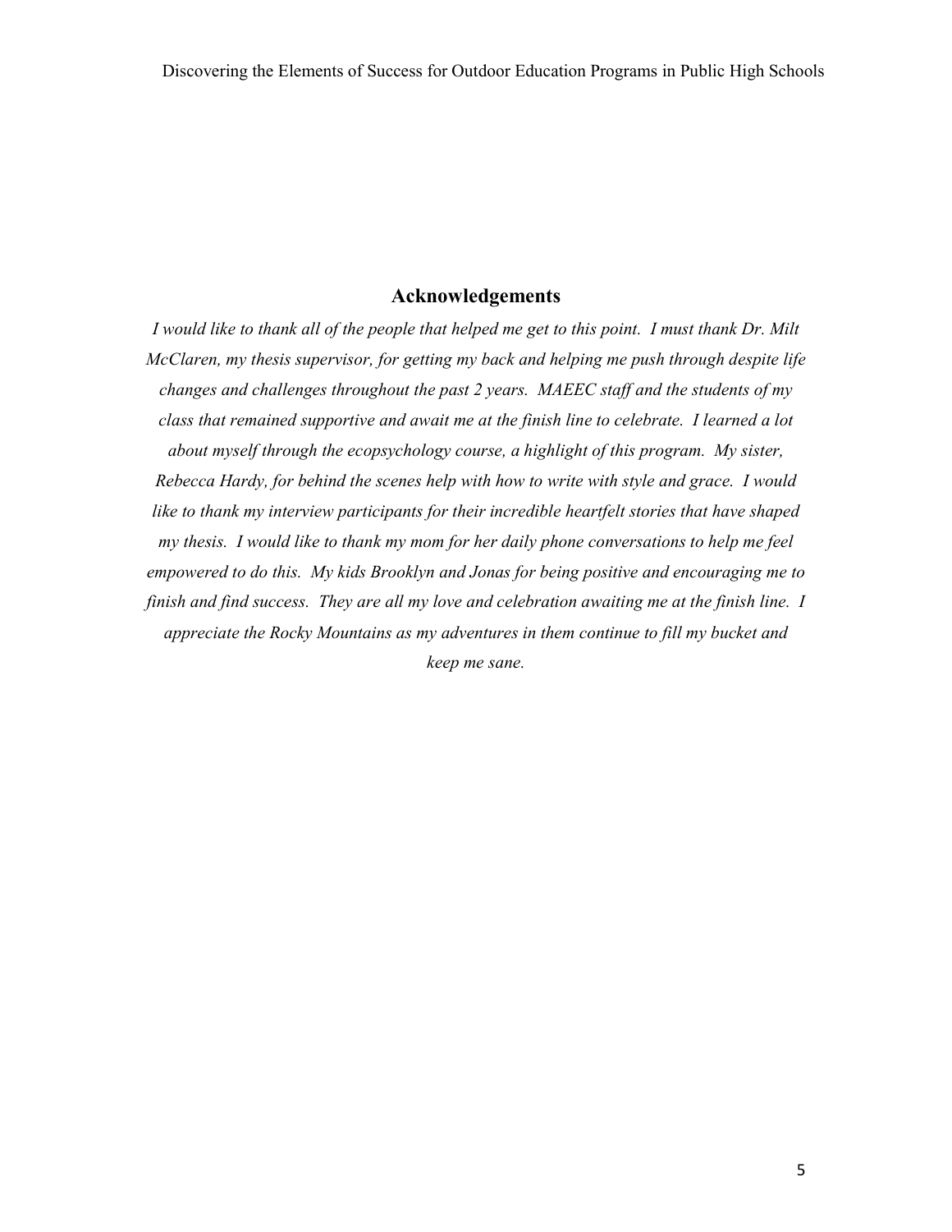## Acknowledgements

*I would like to thank all of the people that helped me get to this point. I must thank Dr. Milt McClaren, my thesis supervisor, for getting my back and helping me push through despite life changes and challenges throughout the past 2 years. MAEEC staff and the students of my class that remained supportive and await me at the finish line to celebrate. I learned a lot about myself through the ecopsychology course, a highlight of this program. My sister, Rebecca Hardy, for behind the scenes help with how to write with style and grace. I would like to thank my interview participants for their incredible heartfelt stories that have shaped my thesis. I would like to thank my mom for her daily phone conversations to help me feel empowered to do this. My kids Brooklyn and Jonas for being positive and encouraging me to finish and find success. They are all my love and celebration awaiting me at the finish line. I appreciate the Rocky Mountains as my adventures in them continue to fill my bucket and keep me sane.*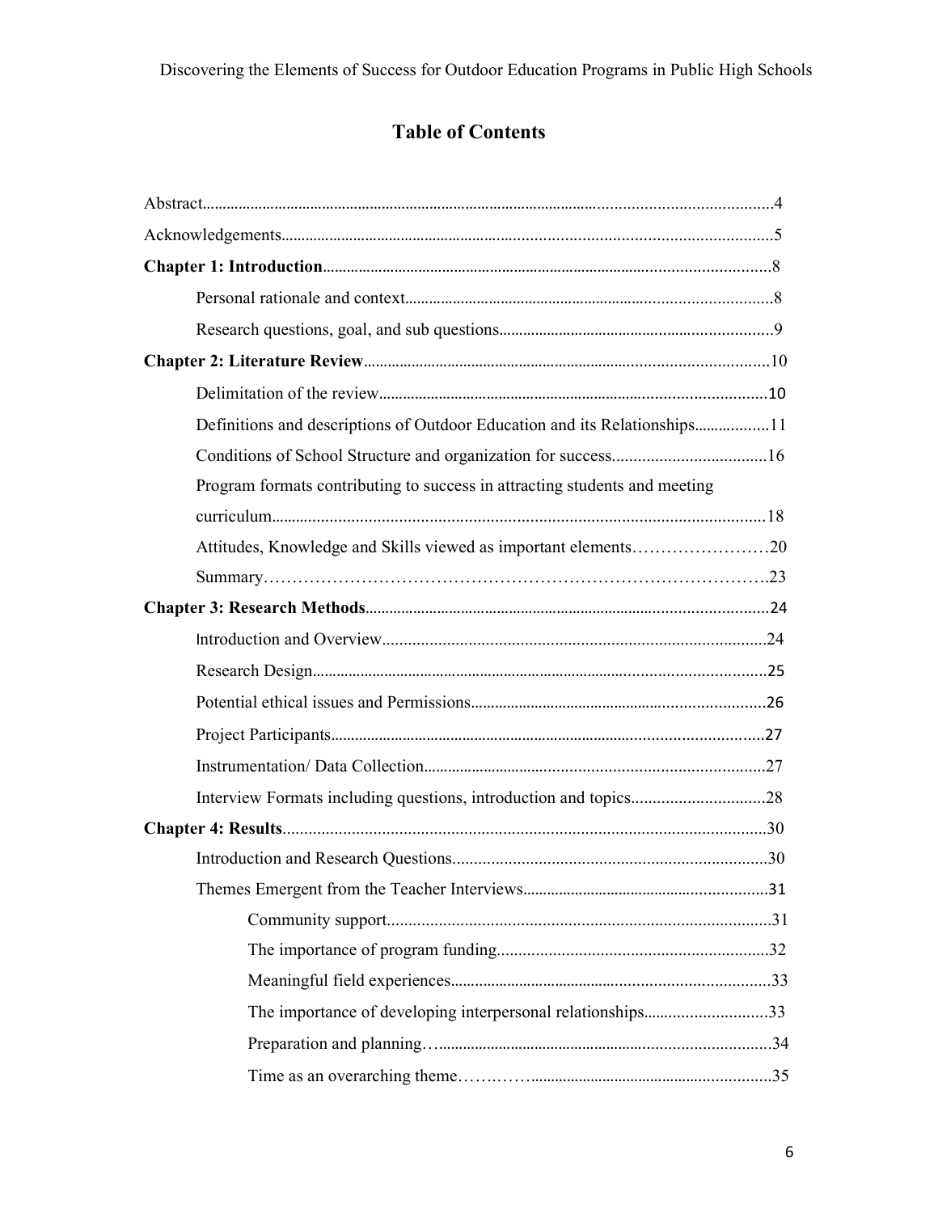# Table of Contents

Abstract....................................................................................................................................4

Acknowledgements.................................................................................................................5

**Chapter 1: Introduction**......................................................................................................8

Personal rationale and context.................................................................................8

Research questions, goal, and sub questions...........................................................9

**Chapter 2: Literature Review**..............................................................................................10

Delimitation of the review.......................................................................................10

Definitions and descriptions of Outdoor Education and its Relationships..................11

Conditions of School Structure and organization for success....................................16

Program formats contributing to success in attracting students and meeting curriculum.................................................................................................................18

Attitudes, Knowledge and Skills viewed as important elements……………………20

Summary…………………………………………………………………………….23

**Chapter 3: Research Methods**..............................................................................................24

Introduction and Overview.......................................................................................24

Research Design.......................................................................................................25

Potential ethical issues and Permissions.....................................................................26

Project Participants...................................................................................................27

Instrumentation/ Data Collection..............................................................................27

Interview Formats including questions, introduction and topics...............................28

**Chapter 4: Results**...............................................................................................................30

Introduction and Research Questions.......................................................................30

Themes Emergent from the Teacher Interviews.........................................................31

Community support....................................................................................31

The importance of program funding..............................................................32

Meaningful field experiences.........................................................................33

The importance of developing interpersonal relationships.............................33

Preparation and planning…..........................................................................34

Time as an overarching theme…………...........................................................35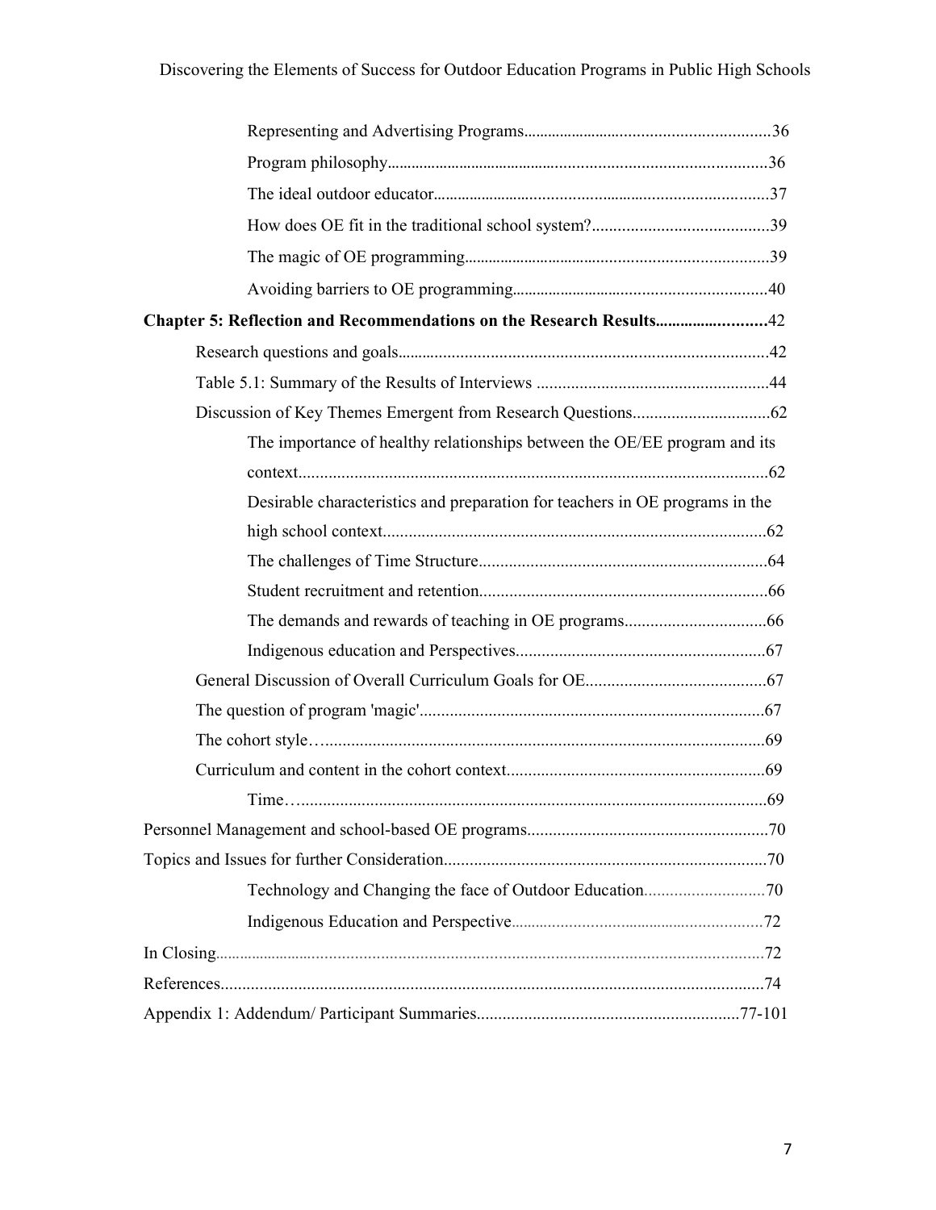Representing and Advertising Programs....................................................36

Program philosophy....................................................................................36

The ideal outdoor educator........................................................................37

How does OE fit in the traditional school system?.....................................39

The magic of OE programming...................................................................39

Avoiding barriers to OE programming.......................................................40

**Chapter 5: Reflection and Recommendations on the Research Results**..........................42

Research questions and goals.....................................................................................42

Table 5.1: Summary of the Results of Interviews .....................................................44

Discussion of Key Themes Emergent from Research Questions................................62

The importance of healthy relationships between the OE/EE program and its context...........................................................................................................62

Desirable characteristics and preparation for teachers in OE programs in the high school context.........................................................................................62

The challenges of Time Structure...................................................................64

Student recruitment and retention...................................................................66

The demands and rewards of teaching in OE programs.................................66

Indigenous education and Perspectives..........................................................67

General Discussion of Overall Curriculum Goals for OE..........................................67

The question of program 'magic'...............................................................................67

The cohort style…......................................................................................................69

Curriculum and content in the cohort context...........................................................69

Time…............................................................................................................69

Personnel Management and school-based OE programs.......................................................70

Topics and Issues for further Consideration..........................................................................70

Technology and Changing the face of Outdoor Education............................70

Indigenous Education and Perspective............................................................72

In Closing.................................................................................................................................72

References.............................................................................................................................74

Appendix 1: Addendum/ Participant Summaries............................................................77-101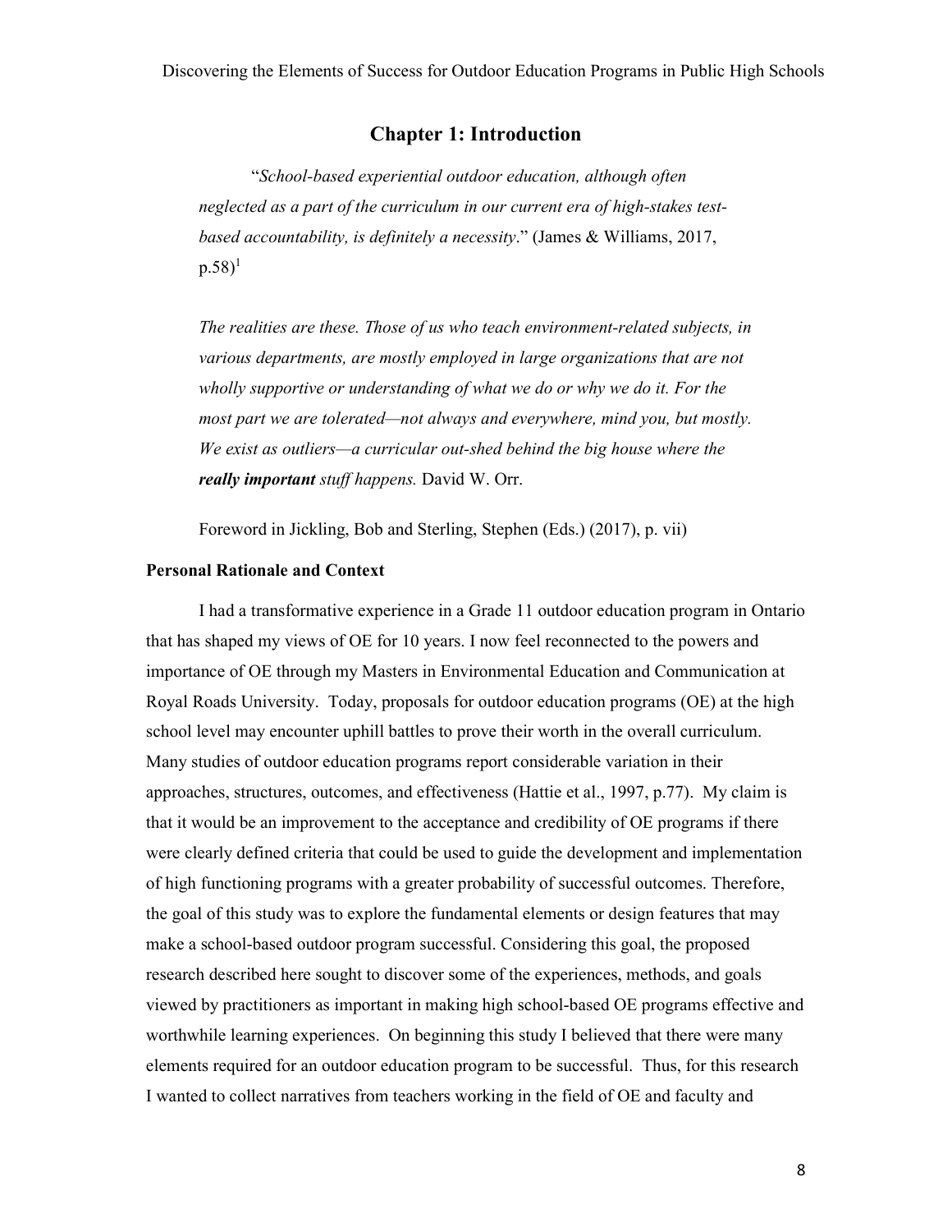## Chapter 1: Introduction

> "*School-based experiential outdoor education, although often neglected as a part of the curriculum in our current era of high-stakes test-based accountability, is definitely a necessity*." (James & Williams, 2017, p.58)[1]
>
> *The realities are these. Those of us who teach environment-related subjects, in various departments, are mostly employed in large organizations that are not wholly supportive or understanding of what we do or why we do it. For the most part we are tolerated—not always and everywhere, mind you, but mostly. We exist as outliers—a curricular out-shed behind the big house where the* ***really important*** *stuff happens.* David W. Orr.
>
> Foreword in Jickling, Bob and Sterling, Stephen (Eds.) (2017), p. vii)

### Personal Rationale and Context

I had a transformative experience in a Grade 11 outdoor education program in Ontario that has shaped my views of OE for 10 years. I now feel reconnected to the powers and importance of OE through my Masters in Environmental Education and Communication at Royal Roads University. Today, proposals for outdoor education programs (OE) at the high school level may encounter uphill battles to prove their worth in the overall curriculum. Many studies of outdoor education programs report considerable variation in their approaches, structures, outcomes, and effectiveness (Hattie et al., 1997, p.77). My claim is that it would be an improvement to the acceptance and credibility of OE programs if there were clearly defined criteria that could be used to guide the development and implementation of high functioning programs with a greater probability of successful outcomes. Therefore, the goal of this study was to explore the fundamental elements or design features that may make a school-based outdoor program successful. Considering this goal, the proposed research described here sought to discover some of the experiences, methods, and goals viewed by practitioners as important in making high school-based OE programs effective and worthwhile learning experiences. On beginning this study I believed that there were many elements required for an outdoor education program to be successful. Thus, for this research I wanted to collect narratives from teachers working in the field of OE and faculty and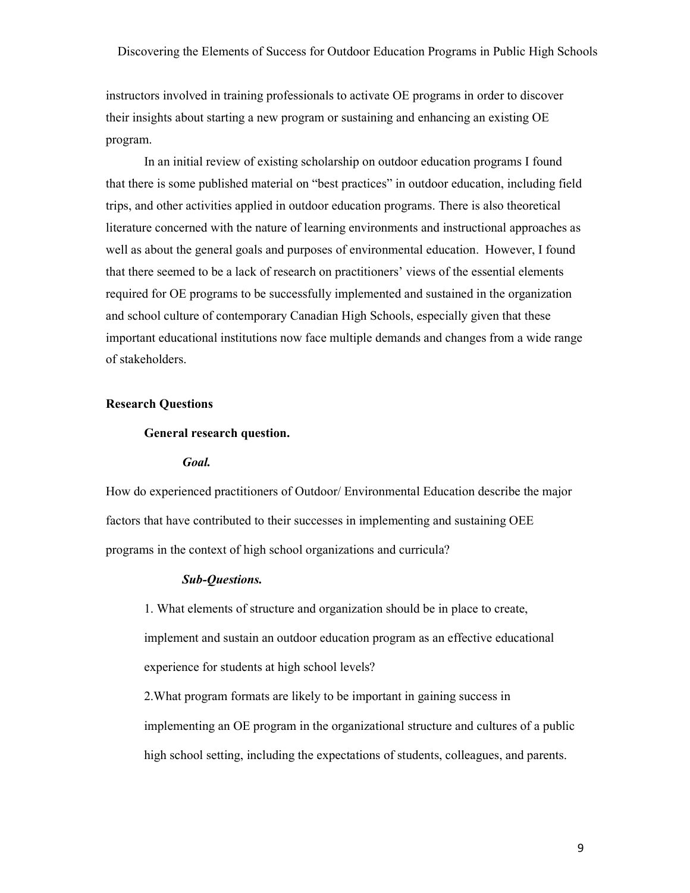instructors involved in training professionals to activate OE programs in order to discover their insights about starting a new program or sustaining and enhancing an existing OE program.

In an initial review of existing scholarship on outdoor education programs I found that there is some published material on "best practices" in outdoor education, including field trips, and other activities applied in outdoor education programs. There is also theoretical literature concerned with the nature of learning environments and instructional approaches as well as about the general goals and purposes of environmental education. However, I found that there seemed to be a lack of research on practitioners' views of the essential elements required for OE programs to be successfully implemented and sustained in the organization and school culture of contemporary Canadian High Schools, especially given that these important educational institutions now face multiple demands and changes from a wide range of stakeholders.

## Research Questions

### General research question.

#### *Goal.*

How do experienced practitioners of Outdoor/ Environmental Education describe the major factors that have contributed to their successes in implementing and sustaining OEE programs in the context of high school organizations and curricula?

#### *Sub-Questions.*

1. What elements of structure and organization should be in place to create, implement and sustain an outdoor education program as an effective educational experience for students at high school levels?

2.What program formats are likely to be important in gaining success in implementing an OE program in the organizational structure and cultures of a public high school setting, including the expectations of students, colleagues, and parents.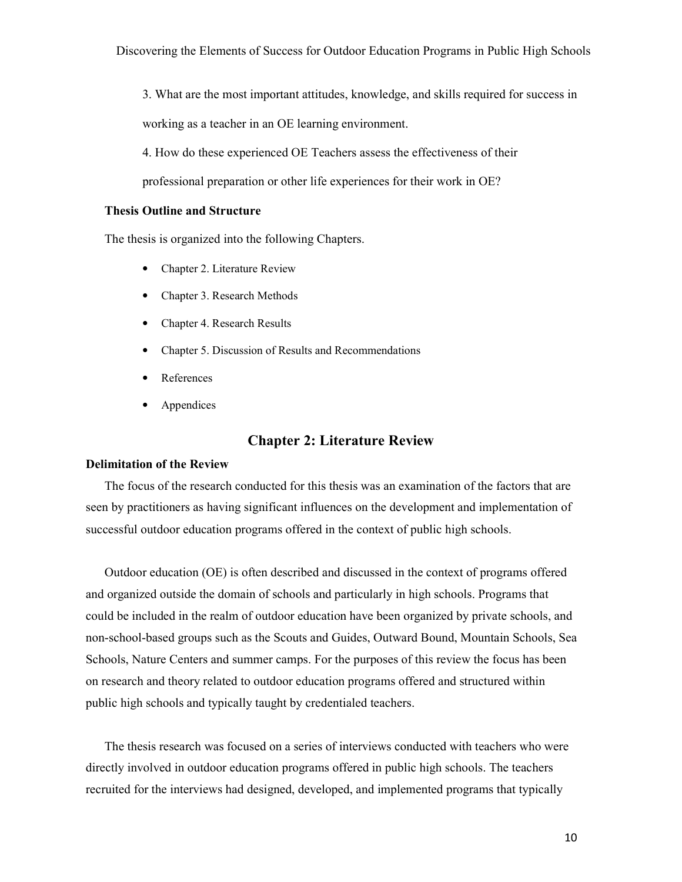3. What are the most important attitudes, knowledge, and skills required for success in working as a teacher in an OE learning environment.

4. How do these experienced OE Teachers assess the effectiveness of their professional preparation or other life experiences for their work in OE?

**Thesis Outline and Structure**

The thesis is organized into the following Chapters.

- Chapter 2. Literature Review
- Chapter 3. Research Methods
- Chapter 4. Research Results
- Chapter 5. Discussion of Results and Recommendations
- References
- Appendices

## Chapter 2: Literature Review

**Delimitation of the Review**

The focus of the research conducted for this thesis was an examination of the factors that are seen by practitioners as having significant influences on the development and implementation of successful outdoor education programs offered in the context of public high schools.

Outdoor education (OE) is often described and discussed in the context of programs offered and organized outside the domain of schools and particularly in high schools. Programs that could be included in the realm of outdoor education have been organized by private schools, and non-school-based groups such as the Scouts and Guides, Outward Bound, Mountain Schools, Sea Schools, Nature Centers and summer camps. For the purposes of this review the focus has been on research and theory related to outdoor education programs offered and structured within public high schools and typically taught by credentialed teachers.

The thesis research was focused on a series of interviews conducted with teachers who were directly involved in outdoor education programs offered in public high schools. The teachers recruited for the interviews had designed, developed, and implemented programs that typically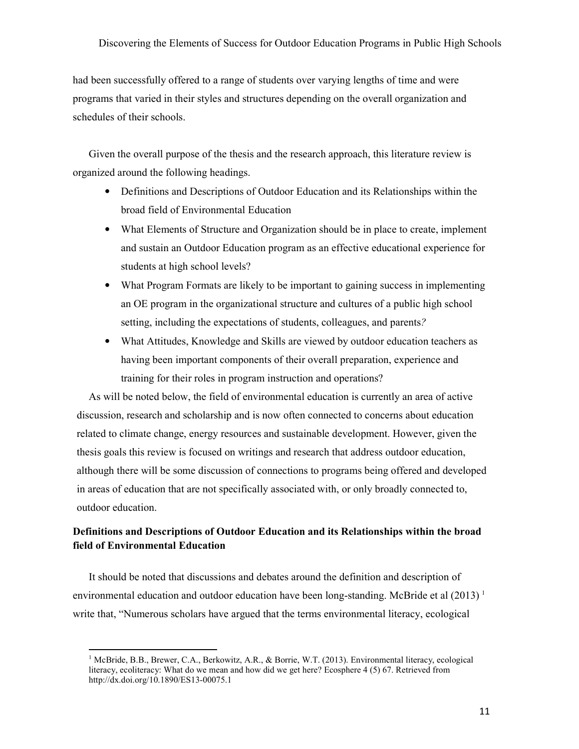had been successfully offered to a range of students over varying lengths of time and were programs that varied in their styles and structures depending on the overall organization and schedules of their schools.

Given the overall purpose of the thesis and the research approach, this literature review is organized around the following headings.

- Definitions and Descriptions of Outdoor Education and its Relationships within the broad field of Environmental Education
- What Elements of Structure and Organization should be in place to create, implement and sustain an Outdoor Education program as an effective educational experience for students at high school levels?
- What Program Formats are likely to be important to gaining success in implementing an OE program in the organizational structure and cultures of a public high school setting, including the expectations of students, colleagues, and parents*?*
- What Attitudes, Knowledge and Skills are viewed by outdoor education teachers as having been important components of their overall preparation, experience and training for their roles in program instruction and operations?

As will be noted below, the field of environmental education is currently an area of active discussion, research and scholarship and is now often connected to concerns about education related to climate change, energy resources and sustainable development. However, given the thesis goals this review is focused on writings and research that address outdoor education, although there will be some discussion of connections to programs being offered and developed in areas of education that are not specifically associated with, or only broadly connected to, outdoor education.

**Definitions and Descriptions of Outdoor Education and its Relationships within the broad field of Environmental Education**

It should be noted that discussions and debates around the definition and description of environmental education and outdoor education have been long-standing. McBride et al (2013) [1] write that, "Numerous scholars have argued that the terms environmental literacy, ecological

[1] McBride, B.B., Brewer, C.A., Berkowitz, A.R., & Borrie, W.T. (2013). Environmental literacy, ecological literacy, ecoliteracy: What do we mean and how did we get here? Ecosphere 4 (5) 67. Retrieved from http://dx.doi.org/10.1890/ES13-00075.1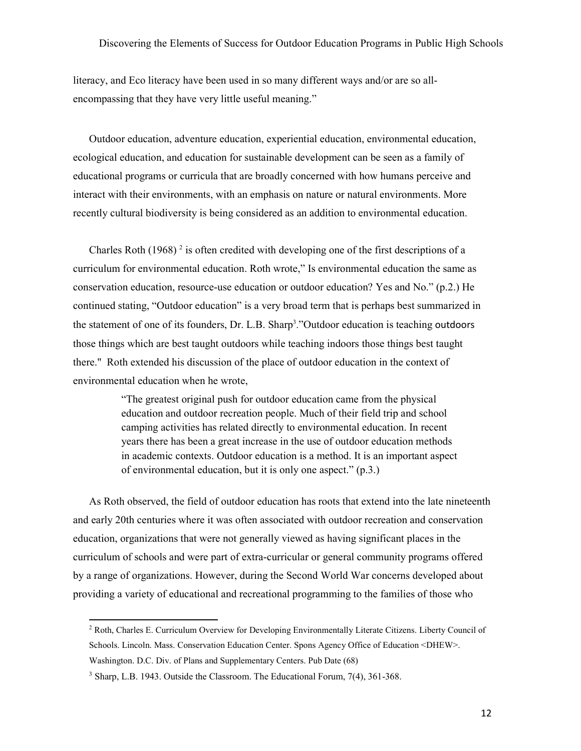literacy, and Eco literacy have been used in so many different ways and/or are so all-encompassing that they have very little useful meaning."

Outdoor education, adventure education, experiential education, environmental education, ecological education, and education for sustainable development can be seen as a family of educational programs or curricula that are broadly concerned with how humans perceive and interact with their environments, with an emphasis on nature or natural environments. More recently cultural biodiversity is being considered as an addition to environmental education.

Charles Roth (1968) [2] is often credited with developing one of the first descriptions of a curriculum for environmental education. Roth wrote," Is environmental education the same as conservation education, resource-use education or outdoor education? Yes and No." (p.2.) He continued stating, "Outdoor education" is a very broad term that is perhaps best summarized in the statement of one of its founders, Dr. L.B. Sharp[3]."Outdoor education is teaching outdoors those things which are best taught outdoors while teaching indoors those things best taught there." Roth extended his discussion of the place of outdoor education in the context of environmental education when he wrote,

> "The greatest original push for outdoor education came from the physical education and outdoor recreation people. Much of their field trip and school camping activities has related directly to environmental education. In recent years there has been a great increase in the use of outdoor education methods in academic contexts. Outdoor education is a method. It is an important aspect of environmental education, but it is only one aspect." (p.3.)

As Roth observed, the field of outdoor education has roots that extend into the late nineteenth and early 20th centuries where it was often associated with outdoor recreation and conservation education, organizations that were not generally viewed as having significant places in the curriculum of schools and were part of extra-curricular or general community programs offered by a range of organizations. However, during the Second World War concerns developed about providing a variety of educational and recreational programming to the families of those who

---

[2] Roth, Charles E. Curriculum Overview for Developing Environmentally Literate Citizens. Liberty Council of Schools. Lincoln. Mass. Conservation Education Center. Spons Agency Office of Education <DHEW>. Washington. D.C. Div. of Plans and Supplementary Centers. Pub Date (68)

[3] Sharp, L.B. 1943. Outside the Classroom. The Educational Forum, 7(4), 361-368.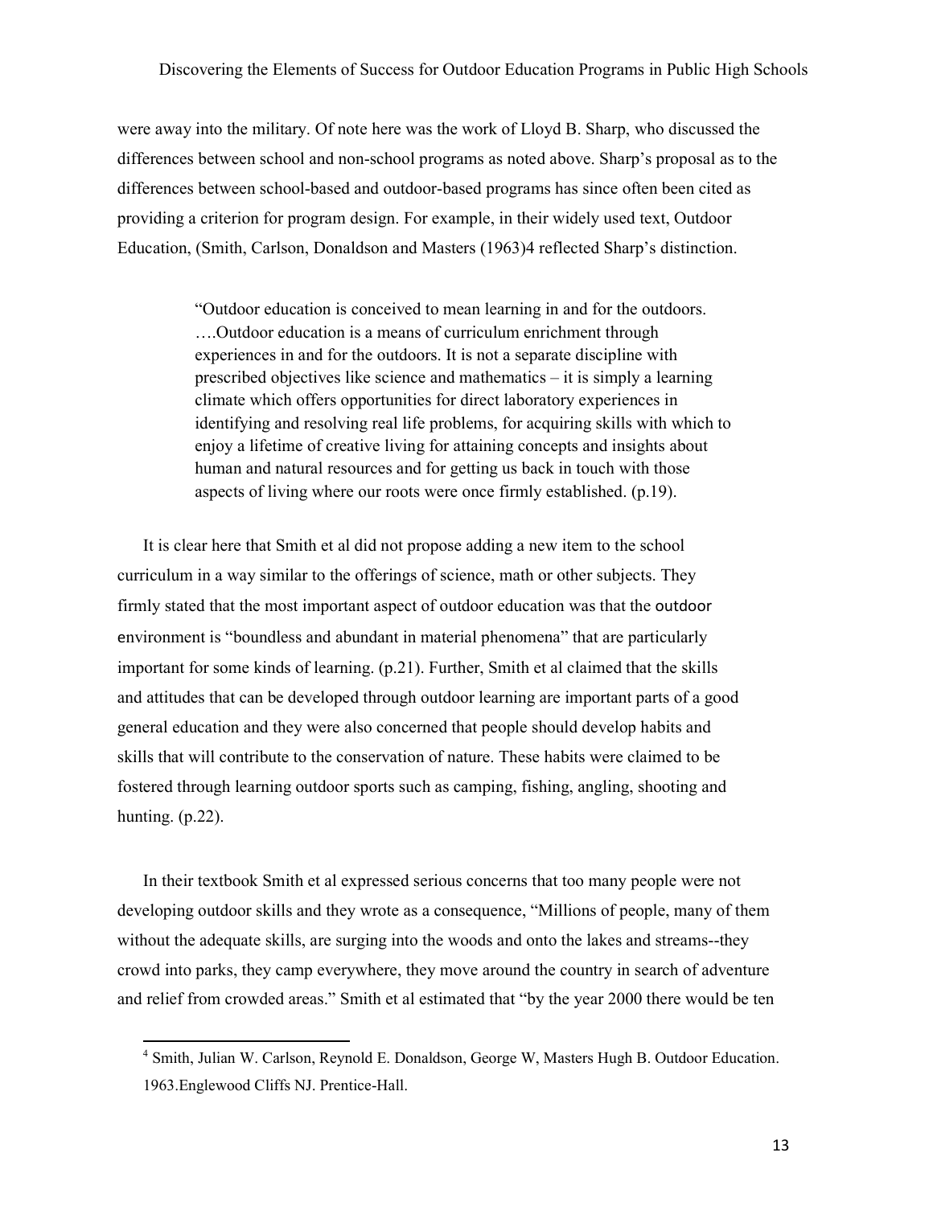were away into the military. Of note here was the work of Lloyd B. Sharp, who discussed the differences between school and non-school programs as noted above. Sharp's proposal as to the differences between school-based and outdoor-based programs has since often been cited as providing a criterion for program design. For example, in their widely used text, Outdoor Education, (Smith, Carlson, Donaldson and Masters (1963)[4] reflected Sharp's distinction.

> "Outdoor education is conceived to mean learning in and for the outdoors. ….Outdoor education is a means of curriculum enrichment through experiences in and for the outdoors. It is not a separate discipline with prescribed objectives like science and mathematics – it is simply a learning climate which offers opportunities for direct laboratory experiences in identifying and resolving real life problems, for acquiring skills with which to enjoy a lifetime of creative living for attaining concepts and insights about human and natural resources and for getting us back in touch with those aspects of living where our roots were once firmly established. (p.19).

It is clear here that Smith et al did not propose adding a new item to the school curriculum in a way similar to the offerings of science, math or other subjects. They firmly stated that the most important aspect of outdoor education was that the outdoor environment is "boundless and abundant in material phenomena" that are particularly important for some kinds of learning. (p.21). Further, Smith et al claimed that the skills and attitudes that can be developed through outdoor learning are important parts of a good general education and they were also concerned that people should develop habits and skills that will contribute to the conservation of nature. These habits were claimed to be fostered through learning outdoor sports such as camping, fishing, angling, shooting and hunting. (p.22).

In their textbook Smith et al expressed serious concerns that too many people were not developing outdoor skills and they wrote as a consequence, "Millions of people, many of them without the adequate skills, are surging into the woods and onto the lakes and streams--they crowd into parks, they camp everywhere, they move around the country in search of adventure and relief from crowded areas." Smith et al estimated that "by the year 2000 there would be ten

---

[4] Smith, Julian W. Carlson, Reynold E. Donaldson, George W, Masters Hugh B. Outdoor Education. 1963.Englewood Cliffs NJ. Prentice-Hall.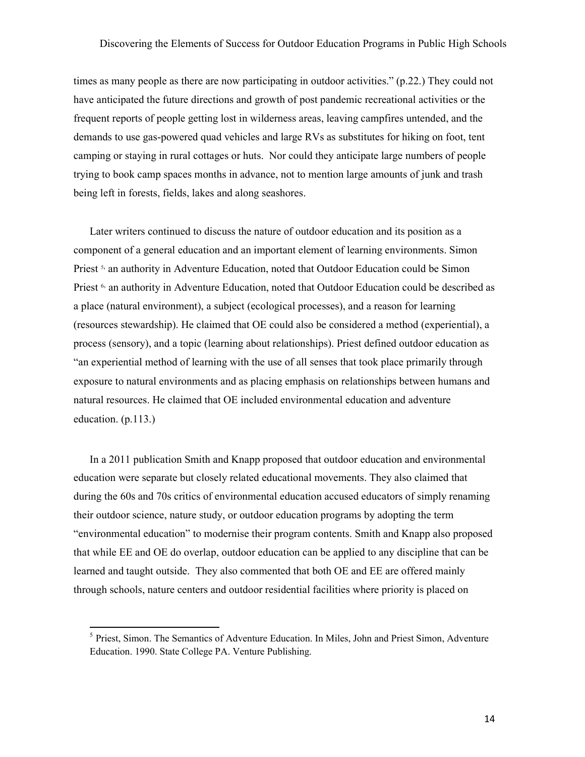times as many people as there are now participating in outdoor activities." (p.22.) They could not have anticipated the future directions and growth of post pandemic recreational activities or the frequent reports of people getting lost in wilderness areas, leaving campfires untended, and the demands to use gas-powered quad vehicles and large RVs as substitutes for hiking on foot, tent camping or staying in rural cottages or huts. Nor could they anticipate large numbers of people trying to book camp spaces months in advance, not to mention large amounts of junk and trash being left in forests, fields, lakes and along seashores.

Later writers continued to discuss the nature of outdoor education and its position as a component of a general education and an important element of learning environments. Simon Priest [5], an authority in Adventure Education, noted that Outdoor Education could be Simon Priest [6], an authority in Adventure Education, noted that Outdoor Education could be described as a place (natural environment), a subject (ecological processes), and a reason for learning (resources stewardship). He claimed that OE could also be considered a method (experiential), a process (sensory), and a topic (learning about relationships). Priest defined outdoor education as "an experiential method of learning with the use of all senses that took place primarily through exposure to natural environments and as placing emphasis on relationships between humans and natural resources. He claimed that OE included environmental education and adventure education. (p.113.)

In a 2011 publication Smith and Knapp proposed that outdoor education and environmental education were separate but closely related educational movements. They also claimed that during the 60s and 70s critics of environmental education accused educators of simply renaming their outdoor science, nature study, or outdoor education programs by adopting the term "environmental education" to modernise their program contents. Smith and Knapp also proposed that while EE and OE do overlap, outdoor education can be applied to any discipline that can be learned and taught outside. They also commented that both OE and EE are offered mainly through schools, nature centers and outdoor residential facilities where priority is placed on

[5] Priest, Simon. The Semantics of Adventure Education. In Miles, John and Priest Simon, Adventure Education. 1990. State College PA. Venture Publishing.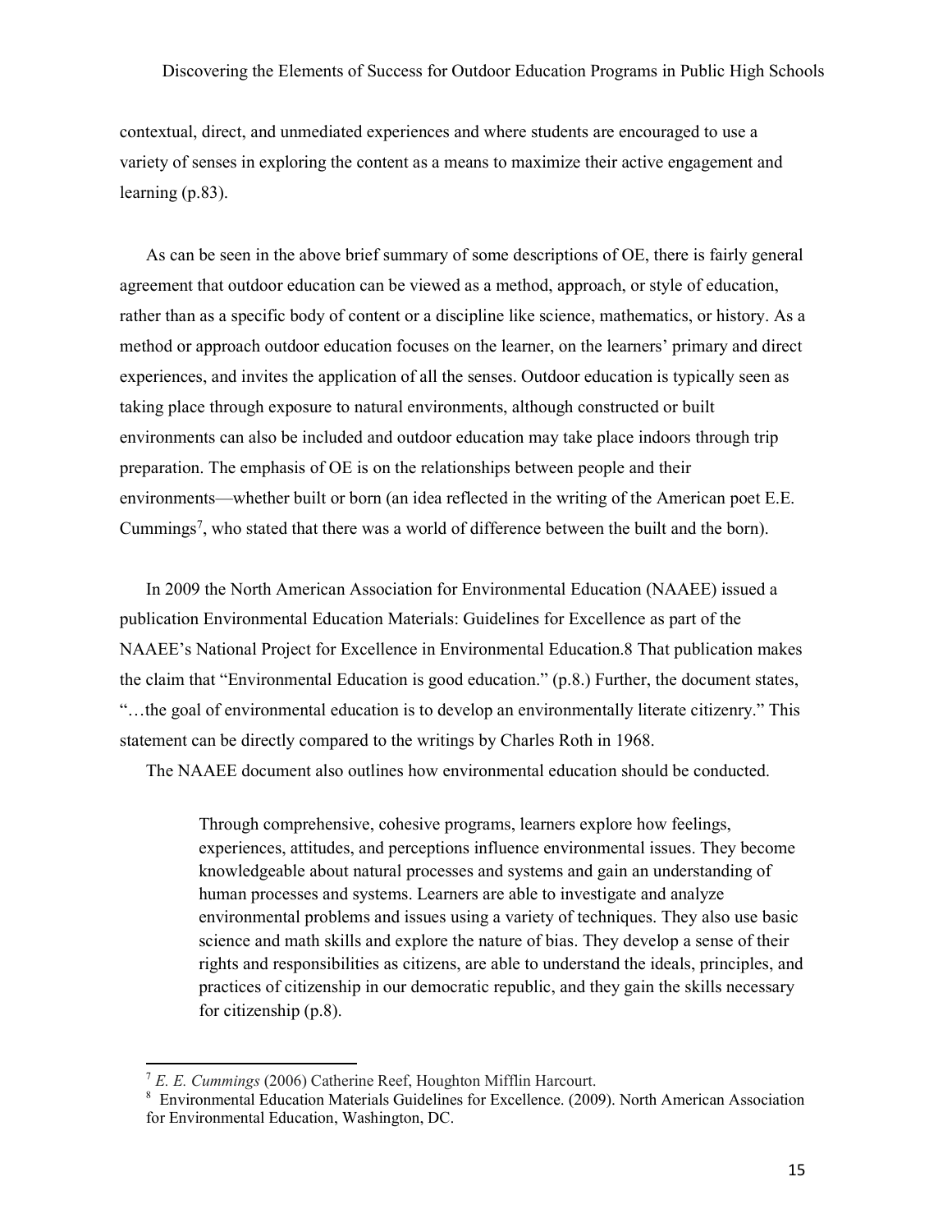contextual, direct, and unmediated experiences and where students are encouraged to use a variety of senses in exploring the content as a means to maximize their active engagement and learning (p.83).

As can be seen in the above brief summary of some descriptions of OE, there is fairly general agreement that outdoor education can be viewed as a method, approach, or style of education, rather than as a specific body of content or a discipline like science, mathematics, or history. As a method or approach outdoor education focuses on the learner, on the learners' primary and direct experiences, and invites the application of all the senses. Outdoor education is typically seen as taking place through exposure to natural environments, although constructed or built environments can also be included and outdoor education may take place indoors through trip preparation. The emphasis of OE is on the relationships between people and their environments—whether built or born (an idea reflected in the writing of the American poet E.E. Cummings[7], who stated that there was a world of difference between the built and the born).

In 2009 the North American Association for Environmental Education (NAAEE) issued a publication Environmental Education Materials: Guidelines for Excellence as part of the NAAEE's National Project for Excellence in Environmental Education.8 That publication makes the claim that "Environmental Education is good education." (p.8.) Further, the document states, "…the goal of environmental education is to develop an environmentally literate citizenry." This statement can be directly compared to the writings by Charles Roth in 1968.

The NAAEE document also outlines how environmental education should be conducted.

> Through comprehensive, cohesive programs, learners explore how feelings, experiences, attitudes, and perceptions influence environmental issues. They become knowledgeable about natural processes and systems and gain an understanding of human processes and systems. Learners are able to investigate and analyze environmental problems and issues using a variety of techniques. They also use basic science and math skills and explore the nature of bias. They develop a sense of their rights and responsibilities as citizens, are able to understand the ideals, principles, and practices of citizenship in our democratic republic, and they gain the skills necessary for citizenship (p.8).

---

[7] *E. E. Cummings* (2006) Catherine Reef, Houghton Mifflin Harcourt.

[8] Environmental Education Materials Guidelines for Excellence. (2009). North American Association for Environmental Education, Washington, DC.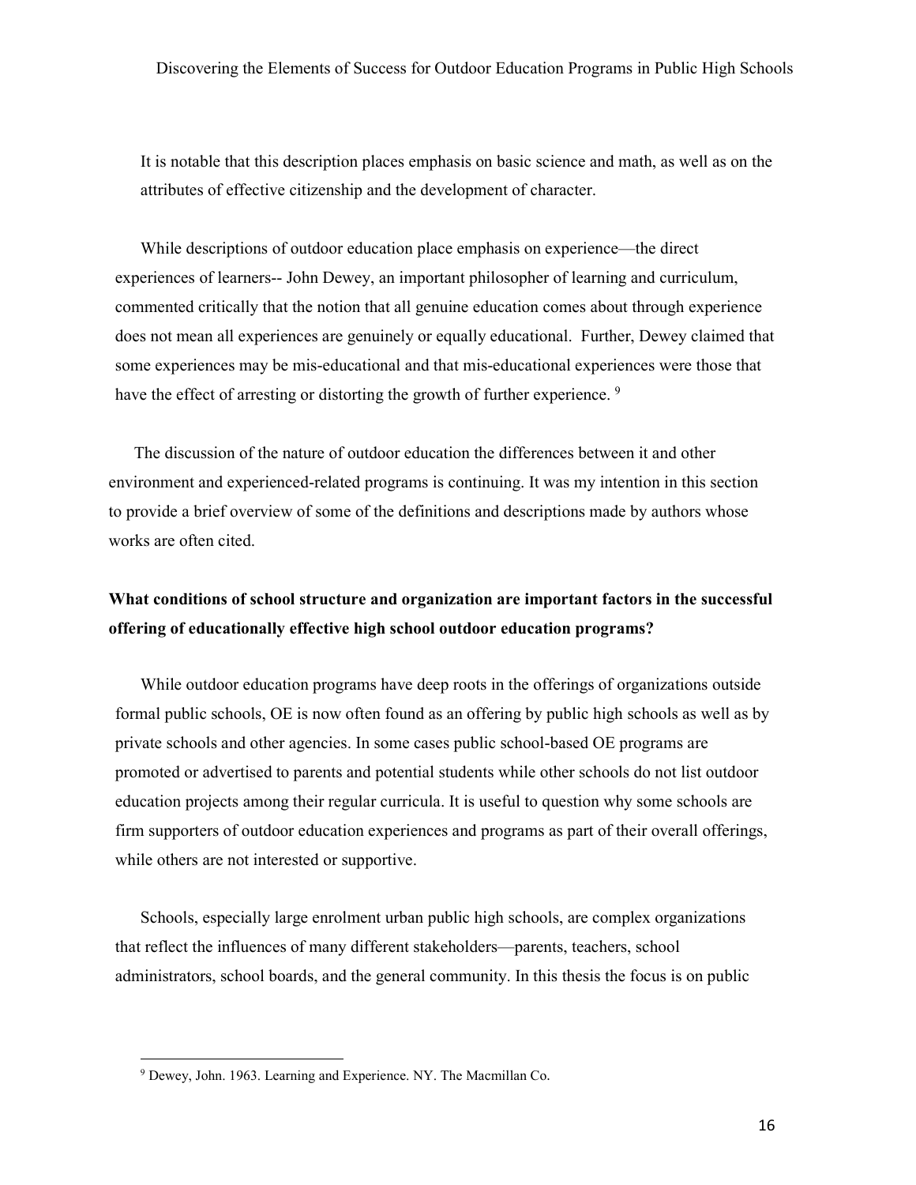It is notable that this description places emphasis on basic science and math, as well as on the attributes of effective citizenship and the development of character.

While descriptions of outdoor education place emphasis on experience—the direct experiences of learners-- John Dewey, an important philosopher of learning and curriculum, commented critically that the notion that all genuine education comes about through experience does not mean all experiences are genuinely or equally educational. Further, Dewey claimed that some experiences may be mis-educational and that mis-educational experiences were those that have the effect of arresting or distorting the growth of further experience. [9]

The discussion of the nature of outdoor education the differences between it and other environment and experienced-related programs is continuing. It was my intention in this section to provide a brief overview of some of the definitions and descriptions made by authors whose works are often cited.

**What conditions of school structure and organization are important factors in the successful offering of educationally effective high school outdoor education programs?**

While outdoor education programs have deep roots in the offerings of organizations outside formal public schools, OE is now often found as an offering by public high schools as well as by private schools and other agencies. In some cases public school-based OE programs are promoted or advertised to parents and potential students while other schools do not list outdoor education projects among their regular curricula. It is useful to question why some schools are firm supporters of outdoor education experiences and programs as part of their overall offerings, while others are not interested or supportive.

Schools, especially large enrolment urban public high schools, are complex organizations that reflect the influences of many different stakeholders—parents, teachers, school administrators, school boards, and the general community. In this thesis the focus is on public

---

[9] Dewey, John. 1963. Learning and Experience. NY. The Macmillan Co.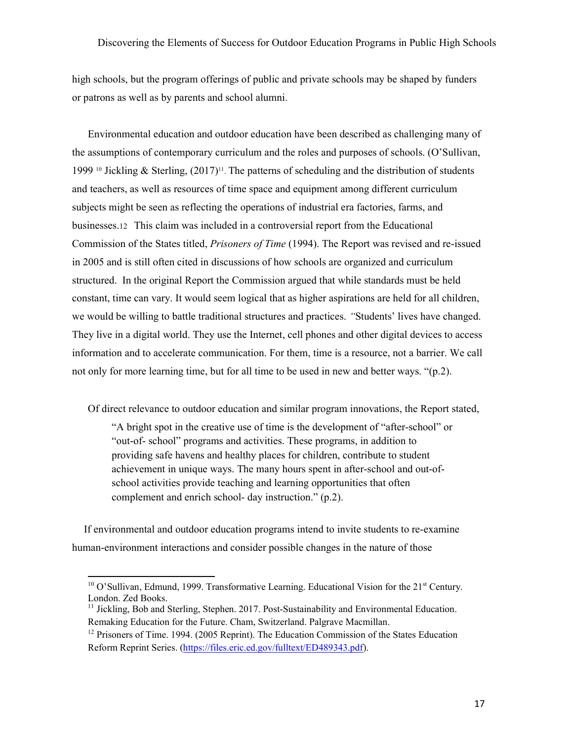high schools, but the program offerings of public and private schools may be shaped by funders or patrons as well as by parents and school alumni.

Environmental education and outdoor education have been described as challenging many of the assumptions of contemporary curriculum and the roles and purposes of schools. (O'Sullivan, 1999 [10] Jickling & Sterling, (2017)[11]. The patterns of scheduling and the distribution of students and teachers, as well as resources of time space and equipment among different curriculum subjects might be seen as reflecting the operations of industrial era factories, farms, and businesses.[12] This claim was included in a controversial report from the Educational Commission of the States titled, *Prisoners of Time* (1994). The Report was revised and re-issued in 2005 and is still often cited in discussions of how schools are organized and curriculum structured. In the original Report the Commission argued that while standards must be held constant, time can vary. It would seem logical that as higher aspirations are held for all children, we would be willing to battle traditional structures and practices. "Students' lives have changed. They live in a digital world. They use the Internet, cell phones and other digital devices to access information and to accelerate communication. For them, time is a resource, not a barrier. We call not only for more learning time, but for all time to be used in new and better ways. "(p.2).

Of direct relevance to outdoor education and similar program innovations, the Report stated,

> "A bright spot in the creative use of time is the development of "after-school" or "out-of- school" programs and activities. These programs, in addition to providing safe havens and healthy places for children, contribute to student achievement in unique ways. The many hours spent in after-school and out-of-school activities provide teaching and learning opportunities that often complement and enrich school- day instruction." (p.2).

If environmental and outdoor education programs intend to invite students to re-examine human-environment interactions and consider possible changes in the nature of those

---

[10] O'Sullivan, Edmund, 1999. Transformative Learning. Educational Vision for the 21st Century. London. Zed Books.

[11] Jickling, Bob and Sterling, Stephen. 2017. Post-Sustainability and Environmental Education. Remaking Education for the Future. Cham, Switzerland. Palgrave Macmillan.

[12] Prisoners of Time. 1994. (2005 Reprint). The Education Commission of the States Education Reform Reprint Series. (https://files.eric.ed.gov/fulltext/ED489343.pdf).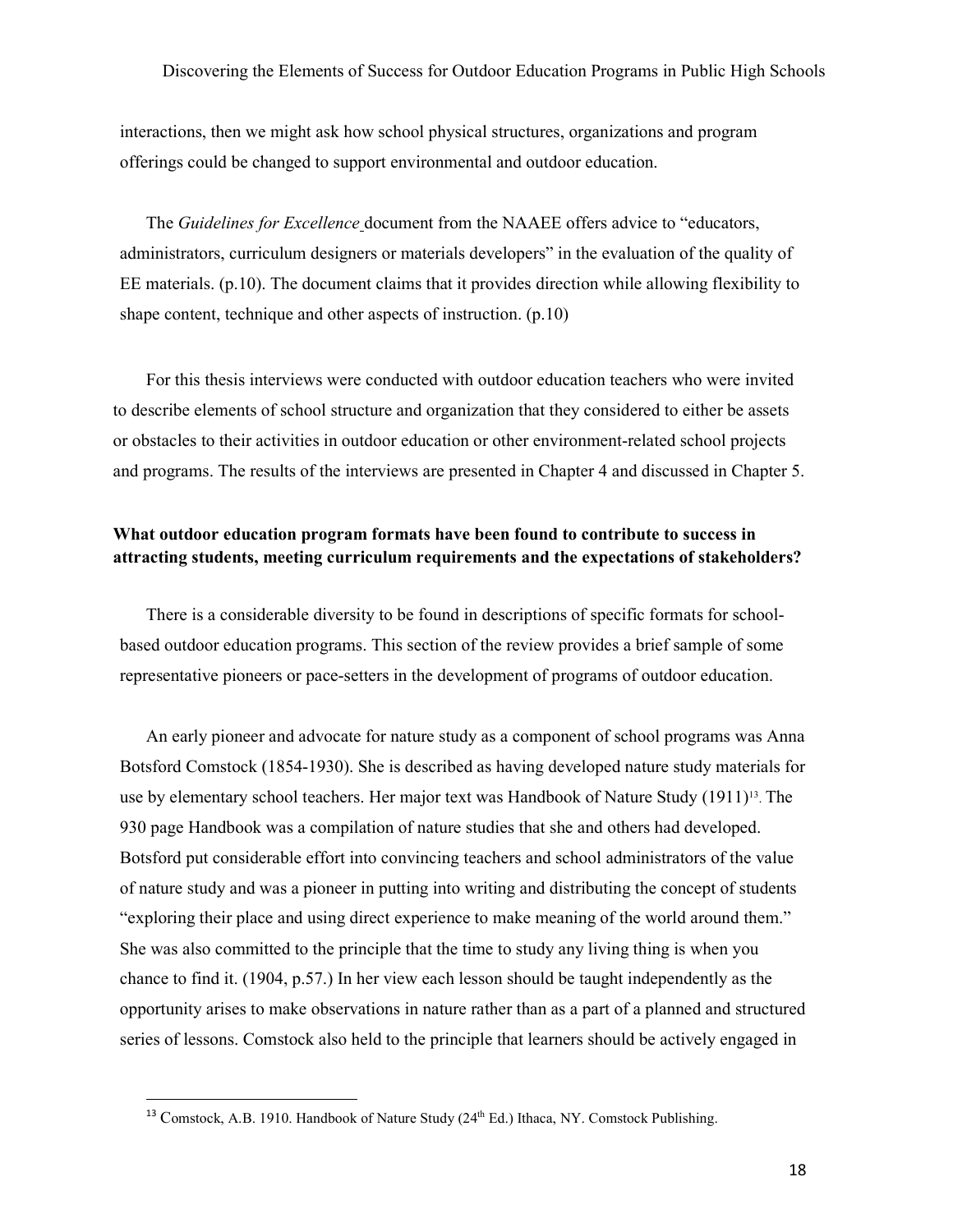interactions, then we might ask how school physical structures, organizations and program offerings could be changed to support environmental and outdoor education.

The *Guidelines for Excellence* document from the NAAEE offers advice to "educators, administrators, curriculum designers or materials developers" in the evaluation of the quality of EE materials. (p.10). The document claims that it provides direction while allowing flexibility to shape content, technique and other aspects of instruction. (p.10)

For this thesis interviews were conducted with outdoor education teachers who were invited to describe elements of school structure and organization that they considered to either be assets or obstacles to their activities in outdoor education or other environment-related school projects and programs. The results of the interviews are presented in Chapter 4 and discussed in Chapter 5.

**What outdoor education program formats have been found to contribute to success in attracting students, meeting curriculum requirements and the expectations of stakeholders?**

There is a considerable diversity to be found in descriptions of specific formats for school-based outdoor education programs. This section of the review provides a brief sample of some representative pioneers or pace-setters in the development of programs of outdoor education.

An early pioneer and advocate for nature study as a component of school programs was Anna Botsford Comstock (1854-1930). She is described as having developed nature study materials for use by elementary school teachers. Her major text was Handbook of Nature Study (1911)[13]. The 930 page Handbook was a compilation of nature studies that she and others had developed. Botsford put considerable effort into convincing teachers and school administrators of the value of nature study and was a pioneer in putting into writing and distributing the concept of students "exploring their place and using direct experience to make meaning of the world around them." She was also committed to the principle that the time to study any living thing is when you chance to find it. (1904, p.57.) In her view each lesson should be taught independently as the opportunity arises to make observations in nature rather than as a part of a planned and structured series of lessons. Comstock also held to the principle that learners should be actively engaged in

[13] Comstock, A.B. 1910. Handbook of Nature Study (24th Ed.) Ithaca, NY. Comstock Publishing.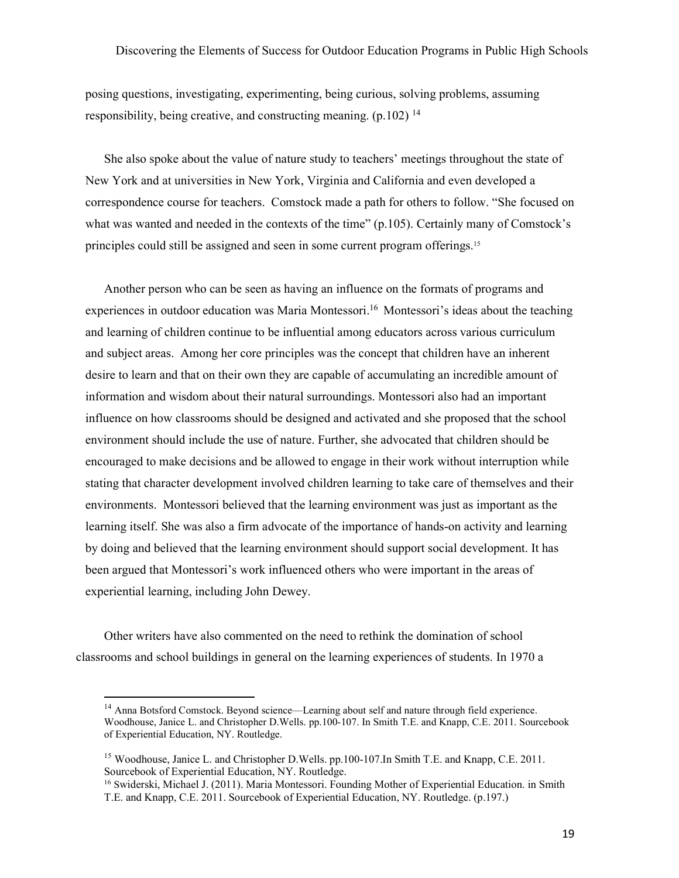posing questions, investigating, experimenting, being curious, solving problems, assuming responsibility, being creative, and constructing meaning. (p.102) [14]

She also spoke about the value of nature study to teachers' meetings throughout the state of New York and at universities in New York, Virginia and California and even developed a correspondence course for teachers. Comstock made a path for others to follow. "She focused on what was wanted and needed in the contexts of the time" (p.105). Certainly many of Comstock's principles could still be assigned and seen in some current program offerings.[15]

Another person who can be seen as having an influence on the formats of programs and experiences in outdoor education was Maria Montessori.[16] Montessori's ideas about the teaching and learning of children continue to be influential among educators across various curriculum and subject areas. Among her core principles was the concept that children have an inherent desire to learn and that on their own they are capable of accumulating an incredible amount of information and wisdom about their natural surroundings. Montessori also had an important influence on how classrooms should be designed and activated and she proposed that the school environment should include the use of nature. Further, she advocated that children should be encouraged to make decisions and be allowed to engage in their work without interruption while stating that character development involved children learning to take care of themselves and their environments. Montessori believed that the learning environment was just as important as the learning itself. She was also a firm advocate of the importance of hands-on activity and learning by doing and believed that the learning environment should support social development. It has been argued that Montessori's work influenced others who were important in the areas of experiential learning, including John Dewey.

Other writers have also commented on the need to rethink the domination of school classrooms and school buildings in general on the learning experiences of students. In 1970 a

---

[14] Anna Botsford Comstock. Beyond science—Learning about self and nature through field experience. Woodhouse, Janice L. and Christopher D.Wells. pp.100-107. In Smith T.E. and Knapp, C.E. 2011. Sourcebook of Experiential Education, NY. Routledge.

[15] Woodhouse, Janice L. and Christopher D.Wells. pp.100-107.In Smith T.E. and Knapp, C.E. 2011. Sourcebook of Experiential Education, NY. Routledge.

[16] Swiderski, Michael J. (2011). Maria Montessori. Founding Mother of Experiential Education. in Smith T.E. and Knapp, C.E. 2011. Sourcebook of Experiential Education, NY. Routledge. (p.197.)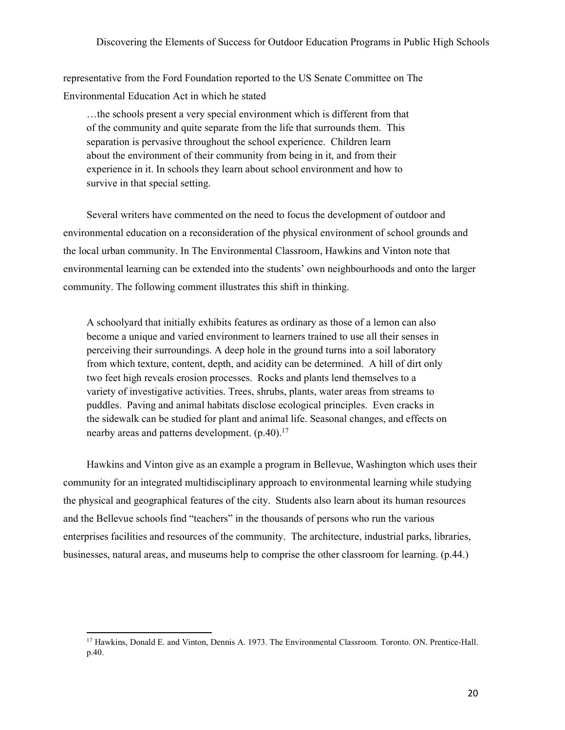representative from the Ford Foundation reported to the US Senate Committee on The Environmental Education Act in which he stated

> …the schools present a very special environment which is different from that of the community and quite separate from the life that surrounds them. This separation is pervasive throughout the school experience. Children learn about the environment of their community from being in it, and from their experience in it. In schools they learn about school environment and how to survive in that special setting.

Several writers have commented on the need to focus the development of outdoor and environmental education on a reconsideration of the physical environment of school grounds and the local urban community. In The Environmental Classroom, Hawkins and Vinton note that environmental learning can be extended into the students' own neighbourhoods and onto the larger community. The following comment illustrates this shift in thinking.

> A schoolyard that initially exhibits features as ordinary as those of a lemon can also become a unique and varied environment to learners trained to use all their senses in perceiving their surroundings. A deep hole in the ground turns into a soil laboratory from which texture, content, depth, and acidity can be determined. A hill of dirt only two feet high reveals erosion processes. Rocks and plants lend themselves to a variety of investigative activities. Trees, shrubs, plants, water areas from streams to puddles. Paving and animal habitats disclose ecological principles. Even cracks in the sidewalk can be studied for plant and animal life. Seasonal changes, and effects on nearby areas and patterns development. (p.40).[17]

Hawkins and Vinton give as an example a program in Bellevue, Washington which uses their community for an integrated multidisciplinary approach to environmental learning while studying the physical and geographical features of the city. Students also learn about its human resources and the Bellevue schools find "teachers" in the thousands of persons who run the various enterprises facilities and resources of the community. The architecture, industrial parks, libraries, businesses, natural areas, and museums help to comprise the other classroom for learning. (p.44.)

---

[17] Hawkins, Donald E. and Vinton, Dennis A. 1973. The Environmental Classroom. Toronto. ON. Prentice-Hall. p.40.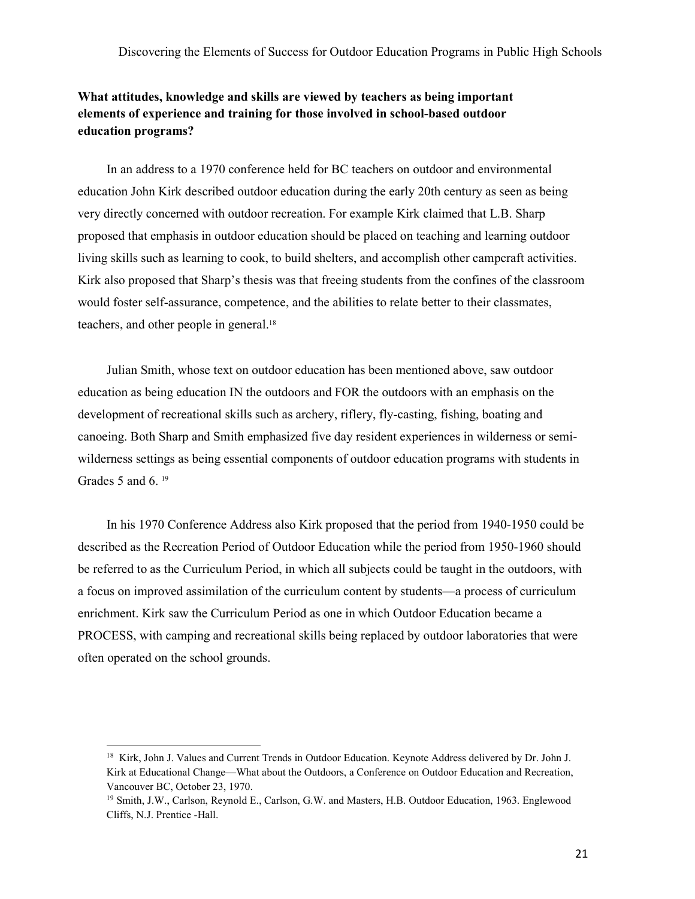**What attitudes, knowledge and skills are viewed by teachers as being important elements of experience and training for those involved in school-based outdoor education programs?**

In an address to a 1970 conference held for BC teachers on outdoor and environmental education John Kirk described outdoor education during the early 20th century as seen as being very directly concerned with outdoor recreation. For example Kirk claimed that L.B. Sharp proposed that emphasis in outdoor education should be placed on teaching and learning outdoor living skills such as learning to cook, to build shelters, and accomplish other campcraft activities. Kirk also proposed that Sharp's thesis was that freeing students from the confines of the classroom would foster self-assurance, competence, and the abilities to relate better to their classmates, teachers, and other people in general.[18]

Julian Smith, whose text on outdoor education has been mentioned above, saw outdoor education as being education IN the outdoors and FOR the outdoors with an emphasis on the development of recreational skills such as archery, riflery, fly-casting, fishing, boating and canoeing. Both Sharp and Smith emphasized five day resident experiences in wilderness or semi-wilderness settings as being essential components of outdoor education programs with students in Grades 5 and 6. [19]

In his 1970 Conference Address also Kirk proposed that the period from 1940-1950 could be described as the Recreation Period of Outdoor Education while the period from 1950-1960 should be referred to as the Curriculum Period, in which all subjects could be taught in the outdoors, with a focus on improved assimilation of the curriculum content by students—a process of curriculum enrichment. Kirk saw the Curriculum Period as one in which Outdoor Education became a PROCESS, with camping and recreational skills being replaced by outdoor laboratories that were often operated on the school grounds.

---

[18] Kirk, John J. Values and Current Trends in Outdoor Education. Keynote Address delivered by Dr. John J. Kirk at Educational Change—What about the Outdoors, a Conference on Outdoor Education and Recreation, Vancouver BC, October 23, 1970.

[19] Smith, J.W., Carlson, Reynold E., Carlson, G.W. and Masters, H.B. Outdoor Education, 1963. Englewood Cliffs, N.J. Prentice -Hall.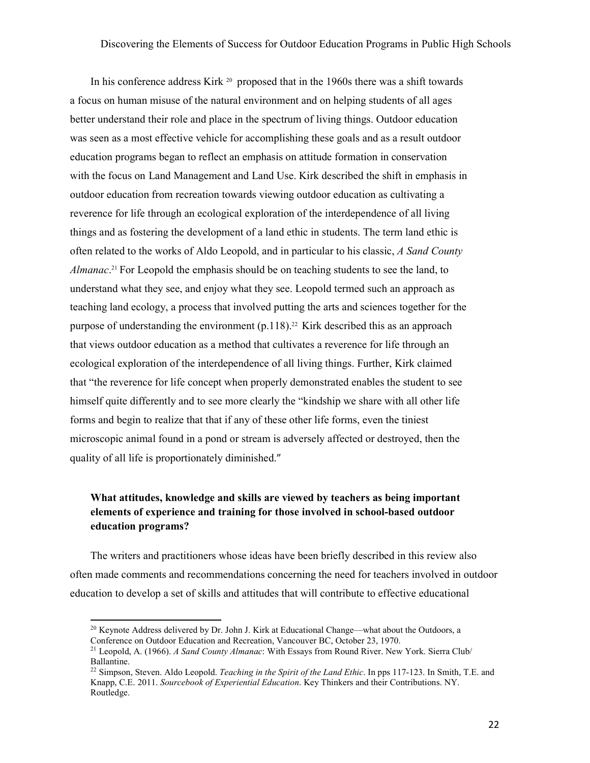In his conference address Kirk [20] proposed that in the 1960s there was a shift towards a focus on human misuse of the natural environment and on helping students of all ages better understand their role and place in the spectrum of living things. Outdoor education was seen as a most effective vehicle for accomplishing these goals and as a result outdoor education programs began to reflect an emphasis on attitude formation in conservation with the focus on Land Management and Land Use. Kirk described the shift in emphasis in outdoor education from recreation towards viewing outdoor education as cultivating a reverence for life through an ecological exploration of the interdependence of all living things and as fostering the development of a land ethic in students. The term land ethic is often related to the works of Aldo Leopold, and in particular to his classic, *A Sand County Almanac*.[21] For Leopold the emphasis should be on teaching students to see the land, to understand what they see, and enjoy what they see. Leopold termed such an approach as teaching land ecology, a process that involved putting the arts and sciences together for the purpose of understanding the environment (p.118).[22] Kirk described this as an approach that views outdoor education as a method that cultivates a reverence for life through an ecological exploration of the interdependence of all living things. Further, Kirk claimed that "the reverence for life concept when properly demonstrated enables the student to see himself quite differently and to see more clearly the "kindship we share with all other life forms and begin to realize that that if any of these other life forms, even the tiniest microscopic animal found in a pond or stream is adversely affected or destroyed, then the quality of all life is proportionately diminished."

### What attitudes, knowledge and skills are viewed by teachers as being important elements of experience and training for those involved in school-based outdoor education programs?

The writers and practitioners whose ideas have been briefly described in this review also often made comments and recommendations concerning the need for teachers involved in outdoor education to develop a set of skills and attitudes that will contribute to effective educational

---

[20] Keynote Address delivered by Dr. John J. Kirk at Educational Change—what about the Outdoors, a Conference on Outdoor Education and Recreation, Vancouver BC, October 23, 1970.

[21] Leopold, A. (1966). *A Sand County Almanac*: With Essays from Round River. New York. Sierra Club/ Ballantine.

[22] Simpson, Steven. Aldo Leopold. *Teaching in the Spirit of the Land Ethic*. In pps 117-123. In Smith, T.E. and Knapp, C.E. 2011. *Sourcebook of Experiential Education*. Key Thinkers and their Contributions. NY. Routledge.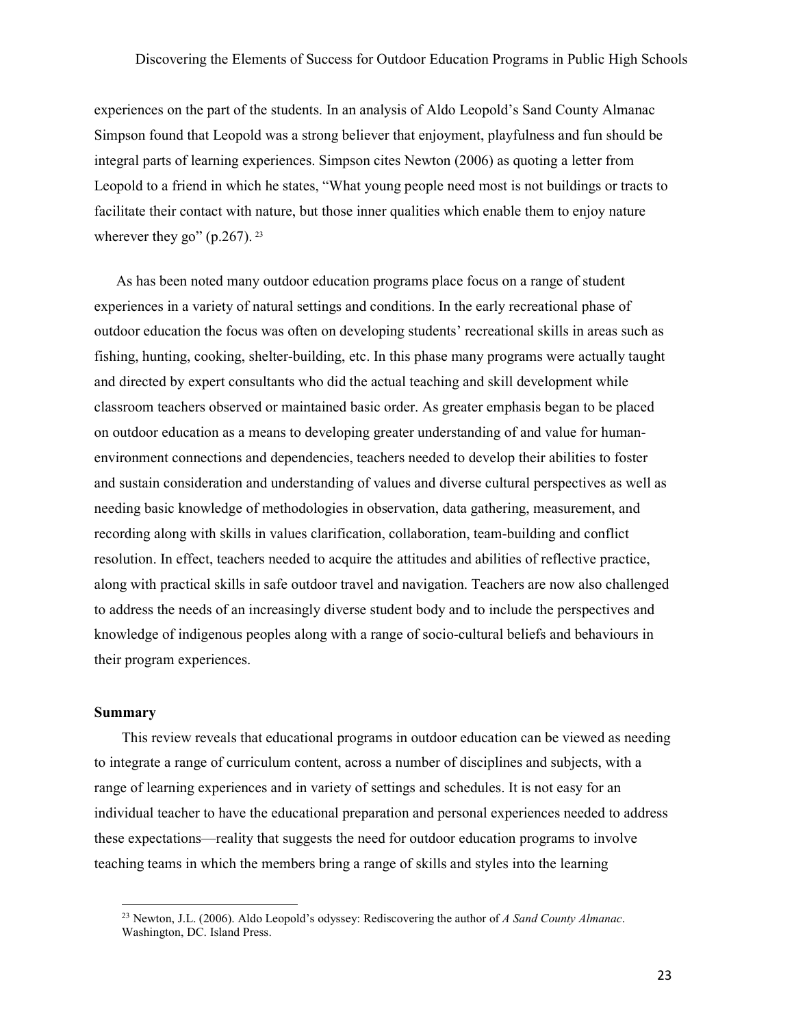experiences on the part of the students. In an analysis of Aldo Leopold's Sand County Almanac Simpson found that Leopold was a strong believer that enjoyment, playfulness and fun should be integral parts of learning experiences. Simpson cites Newton (2006) as quoting a letter from Leopold to a friend in which he states, "What young people need most is not buildings or tracts to facilitate their contact with nature, but those inner qualities which enable them to enjoy nature wherever they go" (p.267). [23]

As has been noted many outdoor education programs place focus on a range of student experiences in a variety of natural settings and conditions. In the early recreational phase of outdoor education the focus was often on developing students' recreational skills in areas such as fishing, hunting, cooking, shelter-building, etc. In this phase many programs were actually taught and directed by expert consultants who did the actual teaching and skill development while classroom teachers observed or maintained basic order. As greater emphasis began to be placed on outdoor education as a means to developing greater understanding of and value for human-environment connections and dependencies, teachers needed to develop their abilities to foster and sustain consideration and understanding of values and diverse cultural perspectives as well as needing basic knowledge of methodologies in observation, data gathering, measurement, and recording along with skills in values clarification, collaboration, team-building and conflict resolution. In effect, teachers needed to acquire the attitudes and abilities of reflective practice, along with practical skills in safe outdoor travel and navigation. Teachers are now also challenged to address the needs of an increasingly diverse student body and to include the perspectives and knowledge of indigenous peoples along with a range of socio-cultural beliefs and behaviours in their program experiences.

**Summary**

This review reveals that educational programs in outdoor education can be viewed as needing to integrate a range of curriculum content, across a number of disciplines and subjects, with a range of learning experiences and in variety of settings and schedules. It is not easy for an individual teacher to have the educational preparation and personal experiences needed to address these expectations—reality that suggests the need for outdoor education programs to involve teaching teams in which the members bring a range of skills and styles into the learning

[23] Newton, J.L. (2006). Aldo Leopold's odyssey: Rediscovering the author of *A Sand County Almanac*. Washington, DC. Island Press.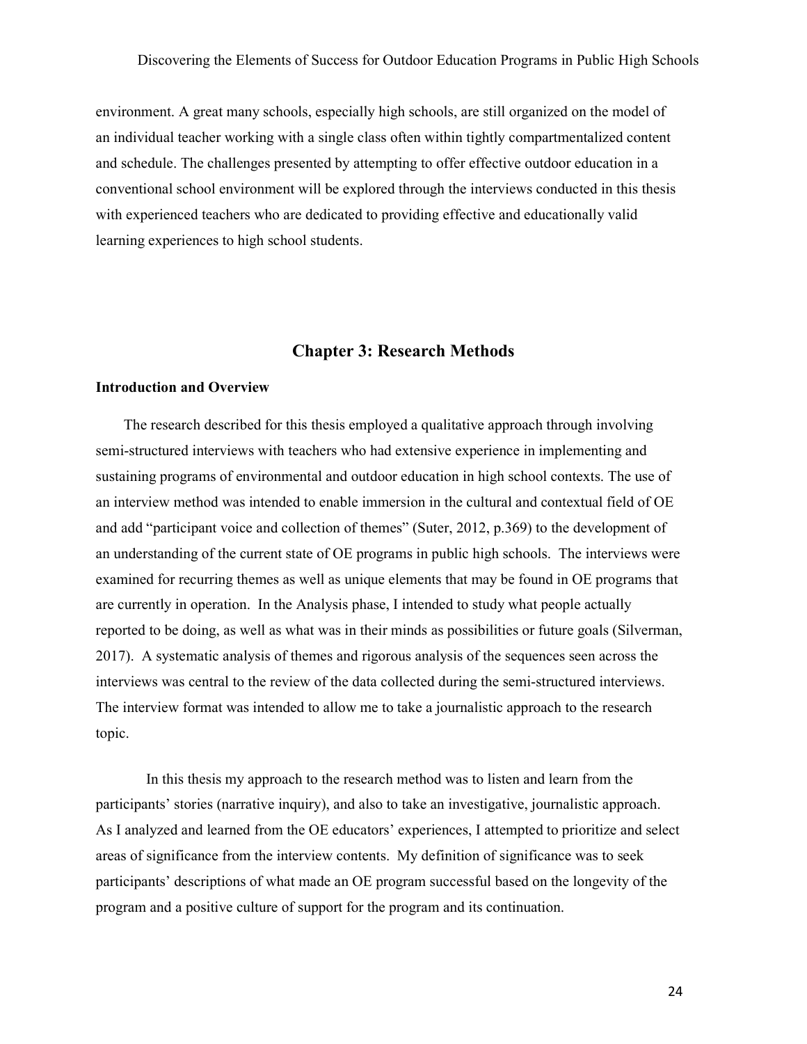environment. A great many schools, especially high schools, are still organized on the model of an individual teacher working with a single class often within tightly compartmentalized content and schedule. The challenges presented by attempting to offer effective outdoor education in a conventional school environment will be explored through the interviews conducted in this thesis with experienced teachers who are dedicated to providing effective and educationally valid learning experiences to high school students.

## Chapter 3: Research Methods

### Introduction and Overview

The research described for this thesis employed a qualitative approach through involving semi-structured interviews with teachers who had extensive experience in implementing and sustaining programs of environmental and outdoor education in high school contexts. The use of an interview method was intended to enable immersion in the cultural and contextual field of OE and add "participant voice and collection of themes" (Suter, 2012, p.369) to the development of an understanding of the current state of OE programs in public high schools. The interviews were examined for recurring themes as well as unique elements that may be found in OE programs that are currently in operation. In the Analysis phase, I intended to study what people actually reported to be doing, as well as what was in their minds as possibilities or future goals (Silverman, 2017). A systematic analysis of themes and rigorous analysis of the sequences seen across the interviews was central to the review of the data collected during the semi-structured interviews. The interview format was intended to allow me to take a journalistic approach to the research topic.

In this thesis my approach to the research method was to listen and learn from the participants' stories (narrative inquiry), and also to take an investigative, journalistic approach. As I analyzed and learned from the OE educators' experiences, I attempted to prioritize and select areas of significance from the interview contents. My definition of significance was to seek participants' descriptions of what made an OE program successful based on the longevity of the program and a positive culture of support for the program and its continuation.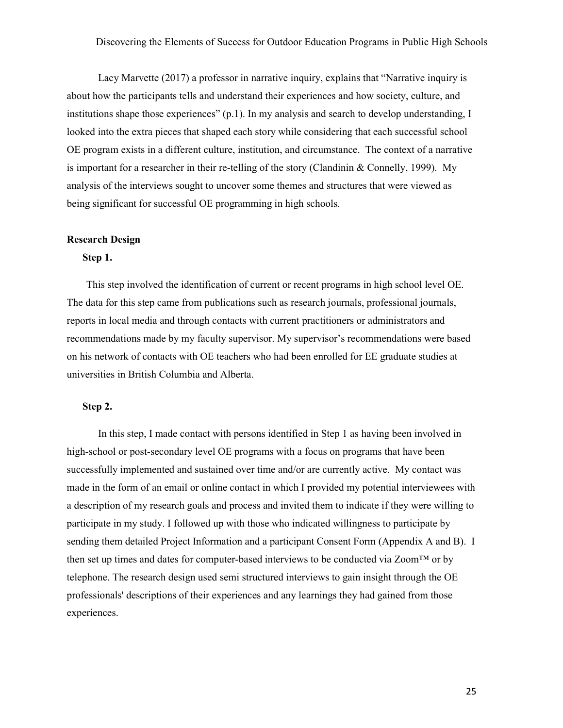Lacy Marvette (2017) a professor in narrative inquiry, explains that "Narrative inquiry is about how the participants tells and understand their experiences and how society, culture, and institutions shape those experiences" (p.1). In my analysis and search to develop understanding, I looked into the extra pieces that shaped each story while considering that each successful school OE program exists in a different culture, institution, and circumstance. The context of a narrative is important for a researcher in their re-telling of the story (Clandinin & Connelly, 1999). My analysis of the interviews sought to uncover some themes and structures that were viewed as being significant for successful OE programming in high schools.

## Research Design

### Step 1.

This step involved the identification of current or recent programs in high school level OE. The data for this step came from publications such as research journals, professional journals, reports in local media and through contacts with current practitioners or administrators and recommendations made by my faculty supervisor. My supervisor's recommendations were based on his network of contacts with OE teachers who had been enrolled for EE graduate studies at universities in British Columbia and Alberta.

### Step 2.

In this step, I made contact with persons identified in Step 1 as having been involved in high-school or post-secondary level OE programs with a focus on programs that have been successfully implemented and sustained over time and/or are currently active. My contact was made in the form of an email or online contact in which I provided my potential interviewees with a description of my research goals and process and invited them to indicate if they were willing to participate in my study. I followed up with those who indicated willingness to participate by sending them detailed Project Information and a participant Consent Form (Appendix A and B). I then set up times and dates for computer-based interviews to be conducted via Zoom™ or by telephone. The research design used semi structured interviews to gain insight through the OE professionals' descriptions of their experiences and any learnings they had gained from those experiences.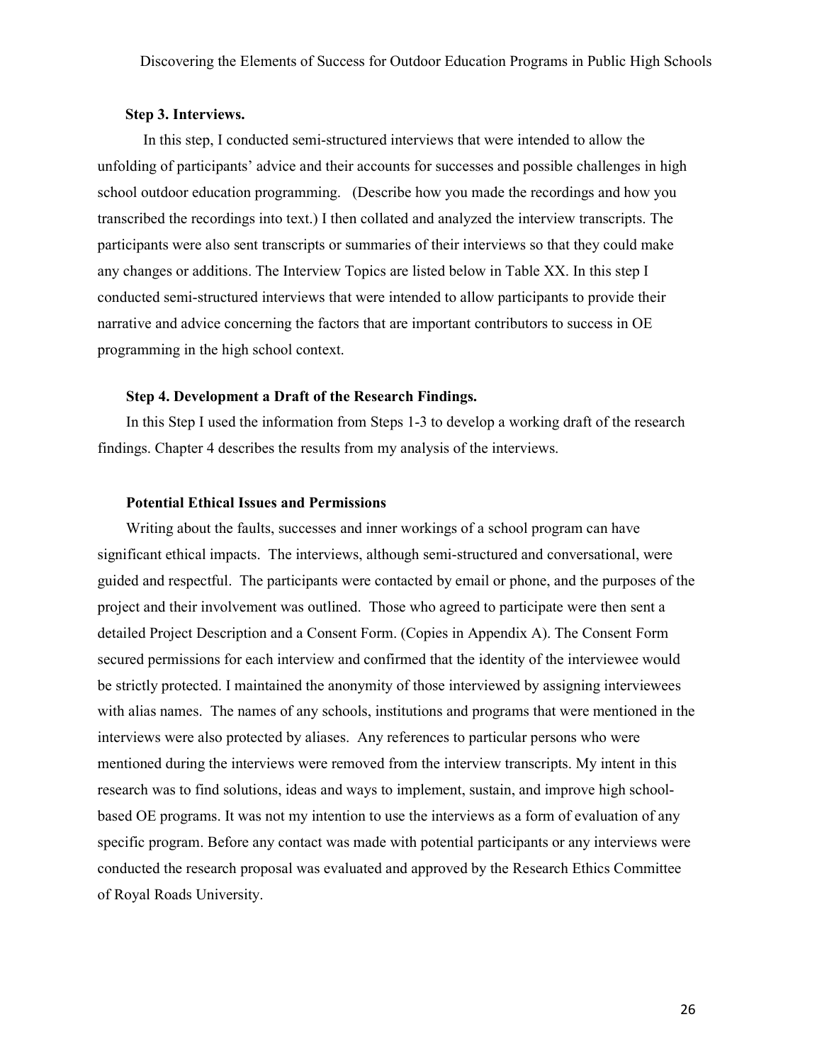**Step 3. Interviews.**

In this step, I conducted semi-structured interviews that were intended to allow the unfolding of participants' advice and their accounts for successes and possible challenges in high school outdoor education programming. (Describe how you made the recordings and how you transcribed the recordings into text.) I then collated and analyzed the interview transcripts. The participants were also sent transcripts or summaries of their interviews so that they could make any changes or additions. The Interview Topics are listed below in Table XX. In this step I conducted semi-structured interviews that were intended to allow participants to provide their narrative and advice concerning the factors that are important contributors to success in OE programming in the high school context.

**Step 4. Development a Draft of the Research Findings.**

In this Step I used the information from Steps 1-3 to develop a working draft of the research findings. Chapter 4 describes the results from my analysis of the interviews.

**Potential Ethical Issues and Permissions**

Writing about the faults, successes and inner workings of a school program can have significant ethical impacts. The interviews, although semi-structured and conversational, were guided and respectful. The participants were contacted by email or phone, and the purposes of the project and their involvement was outlined. Those who agreed to participate were then sent a detailed Project Description and a Consent Form. (Copies in Appendix A). The Consent Form secured permissions for each interview and confirmed that the identity of the interviewee would be strictly protected. I maintained the anonymity of those interviewed by assigning interviewees with alias names. The names of any schools, institutions and programs that were mentioned in the interviews were also protected by aliases. Any references to particular persons who were mentioned during the interviews were removed from the interview transcripts. My intent in this research was to find solutions, ideas and ways to implement, sustain, and improve high school-based OE programs. It was not my intention to use the interviews as a form of evaluation of any specific program. Before any contact was made with potential participants or any interviews were conducted the research proposal was evaluated and approved by the Research Ethics Committee of Royal Roads University.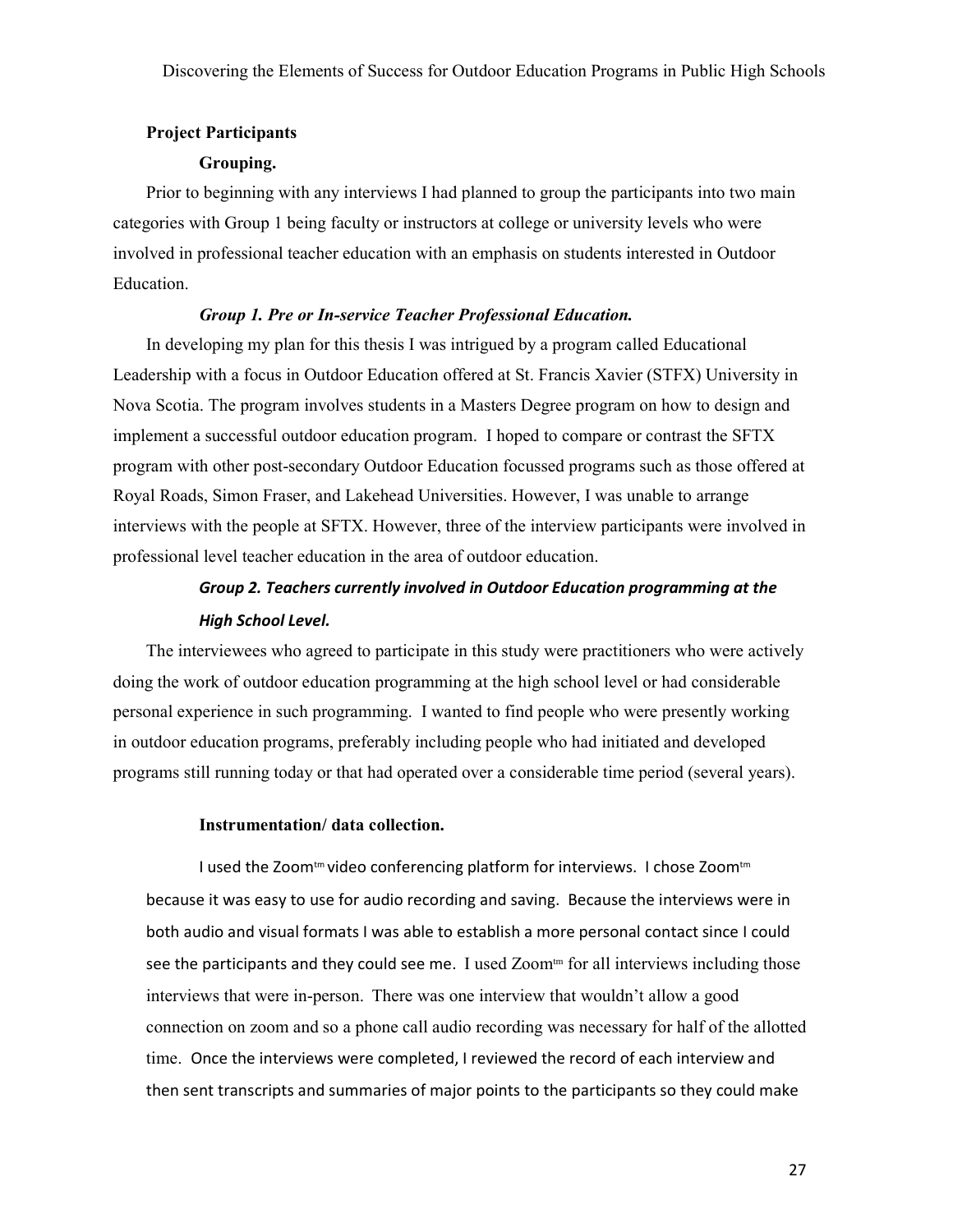## Project Participants

### Grouping.

Prior to beginning with any interviews I had planned to group the participants into two main categories with Group 1 being faculty or instructors at college or university levels who were involved in professional teacher education with an emphasis on students interested in Outdoor Education.

#### *Group 1. Pre or In-service Teacher Professional Education.*

In developing my plan for this thesis I was intrigued by a program called Educational Leadership with a focus in Outdoor Education offered at St. Francis Xavier (STFX) University in Nova Scotia. The program involves students in a Masters Degree program on how to design and implement a successful outdoor education program. I hoped to compare or contrast the SFTX program with other post-secondary Outdoor Education focussed programs such as those offered at Royal Roads, Simon Fraser, and Lakehead Universities. However, I was unable to arrange interviews with the people at SFTX. However, three of the interview participants were involved in professional level teacher education in the area of outdoor education.

#### *Group 2. Teachers currently involved in Outdoor Education programming at the High School Level.*

The interviewees who agreed to participate in this study were practitioners who were actively doing the work of outdoor education programming at the high school level or had considerable personal experience in such programming. I wanted to find people who were presently working in outdoor education programs, preferably including people who had initiated and developed programs still running today or that had operated over a considerable time period (several years).

### Instrumentation/ data collection.

I used the Zoom™ video conferencing platform for interviews. I chose Zoom™ because it was easy to use for audio recording and saving. Because the interviews were in both audio and visual formats I was able to establish a more personal contact since I could see the participants and they could see me. I used Zoom™ for all interviews including those interviews that were in-person. There was one interview that wouldn't allow a good connection on zoom and so a phone call audio recording was necessary for half of the allotted time. Once the interviews were completed, I reviewed the record of each interview and then sent transcripts and summaries of major points to the participants so they could make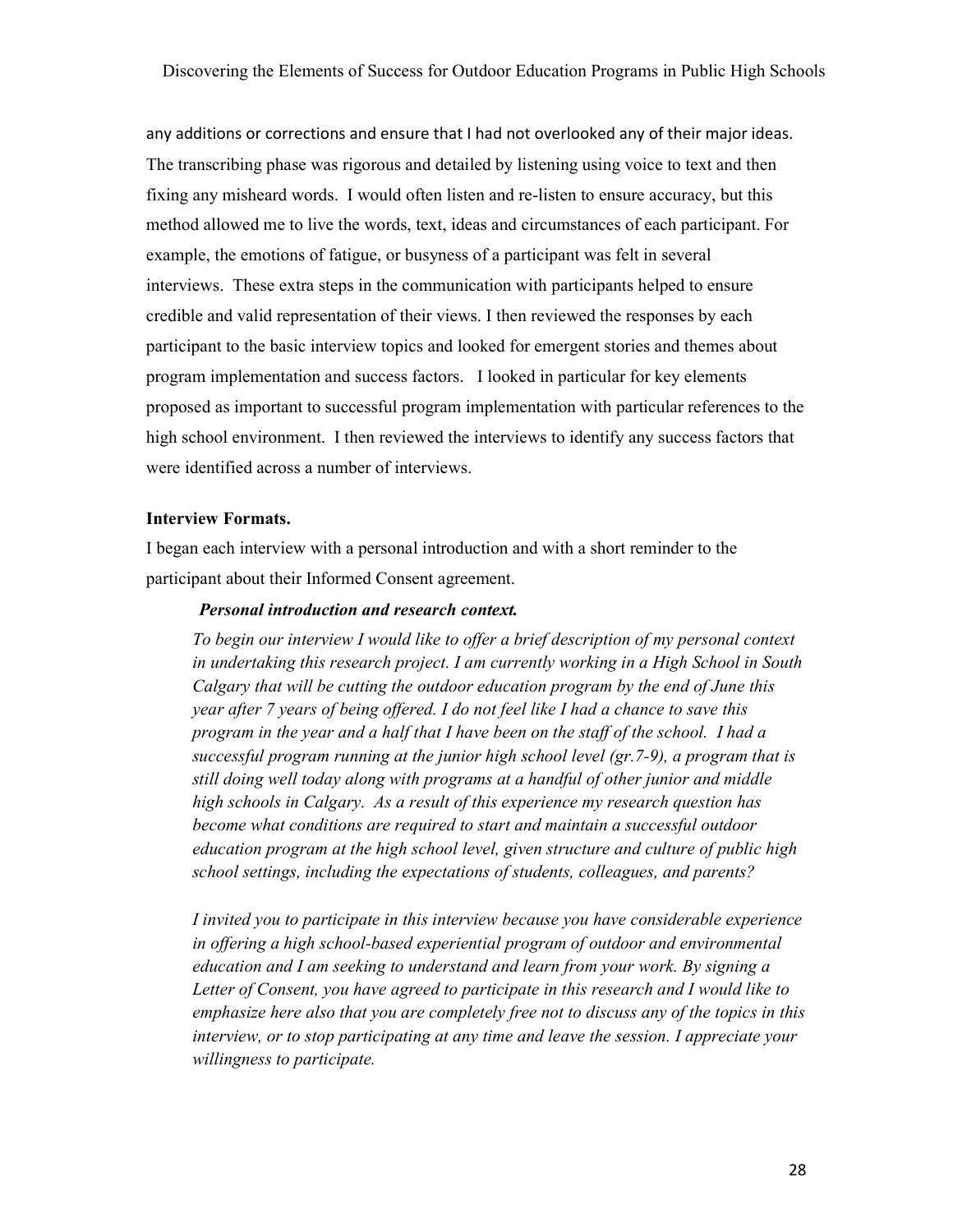any additions or corrections and ensure that I had not overlooked any of their major ideas. The transcribing phase was rigorous and detailed by listening using voice to text and then fixing any misheard words. I would often listen and re-listen to ensure accuracy, but this method allowed me to live the words, text, ideas and circumstances of each participant. For example, the emotions of fatigue, or busyness of a participant was felt in several interviews. These extra steps in the communication with participants helped to ensure credible and valid representation of their views. I then reviewed the responses by each participant to the basic interview topics and looked for emergent stories and themes about program implementation and success factors. I looked in particular for key elements proposed as important to successful program implementation with particular references to the high school environment. I then reviewed the interviews to identify any success factors that were identified across a number of interviews.

**Interview Formats.**

I began each interview with a personal introduction and with a short reminder to the participant about their Informed Consent agreement.

> ***Personal introduction and research context.***
>
> *To begin our interview I would like to offer a brief description of my personal context in undertaking this research project. I am currently working in a High School in South Calgary that will be cutting the outdoor education program by the end of June this year after 7 years of being offered. I do not feel like I had a chance to save this program in the year and a half that I have been on the staff of the school. I had a successful program running at the junior high school level (gr.7-9), a program that is still doing well today along with programs at a handful of other junior and middle high schools in Calgary. As a result of this experience my research question has become what conditions are required to start and maintain a successful outdoor education program at the high school level, given structure and culture of public high school settings, including the expectations of students, colleagues, and parents?*
>
> *I invited you to participate in this interview because you have considerable experience in offering a high school-based experiential program of outdoor and environmental education and I am seeking to understand and learn from your work. By signing a Letter of Consent, you have agreed to participate in this research and I would like to emphasize here also that you are completely free not to discuss any of the topics in this interview, or to stop participating at any time and leave the session. I appreciate your willingness to participate.*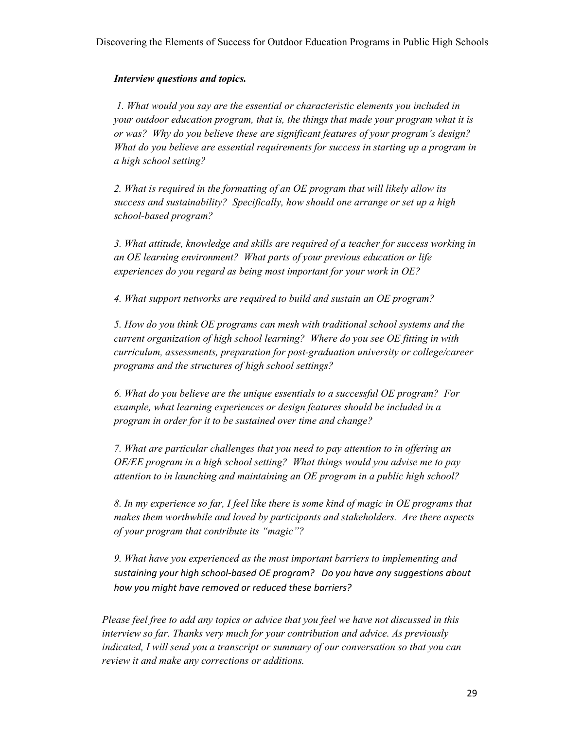***Interview questions and topics.***

*1. What would you say are the essential or characteristic elements you included in your outdoor education program, that is, the things that made your program what it is or was? Why do you believe these are significant features of your program's design? What do you believe are essential requirements for success in starting up a program in a high school setting?*

*2. What is required in the formatting of an OE program that will likely allow its success and sustainability? Specifically, how should one arrange or set up a high school-based program?*

*3. What attitude, knowledge and skills are required of a teacher for success working in an OE learning environment? What parts of your previous education or life experiences do you regard as being most important for your work in OE?*

*4. What support networks are required to build and sustain an OE program?*

*5. How do you think OE programs can mesh with traditional school systems and the current organization of high school learning? Where do you see OE fitting in with curriculum, assessments, preparation for post-graduation university or college/career programs and the structures of high school settings?*

*6. What do you believe are the unique essentials to a successful OE program? For example, what learning experiences or design features should be included in a program in order for it to be sustained over time and change?*

*7. What are particular challenges that you need to pay attention to in offering an OE/EE program in a high school setting? What things would you advise me to pay attention to in launching and maintaining an OE program in a public high school?*

*8. In my experience so far, I feel like there is some kind of magic in OE programs that makes them worthwhile and loved by participants and stakeholders. Are there aspects of your program that contribute its "magic"?*

*9. What have you experienced as the most important barriers to implementing and sustaining your high school-based OE program? Do you have any suggestions about how you might have removed or reduced these barriers?*

*Please feel free to add any topics or advice that you feel we have not discussed in this interview so far. Thanks very much for your contribution and advice. As previously indicated, I will send you a transcript or summary of our conversation so that you can review it and make any corrections or additions.*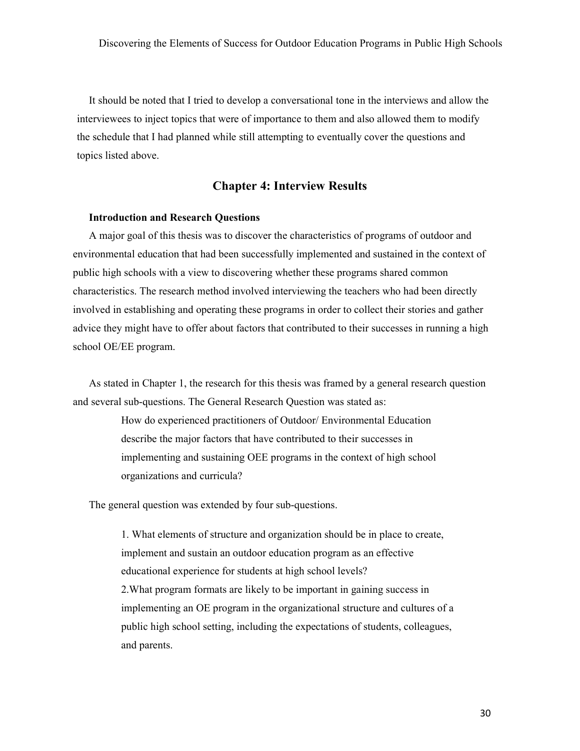It should be noted that I tried to develop a conversational tone in the interviews and allow the interviewees to inject topics that were of importance to them and also allowed them to modify the schedule that I had planned while still attempting to eventually cover the questions and topics listed above.

## Chapter 4: Interview Results

### Introduction and Research Questions

A major goal of this thesis was to discover the characteristics of programs of outdoor and environmental education that had been successfully implemented and sustained in the context of public high schools with a view to discovering whether these programs shared common characteristics. The research method involved interviewing the teachers who had been directly involved in establishing and operating these programs in order to collect their stories and gather advice they might have to offer about factors that contributed to their successes in running a high school OE/EE program.

As stated in Chapter 1, the research for this thesis was framed by a general research question and several sub-questions. The General Research Question was stated as:

> How do experienced practitioners of Outdoor/ Environmental Education describe the major factors that have contributed to their successes in implementing and sustaining OEE programs in the context of high school organizations and curricula?

The general question was extended by four sub-questions.

> 1. What elements of structure and organization should be in place to create, implement and sustain an outdoor education program as an effective educational experience for students at high school levels?
>
> 2.What program formats are likely to be important in gaining success in implementing an OE program in the organizational structure and cultures of a public high school setting, including the expectations of students, colleagues, and parents.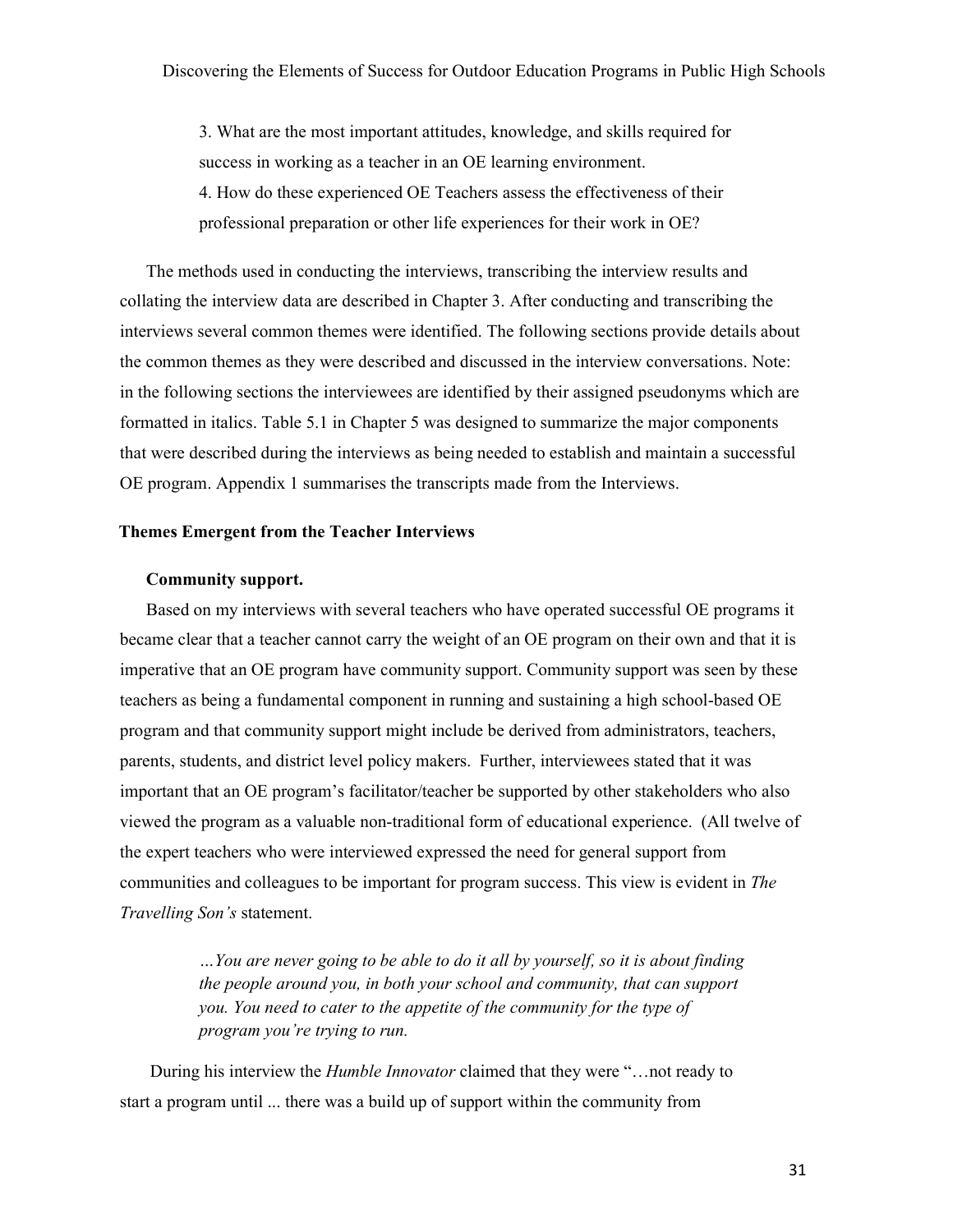3. What are the most important attitudes, knowledge, and skills required for success in working as a teacher in an OE learning environment.
4. How do these experienced OE Teachers assess the effectiveness of their professional preparation or other life experiences for their work in OE?

The methods used in conducting the interviews, transcribing the interview results and collating the interview data are described in Chapter 3. After conducting and transcribing the interviews several common themes were identified. The following sections provide details about the common themes as they were described and discussed in the interview conversations. Note: in the following sections the interviewees are identified by their assigned pseudonyms which are formatted in italics. Table 5.1 in Chapter 5 was designed to summarize the major components that were described during the interviews as being needed to establish and maintain a successful OE program. Appendix 1 summarises the transcripts made from the Interviews.

## Themes Emergent from the Teacher Interviews

### Community support.

Based on my interviews with several teachers who have operated successful OE programs it became clear that a teacher cannot carry the weight of an OE program on their own and that it is imperative that an OE program have community support. Community support was seen by these teachers as being a fundamental component in running and sustaining a high school-based OE program and that community support might include be derived from administrators, teachers, parents, students, and district level policy makers. Further, interviewees stated that it was important that an OE program's facilitator/teacher be supported by other stakeholders who also viewed the program as a valuable non-traditional form of educational experience. (All twelve of the expert teachers who were interviewed expressed the need for general support from communities and colleagues to be important for program success. This view is evident in *The Travelling Son's* statement.

> *…You are never going to be able to do it all by yourself, so it is about finding the people around you, in both your school and community, that can support you. You need to cater to the appetite of the community for the type of program you're trying to run.*

During his interview the *Humble Innovator* claimed that they were "…not ready to start a program until ... there was a build up of support within the community from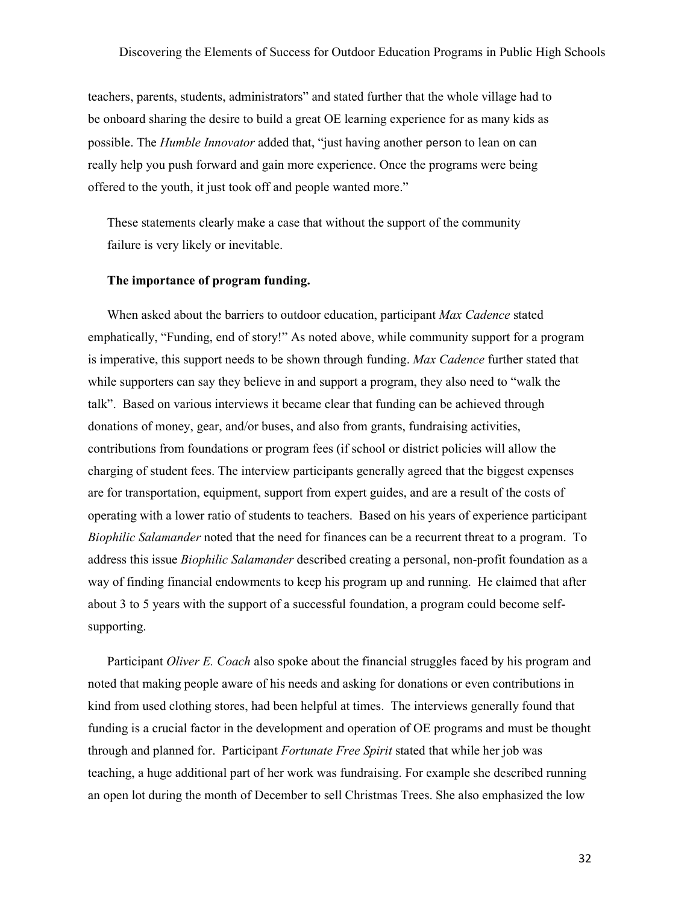teachers, parents, students, administrators" and stated further that the whole village had to be onboard sharing the desire to build a great OE learning experience for as many kids as possible. The *Humble Innovator* added that, "just having another person to lean on can really help you push forward and gain more experience. Once the programs were being offered to the youth, it just took off and people wanted more."

These statements clearly make a case that without the support of the community failure is very likely or inevitable.

**The importance of program funding.**

When asked about the barriers to outdoor education, participant *Max Cadence* stated emphatically, "Funding, end of story!" As noted above, while community support for a program is imperative, this support needs to be shown through funding. *Max Cadence* further stated that while supporters can say they believe in and support a program, they also need to "walk the talk". Based on various interviews it became clear that funding can be achieved through donations of money, gear, and/or buses, and also from grants, fundraising activities, contributions from foundations or program fees (if school or district policies will allow the charging of student fees. The interview participants generally agreed that the biggest expenses are for transportation, equipment, support from expert guides, and are a result of the costs of operating with a lower ratio of students to teachers. Based on his years of experience participant *Biophilic Salamander* noted that the need for finances can be a recurrent threat to a program. To address this issue *Biophilic Salamander* described creating a personal, non-profit foundation as a way of finding financial endowments to keep his program up and running. He claimed that after about 3 to 5 years with the support of a successful foundation, a program could become self-supporting.

Participant *Oliver E. Coach* also spoke about the financial struggles faced by his program and noted that making people aware of his needs and asking for donations or even contributions in kind from used clothing stores, had been helpful at times. The interviews generally found that funding is a crucial factor in the development and operation of OE programs and must be thought through and planned for. Participant *Fortunate Free Spirit* stated that while her job was teaching, a huge additional part of her work was fundraising. For example she described running an open lot during the month of December to sell Christmas Trees. She also emphasized the low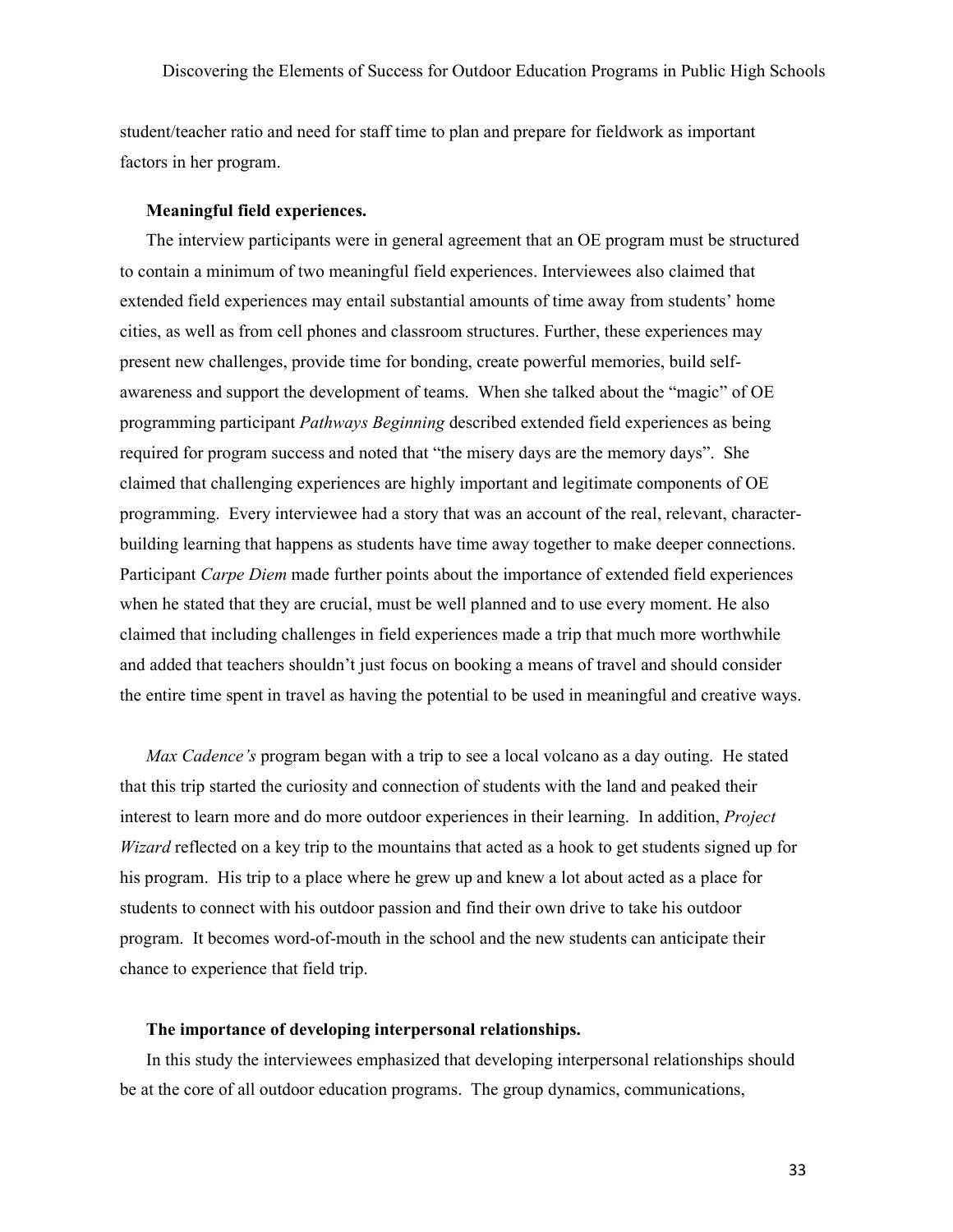student/teacher ratio and need for staff time to plan and prepare for fieldwork as important factors in her program.

**Meaningful field experiences.**

The interview participants were in general agreement that an OE program must be structured to contain a minimum of two meaningful field experiences. Interviewees also claimed that extended field experiences may entail substantial amounts of time away from students' home cities, as well as from cell phones and classroom structures. Further, these experiences may present new challenges, provide time for bonding, create powerful memories, build self-awareness and support the development of teams. When she talked about the "magic" of OE programming participant *Pathways Beginning* described extended field experiences as being required for program success and noted that "the misery days are the memory days". She claimed that challenging experiences are highly important and legitimate components of OE programming. Every interviewee had a story that was an account of the real, relevant, character-building learning that happens as students have time away together to make deeper connections. Participant *Carpe Diem* made further points about the importance of extended field experiences when he stated that they are crucial, must be well planned and to use every moment. He also claimed that including challenges in field experiences made a trip that much more worthwhile and added that teachers shouldn't just focus on booking a means of travel and should consider the entire time spent in travel as having the potential to be used in meaningful and creative ways.

*Max Cadence's* program began with a trip to see a local volcano as a day outing. He stated that this trip started the curiosity and connection of students with the land and peaked their interest to learn more and do more outdoor experiences in their learning. In addition, *Project Wizard* reflected on a key trip to the mountains that acted as a hook to get students signed up for his program. His trip to a place where he grew up and knew a lot about acted as a place for students to connect with his outdoor passion and find their own drive to take his outdoor program. It becomes word-of-mouth in the school and the new students can anticipate their chance to experience that field trip.

**The importance of developing interpersonal relationships.**

In this study the interviewees emphasized that developing interpersonal relationships should be at the core of all outdoor education programs. The group dynamics, communications,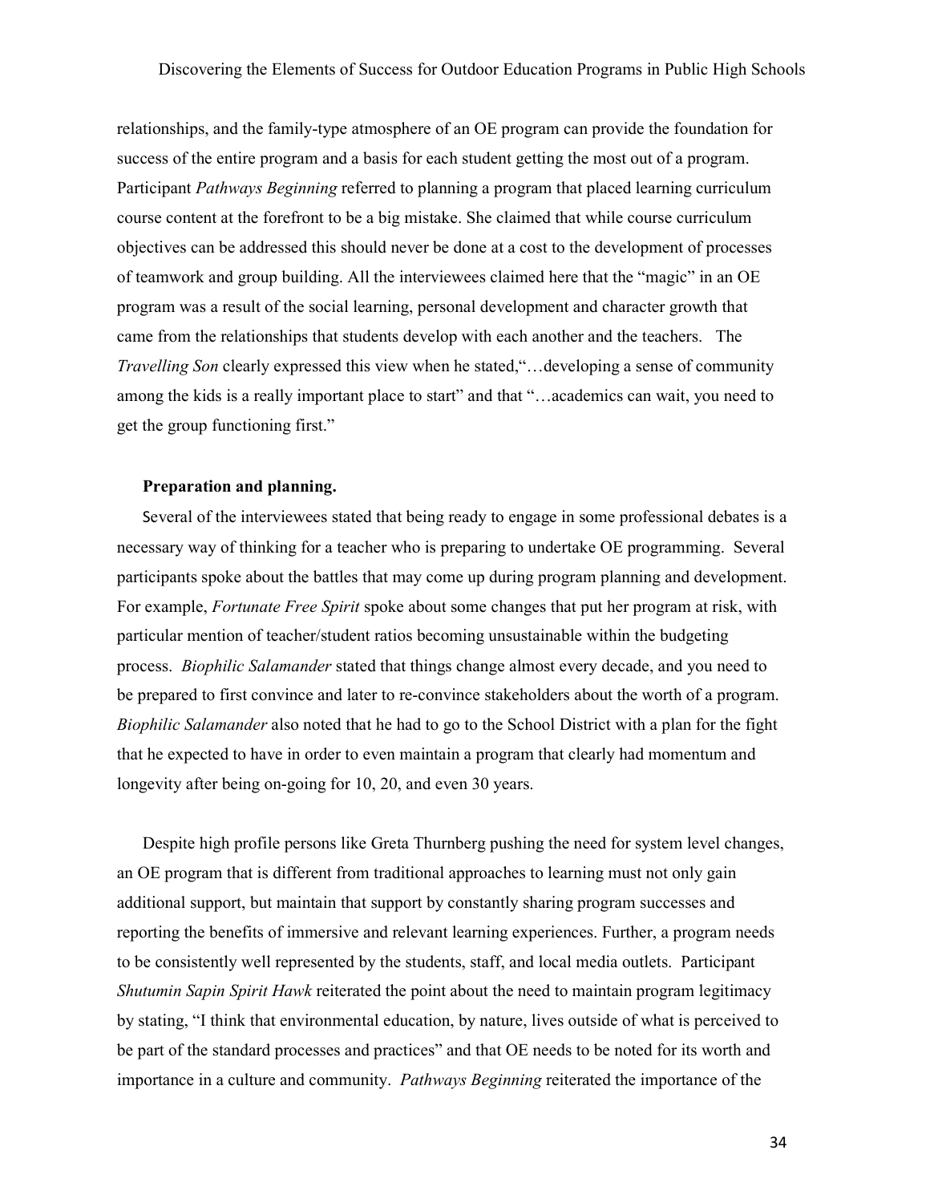relationships, and the family-type atmosphere of an OE program can provide the foundation for success of the entire program and a basis for each student getting the most out of a program. Participant *Pathways Beginning* referred to planning a program that placed learning curriculum course content at the forefront to be a big mistake. She claimed that while course curriculum objectives can be addressed this should never be done at a cost to the development of processes of teamwork and group building. All the interviewees claimed here that the "magic" in an OE program was a result of the social learning, personal development and character growth that came from the relationships that students develop with each another and the teachers. The *Travelling Son* clearly expressed this view when he stated,"…developing a sense of community among the kids is a really important place to start" and that "…academics can wait, you need to get the group functioning first."

**Preparation and planning.**

Several of the interviewees stated that being ready to engage in some professional debates is a necessary way of thinking for a teacher who is preparing to undertake OE programming. Several participants spoke about the battles that may come up during program planning and development. For example, *Fortunate Free Spirit* spoke about some changes that put her program at risk, with particular mention of teacher/student ratios becoming unsustainable within the budgeting process. *Biophilic Salamander* stated that things change almost every decade, and you need to be prepared to first convince and later to re-convince stakeholders about the worth of a program. *Biophilic Salamander* also noted that he had to go to the School District with a plan for the fight that he expected to have in order to even maintain a program that clearly had momentum and longevity after being on-going for 10, 20, and even 30 years.

Despite high profile persons like Greta Thurnberg pushing the need for system level changes, an OE program that is different from traditional approaches to learning must not only gain additional support, but maintain that support by constantly sharing program successes and reporting the benefits of immersive and relevant learning experiences. Further, a program needs to be consistently well represented by the students, staff, and local media outlets. Participant *Shutumin Sapin Spirit Hawk* reiterated the point about the need to maintain program legitimacy by stating, "I think that environmental education, by nature, lives outside of what is perceived to be part of the standard processes and practices" and that OE needs to be noted for its worth and importance in a culture and community. *Pathways Beginning* reiterated the importance of the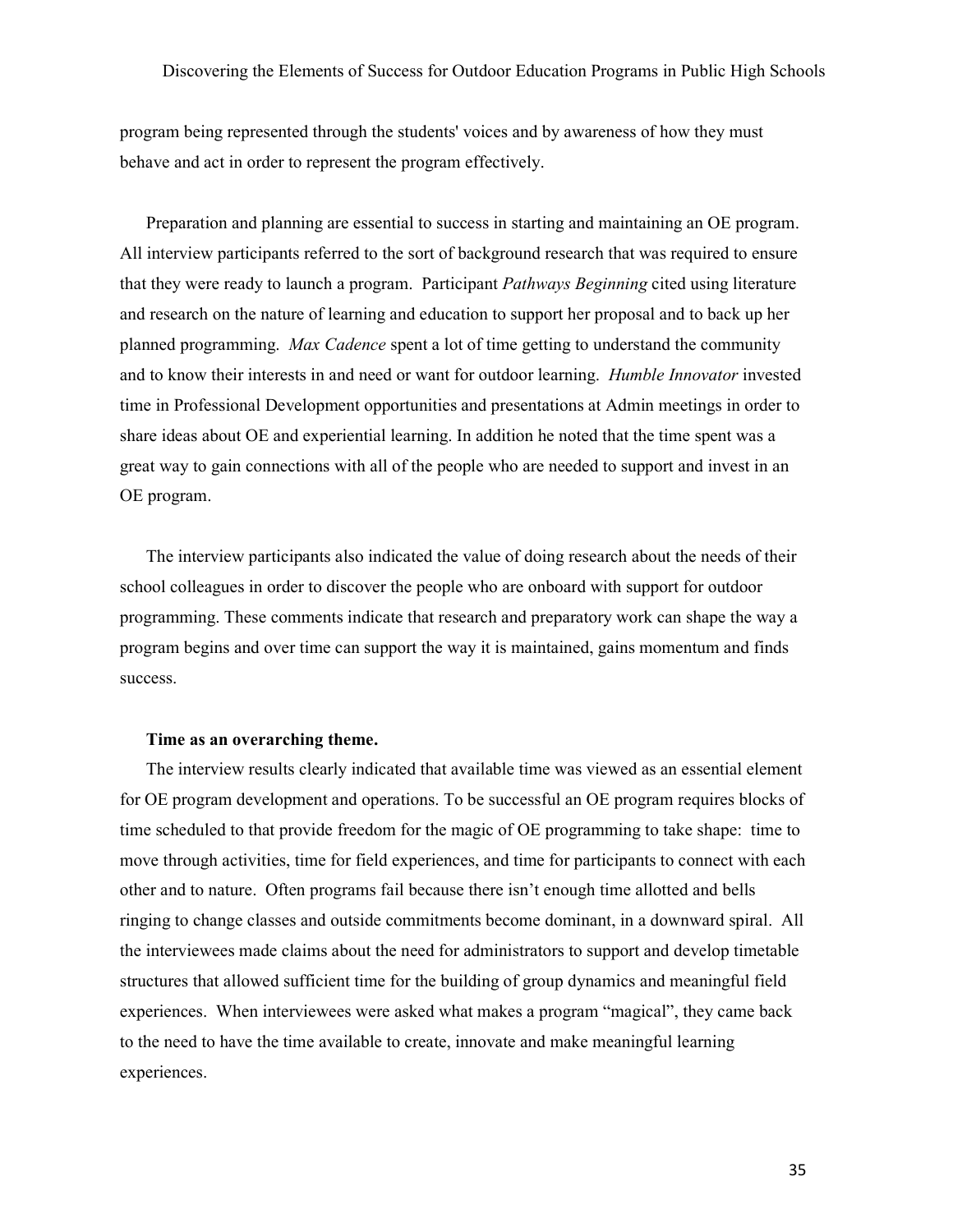program being represented through the students' voices and by awareness of how they must behave and act in order to represent the program effectively.

Preparation and planning are essential to success in starting and maintaining an OE program. All interview participants referred to the sort of background research that was required to ensure that they were ready to launch a program. Participant *Pathways Beginning* cited using literature and research on the nature of learning and education to support her proposal and to back up her planned programming. *Max Cadence* spent a lot of time getting to understand the community and to know their interests in and need or want for outdoor learning. *Humble Innovator* invested time in Professional Development opportunities and presentations at Admin meetings in order to share ideas about OE and experiential learning. In addition he noted that the time spent was a great way to gain connections with all of the people who are needed to support and invest in an OE program.

The interview participants also indicated the value of doing research about the needs of their school colleagues in order to discover the people who are onboard with support for outdoor programming. These comments indicate that research and preparatory work can shape the way a program begins and over time can support the way it is maintained, gains momentum and finds success.

**Time as an overarching theme.**

The interview results clearly indicated that available time was viewed as an essential element for OE program development and operations. To be successful an OE program requires blocks of time scheduled to that provide freedom for the magic of OE programming to take shape: time to move through activities, time for field experiences, and time for participants to connect with each other and to nature. Often programs fail because there isn't enough time allotted and bells ringing to change classes and outside commitments become dominant, in a downward spiral. All the interviewees made claims about the need for administrators to support and develop timetable structures that allowed sufficient time for the building of group dynamics and meaningful field experiences. When interviewees were asked what makes a program "magical", they came back to the need to have the time available to create, innovate and make meaningful learning experiences.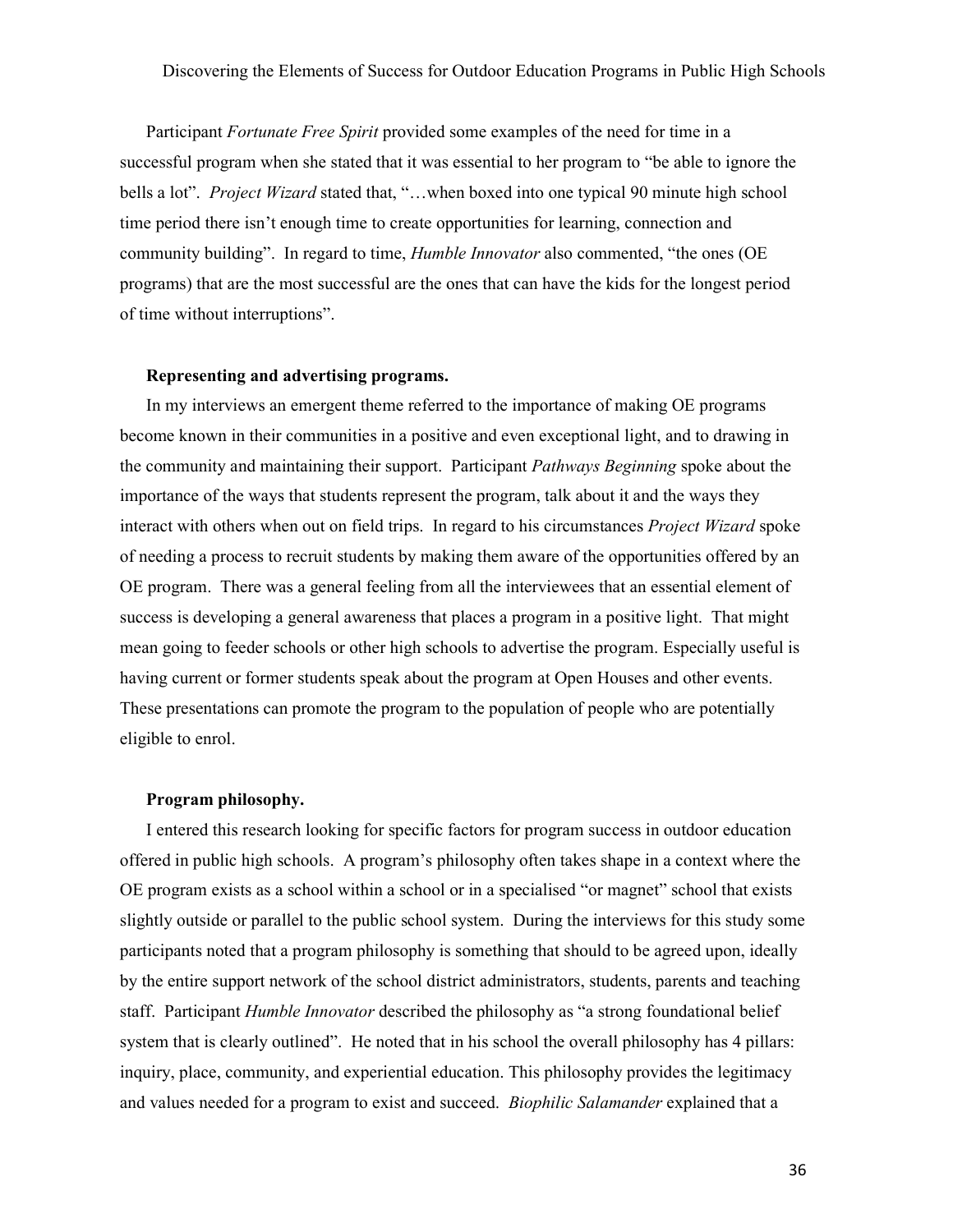Participant *Fortunate Free Spirit* provided some examples of the need for time in a successful program when she stated that it was essential to her program to "be able to ignore the bells a lot". *Project Wizard* stated that, "…when boxed into one typical 90 minute high school time period there isn't enough time to create opportunities for learning, connection and community building". In regard to time, *Humble Innovator* also commented, "the ones (OE programs) that are the most successful are the ones that can have the kids for the longest period of time without interruptions".

**Representing and advertising programs.**

In my interviews an emergent theme referred to the importance of making OE programs become known in their communities in a positive and even exceptional light, and to drawing in the community and maintaining their support. Participant *Pathways Beginning* spoke about the importance of the ways that students represent the program, talk about it and the ways they interact with others when out on field trips. In regard to his circumstances *Project Wizard* spoke of needing a process to recruit students by making them aware of the opportunities offered by an OE program. There was a general feeling from all the interviewees that an essential element of success is developing a general awareness that places a program in a positive light. That might mean going to feeder schools or other high schools to advertise the program. Especially useful is having current or former students speak about the program at Open Houses and other events. These presentations can promote the program to the population of people who are potentially eligible to enrol.

**Program philosophy.**

I entered this research looking for specific factors for program success in outdoor education offered in public high schools. A program's philosophy often takes shape in a context where the OE program exists as a school within a school or in a specialised "or magnet" school that exists slightly outside or parallel to the public school system. During the interviews for this study some participants noted that a program philosophy is something that should to be agreed upon, ideally by the entire support network of the school district administrators, students, parents and teaching staff. Participant *Humble Innovator* described the philosophy as "a strong foundational belief system that is clearly outlined". He noted that in his school the overall philosophy has 4 pillars: inquiry, place, community, and experiential education. This philosophy provides the legitimacy and values needed for a program to exist and succeed. *Biophilic Salamander* explained that a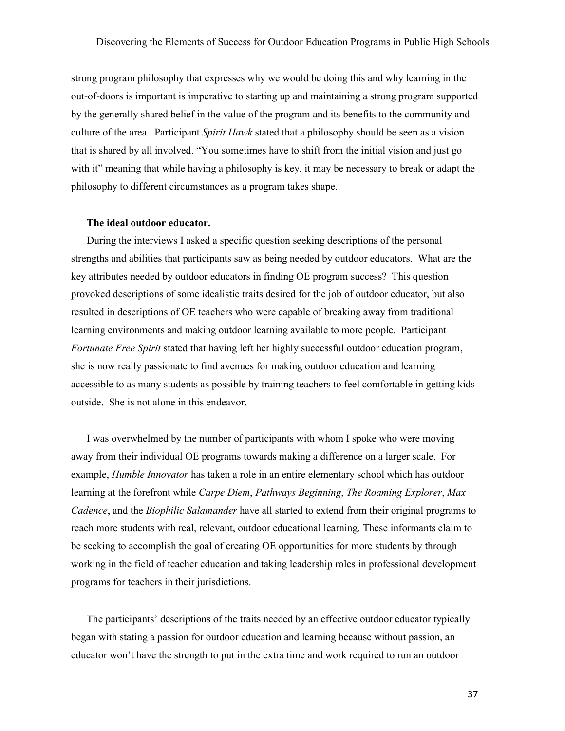strong program philosophy that expresses why we would be doing this and why learning in the out-of-doors is important is imperative to starting up and maintaining a strong program supported by the generally shared belief in the value of the program and its benefits to the community and culture of the area. Participant *Spirit Hawk* stated that a philosophy should be seen as a vision that is shared by all involved. "You sometimes have to shift from the initial vision and just go with it" meaning that while having a philosophy is key, it may be necessary to break or adapt the philosophy to different circumstances as a program takes shape.

**The ideal outdoor educator.**

During the interviews I asked a specific question seeking descriptions of the personal strengths and abilities that participants saw as being needed by outdoor educators. What are the key attributes needed by outdoor educators in finding OE program success? This question provoked descriptions of some idealistic traits desired for the job of outdoor educator, but also resulted in descriptions of OE teachers who were capable of breaking away from traditional learning environments and making outdoor learning available to more people. Participant *Fortunate Free Spirit* stated that having left her highly successful outdoor education program, she is now really passionate to find avenues for making outdoor education and learning accessible to as many students as possible by training teachers to feel comfortable in getting kids outside. She is not alone in this endeavor.

I was overwhelmed by the number of participants with whom I spoke who were moving away from their individual OE programs towards making a difference on a larger scale. For example, *Humble Innovator* has taken a role in an entire elementary school which has outdoor learning at the forefront while *Carpe Diem*, *Pathways Beginning*, *The Roaming Explorer*, *Max Cadence*, and the *Biophilic Salamander* have all started to extend from their original programs to reach more students with real, relevant, outdoor educational learning. These informants claim to be seeking to accomplish the goal of creating OE opportunities for more students by through working in the field of teacher education and taking leadership roles in professional development programs for teachers in their jurisdictions.

The participants' descriptions of the traits needed by an effective outdoor educator typically began with stating a passion for outdoor education and learning because without passion, an educator won't have the strength to put in the extra time and work required to run an outdoor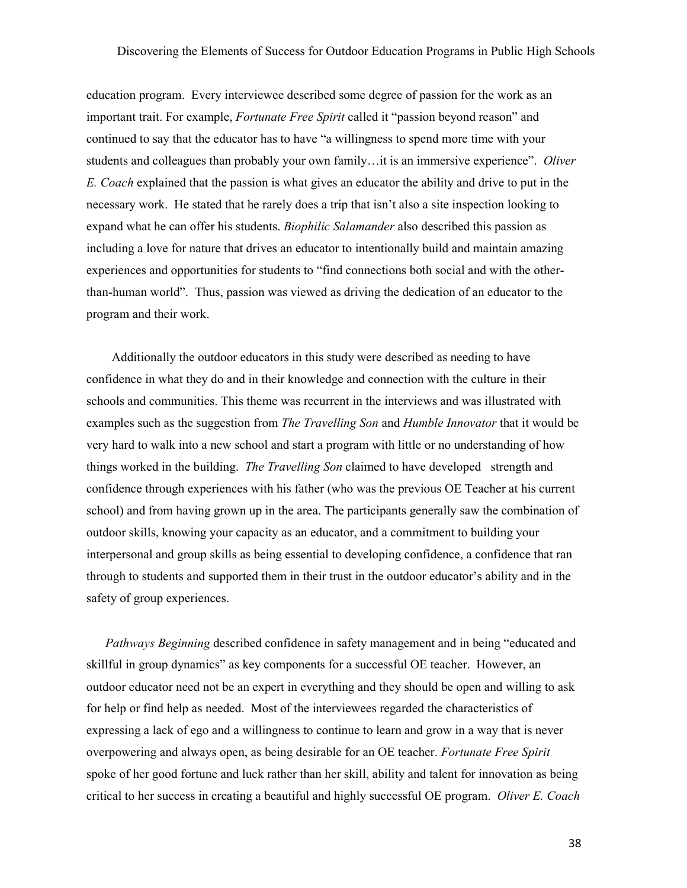education program. Every interviewee described some degree of passion for the work as an important trait. For example, *Fortunate Free Spirit* called it "passion beyond reason" and continued to say that the educator has to have "a willingness to spend more time with your students and colleagues than probably your own family…it is an immersive experience". *Oliver E. Coach* explained that the passion is what gives an educator the ability and drive to put in the necessary work. He stated that he rarely does a trip that isn't also a site inspection looking to expand what he can offer his students. *Biophilic Salamander* also described this passion as including a love for nature that drives an educator to intentionally build and maintain amazing experiences and opportunities for students to "find connections both social and with the other-than-human world". Thus, passion was viewed as driving the dedication of an educator to the program and their work.

Additionally the outdoor educators in this study were described as needing to have confidence in what they do and in their knowledge and connection with the culture in their schools and communities. This theme was recurrent in the interviews and was illustrated with examples such as the suggestion from *The Travelling Son* and *Humble Innovator* that it would be very hard to walk into a new school and start a program with little or no understanding of how things worked in the building. *The Travelling Son* claimed to have developed strength and confidence through experiences with his father (who was the previous OE Teacher at his current school) and from having grown up in the area. The participants generally saw the combination of outdoor skills, knowing your capacity as an educator, and a commitment to building your interpersonal and group skills as being essential to developing confidence, a confidence that ran through to students and supported them in their trust in the outdoor educator's ability and in the safety of group experiences.

*Pathways Beginning* described confidence in safety management and in being "educated and skillful in group dynamics" as key components for a successful OE teacher. However, an outdoor educator need not be an expert in everything and they should be open and willing to ask for help or find help as needed. Most of the interviewees regarded the characteristics of expressing a lack of ego and a willingness to continue to learn and grow in a way that is never overpowering and always open, as being desirable for an OE teacher. *Fortunate Free Spirit* spoke of her good fortune and luck rather than her skill, ability and talent for innovation as being critical to her success in creating a beautiful and highly successful OE program. *Oliver E. Coach*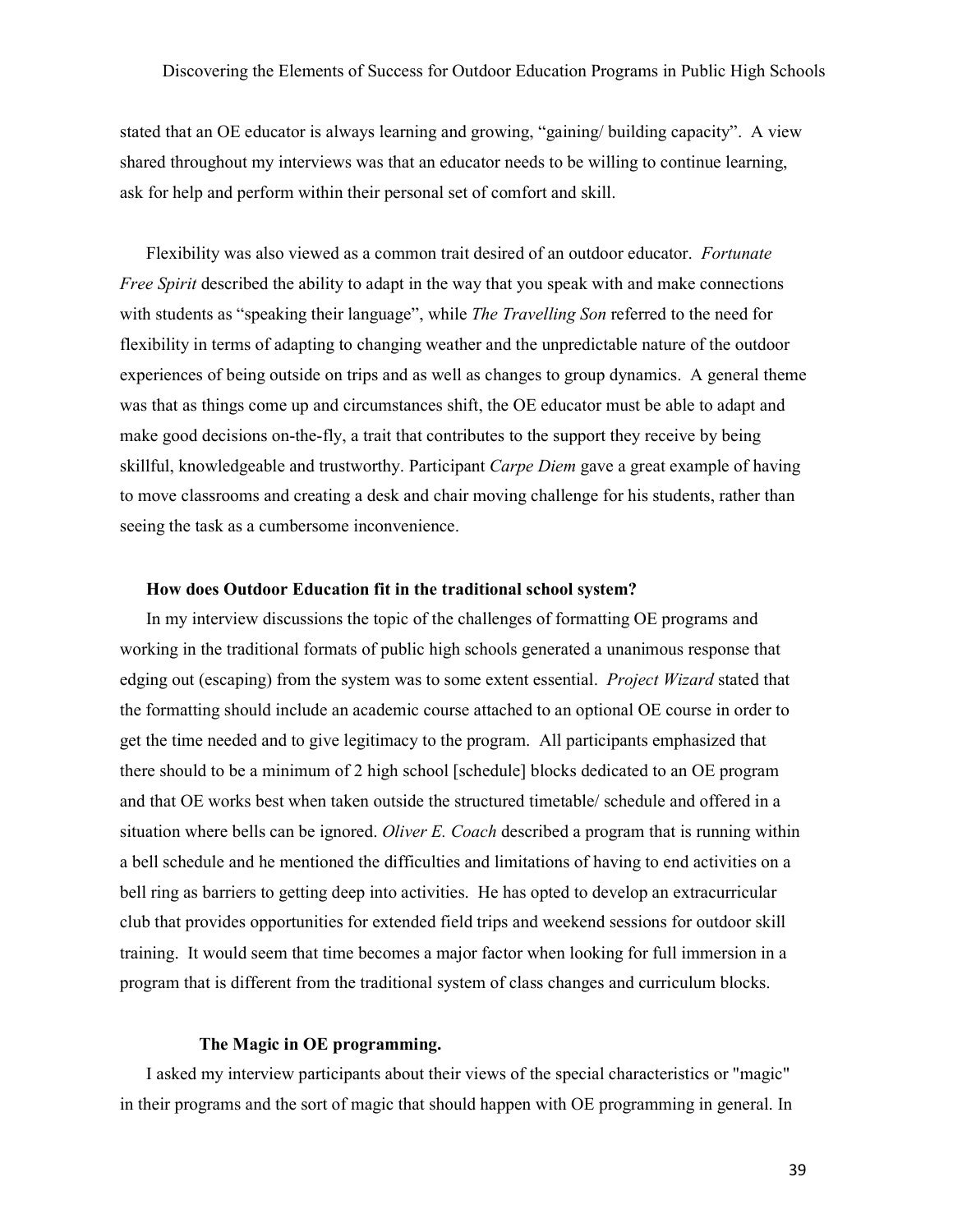stated that an OE educator is always learning and growing, “gaining/ building capacity”. A view shared throughout my interviews was that an educator needs to be willing to continue learning, ask for help and perform within their personal set of comfort and skill.

Flexibility was also viewed as a common trait desired of an outdoor educator. *Fortunate Free Spirit* described the ability to adapt in the way that you speak with and make connections with students as “speaking their language”, while *The Travelling Son* referred to the need for flexibility in terms of adapting to changing weather and the unpredictable nature of the outdoor experiences of being outside on trips and as well as changes to group dynamics. A general theme was that as things come up and circumstances shift, the OE educator must be able to adapt and make good decisions on-the-fly, a trait that contributes to the support they receive by being skillful, knowledgeable and trustworthy. Participant *Carpe Diem* gave a great example of having to move classrooms and creating a desk and chair moving challenge for his students, rather than seeing the task as a cumbersome inconvenience.

**How does Outdoor Education fit in the traditional school system?**

In my interview discussions the topic of the challenges of formatting OE programs and working in the traditional formats of public high schools generated a unanimous response that edging out (escaping) from the system was to some extent essential. *Project Wizard* stated that the formatting should include an academic course attached to an optional OE course in order to get the time needed and to give legitimacy to the program. All participants emphasized that there should to be a minimum of 2 high school [schedule] blocks dedicated to an OE program and that OE works best when taken outside the structured timetable/ schedule and offered in a situation where bells can be ignored. *Oliver E. Coach* described a program that is running within a bell schedule and he mentioned the difficulties and limitations of having to end activities on a bell ring as barriers to getting deep into activities. He has opted to develop an extracurricular club that provides opportunities for extended field trips and weekend sessions for outdoor skill training. It would seem that time becomes a major factor when looking for full immersion in a program that is different from the traditional system of class changes and curriculum blocks.

**The Magic in OE programming.**

I asked my interview participants about their views of the special characteristics or "magic" in their programs and the sort of magic that should happen with OE programming in general. In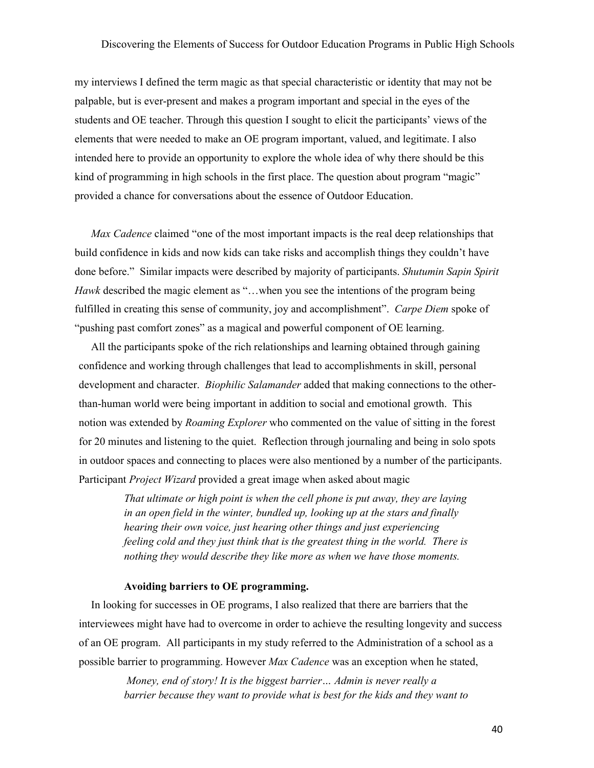my interviews I defined the term magic as that special characteristic or identity that may not be palpable, but is ever-present and makes a program important and special in the eyes of the students and OE teacher. Through this question I sought to elicit the participants' views of the elements that were needed to make an OE program important, valued, and legitimate. I also intended here to provide an opportunity to explore the whole idea of why there should be this kind of programming in high schools in the first place. The question about program "magic" provided a chance for conversations about the essence of Outdoor Education.

*Max Cadence* claimed "one of the most important impacts is the real deep relationships that build confidence in kids and now kids can take risks and accomplish things they couldn't have done before." Similar impacts were described by majority of participants. *Shutumin Sapin Spirit Hawk* described the magic element as "…when you see the intentions of the program being fulfilled in creating this sense of community, joy and accomplishment". *Carpe Diem* spoke of "pushing past comfort zones" as a magical and powerful component of OE learning.

All the participants spoke of the rich relationships and learning obtained through gaining confidence and working through challenges that lead to accomplishments in skill, personal development and character. *Biophilic Salamander* added that making connections to the other-than-human world were being important in addition to social and emotional growth. This notion was extended by *Roaming Explorer* who commented on the value of sitting in the forest for 20 minutes and listening to the quiet. Reflection through journaling and being in solo spots in outdoor spaces and connecting to places were also mentioned by a number of the participants. Participant *Project Wizard* provided a great image when asked about magic

> *That ultimate or high point is when the cell phone is put away, they are laying in an open field in the winter, bundled up, looking up at the stars and finally hearing their own voice, just hearing other things and just experiencing feeling cold and they just think that is the greatest thing in the world. There is nothing they would describe they like more as when we have those moments.*

#### Avoiding barriers to OE programming.

In looking for successes in OE programs, I also realized that there are barriers that the interviewees might have had to overcome in order to achieve the resulting longevity and success of an OE program. All participants in my study referred to the Administration of a school as a possible barrier to programming. However *Max Cadence* was an exception when he stated,

> *Money, end of story! It is the biggest barrier… Admin is never really a barrier because they want to provide what is best for the kids and they want to*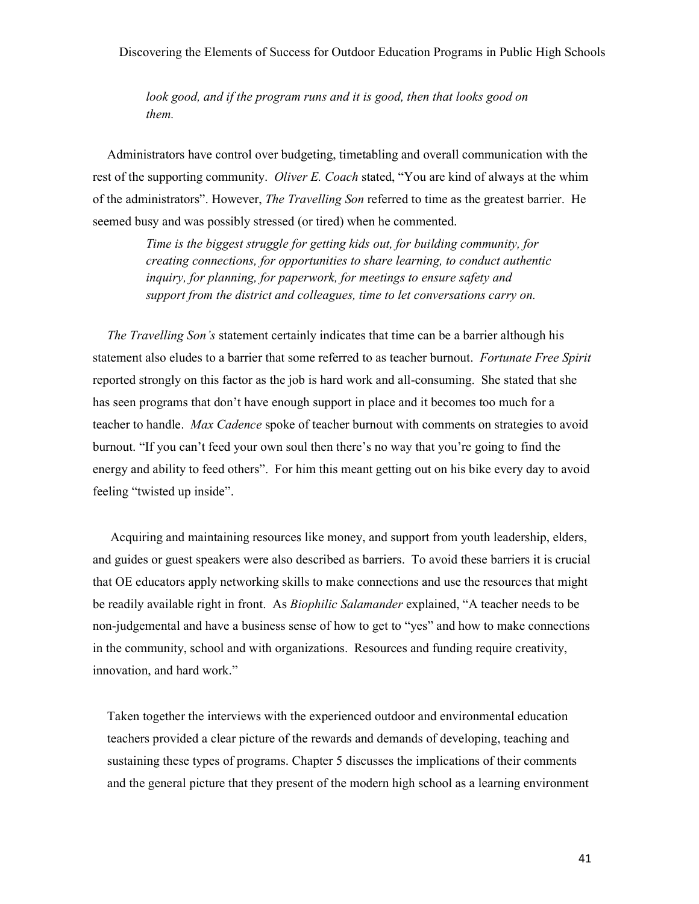> *look good, and if the program runs and it is good, then that looks good on them.*

Administrators have control over budgeting, timetabling and overall communication with the rest of the supporting community. *Oliver E. Coach* stated, "You are kind of always at the whim of the administrators". However, *The Travelling Son* referred to time as the greatest barrier. He seemed busy and was possibly stressed (or tired) when he commented.

> *Time is the biggest struggle for getting kids out, for building community, for creating connections, for opportunities to share learning, to conduct authentic inquiry, for planning, for paperwork, for meetings to ensure safety and support from the district and colleagues, time to let conversations carry on.*

*The Travelling Son's* statement certainly indicates that time can be a barrier although his statement also eludes to a barrier that some referred to as teacher burnout. *Fortunate Free Spirit* reported strongly on this factor as the job is hard work and all-consuming. She stated that she has seen programs that don't have enough support in place and it becomes too much for a teacher to handle. *Max Cadence* spoke of teacher burnout with comments on strategies to avoid burnout. "If you can't feed your own soul then there's no way that you're going to find the energy and ability to feed others". For him this meant getting out on his bike every day to avoid feeling "twisted up inside".

Acquiring and maintaining resources like money, and support from youth leadership, elders, and guides or guest speakers were also described as barriers. To avoid these barriers it is crucial that OE educators apply networking skills to make connections and use the resources that might be readily available right in front. As *Biophilic Salamander* explained, "A teacher needs to be non-judgemental and have a business sense of how to get to "yes" and how to make connections in the community, school and with organizations. Resources and funding require creativity, innovation, and hard work."

Taken together the interviews with the experienced outdoor and environmental education teachers provided a clear picture of the rewards and demands of developing, teaching and sustaining these types of programs. Chapter 5 discusses the implications of their comments and the general picture that they present of the modern high school as a learning environment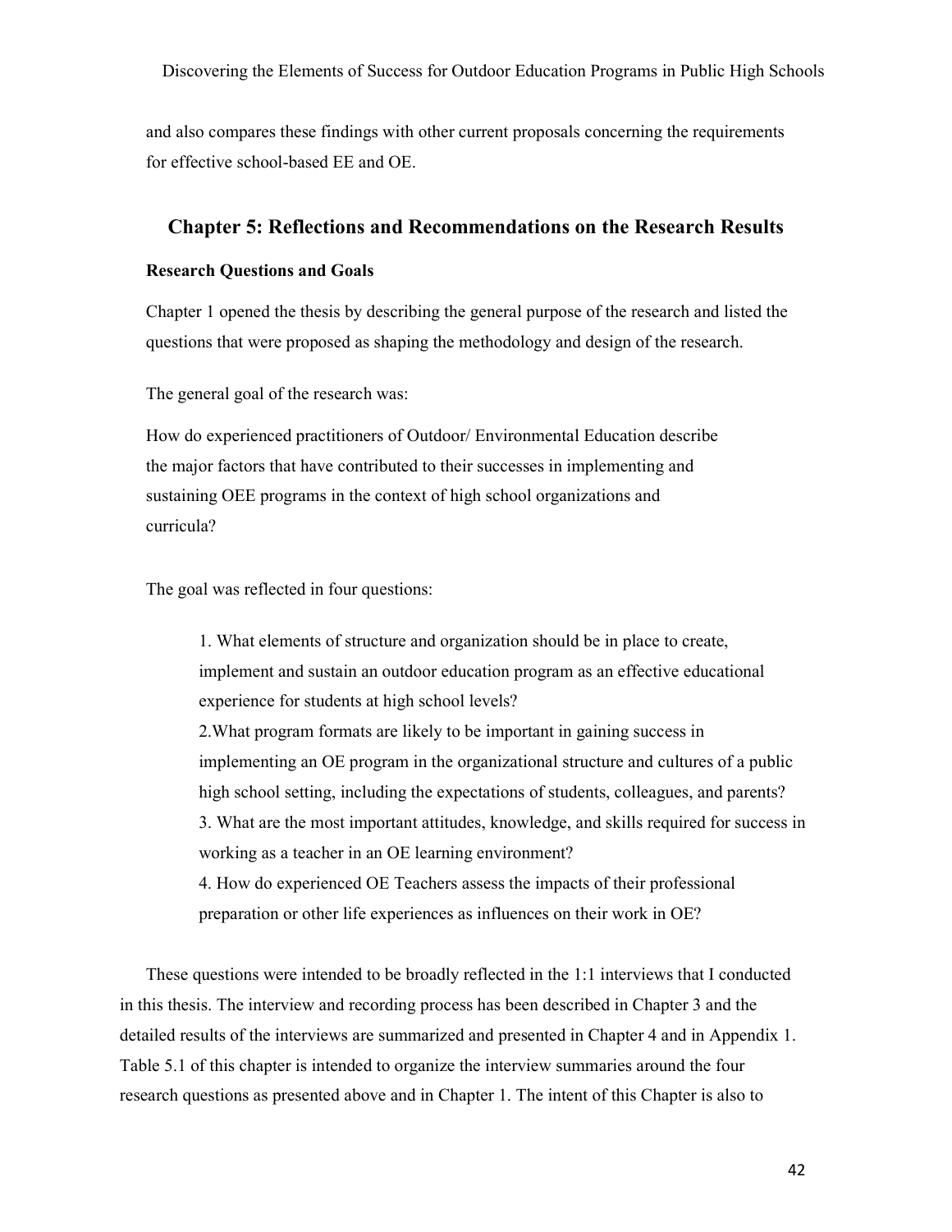and also compares these findings with other current proposals concerning the requirements for effective school-based EE and OE.

## Chapter 5: Reflections and Recommendations on the Research Results

### Research Questions and Goals

Chapter 1 opened the thesis by describing the general purpose of the research and listed the questions that were proposed as shaping the methodology and design of the research.

The general goal of the research was:

How do experienced practitioners of Outdoor/ Environmental Education describe the major factors that have contributed to their successes in implementing and sustaining OEE programs in the context of high school organizations and curricula?

The goal was reflected in four questions:

1. What elements of structure and organization should be in place to create, implement and sustain an outdoor education program as an effective educational experience for students at high school levels?
2. What program formats are likely to be important in gaining success in implementing an OE program in the organizational structure and cultures of a public high school setting, including the expectations of students, colleagues, and parents?
3. What are the most important attitudes, knowledge, and skills required for success in working as a teacher in an OE learning environment?
4. How do experienced OE Teachers assess the impacts of their professional preparation or other life experiences as influences on their work in OE?

These questions were intended to be broadly reflected in the 1:1 interviews that I conducted in this thesis. The interview and recording process has been described in Chapter 3 and the detailed results of the interviews are summarized and presented in Chapter 4 and in Appendix 1. Table 5.1 of this chapter is intended to organize the interview summaries around the four research questions as presented above and in Chapter 1. The intent of this Chapter is also to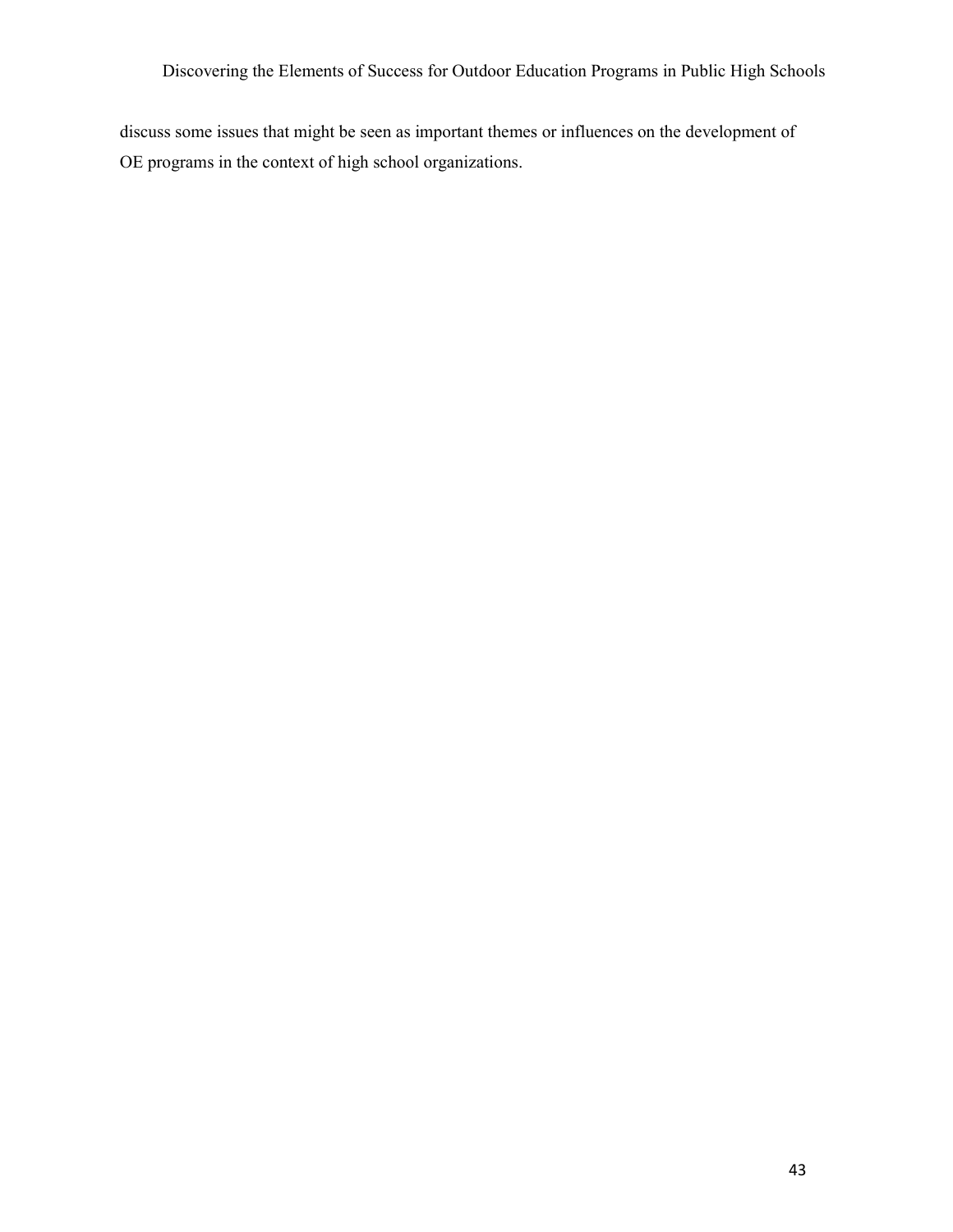discuss some issues that might be seen as important themes or influences on the development of OE programs in the context of high school organizations.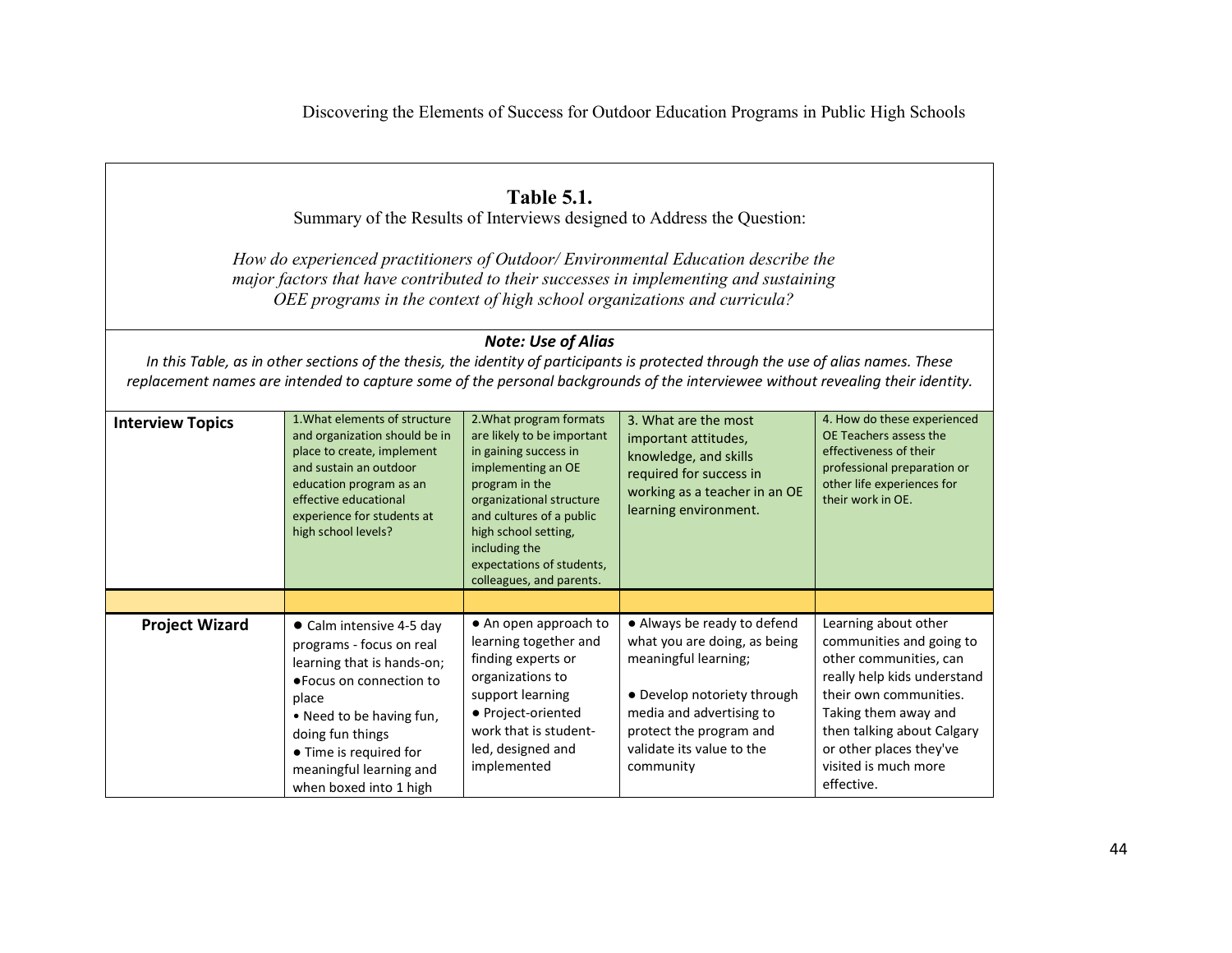**Table 5.1.**

Summary of the Results of Interviews designed to Address the Question:

*How do experienced practitioners of Outdoor/ Environmental Education describe the major factors that have contributed to their successes in implementing and sustaining OEE programs in the context of high school organizations and curricula?*

***Note: Use of Alias***

*In this Table, as in other sections of the thesis, the identity of participants is protected through the use of alias names. These replacement names are intended to capture some of the personal backgrounds of the interviewee without revealing their identity.*

| **Interview Topics** | 1.What elements of structure and organization should be in place to create, implement and sustain an outdoor education program as an effective educational experience for students at high school levels? | 2.What program formats are likely to be important in gaining success in implementing an OE program in the organizational structure and cultures of a public high school setting, including the expectations of students, colleagues, and parents. | 3. What are the most important attitudes, knowledge, and skills required for success in working as a teacher in an OE learning environment. | 4. How do these experienced OE Teachers assess the effectiveness of their professional preparation or other life experiences for their work in OE. |
|---|---|---|---|---|
| | | | | |
| **Project Wizard** | ● Calm intensive 4-5 day programs - focus on real learning that is hands-on;<br>●Focus on connection to place<br>• Need to be having fun, doing fun things<br>● Time is required for meaningful learning and when boxed into 1 high | ● An open approach to learning together and finding experts or organizations to support learning<br>● Project-oriented work that is student-led, designed and implemented | ● Always be ready to defend what you are doing, as being meaningful learning;<br><br>● Develop notoriety through media and advertising to protect the program and validate its value to the community | Learning about other communities and going to other communities, can really help kids understand their own communities. Taking them away and then talking about Calgary or other places they've visited is much more effective. |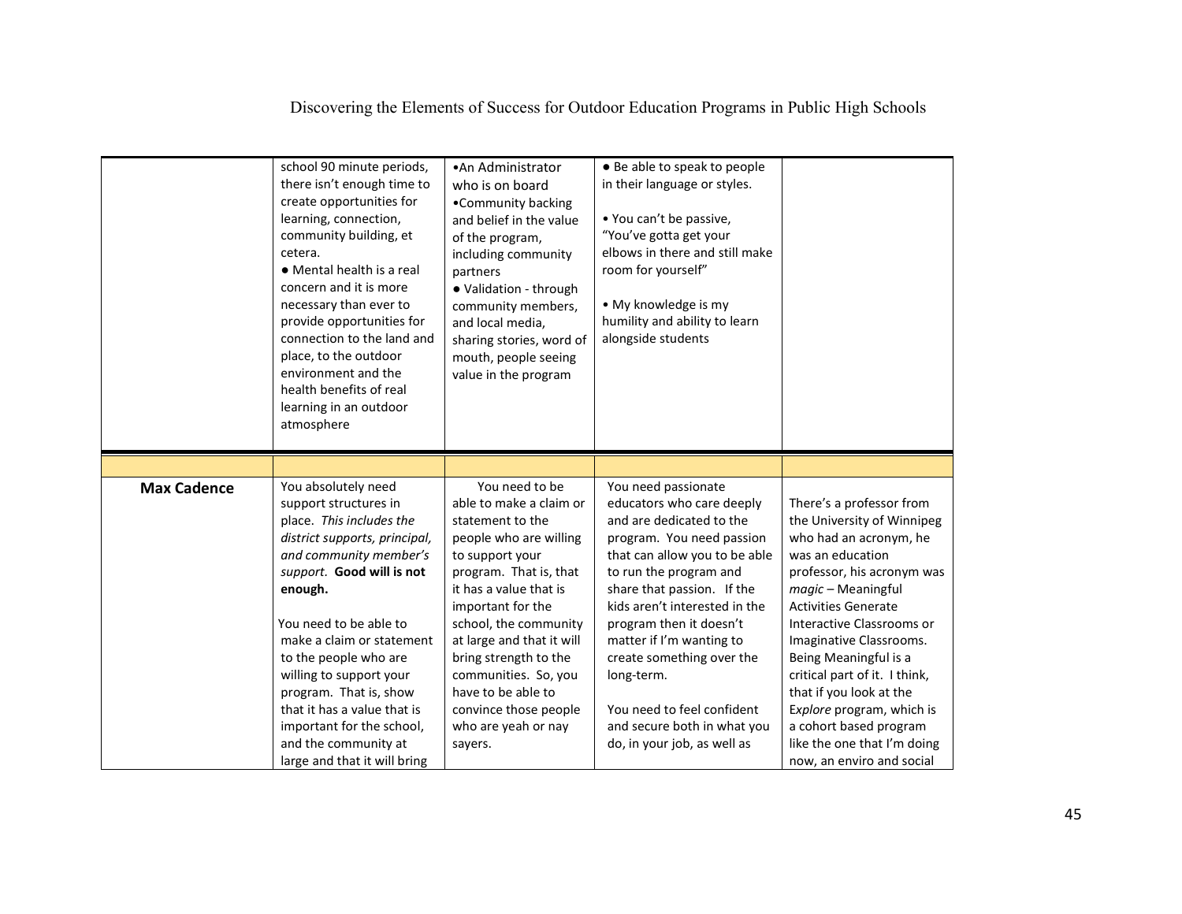| | | | | |
|---|---|---|---|---|
| | school 90 minute periods, there isn't enough time to create opportunities for learning, connection, community building, et cetera.<br>● Mental health is a real concern and it is more necessary than ever to provide opportunities for connection to the land and place, to the outdoor environment and the health benefits of real learning in an outdoor atmosphere | •An Administrator who is on board<br>•Community backing and belief in the value of the program, including community partners<br>● Validation - through community members, and local media, sharing stories, word of mouth, people seeing value in the program | ● Be able to speak to people in their language or styles.<br><br>• You can't be passive, "You've gotta get your elbows in there and still make room for yourself"<br><br>• My knowledge is my humility and ability to learn alongside students | |
| | | | | |
| **Max Cadence** | You absolutely need support structures in place. *This includes the district supports, principal, and community member's support.* **Good will is not enough.**<br><br>You need to be able to make a claim or statement to the people who are willing to support your program. That is, show that it has a value that is important for the school, and the community at large and that it will bring | You need to be able to make a claim or statement to the people who are willing to support your program. That is, that it has a value that is important for the school, the community at large and that it will bring strength to the communities. So, you have to be able to convince those people who are yeah or nay sayers. | You need passionate educators who care deeply and are dedicated to the program. You need passion that can allow you to be able to run the program and share that passion. If the kids aren't interested in the program then it doesn't matter if I'm wanting to create something over the long-term.<br><br>You need to feel confident and secure both in what you do, in your job, as well as | There's a professor from the University of Winnipeg who had an acronym, he was an education professor, his acronym was *magic* – Meaningful Activities Generate Interactive Classrooms or Imaginative Classrooms. Being Meaningful is a critical part of it. I think, that if you look at the E*xplore* program, which is a cohort based program like the one that I'm doing now, an enviro and social |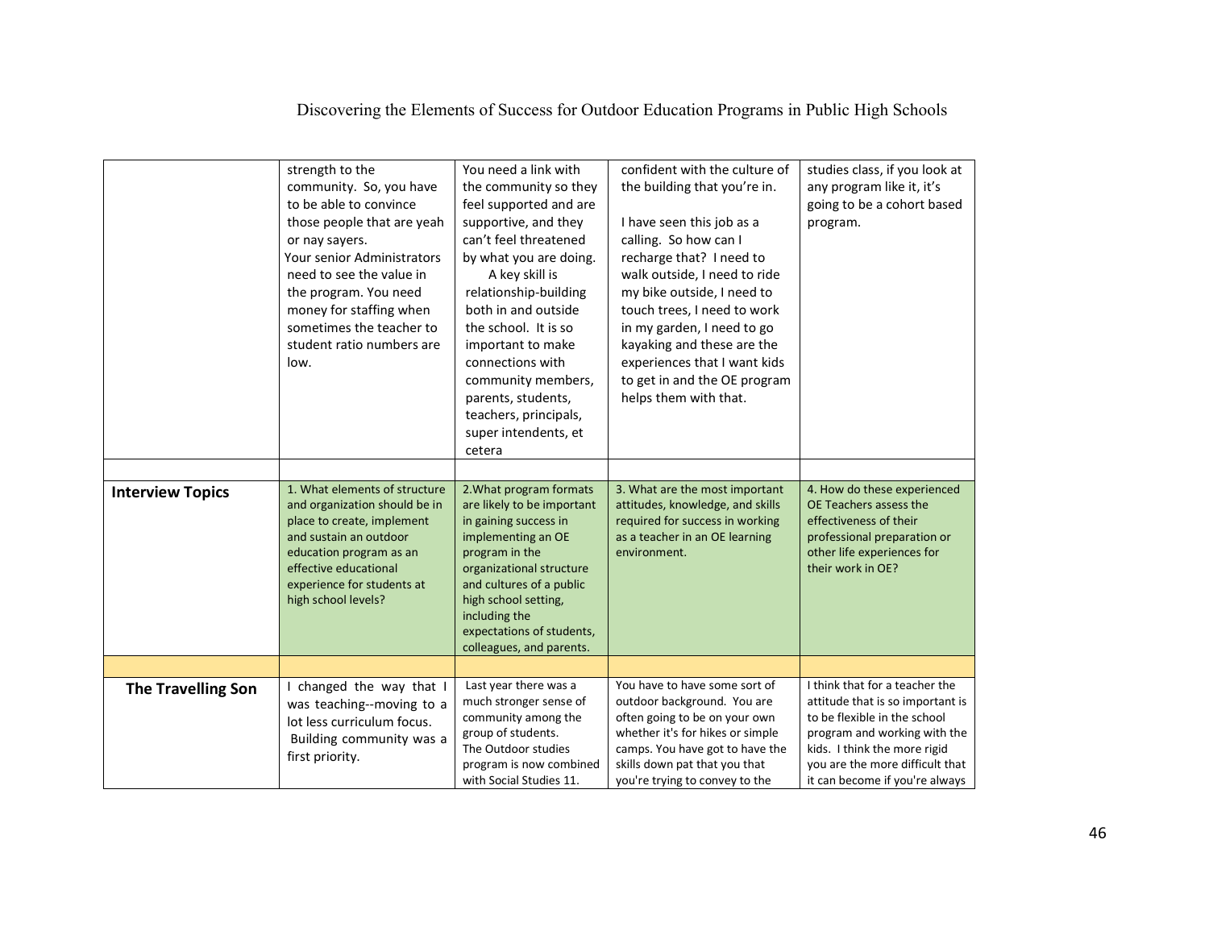| | | | | |
|---|---|---|---|---|
| | strength to the community. So, you have to be able to convince those people that are yeah or nay sayers. Your senior Administrators need to see the value in the program. You need money for staffing when sometimes the teacher to student ratio numbers are low. | You need a link with the community so they feel supported and are supportive, and they can't feel threatened by what you are doing. A key skill is relationship-building both in and outside the school. It is so important to make connections with community members, parents, students, teachers, principals, super intendents, et cetera | confident with the culture of the building that you're in. I have seen this job as a calling. So how can I recharge that? I need to walk outside, I need to ride my bike outside, I need to touch trees, I need to work in my garden, I need to go kayaking and these are the experiences that I want kids to get in and the OE program helps them with that. | studies class, if you look at any program like it, it's going to be a cohort based program. |
| | | | | |
| **Interview Topics** | 1. What elements of structure and organization should be in place to create, implement and sustain an outdoor education program as an effective educational experience for students at high school levels? | 2.What program formats are likely to be important in gaining success in implementing an OE program in the organizational structure and cultures of a public high school setting, including the expectations of students, colleagues, and parents. | 3. What are the most important attitudes, knowledge, and skills required for success in working as a teacher in an OE learning environment. | 4. How do these experienced OE Teachers assess the effectiveness of their professional preparation or other life experiences for their work in OE? |
| | | | | |
| **The Travelling Son** | I changed the way that I was teaching--moving to a lot less curriculum focus. Building community was a first priority. | Last year there was a much stronger sense of community among the group of students. The Outdoor studies program is now combined with Social Studies 11. | You have to have some sort of outdoor background. You are often going to be on your own whether it's for hikes or simple camps. You have got to have the skills down pat that you that you're trying to convey to the | I think that for a teacher the attitude that is so important is to be flexible in the school program and working with the kids. I think the more rigid you are the more difficult that it can become if you're always |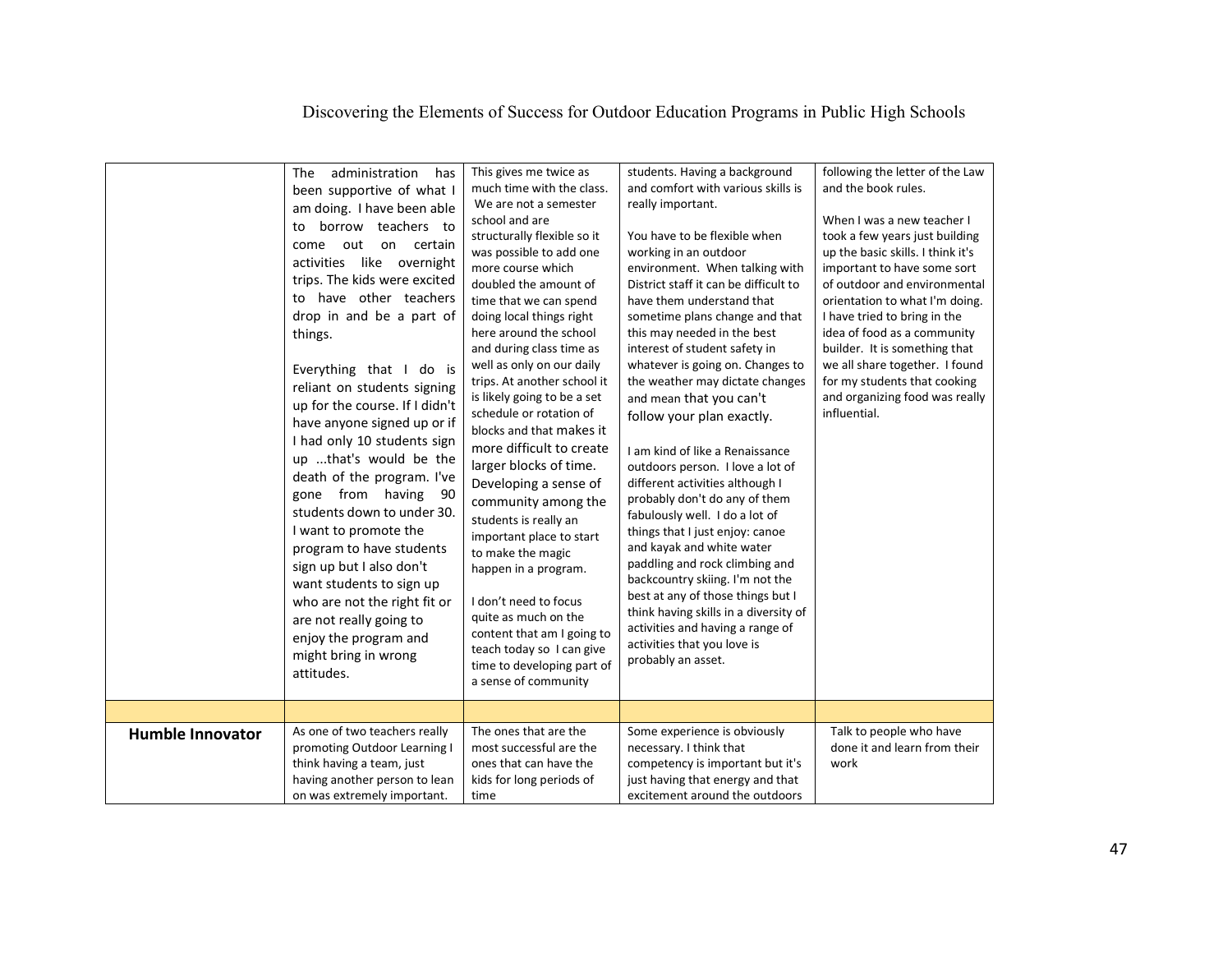| | | | | |
|---|---|---|---|---|
| | The administration has been supportive of what I am doing. I have been able to borrow teachers to come out on certain activities like overnight trips. The kids were excited to have other teachers drop in and be a part of things.<br><br>Everything that I do is reliant on students signing up for the course. If I didn't have anyone signed up or if I had only 10 students sign up ...that's would be the death of the program. I've gone from having 90 students down to under 30. I want to promote the program to have students sign up but I also don't want students to sign up who are not the right fit or are not really going to enjoy the program and might bring in wrong attitudes. | This gives me twice as much time with the class. We are not a semester school and are structurally flexible so it was possible to add one more course which doubled the amount of time that we can spend doing local things right here around the school and during class time as well as only on our daily trips. At another school it is likely going to be a set schedule or rotation of blocks and that makes it more difficult to create larger blocks of time. Developing a sense of community among the students is really an important place to start to make the magic happen in a program.<br><br>I don't need to focus quite as much on the content that am I going to teach today so I can give time to developing part of a sense of community | students. Having a background and comfort with various skills is really important.<br><br>You have to be flexible when working in an outdoor environment. When talking with District staff it can be difficult to have them understand that sometime plans change and that this may needed in the best interest of student safety in whatever is going on. Changes to the weather may dictate changes and mean that you can't follow your plan exactly.<br><br>I am kind of like a Renaissance outdoors person. I love a lot of different activities although I probably don't do any of them fabulously well. I do a lot of things that I just enjoy: canoe and kayak and white water paddling and rock climbing and backcountry skiing. I'm not the best at any of those things but I think having skills in a diversity of activities and having a range of activities that you love is probably an asset. | following the letter of the Law and the book rules.<br><br>When I was a new teacher I took a few years just building up the basic skills. I think it's important to have some sort of outdoor and environmental orientation to what I'm doing. I have tried to bring in the idea of food as a community builder. It is something that we all share together. I found for my students that cooking and organizing food was really influential. |
| | | | | |
| **Humble Innovator** | As one of two teachers really promoting Outdoor Learning I think having a team, just having another person to lean on was extremely important. | The ones that are the most successful are the ones that can have the kids for long periods of time | Some experience is obviously necessary. I think that competency is important but it's just having that energy and that excitement around the outdoors | Talk to people who have done it and learn from their work |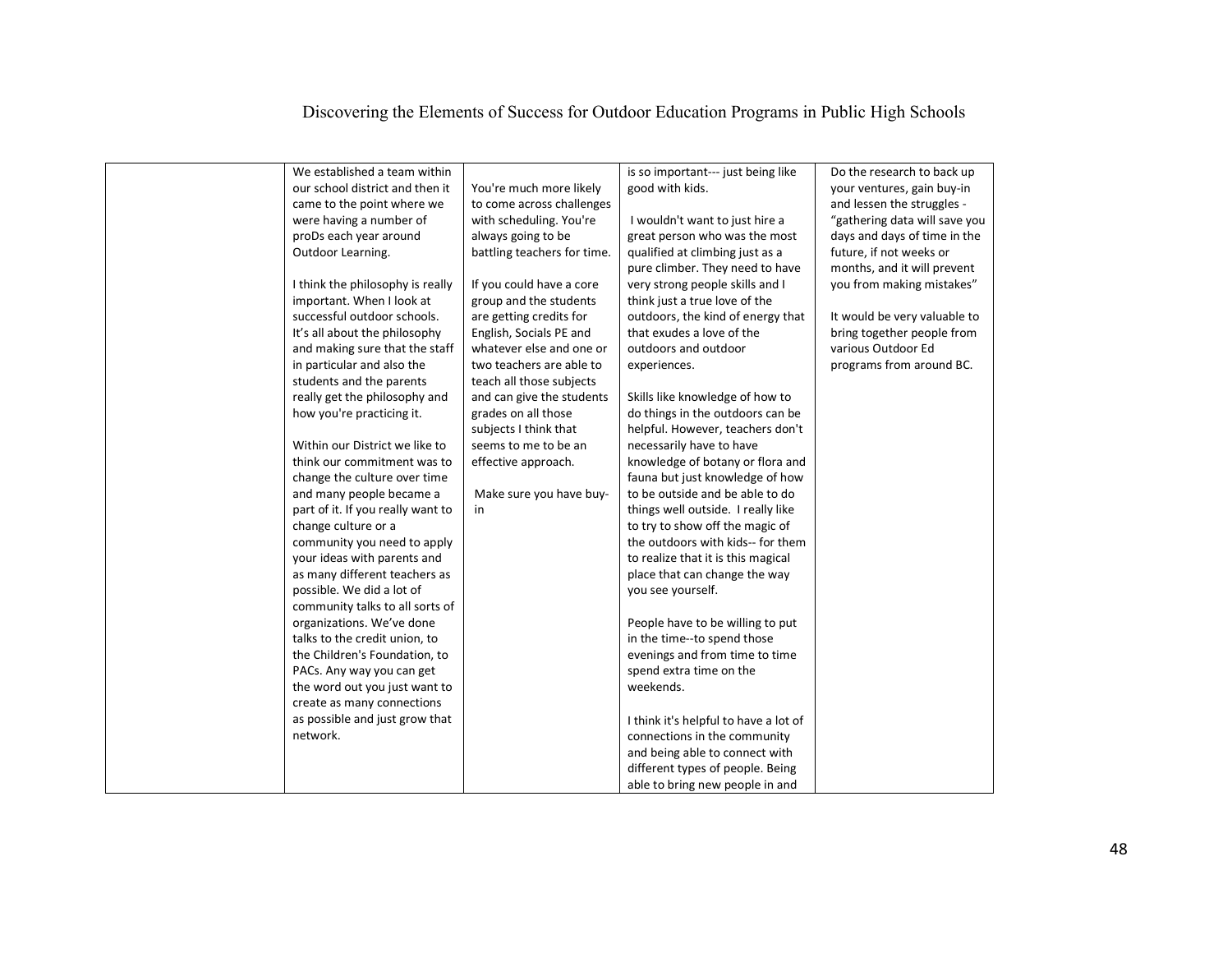| | | | | |
|---|---|---|---|---|
| | We established a team within our school district and then it came to the point where we were having a number of proDs each year around Outdoor Learning.<br><br>I think the philosophy is really important. When I look at successful outdoor schools. It's all about the philosophy and making sure that the staff in particular and also the students and the parents really get the philosophy and how you're practicing it.<br><br>Within our District we like to think our commitment was to change the culture over time and many people became a part of it. If you really want to change culture or a community you need to apply your ideas with parents and as many different teachers as possible. We did a lot of community talks to all sorts of organizations. We've done talks to the credit union, to the Children's Foundation, to PACs. Any way you can get the word out you just want to create as many connections as possible and just grow that network. | You're much more likely to come across challenges with scheduling. You're always going to be battling teachers for time.<br><br>If you could have a core group and the students are getting credits for English, Socials PE and whatever else and one or two teachers are able to teach all those subjects and can give the students grades on all those subjects I think that seems to me to be an effective approach.<br><br>Make sure you have buy-in | is so important--- just being like good with kids.<br><br>I wouldn't want to just hire a great person who was the most qualified at climbing just as a pure climber. They need to have very strong people skills and I think just a true love of the outdoors, the kind of energy that that exudes a love of the outdoors and outdoor experiences.<br><br>Skills like knowledge of how to do things in the outdoors can be helpful. However, teachers don't necessarily have to have knowledge of botany or flora and fauna but just knowledge of how to be outside and be able to do things well outside. I really like to try to show off the magic of the outdoors with kids-- for them to realize that it is this magical place that can change the way you see yourself.<br><br>People have to be willing to put in the time--to spend those evenings and from time to time spend extra time on the weekends.<br><br>I think it's helpful to have a lot of connections in the community and being able to connect with different types of people. Being able to bring new people in and | Do the research to back up your ventures, gain buy-in and lessen the struggles - "gathering data will save you days and days of time in the future, if not weeks or months, and it will prevent you from making mistakes"<br><br>It would be very valuable to bring together people from various Outdoor Ed programs from around BC. |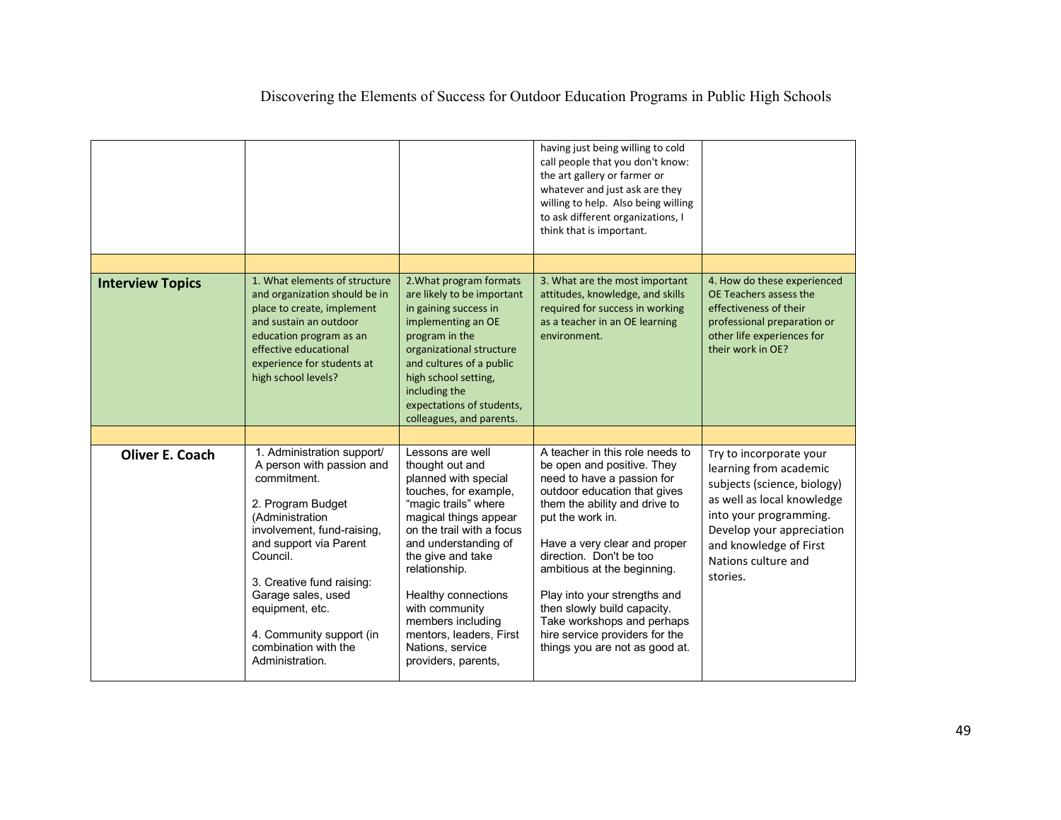| | | | | |
|---|---|---|---|---|
| | | | having just being willing to cold call people that you don't know: the art gallery or farmer or whatever and just ask are they willing to help. Also being willing to ask different organizations, I think that is important. | |
| | | | | |
| **Interview Topics** | 1. What elements of structure and organization should be in place to create, implement and sustain an outdoor education program as an effective educational experience for students at high school levels? | 2.What program formats are likely to be important in gaining success in implementing an OE program in the organizational structure and cultures of a public high school setting, including the expectations of students, colleagues, and parents. | 3. What are the most important attitudes, knowledge, and skills required for success in working as a teacher in an OE learning environment. | 4. How do these experienced OE Teachers assess the effectiveness of their professional preparation or other life experiences for their work in OE? |
| | | | | |
| **Oliver E. Coach** | 1. Administration support/ A person with passion and commitment.<br><br>2. Program Budget (Administration involvement, fund-raising, and support via Parent Council.<br><br>3. Creative fund raising: Garage sales, used equipment, etc.<br><br>4. Community support (in combination with the Administration. | Lessons are well thought out and planned with special touches, for example, "magic trails" where magical things appear on the trail with a focus and understanding of the give and take relationship.<br><br>Healthy connections with community members including mentors, leaders, First Nations, service providers, parents, | A teacher in this role needs to be open and positive. They need to have a passion for outdoor education that gives them the ability and drive to put the work in.<br><br>Have a very clear and proper direction. Don't be too ambitious at the beginning.<br><br>Play into your strengths and then slowly build capacity. Take workshops and perhaps hire service providers for the things you are not as good at. | Try to incorporate your learning from academic subjects (science, biology) as well as local knowledge into your programming. Develop your appreciation and knowledge of First Nations culture and stories. |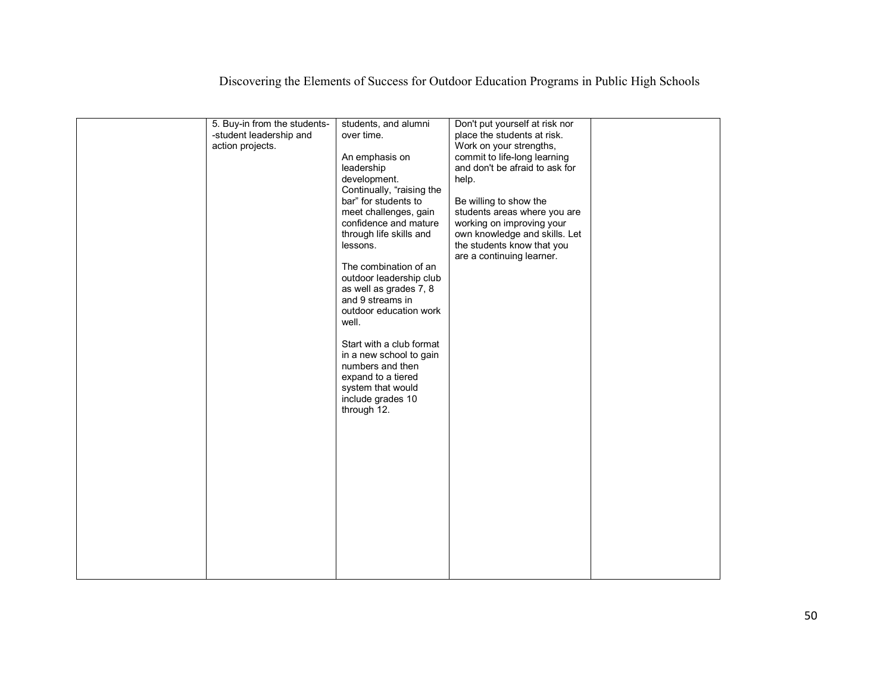| | | | | |
|---|---|---|---|---|
| | 5. Buy-in from the students--student leadership and action projects. | students, and alumni over time.<br><br>An emphasis on leadership development. Continually, "raising the bar" for students to meet challenges, gain confidence and mature through life skills and lessons.<br><br>The combination of an outdoor leadership club as well as grades 7, 8 and 9 streams in outdoor education work well.<br><br>Start with a club format in a new school to gain numbers and then expand to a tiered system that would include grades 10 through 12. | Don't put yourself at risk nor place the students at risk. Work on your strengths, commit to life-long learning and don't be afraid to ask for help.<br><br>Be willing to show the students areas where you are working on improving your own knowledge and skills. Let the students know that you are a continuing learner. | |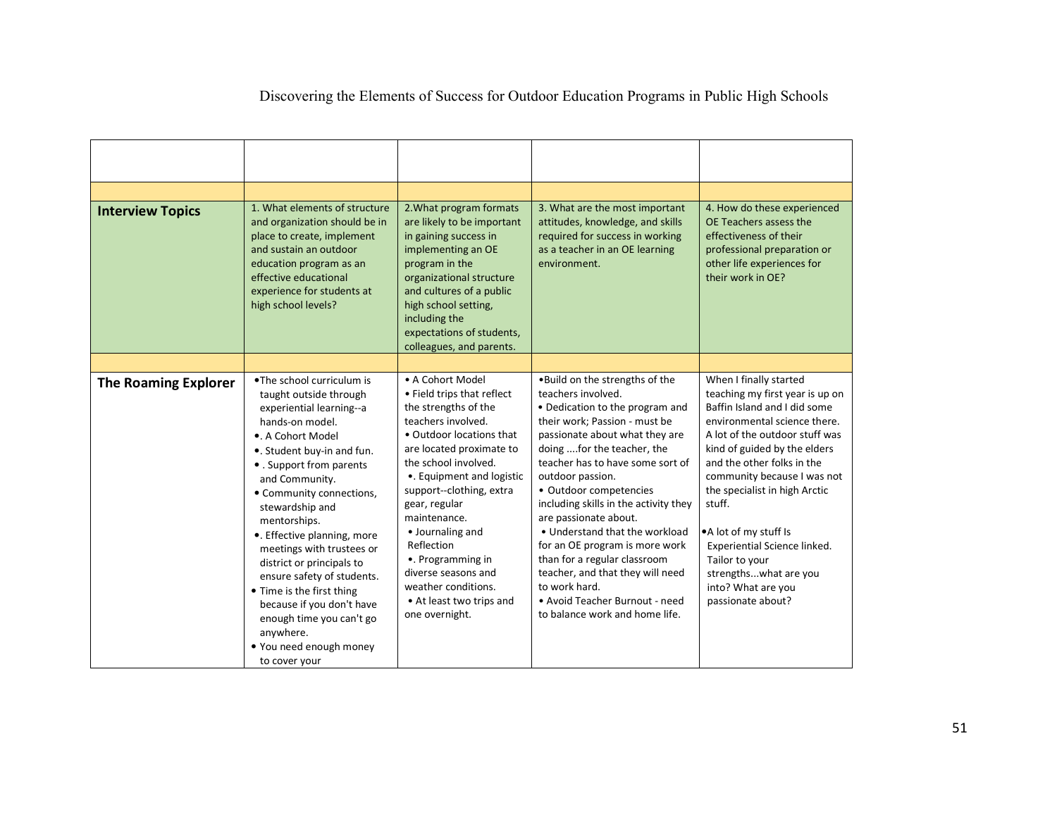| | | | | |
|---|---|---|---|---|
| | | | | |
| **Interview Topics** | 1. What elements of structure and organization should be in place to create, implement and sustain an outdoor education program as an effective educational experience for students at high school levels? | 2.What program formats are likely to be important in gaining success in implementing an OE program in the organizational structure and cultures of a public high school setting, including the expectations of students, colleagues, and parents. | 3. What are the most important attitudes, knowledge, and skills required for success in working as a teacher in an OE learning environment. | 4. How do these experienced OE Teachers assess the effectiveness of their professional preparation or other life experiences for their work in OE? |
| | | | | |
| **The Roaming Explorer** | •The school curriculum is taught outside through experiential learning--a hands-on model.<br>•. A Cohort Model<br>•. Student buy-in and fun.<br>• . Support from parents and Community.<br>• Community connections, stewardship and mentorships.<br>•. Effective planning, more meetings with trustees or district or principals to ensure safety of students.<br>• Time is the first thing because if you don't have enough time you can't go anywhere.<br>• You need enough money to cover your | • A Cohort Model<br>• Field trips that reflect the strengths of the teachers involved.<br>• Outdoor locations that are located proximate to the school involved.<br>•. Equipment and logistic support--clothing, extra gear, regular maintenance.<br>• Journaling and Reflection<br>•. Programming in diverse seasons and weather conditions.<br>• At least two trips and one overnight. | •Build on the strengths of the teachers involved.<br>• Dedication to the program and their work; Passion - must be passionate about what they are doing ....for the teacher, the teacher has to have some sort of outdoor passion.<br>• Outdoor competencies including skills in the activity they are passionate about.<br>• Understand that the workload for an OE program is more work than for a regular classroom teacher, and that they will need to work hard.<br>• Avoid Teacher Burnout - need to balance work and home life. | When I finally started teaching my first year is up on Baffin Island and I did some environmental science there. A lot of the outdoor stuff was kind of guided by the elders and the other folks in the community because I was not the specialist in high Arctic stuff.<br><br>•A lot of my stuff Is Experiential Science linked. Tailor to your strengths...what are you into? What are you passionate about? |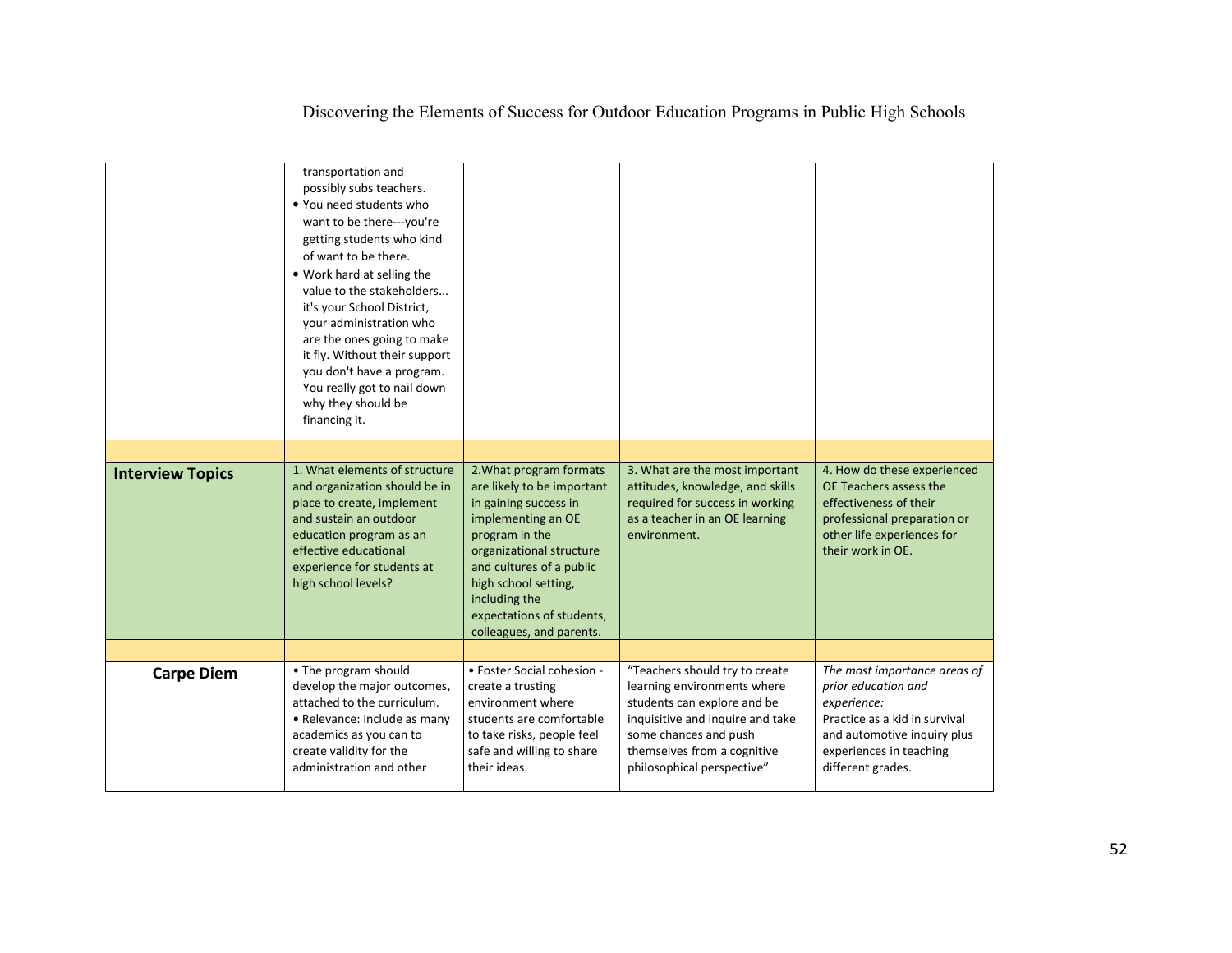| | | | | |
|---|---|---|---|---|
| | transportation and possibly subs teachers.<br>• You need students who want to be there---you're getting students who kind of want to be there.<br>• Work hard at selling the value to the stakeholders... it's your School District, your administration who are the ones going to make it fly. Without their support you don't have a program. You really got to nail down why they should be financing it. | | | |
| | | | | |
| **Interview Topics** | 1. What elements of structure and organization should be in place to create, implement and sustain an outdoor education program as an effective educational experience for students at high school levels? | 2.What program formats are likely to be important in gaining success in implementing an OE program in the organizational structure and cultures of a public high school setting, including the expectations of students, colleagues, and parents. | 3. What are the most important attitudes, knowledge, and skills required for success in working as a teacher in an OE learning environment. | 4. How do these experienced OE Teachers assess the effectiveness of their professional preparation or other life experiences for their work in OE. |
| | | | | |
| **Carpe Diem** | • The program should develop the major outcomes, attached to the curriculum.<br>• Relevance: Include as many academics as you can to create validity for the administration and other | • Foster Social cohesion - create a trusting environment where students are comfortable to take risks, people feel safe and willing to share their ideas. | "Teachers should try to create learning environments where students can explore and be inquisitive and inquire and take some chances and push themselves from a cognitive philosophical perspective" | *The most importance areas of prior education and experience:*<br>Practice as a kid in survival and automotive inquiry plus experiences in teaching different grades. |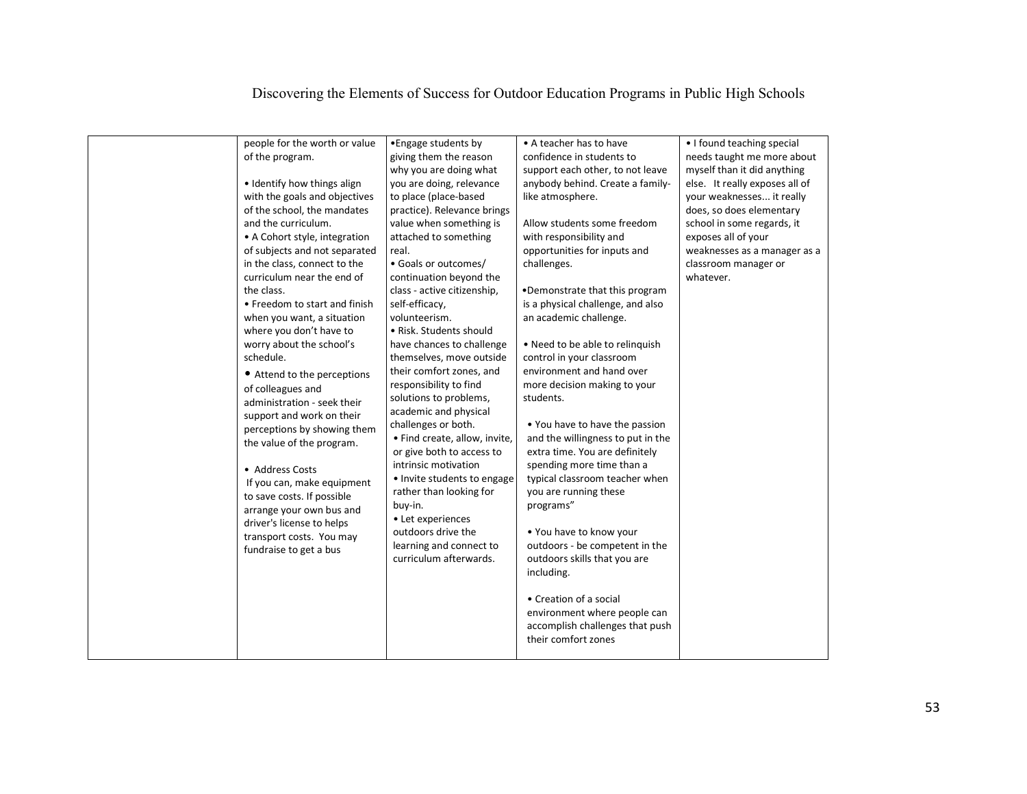| | | | | |
|---|---|---|---|---|
| | people for the worth or value of the program.<br><br>• Identify how things align with the goals and objectives of the school, the mandates and the curriculum.<br>• A Cohort style, integration of subjects and not separated in the class, connect to the curriculum near the end of the class.<br>• Freedom to start and finish when you want, a situation where you don't have to worry about the school's schedule.<br>• Attend to the perceptions of colleagues and administration - seek their support and work on their perceptions by showing them the value of the program.<br><br>• Address Costs<br>If you can, make equipment to save costs. If possible arrange your own bus and driver's license to helps transport costs. You may fundraise to get a bus | •Engage students by giving them the reason why you are doing what you are doing, relevance to place (place-based practice). Relevance brings value when something is attached to something real.<br>• Goals or outcomes/ continuation beyond the class - active citizenship, self-efficacy, volunteerism.<br>• Risk. Students should have chances to challenge themselves, move outside their comfort zones, and responsibility to find solutions to problems, academic and physical challenges or both.<br>• Find create, allow, invite, or give both to access to intrinsic motivation<br>• Invite students to engage rather than looking for buy-in.<br>• Let experiences outdoors drive the learning and connect to curriculum afterwards. | • A teacher has to have confidence in students to support each other, to not leave anybody behind. Create a family-like atmosphere.<br><br>Allow students some freedom with responsibility and opportunities for inputs and challenges.<br><br>•Demonstrate that this program is a physical challenge, and also an academic challenge.<br><br>• Need to be able to relinquish control in your classroom environment and hand over more decision making to your students.<br><br>• You have to have the passion and the willingness to put in the extra time. You are definitely spending more time than a typical classroom teacher when you are running these programs"<br><br>• You have to know your outdoors - be competent in the outdoors skills that you are including.<br><br>• Creation of a social environment where people can accomplish challenges that push their comfort zones | • I found teaching special needs taught me more about myself than it did anything else. It really exposes all of your weaknesses... it really does, so does elementary school in some regards, it exposes all of your weaknesses as a manager as a classroom manager or whatever. |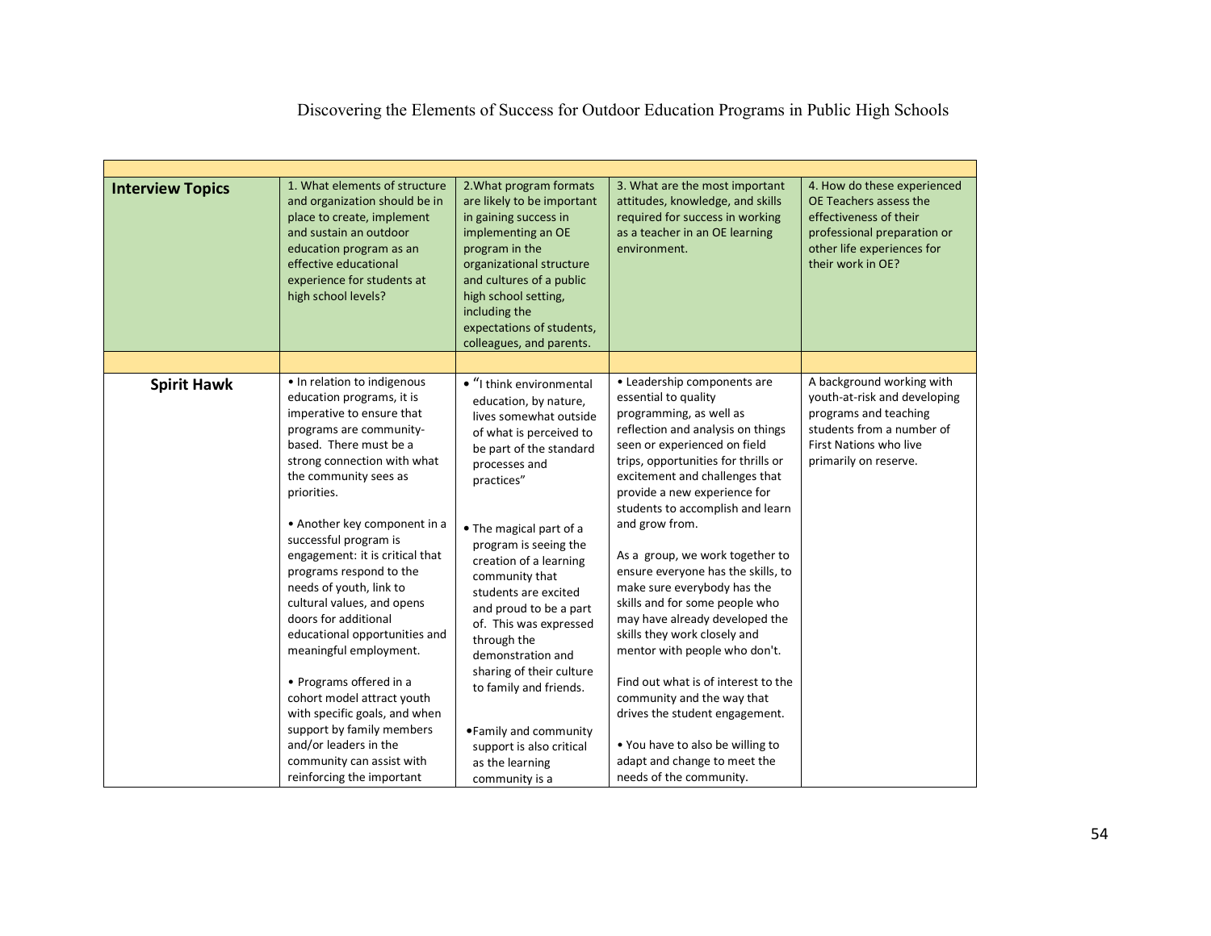| Interview Topics | 1. What elements of structure and organization should be in place to create, implement and sustain an outdoor education program as an effective educational experience for students at high school levels? | 2.What program formats are likely to be important in gaining success in implementing an OE program in the organizational structure and cultures of a public high school setting, including the expectations of students, colleagues, and parents. | 3. What are the most important attitudes, knowledge, and skills required for success in working as a teacher in an OE learning environment. | 4. How do these experienced OE Teachers assess the effectiveness of their professional preparation or other life experiences for their work in OE? |
|---|---|---|---|---|
| | | | | |
| **Spirit Hawk** | • In relation to indigenous education programs, it is imperative to ensure that programs are community-based. There must be a strong connection with what the community sees as priorities.<br><br>• Another key component in a successful program is engagement: it is critical that programs respond to the needs of youth, link to cultural values, and opens doors for additional educational opportunities and meaningful employment.<br><br>• Programs offered in a cohort model attract youth with specific goals, and when support by family members and/or leaders in the community can assist with reinforcing the important | • "I think environmental education, by nature, lives somewhat outside of what is perceived to be part of the standard processes and practices"<br><br>• The magical part of a program is seeing the creation of a learning community that students are excited and proud to be a part of. This was expressed through the demonstration and sharing of their culture to family and friends.<br><br>•Family and community support is also critical as the learning community is a | • Leadership components are essential to quality programming, as well as reflection and analysis on things seen or experienced on field trips, opportunities for thrills or excitement and challenges that provide a new experience for students to accomplish and learn and grow from.<br><br>As a group, we work together to ensure everyone has the skills, to make sure everybody has the skills and for some people who may have already developed the skills they work closely and mentor with people who don't.<br><br>Find out what is of interest to the community and the way that drives the student engagement.<br><br>• You have to also be willing to adapt and change to meet the needs of the community. | A background working with youth-at-risk and developing programs and teaching students from a number of First Nations who live primarily on reserve. |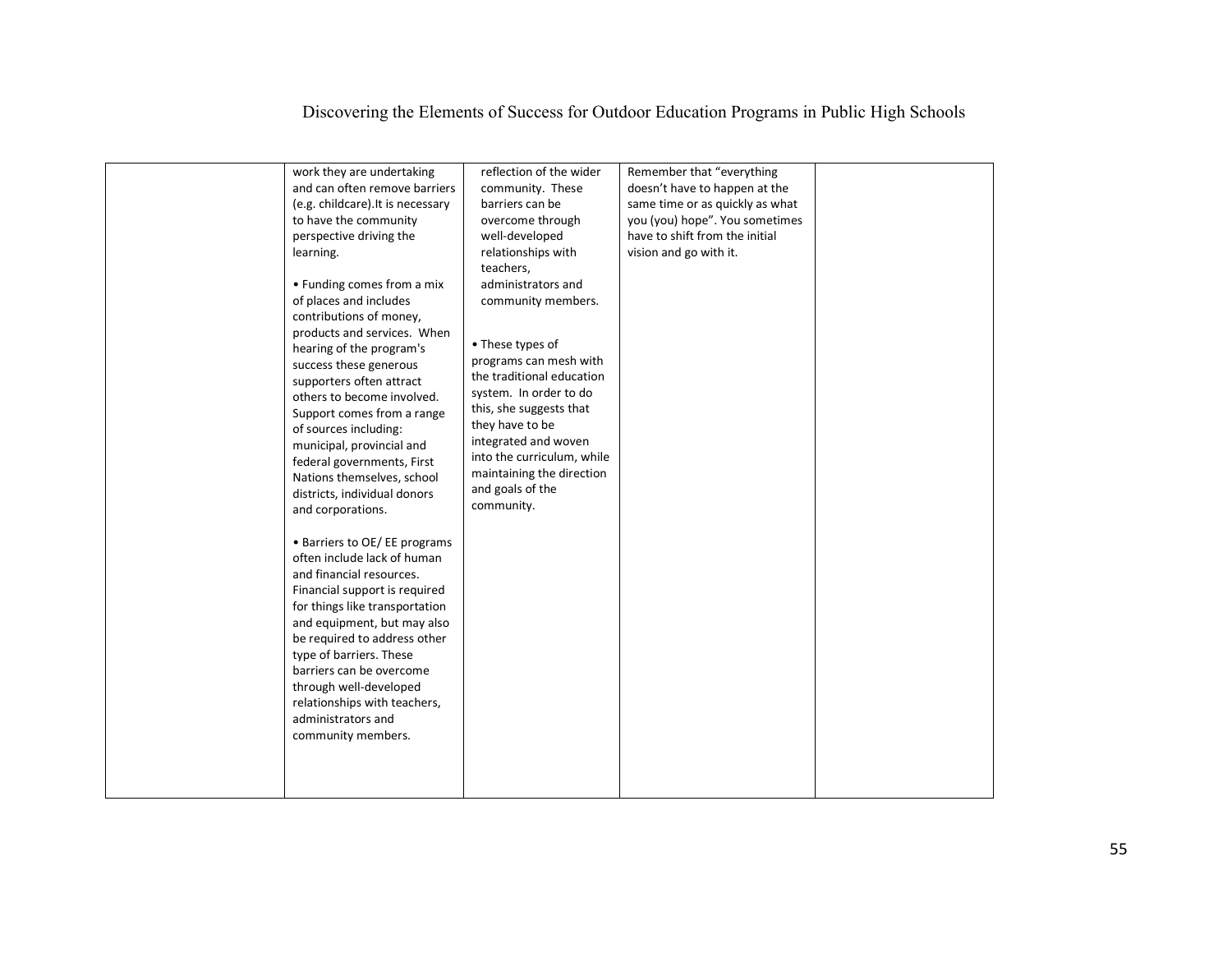| | | | | |
|---|---|---|---|---|
| | work they are undertaking and can often remove barriers (e.g. childcare).It is necessary to have the community perspective driving the learning.<br><br>• Funding comes from a mix of places and includes contributions of money, products and services. When hearing of the program's success these generous supporters often attract others to become involved. Support comes from a range of sources including: municipal, provincial and federal governments, First Nations themselves, school districts, individual donors and corporations.<br><br>• Barriers to OE/ EE programs often include lack of human and financial resources. Financial support is required for things like transportation and equipment, but may also be required to address other type of barriers. These barriers can be overcome through well-developed relationships with teachers, administrators and community members. | reflection of the wider community. These barriers can be overcome through well-developed relationships with teachers, administrators and community members.<br><br>• These types of programs can mesh with the traditional education system. In order to do this, she suggests that they have to be integrated and woven into the curriculum, while maintaining the direction and goals of the community. | Remember that "everything doesn't have to happen at the same time or as quickly as what you (you) hope". You sometimes have to shift from the initial vision and go with it. | |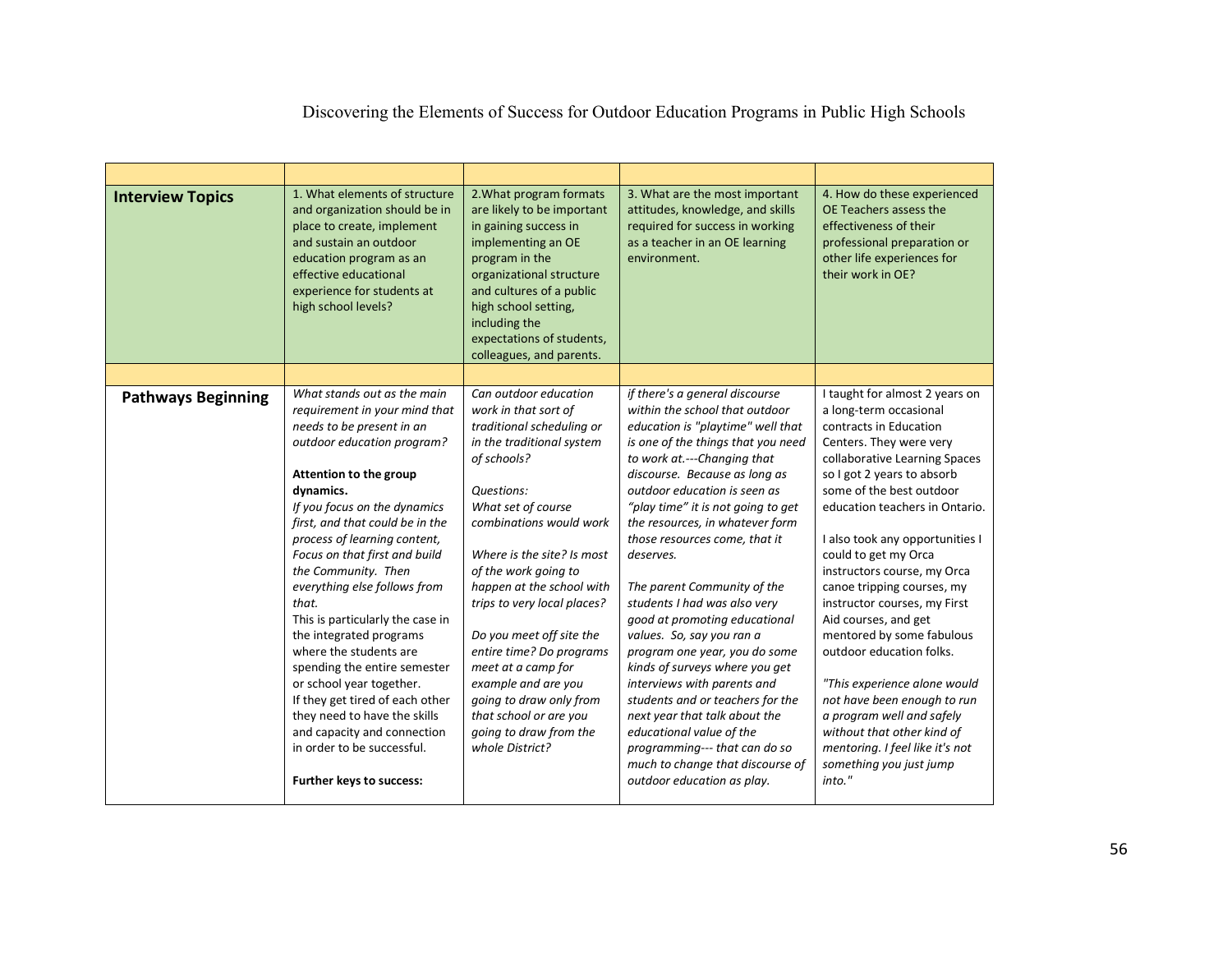Discovering the Elements of Success for Outdoor Education Programs in Public High Schools

| | | | | |
|---|---|---|---|---|
| **Interview Topics** | 1. What elements of structure and organization should be in place to create, implement and sustain an outdoor education program as an effective educational experience for students at high school levels? | 2.What program formats are likely to be important in gaining success in implementing an OE program in the organizational structure and cultures of a public high school setting, including the expectations of students, colleagues, and parents. | 3. What are the most important attitudes, knowledge, and skills required for success in working as a teacher in an OE learning environment. | 4. How do these experienced OE Teachers assess the effectiveness of their professional preparation or other life experiences for their work in OE? |
| | | | | |
| **Pathways Beginning** | *What stands out as the main requirement in your mind that needs to be present in an outdoor education program?*<br><br>**Attention to the group dynamics.**<br>*If you focus on the dynamics first, and that could be in the process of learning content, Focus on that first and build the Community. Then everything else follows from that.*<br>This is particularly the case in the integrated programs where the students are spending the entire semester or school year together.<br>If they get tired of each other they need to have the skills and capacity and connection in order to be successful.<br><br>**Further keys to success:** | *Can outdoor education work in that sort of traditional scheduling or in the traditional system of schools?*<br><br>*Questions:*<br>*What set of course combinations would work*<br><br>*Where is the site? Is most of the work going to happen at the school with trips to very local places?*<br><br>*Do you meet off site the entire time? Do programs meet at a camp for example and are you going to draw only from that school or are you going to draw from the whole District?* | *if there's a general discourse within the school that outdoor education is "playtime" well that is one of the things that you need to work at.---Changing that discourse. Because as long as outdoor education is seen as "play time" it is not going to get the resources, in whatever form those resources come, that it deserves.*<br><br>*The parent Community of the students I had was also very good at promoting educational values. So, say you ran a program one year, you do some kinds of surveys where you get interviews with parents and students and or teachers for the next year that talk about the educational value of the programming--- that can do so much to change that discourse of outdoor education as play.* | I taught for almost 2 years on a long-term occasional contracts in Education Centers. They were very collaborative Learning Spaces so I got 2 years to absorb some of the best outdoor education teachers in Ontario.<br><br>I also took any opportunities I could to get my Orca instructors course, my Orca canoe tripping courses, my instructor courses, my First Aid courses, and get mentored by some fabulous outdoor education folks.<br><br>*"This experience alone would not have been enough to run a program well and safely without that other kind of mentoring. I feel like it's not something you just jump into."* |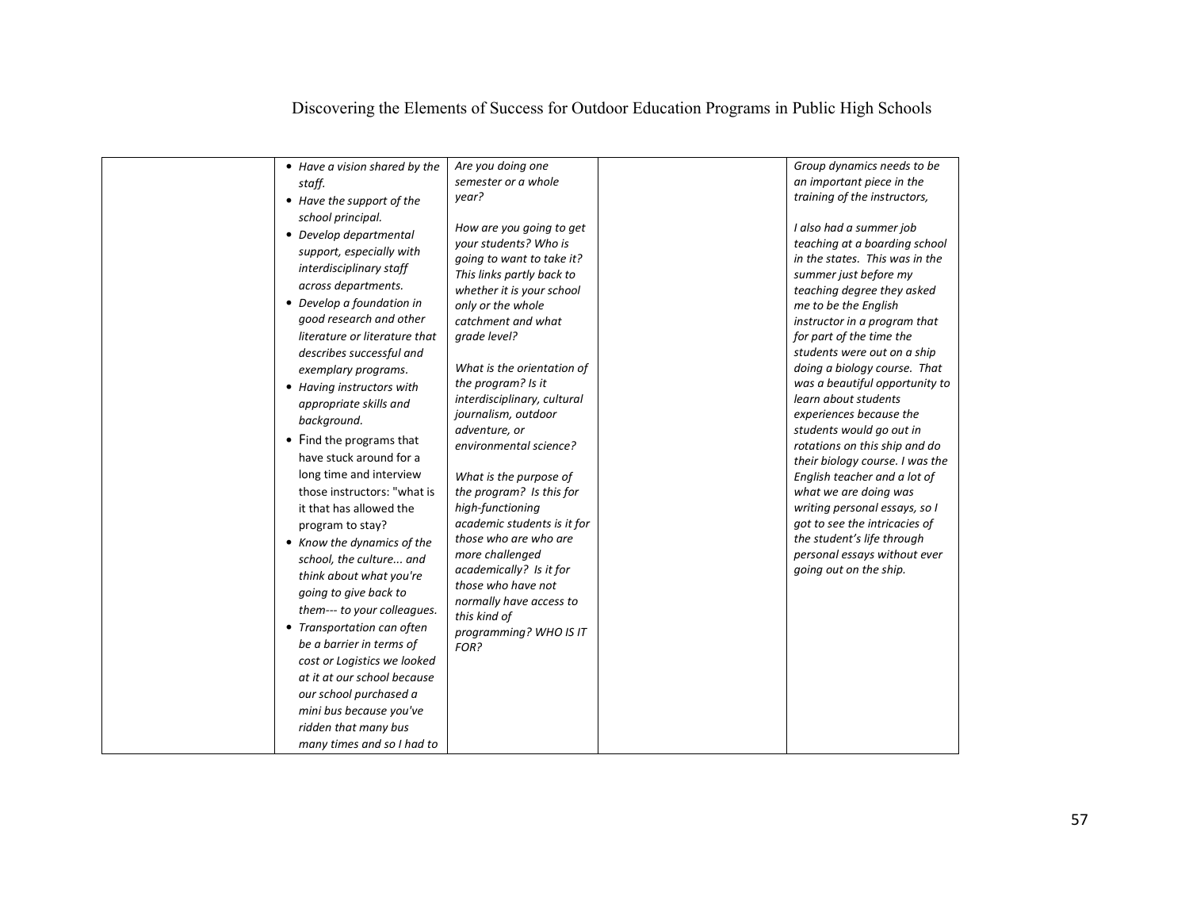| | | | | |
|---|---|---|---|---|
| | • *Have a vision shared by the staff.*<br>• *Have the support of the school principal.*<br>• *Develop departmental support, especially with interdisciplinary staff across departments.*<br>• *Develop a foundation in good research and other literature or literature that describes successful and exemplary programs.*<br>• *Having instructors with appropriate skills and background.*<br>• Find the programs that have stuck around for a long time and interview those instructors: "what is it that has allowed the program to stay?<br>• *Know the dynamics of the school, the culture... and think about what you're going to give back to them--- to your colleagues.*<br>• *Transportation can often be a barrier in terms of cost or Logistics we looked at it at our school because our school purchased a mini bus because you've ridden that many bus many times and so I had to* | *Are you doing one semester or a whole year?*<br><br>*How are you going to get your students? Who is going to want to take it? This links partly back to whether it is your school only or the whole catchment and what grade level?*<br><br>*What is the orientation of the program? Is it interdisciplinary, cultural journalism, outdoor adventure, or environmental science?*<br><br>*What is the purpose of the program? Is this for high-functioning academic students is it for those who are who are more challenged academically? Is it for those who have not normally have access to this kind of programming? WHO IS IT FOR?* | | *Group dynamics needs to be an important piece in the training of the instructors,*<br><br>*I also had a summer job teaching at a boarding school in the states. This was in the summer just before my teaching degree they asked me to be the English instructor in a program that for part of the time the students were out on a ship doing a biology course. That was a beautiful opportunity to learn about students experiences because the students would go out in rotations on this ship and do their biology course. I was the English teacher and a lot of what we are doing was writing personal essays, so I got to see the intricacies of the student's life through personal essays without ever going out on the ship.* |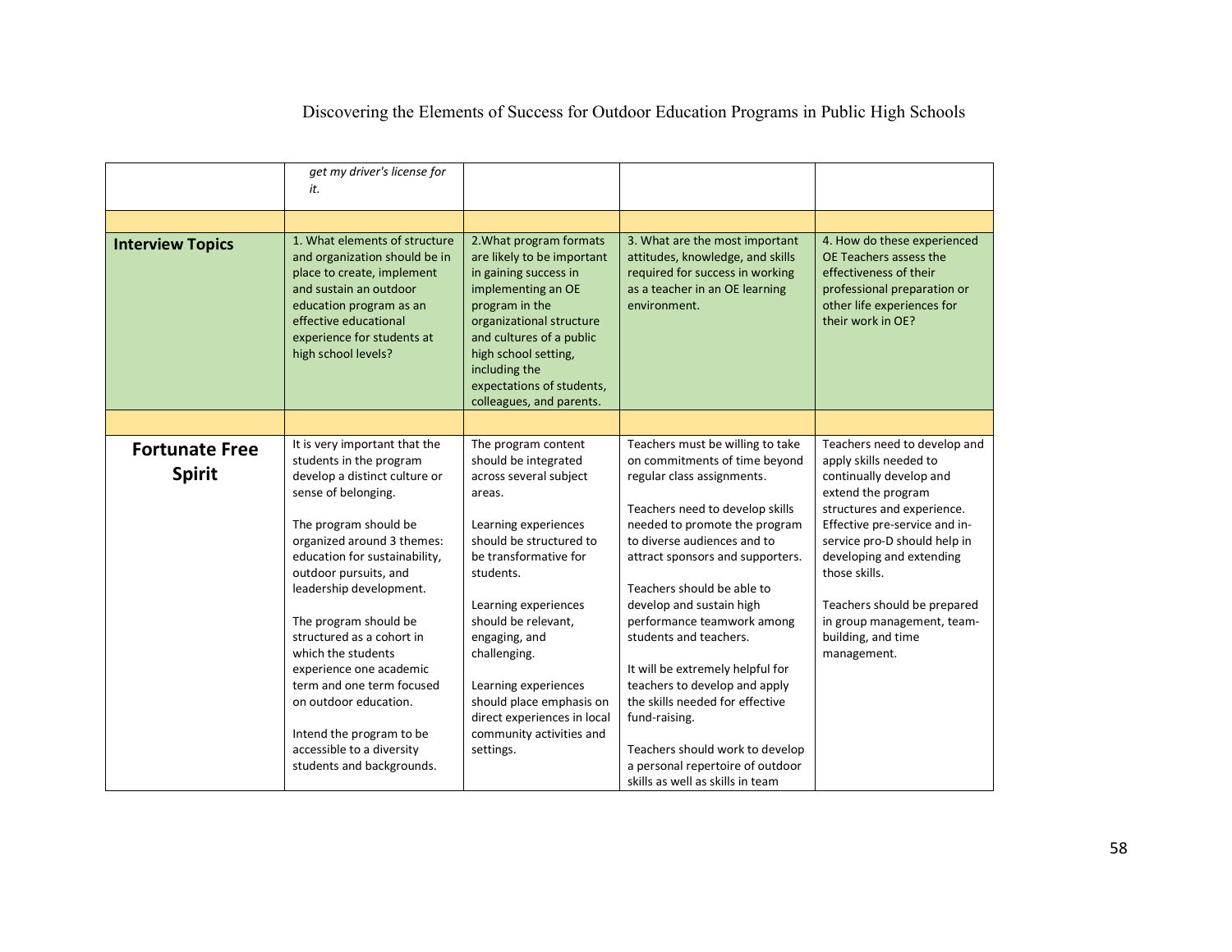| | | | | |
|---|---|---|---|---|
| | *get my driver's license for it.* | | | |
| | | | | |
| **Interview Topics** | 1. What elements of structure and organization should be in place to create, implement and sustain an outdoor education program as an effective educational experience for students at high school levels? | 2.What program formats are likely to be important in gaining success in implementing an OE program in the organizational structure and cultures of a public high school setting, including the expectations of students, colleagues, and parents. | 3. What are the most important attitudes, knowledge, and skills required for success in working as a teacher in an OE learning environment. | 4. How do these experienced OE Teachers assess the effectiveness of their professional preparation or other life experiences for their work in OE? |
| | | | | |
| **Fortunate Free Spirit** | It is very important that the students in the program develop a distinct culture or sense of belonging.<br><br>The program should be organized around 3 themes: education for sustainability, outdoor pursuits, and leadership development.<br><br>The program should be structured as a cohort in which the students experience one academic term and one term focused on outdoor education.<br><br>Intend the program to be accessible to a diversity students and backgrounds. | The program content should be integrated across several subject areas.<br><br>Learning experiences should be structured to be transformative for students.<br><br>Learning experiences should be relevant, engaging, and challenging.<br><br>Learning experiences should place emphasis on direct experiences in local community activities and settings. | Teachers must be willing to take on commitments of time beyond regular class assignments.<br><br>Teachers need to develop skills needed to promote the program to diverse audiences and to attract sponsors and supporters.<br><br>Teachers should be able to develop and sustain high performance teamwork among students and teachers.<br><br>It will be extremely helpful for teachers to develop and apply the skills needed for effective fund-raising.<br><br>Teachers should work to develop a personal repertoire of outdoor skills as well as skills in team | Teachers need to develop and apply skills needed to continually develop and extend the program structures and experience. Effective pre-service and in-service pro-D should help in developing and extending those skills.<br><br>Teachers should be prepared in group management, team-building, and time management. |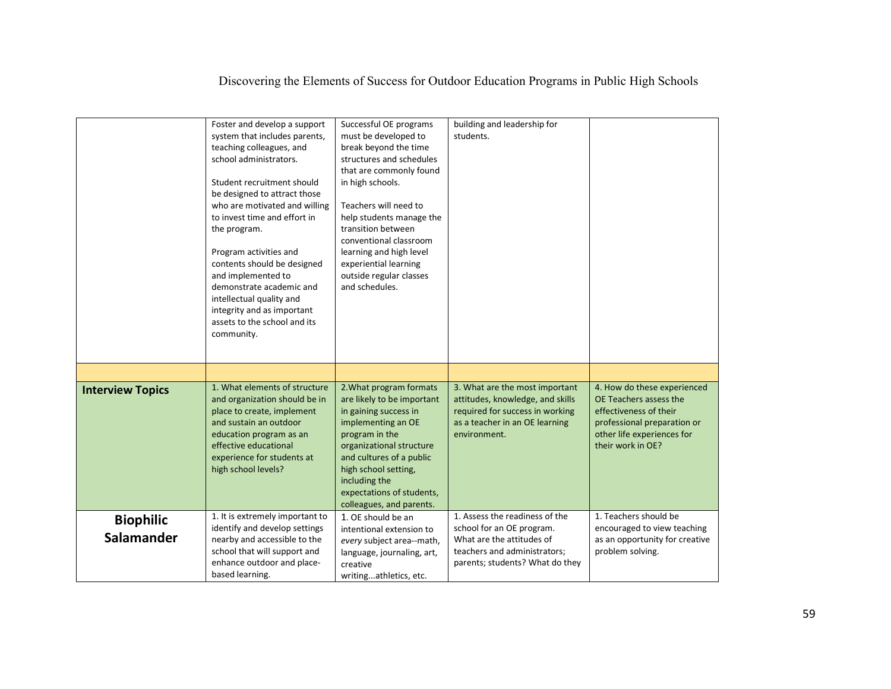|  |  |  |  |  |
|---|---|---|---|---|
|  | Foster and develop a support system that includes parents, teaching colleagues, and school administrators.<br><br>Student recruitment should be designed to attract those who are motivated and willing to invest time and effort in the program.<br><br>Program activities and contents should be designed and implemented to demonstrate academic and intellectual quality and integrity and as important assets to the school and its community. | Successful OE programs must be developed to break beyond the time structures and schedules that are commonly found in high schools.<br><br>Teachers will need to help students manage the transition between conventional classroom learning and high level experiential learning outside regular classes and schedules. | building and leadership for students. |  |
|  |  |  |  |  |
| **Interview Topics** | 1. What elements of structure and organization should be in place to create, implement and sustain an outdoor education program as an effective educational experience for students at high school levels? | 2.What program formats are likely to be important in gaining success in implementing an OE program in the organizational structure and cultures of a public high school setting, including the expectations of students, colleagues, and parents. | 3. What are the most important attitudes, knowledge, and skills required for success in working as a teacher in an OE learning environment. | 4. How do these experienced OE Teachers assess the effectiveness of their professional preparation or other life experiences for their work in OE? |
| **Biophilic Salamander** | 1. It is extremely important to identify and develop settings nearby and accessible to the school that will support and enhance outdoor and place-based learning. | 1. OE should be an intentional extension to *every* subject area--math, language, journaling, art, creative writing...athletics, etc. | 1. Assess the readiness of the school for an OE program. What are the attitudes of teachers and administrators; parents; students? What do they | 1. Teachers should be encouraged to view teaching as an opportunity for creative problem solving. |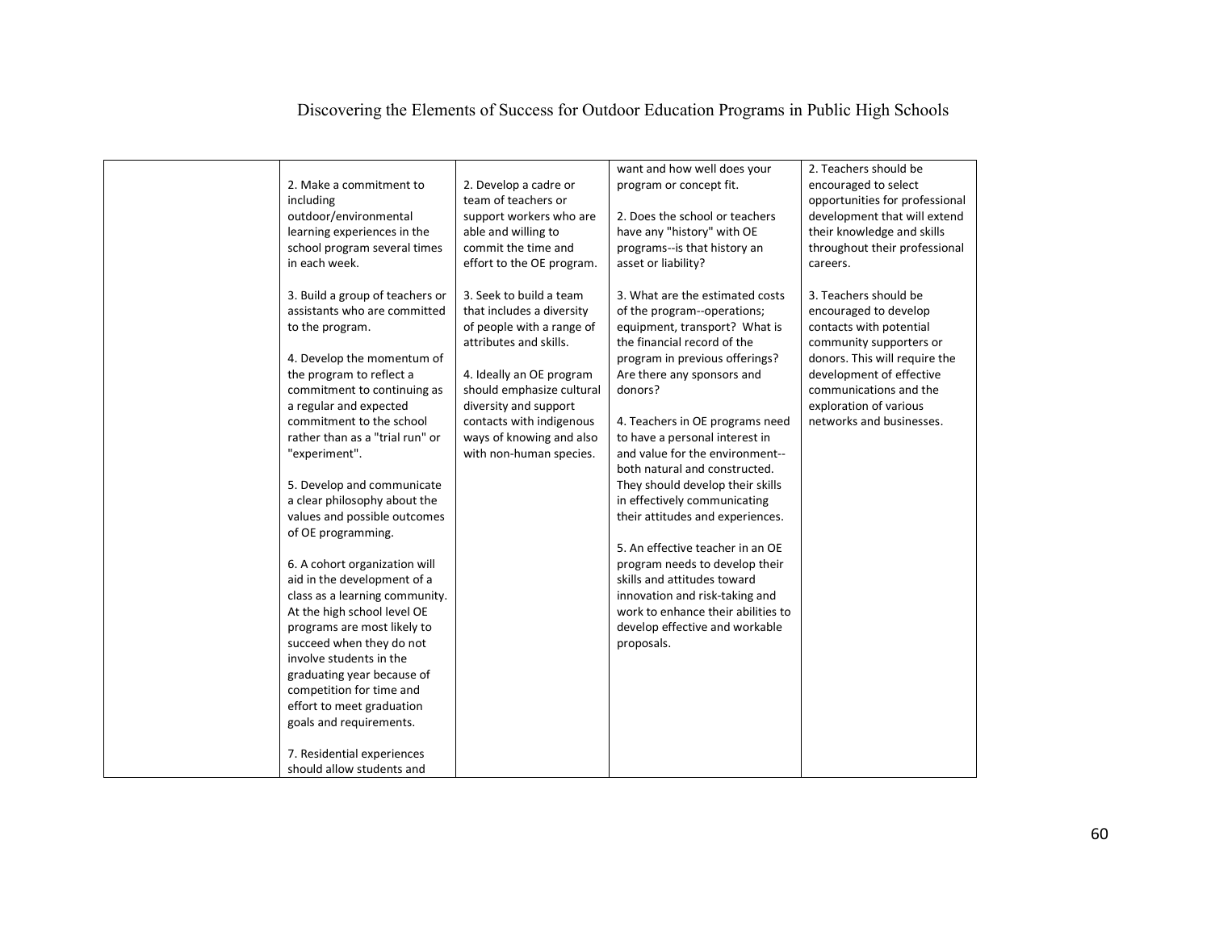| | | | | |
|---|---|---|---|---|
| | 2. Make a commitment to including outdoor/environmental learning experiences in the school program several times in each week.<br><br>3. Build a group of teachers or assistants who are committed to the program.<br><br>4. Develop the momentum of the program to reflect a commitment to continuing as a regular and expected commitment to the school rather than as a "trial run" or "experiment".<br><br>5. Develop and communicate a clear philosophy about the values and possible outcomes of OE programming.<br><br>6. A cohort organization will aid in the development of a class as a learning community. At the high school level OE programs are most likely to succeed when they do not involve students in the graduating year because of competition for time and effort to meet graduation goals and requirements.<br><br>7. Residential experiences should allow students and | 2. Develop a cadre or team of teachers or support workers who are able and willing to commit the time and effort to the OE program.<br><br>3. Seek to build a team that includes a diversity of people with a range of attributes and skills.<br><br>4. Ideally an OE program should emphasize cultural diversity and support contacts with indigenous ways of knowing and also with non-human species. | want and how well does your program or concept fit.<br><br>2. Does the school or teachers have any "history" with OE programs--is that history an asset or liability?<br><br>3. What are the estimated costs of the program--operations; equipment, transport? What is the financial record of the program in previous offerings? Are there any sponsors and donors?<br><br>4. Teachers in OE programs need to have a personal interest in and value for the environment--both natural and constructed. They should develop their skills in effectively communicating their attitudes and experiences.<br><br>5. An effective teacher in an OE program needs to develop their skills and attitudes toward innovation and risk-taking and work to enhance their abilities to develop effective and workable proposals. | 2. Teachers should be encouraged to select opportunities for professional development that will extend their knowledge and skills throughout their professional careers.<br><br>3. Teachers should be encouraged to develop contacts with potential community supporters or donors. This will require the development of effective communications and the exploration of various networks and businesses. |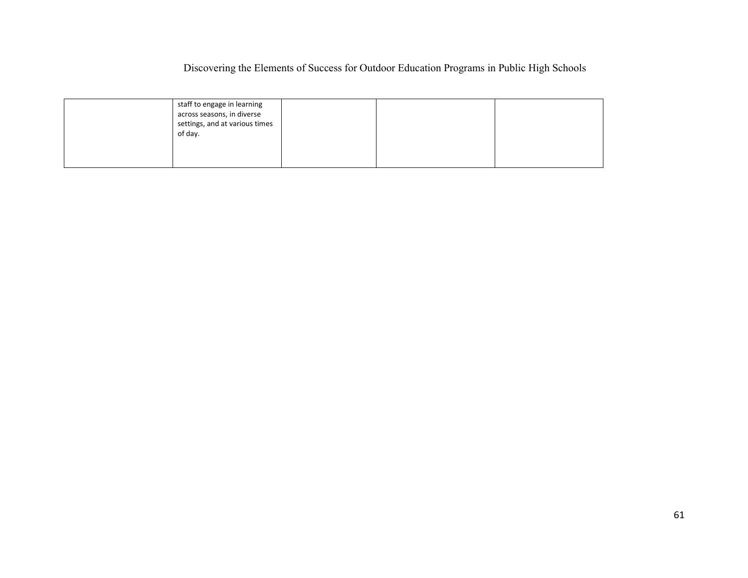|  |  |  |  |  |
|---|---|---|---|---|
|  | staff to engage in learning across seasons, in diverse settings, and at various times of day. |  |  |  |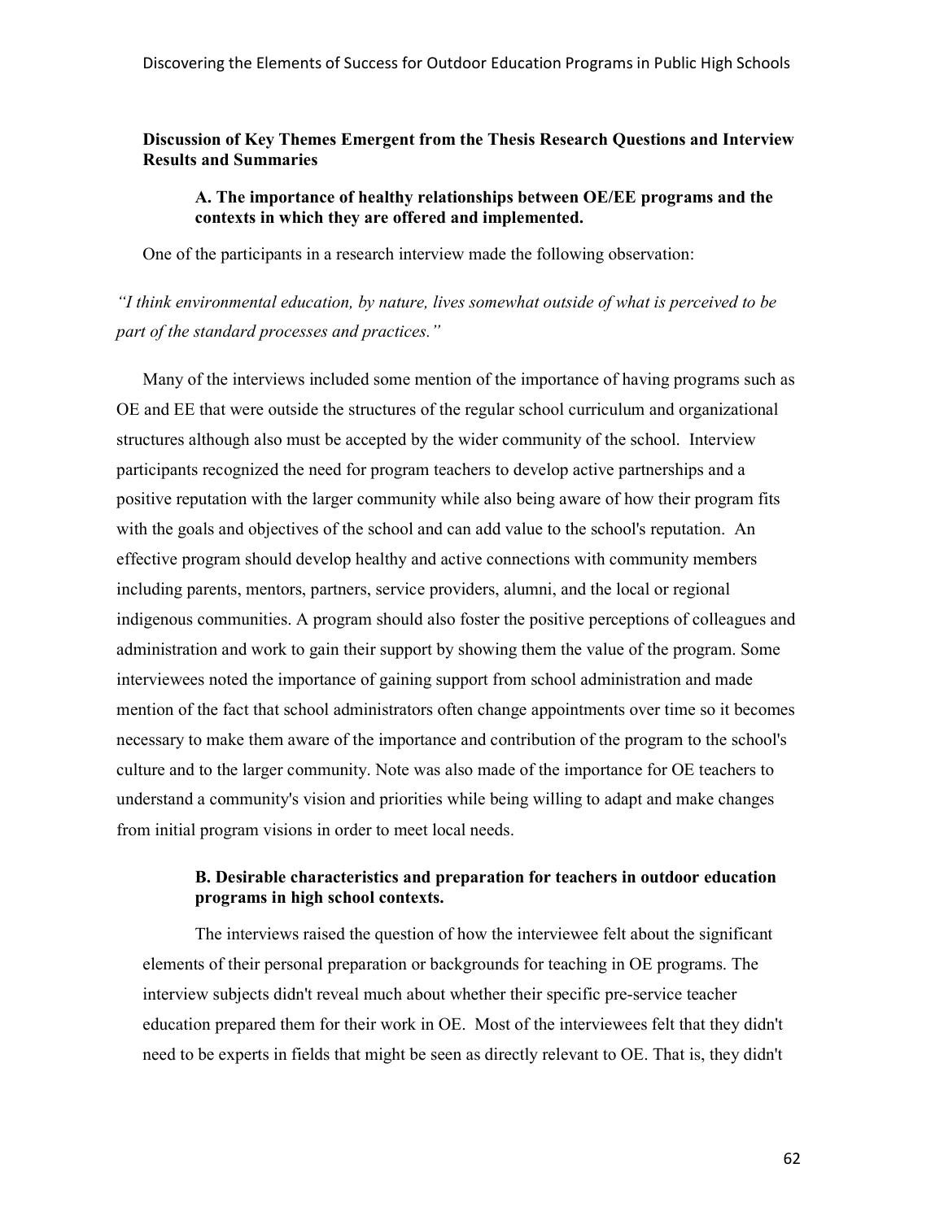**Discussion of Key Themes Emergent from the Thesis Research Questions and Interview Results and Summaries**

**A. The importance of healthy relationships between OE/EE programs and the contexts in which they are offered and implemented.**

One of the participants in a research interview made the following observation:

*"I think environmental education, by nature, lives somewhat outside of what is perceived to be part of the standard processes and practices."*

Many of the interviews included some mention of the importance of having programs such as OE and EE that were outside the structures of the regular school curriculum and organizational structures although also must be accepted by the wider community of the school. Interview participants recognized the need for program teachers to develop active partnerships and a positive reputation with the larger community while also being aware of how their program fits with the goals and objectives of the school and can add value to the school's reputation. An effective program should develop healthy and active connections with community members including parents, mentors, partners, service providers, alumni, and the local or regional indigenous communities. A program should also foster the positive perceptions of colleagues and administration and work to gain their support by showing them the value of the program. Some interviewees noted the importance of gaining support from school administration and made mention of the fact that school administrators often change appointments over time so it becomes necessary to make them aware of the importance and contribution of the program to the school's culture and to the larger community. Note was also made of the importance for OE teachers to understand a community's vision and priorities while being willing to adapt and make changes from initial program visions in order to meet local needs.

**B. Desirable characteristics and preparation for teachers in outdoor education programs in high school contexts.**

The interviews raised the question of how the interviewee felt about the significant elements of their personal preparation or backgrounds for teaching in OE programs. The interview subjects didn't reveal much about whether their specific pre-service teacher education prepared them for their work in OE. Most of the interviewees felt that they didn't need to be experts in fields that might be seen as directly relevant to OE. That is, they didn't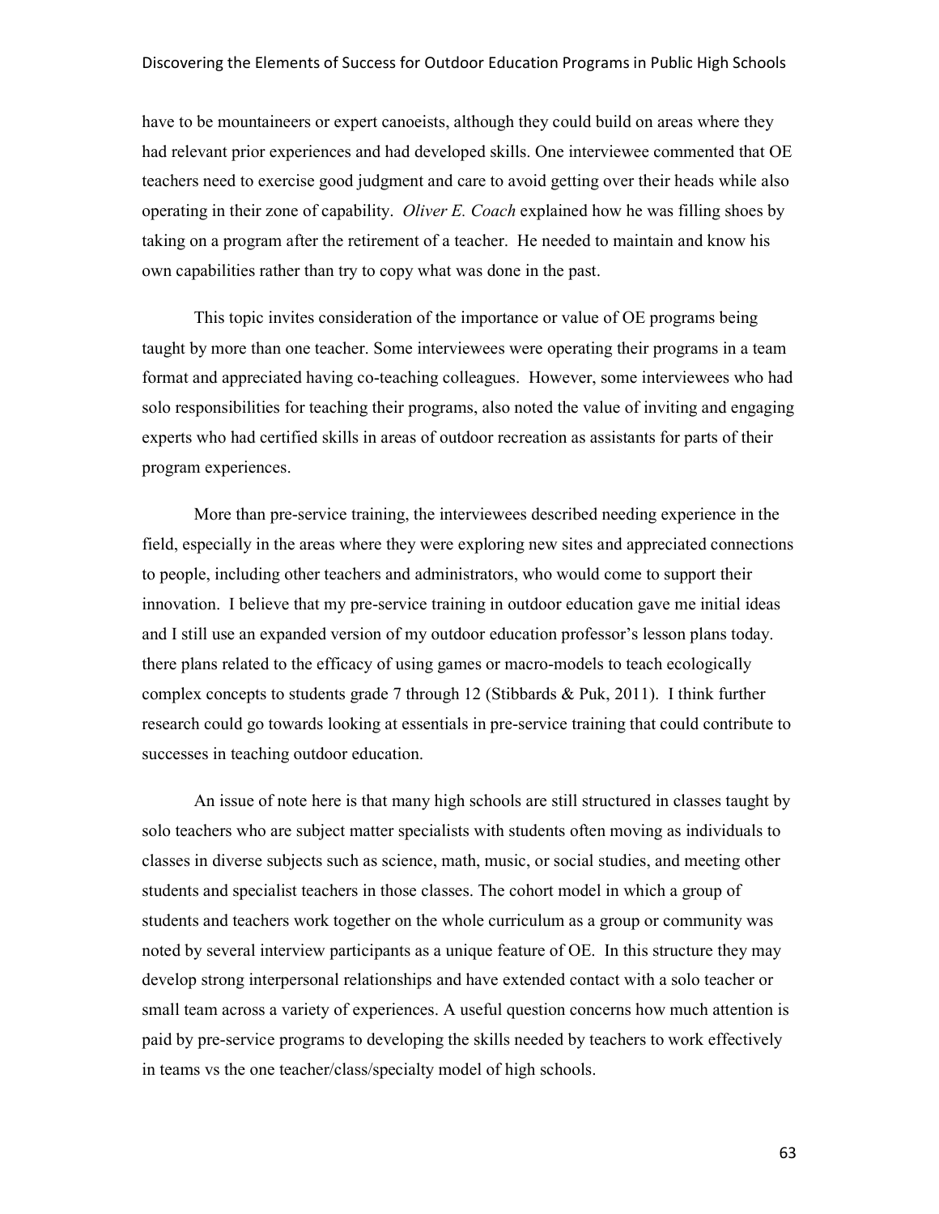have to be mountaineers or expert canoeists, although they could build on areas where they had relevant prior experiences and had developed skills. One interviewee commented that OE teachers need to exercise good judgment and care to avoid getting over their heads while also operating in their zone of capability. *Oliver E. Coach* explained how he was filling shoes by taking on a program after the retirement of a teacher. He needed to maintain and know his own capabilities rather than try to copy what was done in the past.

This topic invites consideration of the importance or value of OE programs being taught by more than one teacher. Some interviewees were operating their programs in a team format and appreciated having co-teaching colleagues. However, some interviewees who had solo responsibilities for teaching their programs, also noted the value of inviting and engaging experts who had certified skills in areas of outdoor recreation as assistants for parts of their program experiences.

More than pre-service training, the interviewees described needing experience in the field, especially in the areas where they were exploring new sites and appreciated connections to people, including other teachers and administrators, who would come to support their innovation. I believe that my pre-service training in outdoor education gave me initial ideas and I still use an expanded version of my outdoor education professor's lesson plans today. there plans related to the efficacy of using games or macro-models to teach ecologically complex concepts to students grade 7 through 12 (Stibbards & Puk, 2011). I think further research could go towards looking at essentials in pre-service training that could contribute to successes in teaching outdoor education.

An issue of note here is that many high schools are still structured in classes taught by solo teachers who are subject matter specialists with students often moving as individuals to classes in diverse subjects such as science, math, music, or social studies, and meeting other students and specialist teachers in those classes. The cohort model in which a group of students and teachers work together on the whole curriculum as a group or community was noted by several interview participants as a unique feature of OE. In this structure they may develop strong interpersonal relationships and have extended contact with a solo teacher or small team across a variety of experiences. A useful question concerns how much attention is paid by pre-service programs to developing the skills needed by teachers to work effectively in teams vs the one teacher/class/specialty model of high schools.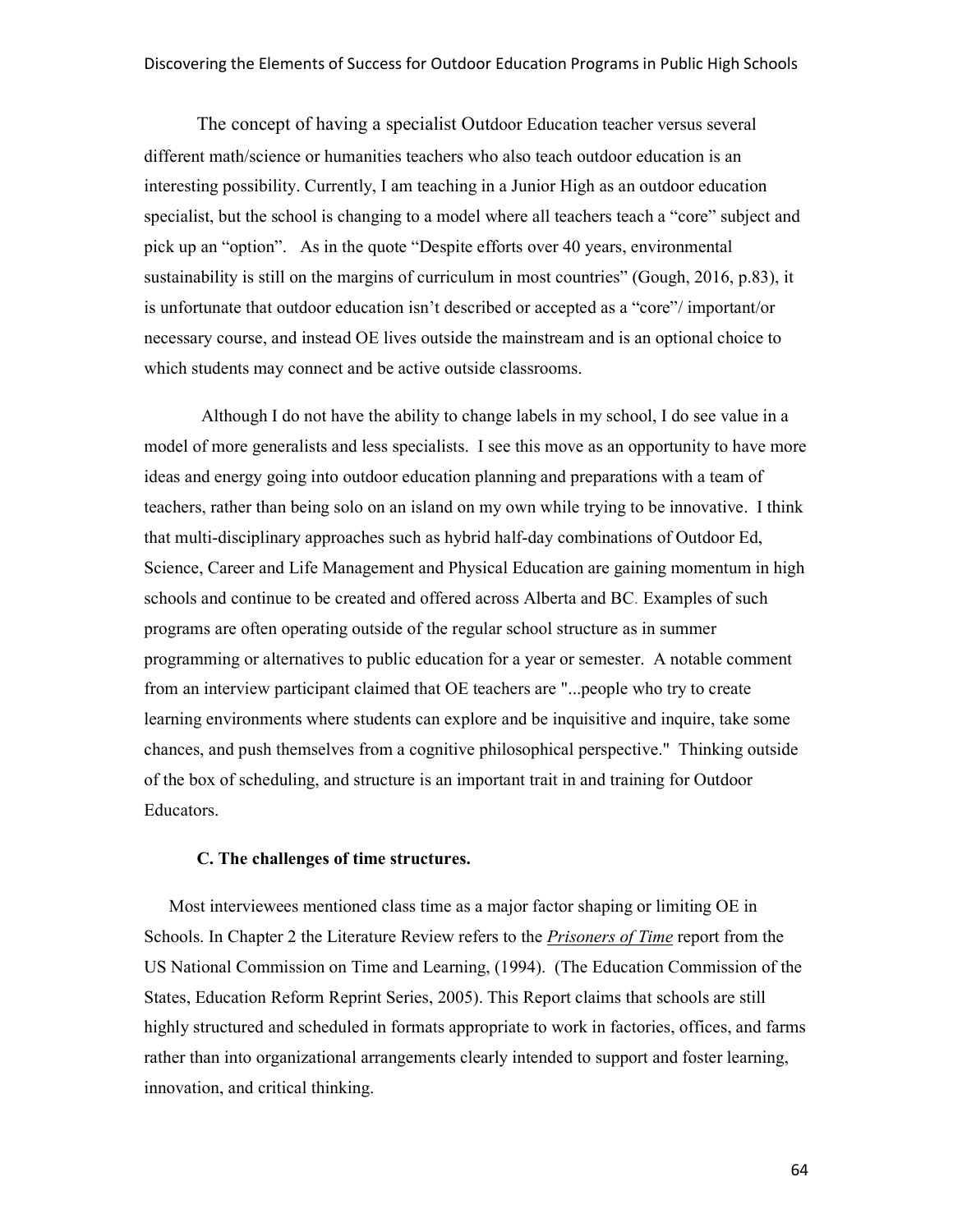The concept of having a specialist Outdoor Education teacher versus several different math/science or humanities teachers who also teach outdoor education is an interesting possibility. Currently, I am teaching in a Junior High as an outdoor education specialist, but the school is changing to a model where all teachers teach a "core" subject and pick up an "option". As in the quote "Despite efforts over 40 years, environmental sustainability is still on the margins of curriculum in most countries" (Gough, 2016, p.83), it is unfortunate that outdoor education isn't described or accepted as a "core"/ important/or necessary course, and instead OE lives outside the mainstream and is an optional choice to which students may connect and be active outside classrooms.

Although I do not have the ability to change labels in my school, I do see value in a model of more generalists and less specialists. I see this move as an opportunity to have more ideas and energy going into outdoor education planning and preparations with a team of teachers, rather than being solo on an island on my own while trying to be innovative. I think that multi-disciplinary approaches such as hybrid half-day combinations of Outdoor Ed, Science, Career and Life Management and Physical Education are gaining momentum in high schools and continue to be created and offered across Alberta and BC. Examples of such programs are often operating outside of the regular school structure as in summer programming or alternatives to public education for a year or semester. A notable comment from an interview participant claimed that OE teachers are "...people who try to create learning environments where students can explore and be inquisitive and inquire, take some chances, and push themselves from a cognitive philosophical perspective." Thinking outside of the box of scheduling, and structure is an important trait in and training for Outdoor Educators.

**C. The challenges of time structures.**

Most interviewees mentioned class time as a major factor shaping or limiting OE in Schools. In Chapter 2 the Literature Review refers to the ***Prisoners of Time*** report from the US National Commission on Time and Learning, (1994). (The Education Commission of the States, Education Reform Reprint Series, 2005). This Report claims that schools are still highly structured and scheduled in formats appropriate to work in factories, offices, and farms rather than into organizational arrangements clearly intended to support and foster learning, innovation, and critical thinking.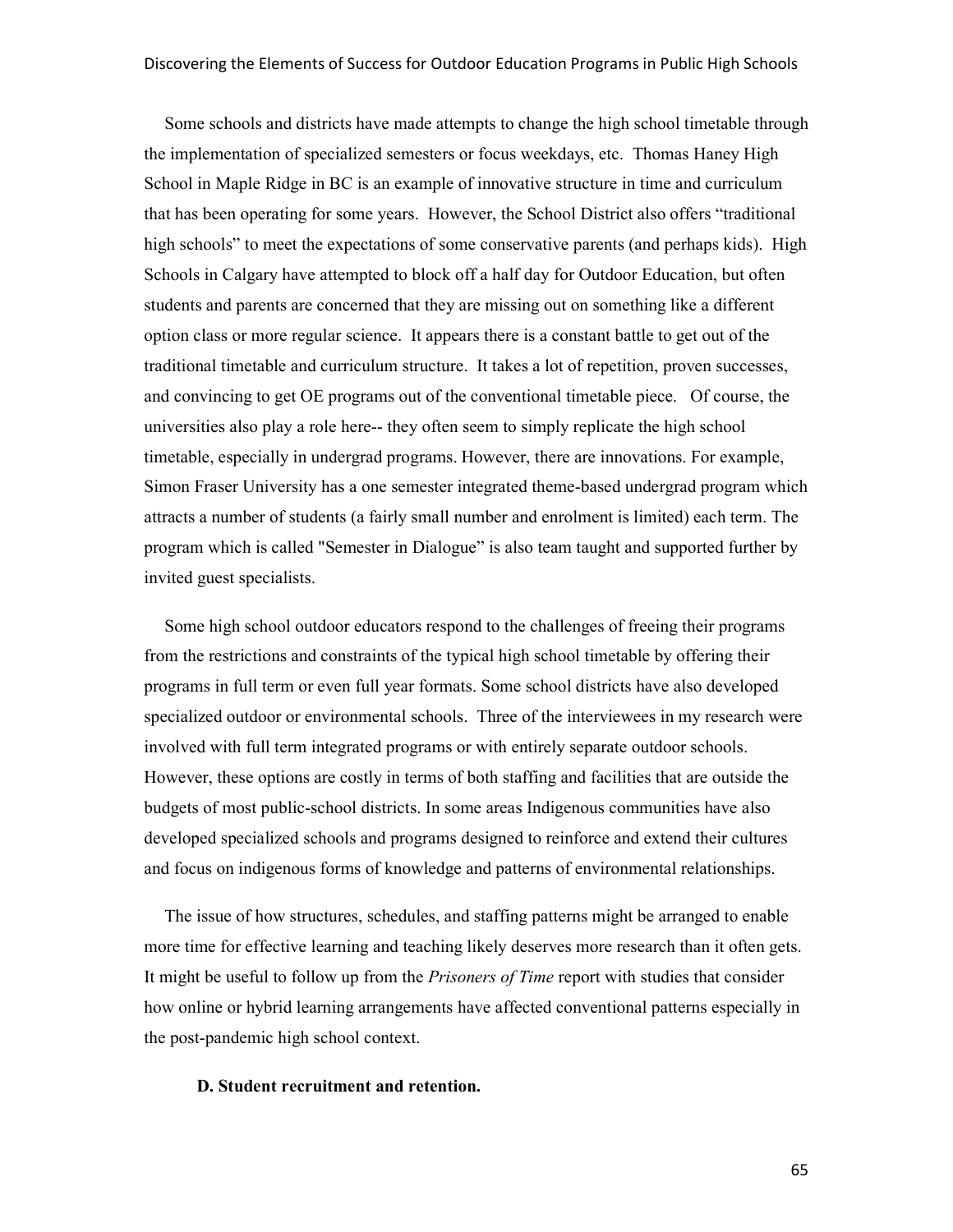Some schools and districts have made attempts to change the high school timetable through the implementation of specialized semesters or focus weekdays, etc. Thomas Haney High School in Maple Ridge in BC is an example of innovative structure in time and curriculum that has been operating for some years. However, the School District also offers "traditional high schools" to meet the expectations of some conservative parents (and perhaps kids). High Schools in Calgary have attempted to block off a half day for Outdoor Education, but often students and parents are concerned that they are missing out on something like a different option class or more regular science. It appears there is a constant battle to get out of the traditional timetable and curriculum structure. It takes a lot of repetition, proven successes, and convincing to get OE programs out of the conventional timetable piece. Of course, the universities also play a role here-- they often seem to simply replicate the high school timetable, especially in undergrad programs. However, there are innovations. For example, Simon Fraser University has a one semester integrated theme-based undergrad program which attracts a number of students (a fairly small number and enrolment is limited) each term. The program which is called "Semester in Dialogue" is also team taught and supported further by invited guest specialists.

Some high school outdoor educators respond to the challenges of freeing their programs from the restrictions and constraints of the typical high school timetable by offering their programs in full term or even full year formats. Some school districts have also developed specialized outdoor or environmental schools. Three of the interviewees in my research were involved with full term integrated programs or with entirely separate outdoor schools. However, these options are costly in terms of both staffing and facilities that are outside the budgets of most public-school districts. In some areas Indigenous communities have also developed specialized schools and programs designed to reinforce and extend their cultures and focus on indigenous forms of knowledge and patterns of environmental relationships.

The issue of how structures, schedules, and staffing patterns might be arranged to enable more time for effective learning and teaching likely deserves more research than it often gets. It might be useful to follow up from the *Prisoners of Time* report with studies that consider how online or hybrid learning arrangements have affected conventional patterns especially in the post-pandemic high school context.

**D. Student recruitment and retention.**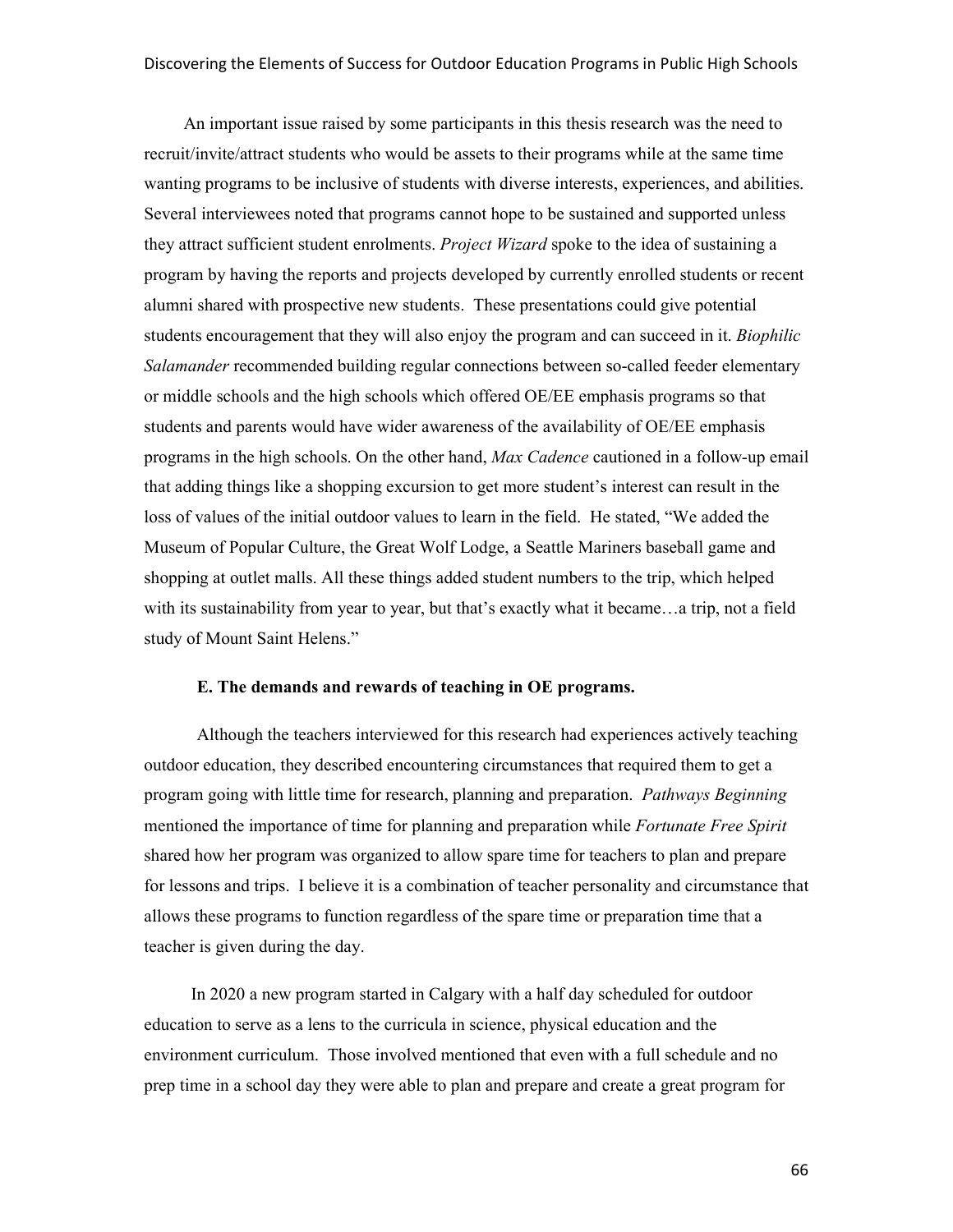An important issue raised by some participants in this thesis research was the need to recruit/invite/attract students who would be assets to their programs while at the same time wanting programs to be inclusive of students with diverse interests, experiences, and abilities. Several interviewees noted that programs cannot hope to be sustained and supported unless they attract sufficient student enrolments. *Project Wizard* spoke to the idea of sustaining a program by having the reports and projects developed by currently enrolled students or recent alumni shared with prospective new students. These presentations could give potential students encouragement that they will also enjoy the program and can succeed in it. *Biophilic Salamander* recommended building regular connections between so-called feeder elementary or middle schools and the high schools which offered OE/EE emphasis programs so that students and parents would have wider awareness of the availability of OE/EE emphasis programs in the high schools. On the other hand, *Max Cadence* cautioned in a follow-up email that adding things like a shopping excursion to get more student's interest can result in the loss of values of the initial outdoor values to learn in the field. He stated, "We added the Museum of Popular Culture, the Great Wolf Lodge, a Seattle Mariners baseball game and shopping at outlet malls. All these things added student numbers to the trip, which helped with its sustainability from year to year, but that's exactly what it became…a trip, not a field study of Mount Saint Helens."

### E. The demands and rewards of teaching in OE programs.

Although the teachers interviewed for this research had experiences actively teaching outdoor education, they described encountering circumstances that required them to get a program going with little time for research, planning and preparation. *Pathways Beginning* mentioned the importance of time for planning and preparation while *Fortunate Free Spirit* shared how her program was organized to allow spare time for teachers to plan and prepare for lessons and trips. I believe it is a combination of teacher personality and circumstance that allows these programs to function regardless of the spare time or preparation time that a teacher is given during the day.

In 2020 a new program started in Calgary with a half day scheduled for outdoor education to serve as a lens to the curricula in science, physical education and the environment curriculum. Those involved mentioned that even with a full schedule and no prep time in a school day they were able to plan and prepare and create a great program for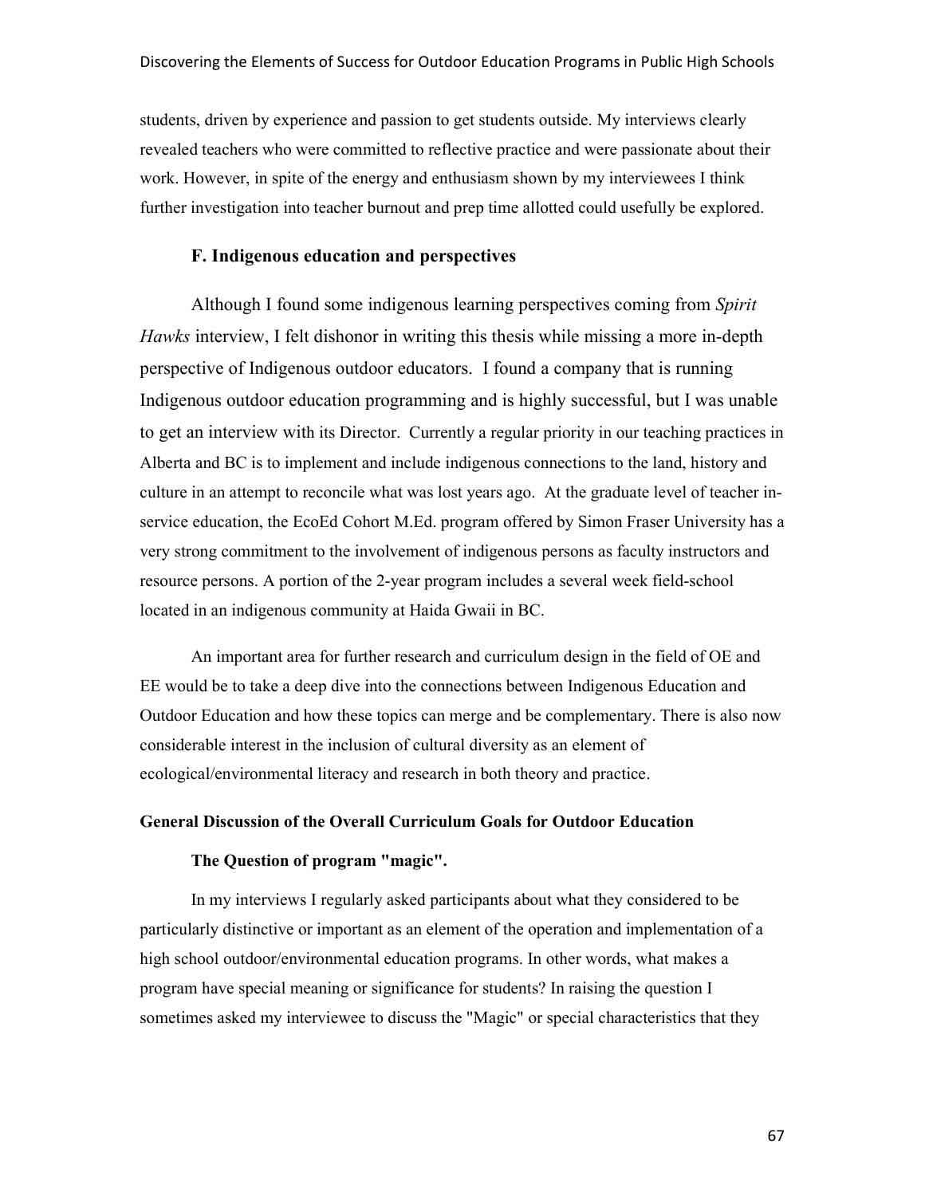students, driven by experience and passion to get students outside. My interviews clearly revealed teachers who were committed to reflective practice and were passionate about their work. However, in spite of the energy and enthusiasm shown by my interviewees I think further investigation into teacher burnout and prep time allotted could usefully be explored.

### F. Indigenous education and perspectives

Although I found some indigenous learning perspectives coming from *Spirit Hawks* interview, I felt dishonor in writing this thesis while missing a more in-depth perspective of Indigenous outdoor educators. I found a company that is running Indigenous outdoor education programming and is highly successful, but I was unable to get an interview with its Director. Currently a regular priority in our teaching practices in Alberta and BC is to implement and include indigenous connections to the land, history and culture in an attempt to reconcile what was lost years ago. At the graduate level of teacher in-service education, the EcoEd Cohort M.Ed. program offered by Simon Fraser University has a very strong commitment to the involvement of indigenous persons as faculty instructors and resource persons. A portion of the 2-year program includes a several week field-school located in an indigenous community at Haida Gwaii in BC.

An important area for further research and curriculum design in the field of OE and EE would be to take a deep dive into the connections between Indigenous Education and Outdoor Education and how these topics can merge and be complementary. There is also now considerable interest in the inclusion of cultural diversity as an element of ecological/environmental literacy and research in both theory and practice.

## General Discussion of the Overall Curriculum Goals for Outdoor Education

### The Question of program "magic".

In my interviews I regularly asked participants about what they considered to be particularly distinctive or important as an element of the operation and implementation of a high school outdoor/environmental education programs. In other words, what makes a program have special meaning or significance for students? In raising the question I sometimes asked my interviewee to discuss the "Magic" or special characteristics that they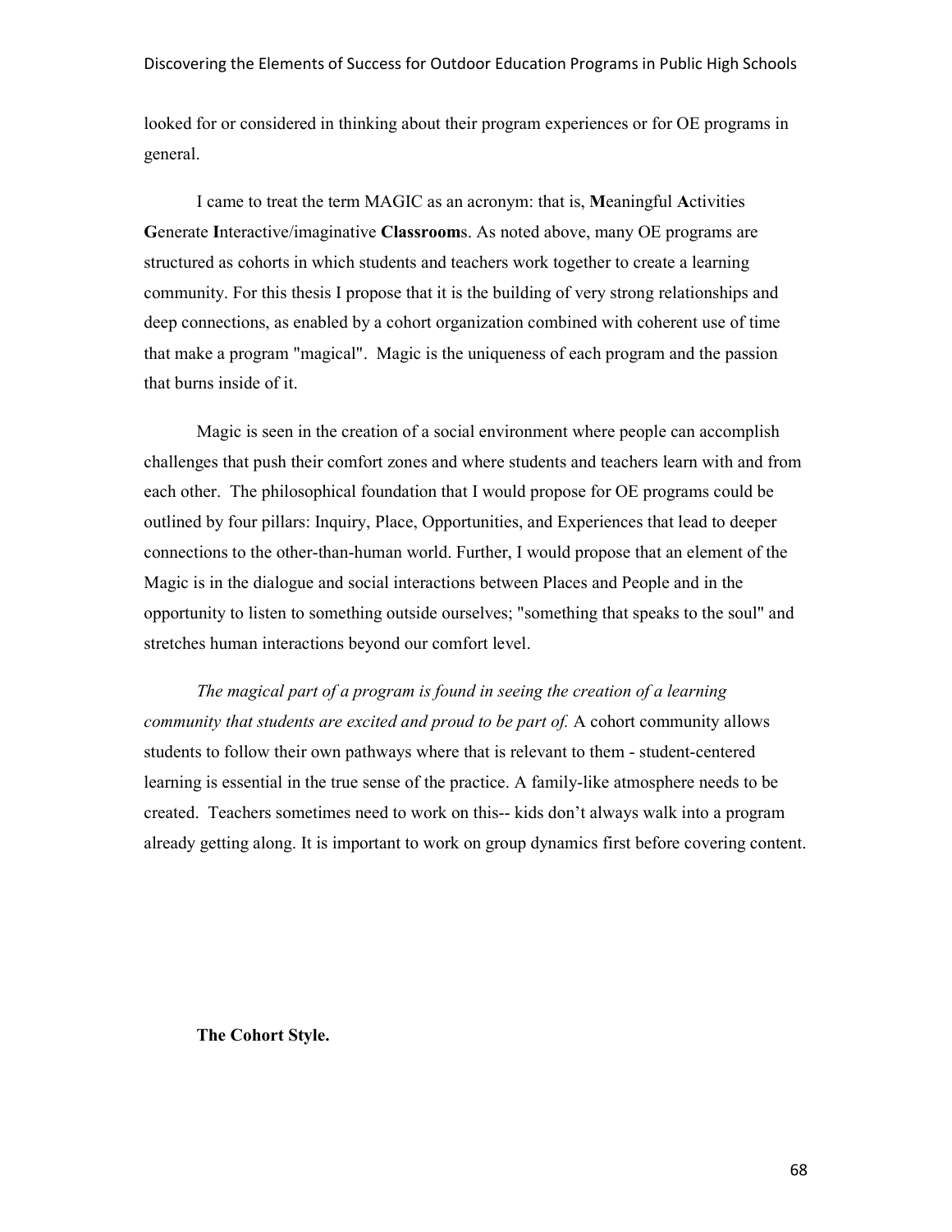looked for or considered in thinking about their program experiences or for OE programs in general.

I came to treat the term MAGIC as an acronym: that is, **M**eaningful **A**ctivities **G**enerate **I**nteractive/imaginative **Classroom**s. As noted above, many OE programs are structured as cohorts in which students and teachers work together to create a learning community. For this thesis I propose that it is the building of very strong relationships and deep connections, as enabled by a cohort organization combined with coherent use of time that make a program "magical". Magic is the uniqueness of each program and the passion that burns inside of it.

Magic is seen in the creation of a social environment where people can accomplish challenges that push their comfort zones and where students and teachers learn with and from each other. The philosophical foundation that I would propose for OE programs could be outlined by four pillars: Inquiry, Place, Opportunities, and Experiences that lead to deeper connections to the other-than-human world. Further, I would propose that an element of the Magic is in the dialogue and social interactions between Places and People and in the opportunity to listen to something outside ourselves; "something that speaks to the soul" and stretches human interactions beyond our comfort level.

*The magical part of a program is found in seeing the creation of a learning community that students are excited and proud to be part of.* A cohort community allows students to follow their own pathways where that is relevant to them - student-centered learning is essential in the true sense of the practice. A family-like atmosphere needs to be created. Teachers sometimes need to work on this-- kids don't always walk into a program already getting along. It is important to work on group dynamics first before covering content.

**The Cohort Style.**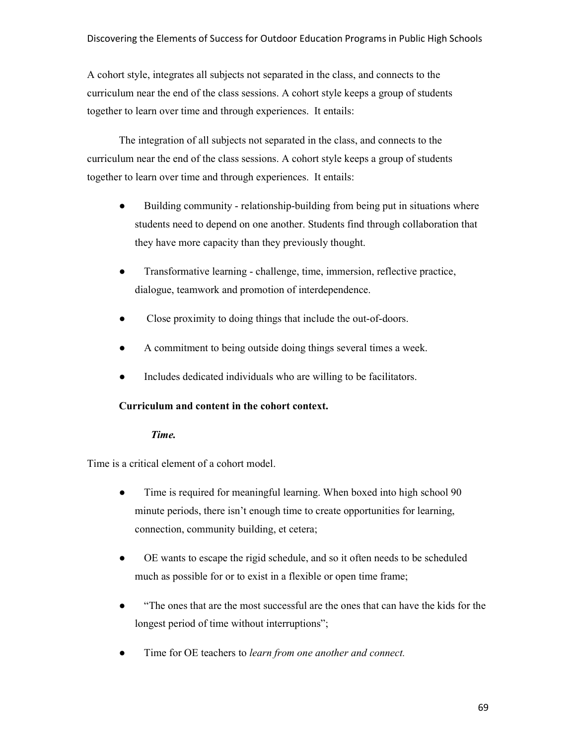A cohort style, integrates all subjects not separated in the class, and connects to the curriculum near the end of the class sessions. A cohort style keeps a group of students together to learn over time and through experiences. It entails:

The integration of all subjects not separated in the class, and connects to the curriculum near the end of the class sessions. A cohort style keeps a group of students together to learn over time and through experiences. It entails:

- Building community - relationship-building from being put in situations where students need to depend on one another. Students find through collaboration that they have more capacity than they previously thought.
- Transformative learning - challenge, time, immersion, reflective practice, dialogue, teamwork and promotion of interdependence.
- Close proximity to doing things that include the out-of-doors.
- A commitment to being outside doing things several times a week.
- Includes dedicated individuals who are willing to be facilitators.

**Curriculum and content in the cohort context.**

***Time.***

Time is a critical element of a cohort model.

- Time is required for meaningful learning. When boxed into high school 90 minute periods, there isn't enough time to create opportunities for learning, connection, community building, et cetera;
- OE wants to escape the rigid schedule, and so it often needs to be scheduled much as possible for or to exist in a flexible or open time frame;
- "The ones that are the most successful are the ones that can have the kids for the longest period of time without interruptions";
- Time for OE teachers to *learn from one another and connect.*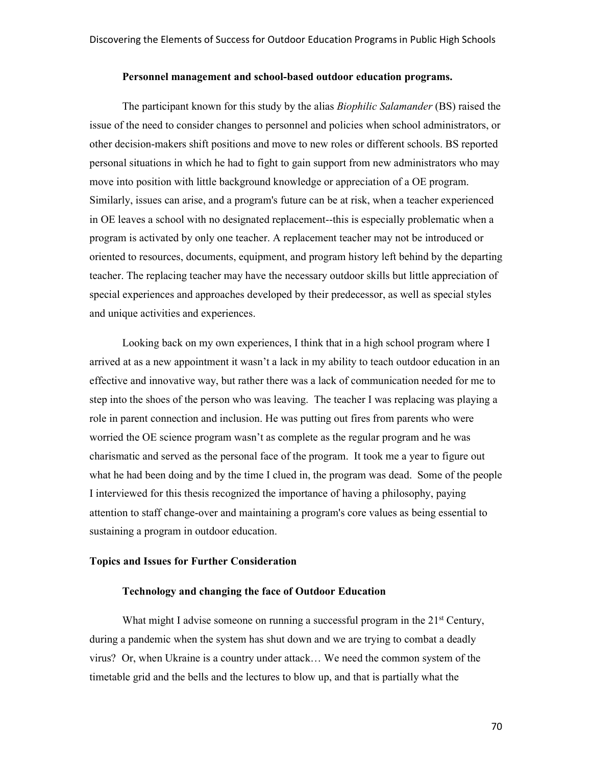### Personnel management and school-based outdoor education programs.

The participant known for this study by the alias *Biophilic Salamander* (BS) raised the issue of the need to consider changes to personnel and policies when school administrators, or other decision-makers shift positions and move to new roles or different schools. BS reported personal situations in which he had to fight to gain support from new administrators who may move into position with little background knowledge or appreciation of a OE program. Similarly, issues can arise, and a program's future can be at risk, when a teacher experienced in OE leaves a school with no designated replacement--this is especially problematic when a program is activated by only one teacher. A replacement teacher may not be introduced or oriented to resources, documents, equipment, and program history left behind by the departing teacher. The replacing teacher may have the necessary outdoor skills but little appreciation of special experiences and approaches developed by their predecessor, as well as special styles and unique activities and experiences.

Looking back on my own experiences, I think that in a high school program where I arrived at as a new appointment it wasn't a lack in my ability to teach outdoor education in an effective and innovative way, but rather there was a lack of communication needed for me to step into the shoes of the person who was leaving. The teacher I was replacing was playing a role in parent connection and inclusion. He was putting out fires from parents who were worried the OE science program wasn't as complete as the regular program and he was charismatic and served as the personal face of the program. It took me a year to figure out what he had been doing and by the time I clued in, the program was dead. Some of the people I interviewed for this thesis recognized the importance of having a philosophy, paying attention to staff change-over and maintaining a program's core values as being essential to sustaining a program in outdoor education.

## Topics and Issues for Further Consideration

### Technology and changing the face of Outdoor Education

What might I advise someone on running a successful program in the 21st Century, during a pandemic when the system has shut down and we are trying to combat a deadly virus? Or, when Ukraine is a country under attack… We need the common system of the timetable grid and the bells and the lectures to blow up, and that is partially what the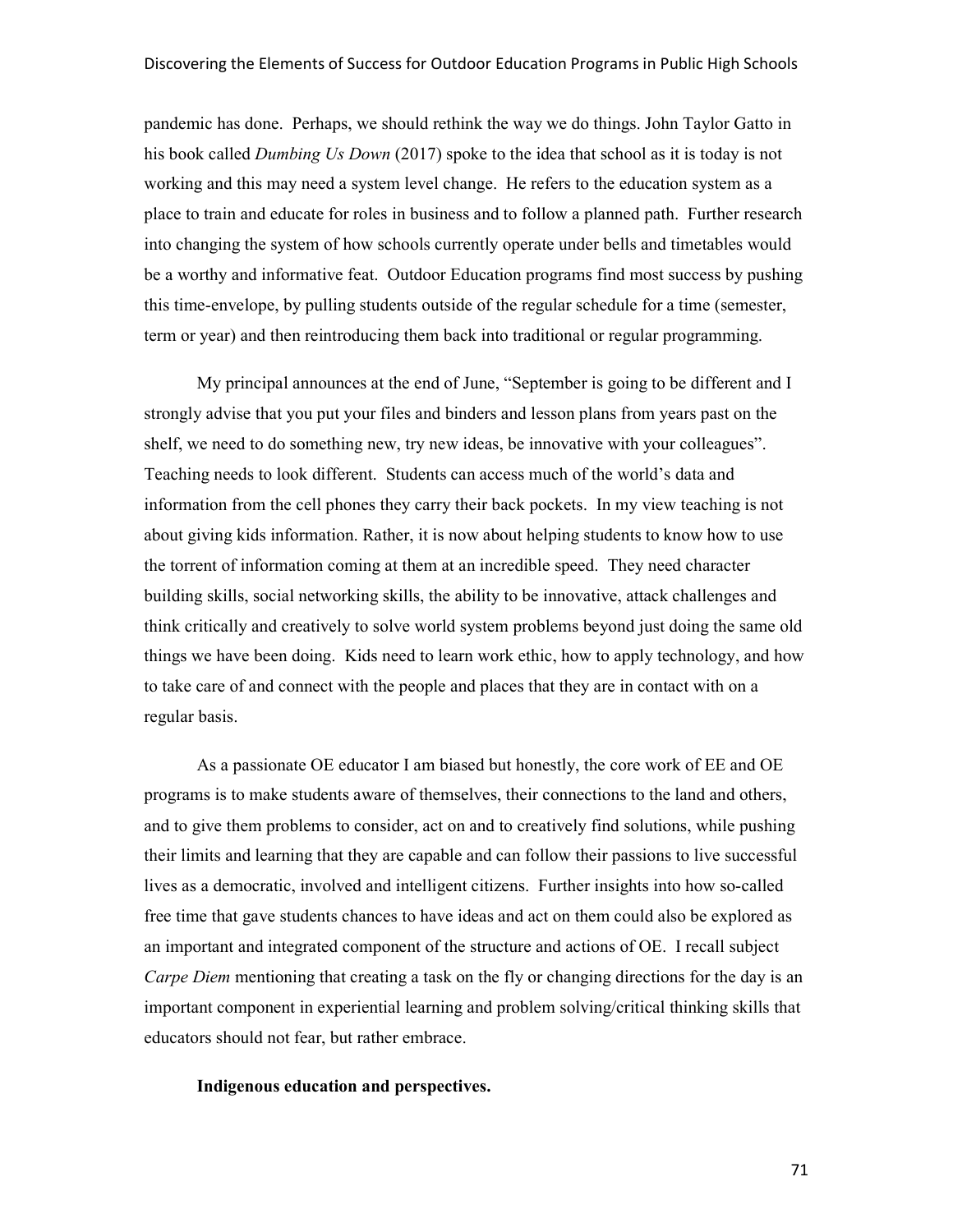pandemic has done. Perhaps, we should rethink the way we do things. John Taylor Gatto in his book called *Dumbing Us Down* (2017) spoke to the idea that school as it is today is not working and this may need a system level change. He refers to the education system as a place to train and educate for roles in business and to follow a planned path. Further research into changing the system of how schools currently operate under bells and timetables would be a worthy and informative feat. Outdoor Education programs find most success by pushing this time-envelope, by pulling students outside of the regular schedule for a time (semester, term or year) and then reintroducing them back into traditional or regular programming.

My principal announces at the end of June, "September is going to be different and I strongly advise that you put your files and binders and lesson plans from years past on the shelf, we need to do something new, try new ideas, be innovative with your colleagues". Teaching needs to look different. Students can access much of the world's data and information from the cell phones they carry their back pockets. In my view teaching is not about giving kids information. Rather, it is now about helping students to know how to use the torrent of information coming at them at an incredible speed. They need character building skills, social networking skills, the ability to be innovative, attack challenges and think critically and creatively to solve world system problems beyond just doing the same old things we have been doing. Kids need to learn work ethic, how to apply technology, and how to take care of and connect with the people and places that they are in contact with on a regular basis.

As a passionate OE educator I am biased but honestly, the core work of EE and OE programs is to make students aware of themselves, their connections to the land and others, and to give them problems to consider, act on and to creatively find solutions, while pushing their limits and learning that they are capable and can follow their passions to live successful lives as a democratic, involved and intelligent citizens. Further insights into how so-called free time that gave students chances to have ideas and act on them could also be explored as an important and integrated component of the structure and actions of OE. I recall subject *Carpe Diem* mentioning that creating a task on the fly or changing directions for the day is an important component in experiential learning and problem solving/critical thinking skills that educators should not fear, but rather embrace.

**Indigenous education and perspectives.**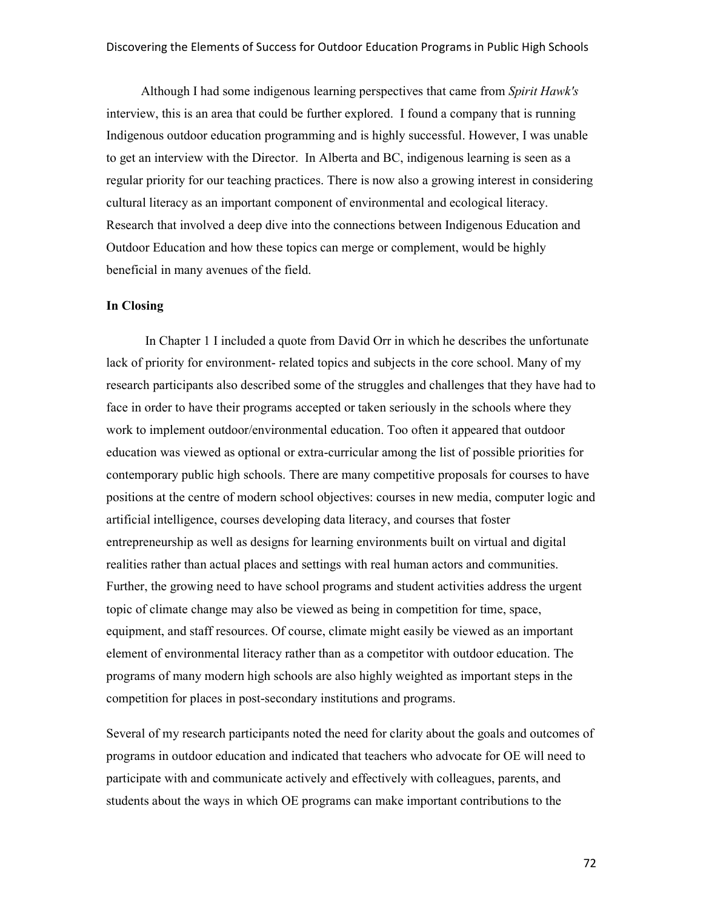Although I had some indigenous learning perspectives that came from *Spirit Hawk's* interview, this is an area that could be further explored. I found a company that is running Indigenous outdoor education programming and is highly successful. However, I was unable to get an interview with the Director. In Alberta and BC, indigenous learning is seen as a regular priority for our teaching practices. There is now also a growing interest in considering cultural literacy as an important component of environmental and ecological literacy. Research that involved a deep dive into the connections between Indigenous Education and Outdoor Education and how these topics can merge or complement, would be highly beneficial in many avenues of the field.

**In Closing**

In Chapter 1 I included a quote from David Orr in which he describes the unfortunate lack of priority for environment- related topics and subjects in the core school. Many of my research participants also described some of the struggles and challenges that they have had to face in order to have their programs accepted or taken seriously in the schools where they work to implement outdoor/environmental education. Too often it appeared that outdoor education was viewed as optional or extra-curricular among the list of possible priorities for contemporary public high schools. There are many competitive proposals for courses to have positions at the centre of modern school objectives: courses in new media, computer logic and artificial intelligence, courses developing data literacy, and courses that foster entrepreneurship as well as designs for learning environments built on virtual and digital realities rather than actual places and settings with real human actors and communities. Further, the growing need to have school programs and student activities address the urgent topic of climate change may also be viewed as being in competition for time, space, equipment, and staff resources. Of course, climate might easily be viewed as an important element of environmental literacy rather than as a competitor with outdoor education. The programs of many modern high schools are also highly weighted as important steps in the competition for places in post-secondary institutions and programs.

Several of my research participants noted the need for clarity about the goals and outcomes of programs in outdoor education and indicated that teachers who advocate for OE will need to participate with and communicate actively and effectively with colleagues, parents, and students about the ways in which OE programs can make important contributions to the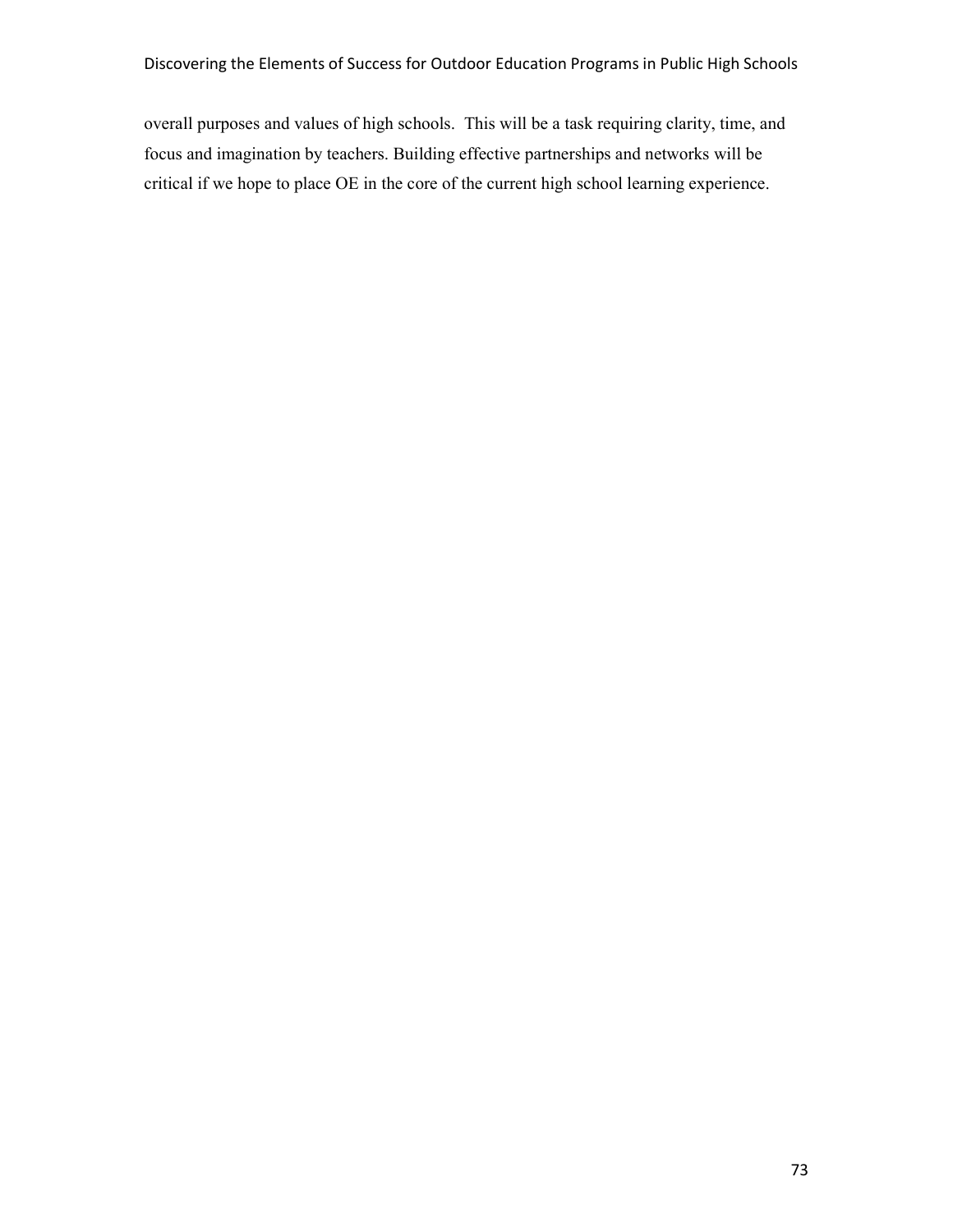overall purposes and values of high schools. This will be a task requiring clarity, time, and focus and imagination by teachers. Building effective partnerships and networks will be critical if we hope to place OE in the core of the current high school learning experience.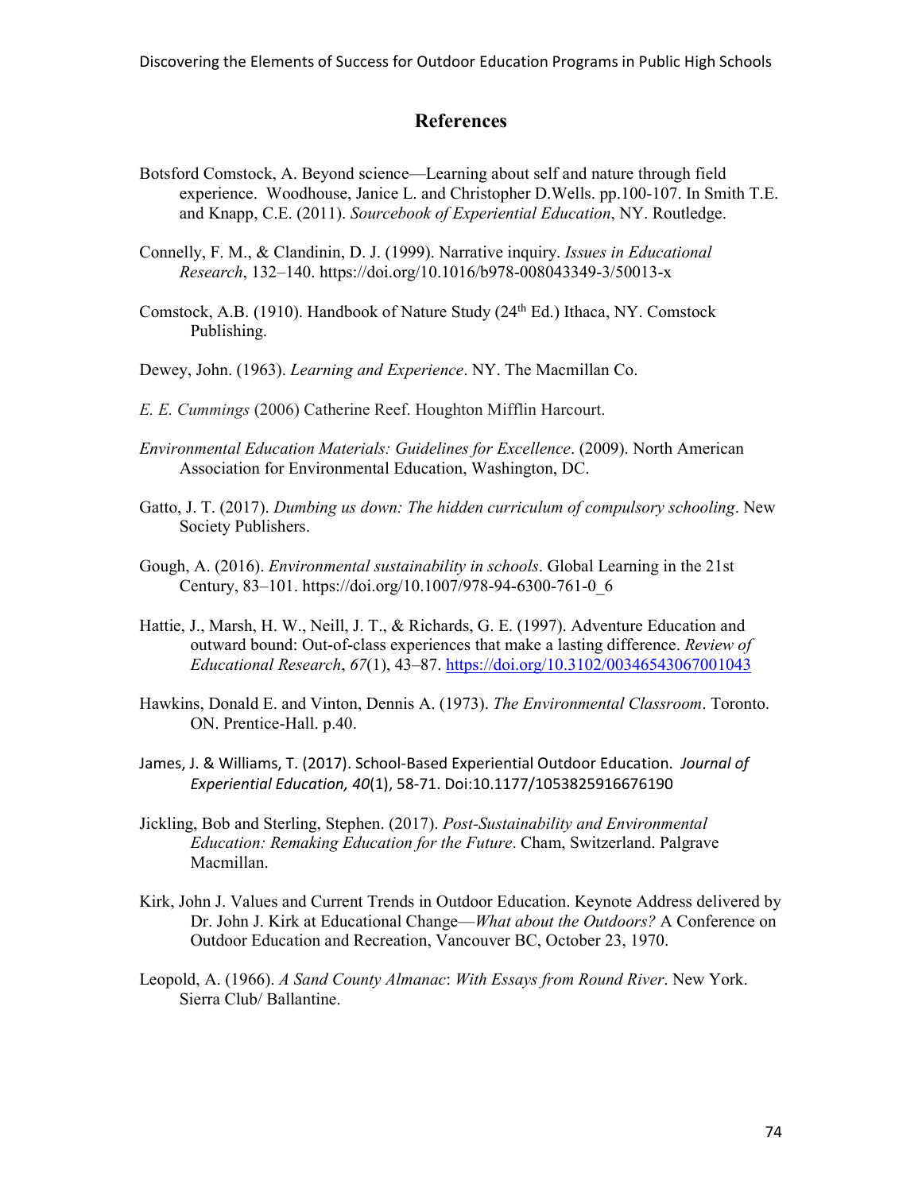## References

Botsford Comstock, A. Beyond science—Learning about self and nature through field experience. Woodhouse, Janice L. and Christopher D.Wells. pp.100-107. In Smith T.E. and Knapp, C.E. (2011). *Sourcebook of Experiential Education*, NY. Routledge.

Connelly, F. M., & Clandinin, D. J. (1999). Narrative inquiry. *Issues in Educational Research*, 132–140. https://doi.org/10.1016/b978-008043349-3/50013-x

Comstock, A.B. (1910). Handbook of Nature Study (24th Ed.) Ithaca, NY. Comstock Publishing.

Dewey, John. (1963). *Learning and Experience*. NY. The Macmillan Co.

*E. E. Cummings* (2006) Catherine Reef. Houghton Mifflin Harcourt.

*Environmental Education Materials: Guidelines for Excellence*. (2009). North American Association for Environmental Education, Washington, DC.

Gatto, J. T. (2017). *Dumbing us down: The hidden curriculum of compulsory schooling*. New Society Publishers.

Gough, A. (2016). *Environmental sustainability in schools*. Global Learning in the 21st Century, 83–101. https://doi.org/10.1007/978-94-6300-761-0_6

Hattie, J., Marsh, H. W., Neill, J. T., & Richards, G. E. (1997). Adventure Education and outward bound: Out-of-class experiences that make a lasting difference. *Review of Educational Research*, *67*(1), 43–87. https://doi.org/10.3102/00346543067001043

Hawkins, Donald E. and Vinton, Dennis A. (1973). *The Environmental Classroom*. Toronto. ON. Prentice-Hall. p.40.

James, J. & Williams, T. (2017). School-Based Experiential Outdoor Education. *Journal of Experiential Education, 40*(1), 58-71. Doi:10.1177/1053825916676190

Jickling, Bob and Sterling, Stephen. (2017). *Post-Sustainability and Environmental Education: Remaking Education for the Future*. Cham, Switzerland. Palgrave Macmillan.

Kirk, John J. Values and Current Trends in Outdoor Education. Keynote Address delivered by Dr. John J. Kirk at Educational Change—*What about the Outdoors?* A Conference on Outdoor Education and Recreation, Vancouver BC, October 23, 1970.

Leopold, A. (1966). *A Sand County Almanac*: *With Essays from Round River*. New York. Sierra Club/ Ballantine.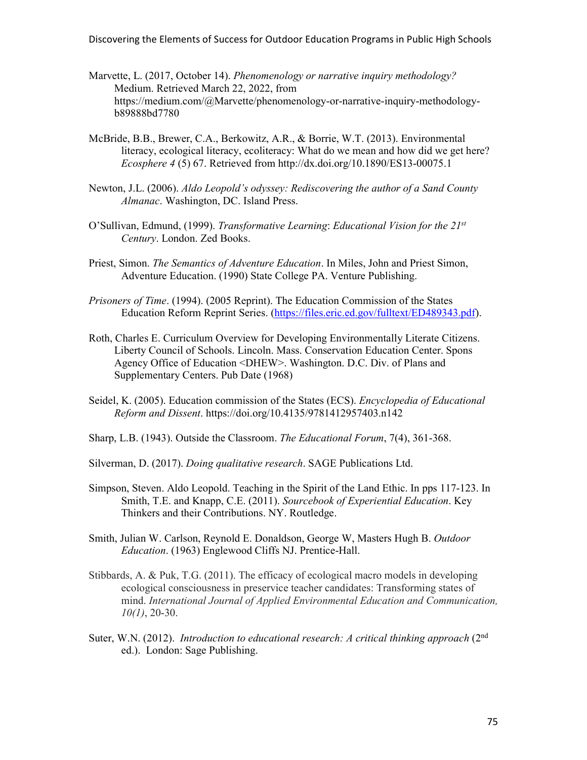Marvette, L. (2017, October 14). *Phenomenology or narrative inquiry methodology?* Medium. Retrieved March 22, 2022, from https://medium.com/@Marvette/phenomenology-or-narrative-inquiry-methodology-b89888bd7780

McBride, B.B., Brewer, C.A., Berkowitz, A.R., & Borrie, W.T. (2013). Environmental literacy, ecological literacy, ecoliteracy: What do we mean and how did we get here? *Ecosphere 4* (5) 67. Retrieved from http://dx.doi.org/10.1890/ES13-00075.1

Newton, J.L. (2006). *Aldo Leopold's odyssey: Rediscovering the author of a Sand County Almanac*. Washington, DC. Island Press.

O'Sullivan, Edmund, (1999). *Transformative Learning*: *Educational Vision for the 21st Century*. London. Zed Books.

Priest, Simon. *The Semantics of Adventure Education*. In Miles, John and Priest Simon, Adventure Education. (1990) State College PA. Venture Publishing.

*Prisoners of Time*. (1994). (2005 Reprint). The Education Commission of the States Education Reform Reprint Series. (https://files.eric.ed.gov/fulltext/ED489343.pdf).

Roth, Charles E. Curriculum Overview for Developing Environmentally Literate Citizens. Liberty Council of Schools. Lincoln. Mass. Conservation Education Center. Spons Agency Office of Education <DHEW>. Washington. D.C. Div. of Plans and Supplementary Centers. Pub Date (1968)

Seidel, K. (2005). Education commission of the States (ECS). *Encyclopedia of Educational Reform and Dissent*. https://doi.org/10.4135/9781412957403.n142

Sharp, L.B. (1943). Outside the Classroom. *The Educational Forum*, 7(4), 361-368.

Silverman, D. (2017). *Doing qualitative research*. SAGE Publications Ltd.

Simpson, Steven. Aldo Leopold. Teaching in the Spirit of the Land Ethic. In pps 117-123. In Smith, T.E. and Knapp, C.E. (2011). *Sourcebook of Experiential Education*. Key Thinkers and their Contributions. NY. Routledge.

Smith, Julian W. Carlson, Reynold E. Donaldson, George W, Masters Hugh B. *Outdoor Education*. (1963) Englewood Cliffs NJ. Prentice-Hall.

Stibbards, A. & Puk, T.G. (2011). The efficacy of ecological macro models in developing ecological consciousness in preservice teacher candidates: Transforming states of mind. *International Journal of Applied Environmental Education and Communication, 10(1)*, 20-30.

Suter, W.N. (2012). *Introduction to educational research: A critical thinking approach* (2nd ed.). London: Sage Publishing.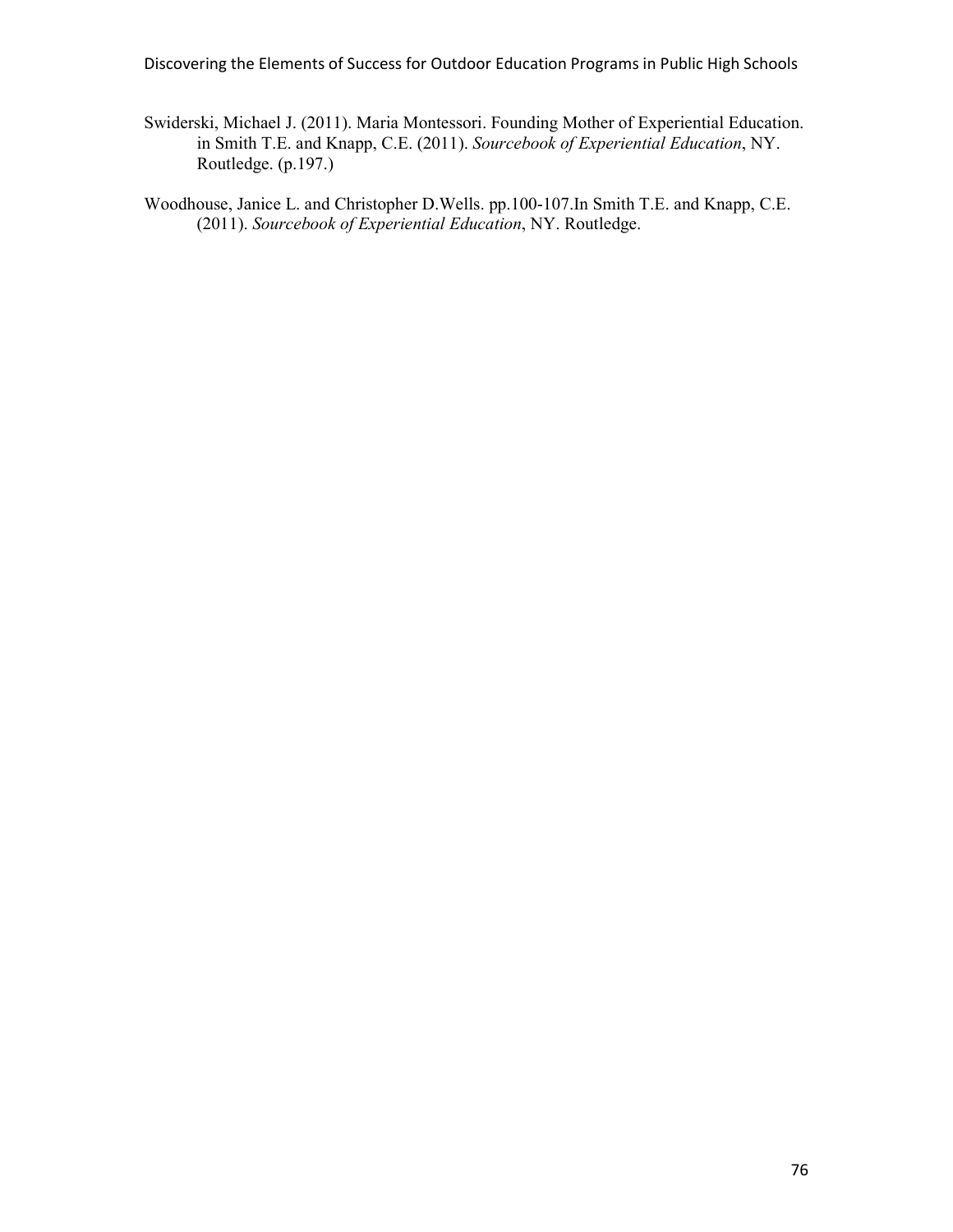Swiderski, Michael J. (2011). Maria Montessori. Founding Mother of Experiential Education. in Smith T.E. and Knapp, C.E. (2011). *Sourcebook of Experiential Education*, NY. Routledge. (p.197.)

Woodhouse, Janice L. and Christopher D.Wells. pp.100-107.In Smith T.E. and Knapp, C.E. (2011). *Sourcebook of Experiential Education*, NY. Routledge.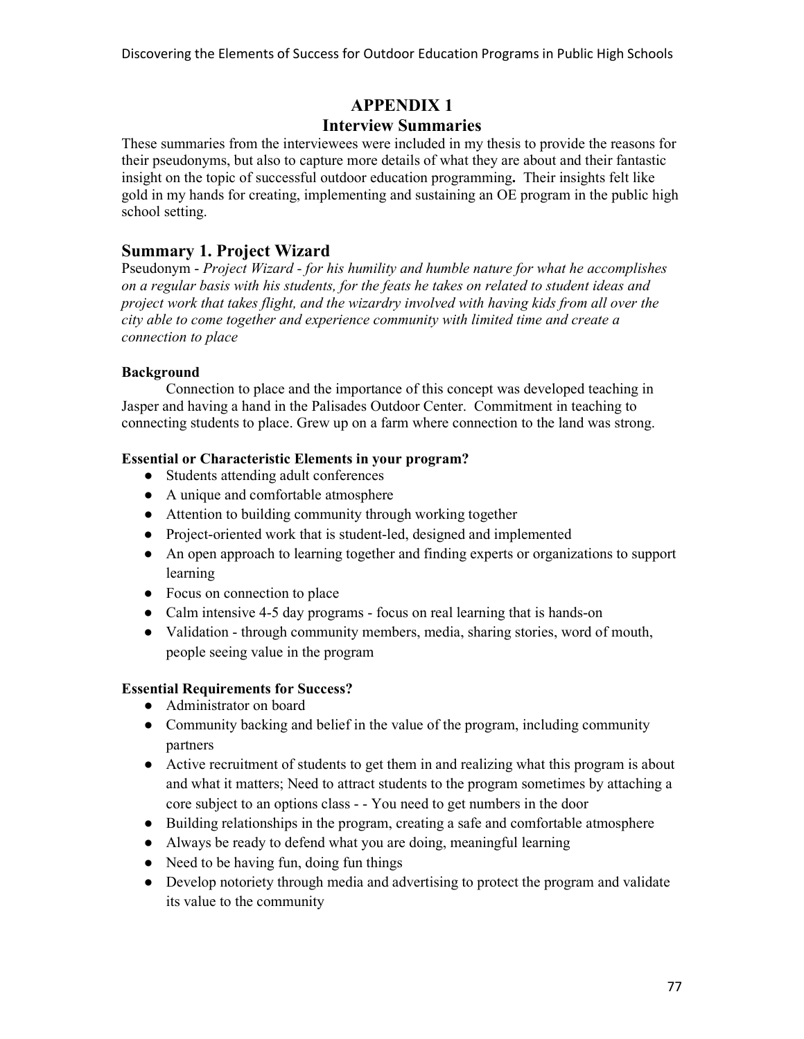# APPENDIX 1
## Interview Summaries

These summaries from the interviewees were included in my thesis to provide the reasons for their pseudonyms, but also to capture more details of what they are about and their fantastic insight on the topic of successful outdoor education programming**.** Their insights felt like gold in my hands for creating, implementing and sustaining an OE program in the public high school setting.

## Summary 1. Project Wizard

Pseudonym - *Project Wizard - for his humility and humble nature for what he accomplishes on a regular basis with his students, for the feats he takes on related to student ideas and project work that takes flight, and the wizardry involved with having kids from all over the city able to come together and experience community with limited time and create a connection to place*

**Background**

Connection to place and the importance of this concept was developed teaching in Jasper and having a hand in the Palisades Outdoor Center. Commitment in teaching to connecting students to place. Grew up on a farm where connection to the land was strong.

**Essential or Characteristic Elements in your program?**

- Students attending adult conferences
- A unique and comfortable atmosphere
- Attention to building community through working together
- Project-oriented work that is student-led, designed and implemented
- An open approach to learning together and finding experts or organizations to support learning
- Focus on connection to place
- Calm intensive 4-5 day programs - focus on real learning that is hands-on
- Validation - through community members, media, sharing stories, word of mouth, people seeing value in the program

**Essential Requirements for Success?**

- Administrator on board
- Community backing and belief in the value of the program, including community partners
- Active recruitment of students to get them in and realizing what this program is about and what it matters; Need to attract students to the program sometimes by attaching a core subject to an options class - - You need to get numbers in the door
- Building relationships in the program, creating a safe and comfortable atmosphere
- Always be ready to defend what you are doing, meaningful learning
- Need to be having fun, doing fun things
- Develop notoriety through media and advertising to protect the program and validate its value to the community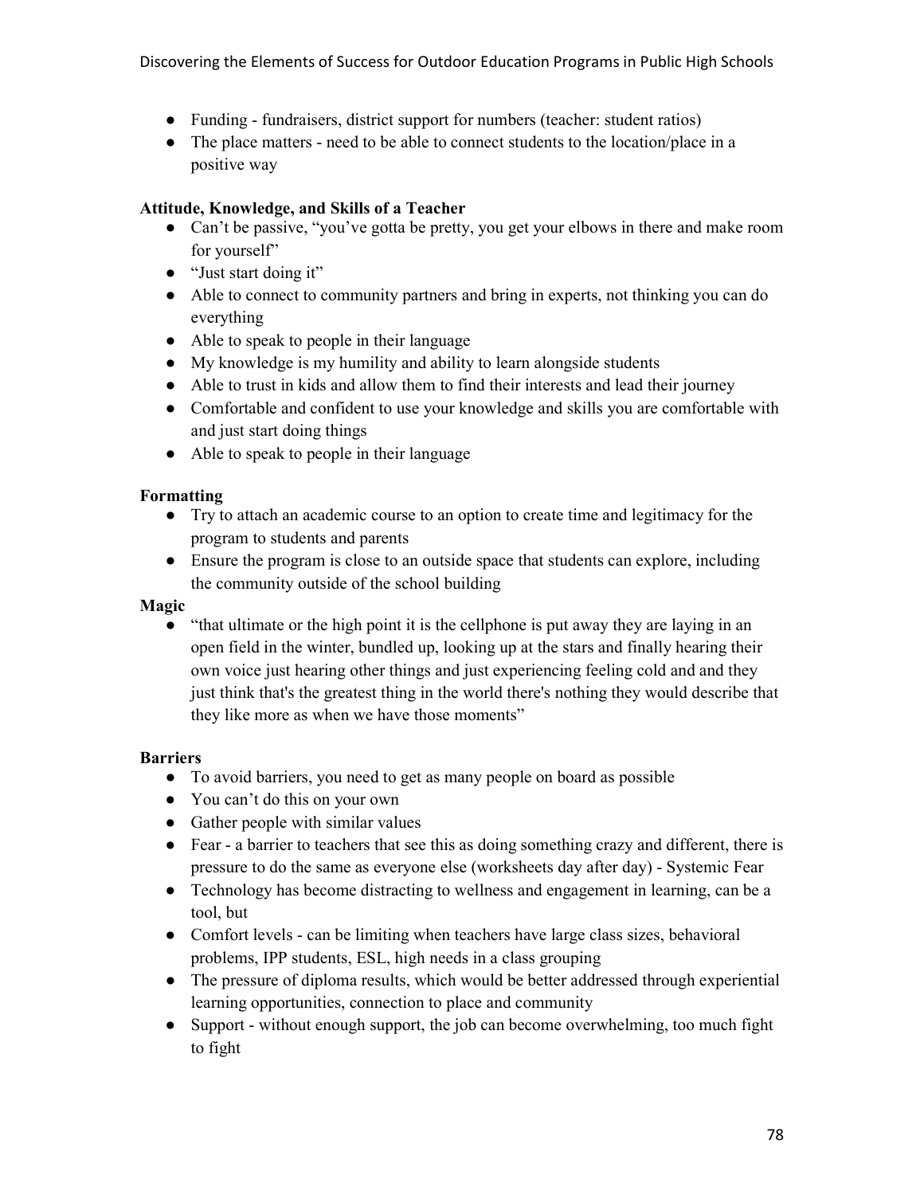- Funding - fundraisers, district support for numbers (teacher: student ratios)
- The place matters - need to be able to connect students to the location/place in a positive way

**Attitude, Knowledge, and Skills of a Teacher**

- Can't be passive, "you've gotta be pretty, you get your elbows in there and make room for yourself"
- "Just start doing it"
- Able to connect to community partners and bring in experts, not thinking you can do everything
- Able to speak to people in their language
- My knowledge is my humility and ability to learn alongside students
- Able to trust in kids and allow them to find their interests and lead their journey
- Comfortable and confident to use your knowledge and skills you are comfortable with and just start doing things
- Able to speak to people in their language

**Formatting**

- Try to attach an academic course to an option to create time and legitimacy for the program to students and parents
- Ensure the program is close to an outside space that students can explore, including the community outside of the school building

**Magic**

- "that ultimate or the high point it is the cellphone is put away they are laying in an open field in the winter, bundled up, looking up at the stars and finally hearing their own voice just hearing other things and just experiencing feeling cold and and they just think that's the greatest thing in the world there's nothing they would describe that they like more as when we have those moments"

**Barriers**

- To avoid barriers, you need to get as many people on board as possible
- You can't do this on your own
- Gather people with similar values
- Fear - a barrier to teachers that see this as doing something crazy and different, there is pressure to do the same as everyone else (worksheets day after day) - Systemic Fear
- Technology has become distracting to wellness and engagement in learning, can be a tool, but
- Comfort levels - can be limiting when teachers have large class sizes, behavioral problems, IPP students, ESL, high needs in a class grouping
- The pressure of diploma results, which would be better addressed through experiential learning opportunities, connection to place and community
- Support - without enough support, the job can become overwhelming, too much fight to fight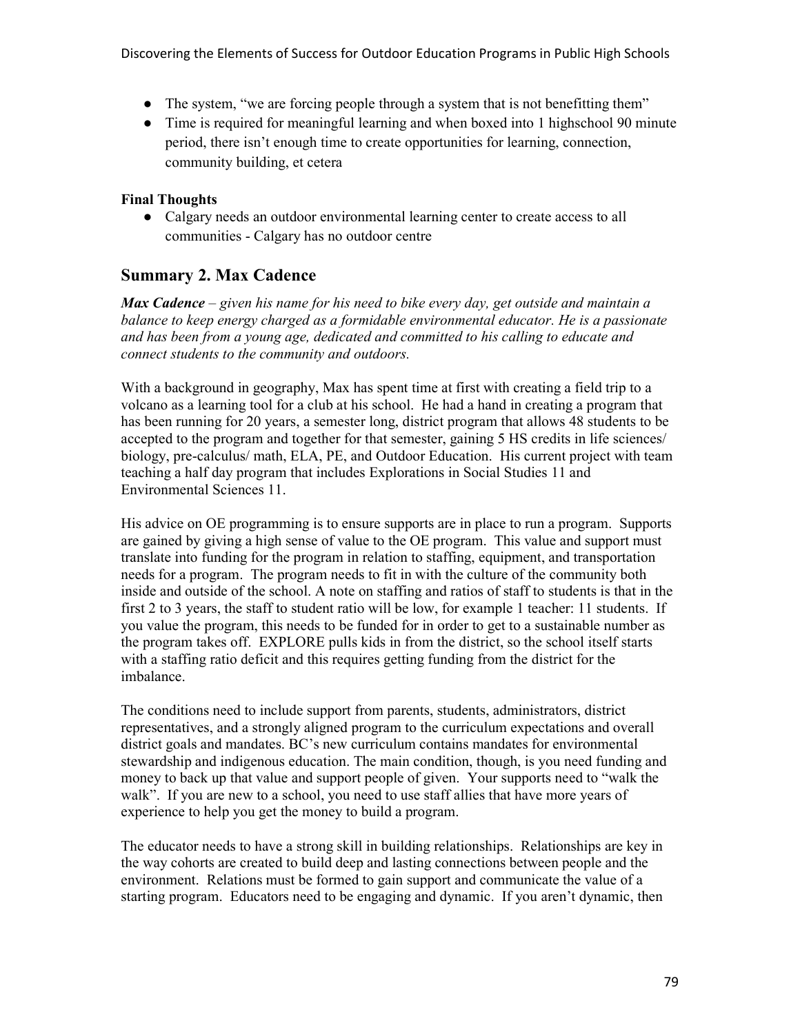- The system, "we are forcing people through a system that is not benefitting them"
- Time is required for meaningful learning and when boxed into 1 highschool 90 minute period, there isn't enough time to create opportunities for learning, connection, community building, et cetera

**Final Thoughts**

- Calgary needs an outdoor environmental learning center to create access to all communities - Calgary has no outdoor centre

## Summary 2. Max Cadence

***Max Cadence*** *– given his name for his need to bike every day, get outside and maintain a balance to keep energy charged as a formidable environmental educator. He is a passionate and has been from a young age, dedicated and committed to his calling to educate and connect students to the community and outdoors.*

With a background in geography, Max has spent time at first with creating a field trip to a volcano as a learning tool for a club at his school. He had a hand in creating a program that has been running for 20 years, a semester long, district program that allows 48 students to be accepted to the program and together for that semester, gaining 5 HS credits in life sciences/ biology, pre-calculus/ math, ELA, PE, and Outdoor Education. His current project with team teaching a half day program that includes Explorations in Social Studies 11 and Environmental Sciences 11.

His advice on OE programming is to ensure supports are in place to run a program. Supports are gained by giving a high sense of value to the OE program. This value and support must translate into funding for the program in relation to staffing, equipment, and transportation needs for a program. The program needs to fit in with the culture of the community both inside and outside of the school. A note on staffing and ratios of staff to students is that in the first 2 to 3 years, the staff to student ratio will be low, for example 1 teacher: 11 students. If you value the program, this needs to be funded for in order to get to a sustainable number as the program takes off. EXPLORE pulls kids in from the district, so the school itself starts with a staffing ratio deficit and this requires getting funding from the district for the imbalance.

The conditions need to include support from parents, students, administrators, district representatives, and a strongly aligned program to the curriculum expectations and overall district goals and mandates. BC's new curriculum contains mandates for environmental stewardship and indigenous education. The main condition, though, is you need funding and money to back up that value and support people of given. Your supports need to "walk the walk". If you are new to a school, you need to use staff allies that have more years of experience to help you get the money to build a program.

The educator needs to have a strong skill in building relationships. Relationships are key in the way cohorts are created to build deep and lasting connections between people and the environment. Relations must be formed to gain support and communicate the value of a starting program. Educators need to be engaging and dynamic. If you aren't dynamic, then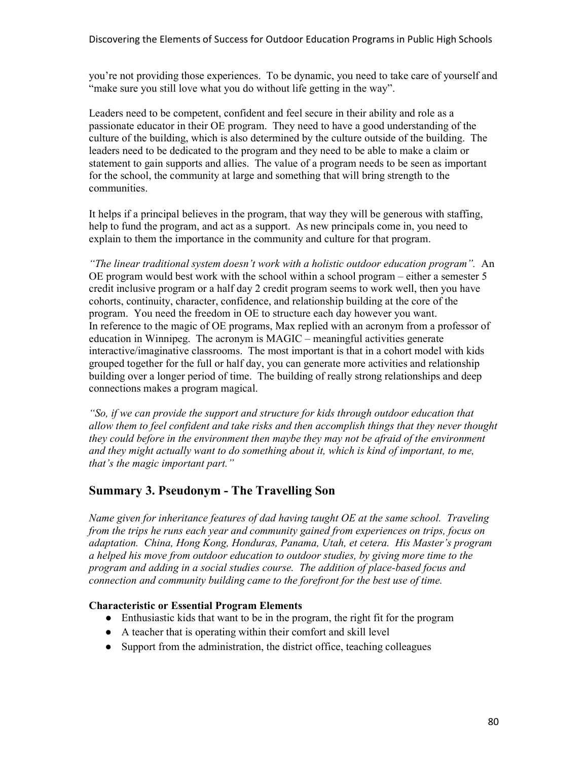you're not providing those experiences. To be dynamic, you need to take care of yourself and "make sure you still love what you do without life getting in the way".

Leaders need to be competent, confident and feel secure in their ability and role as a passionate educator in their OE program. They need to have a good understanding of the culture of the building, which is also determined by the culture outside of the building. The leaders need to be dedicated to the program and they need to be able to make a claim or statement to gain supports and allies. The value of a program needs to be seen as important for the school, the community at large and something that will bring strength to the communities.

It helps if a principal believes in the program, that way they will be generous with staffing, help to fund the program, and act as a support. As new principals come in, you need to explain to them the importance in the community and culture for that program.

*"The linear traditional system doesn't work with a holistic outdoor education program".* An OE program would best work with the school within a school program – either a semester 5 credit inclusive program or a half day 2 credit program seems to work well, then you have cohorts, continuity, character, confidence, and relationship building at the core of the program. You need the freedom in OE to structure each day however you want.
In reference to the magic of OE programs, Max replied with an acronym from a professor of education in Winnipeg. The acronym is MAGIC – meaningful activities generate interactive/imaginative classrooms. The most important is that in a cohort model with kids grouped together for the full or half day, you can generate more activities and relationship building over a longer period of time. The building of really strong relationships and deep connections makes a program magical.

*"So, if we can provide the support and structure for kids through outdoor education that allow them to feel confident and take risks and then accomplish things that they never thought they could before in the environment then maybe they may not be afraid of the environment and they might actually want to do something about it, which is kind of important, to me, that's the magic important part."*

## Summary 3. Pseudonym - The Travelling Son

*Name given for inheritance features of dad having taught OE at the same school. Traveling from the trips he runs each year and community gained from experiences on trips, focus on adaptation. China, Hong Kong, Honduras, Panama, Utah, et cetera. His Master's program a helped his move from outdoor education to outdoor studies, by giving more time to the program and adding in a social studies course. The addition of place-based focus and connection and community building came to the forefront for the best use of time.*

**Characteristic or Essential Program Elements**

- Enthusiastic kids that want to be in the program, the right fit for the program
- A teacher that is operating within their comfort and skill level
- Support from the administration, the district office, teaching colleagues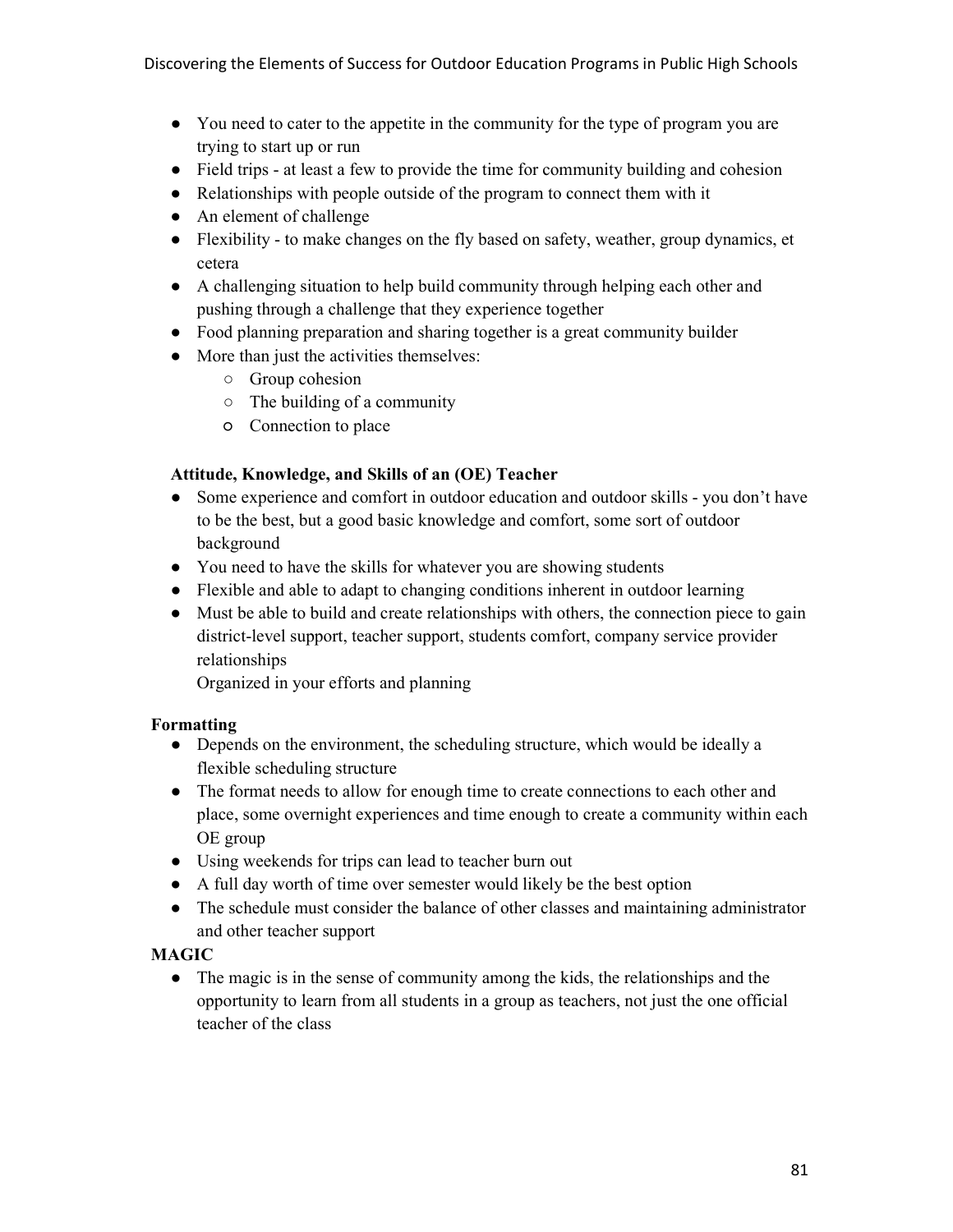- You need to cater to the appetite in the community for the type of program you are trying to start up or run
- Field trips - at least a few to provide the time for community building and cohesion
- Relationships with people outside of the program to connect them with it
- An element of challenge
- Flexibility - to make changes on the fly based on safety, weather, group dynamics, et cetera
- A challenging situation to help build community through helping each other and pushing through a challenge that they experience together
- Food planning preparation and sharing together is a great community builder
- More than just the activities themselves:
    - Group cohesion
    - The building of a community
    - Connection to place

**Attitude, Knowledge, and Skills of an (OE) Teacher**

- Some experience and comfort in outdoor education and outdoor skills - you don't have to be the best, but a good basic knowledge and comfort, some sort of outdoor background
- You need to have the skills for whatever you are showing students
- Flexible and able to adapt to changing conditions inherent in outdoor learning
- Must be able to build and create relationships with others, the connection piece to gain district-level support, teacher support, students comfort, company service provider relationships
  Organized in your efforts and planning

**Formatting**

- Depends on the environment, the scheduling structure, which would be ideally a flexible scheduling structure
- The format needs to allow for enough time to create connections to each other and place, some overnight experiences and time enough to create a community within each OE group
- Using weekends for trips can lead to teacher burn out
- A full day worth of time over semester would likely be the best option
- The schedule must consider the balance of other classes and maintaining administrator and other teacher support

**MAGIC**

- The magic is in the sense of community among the kids, the relationships and the opportunity to learn from all students in a group as teachers, not just the one official teacher of the class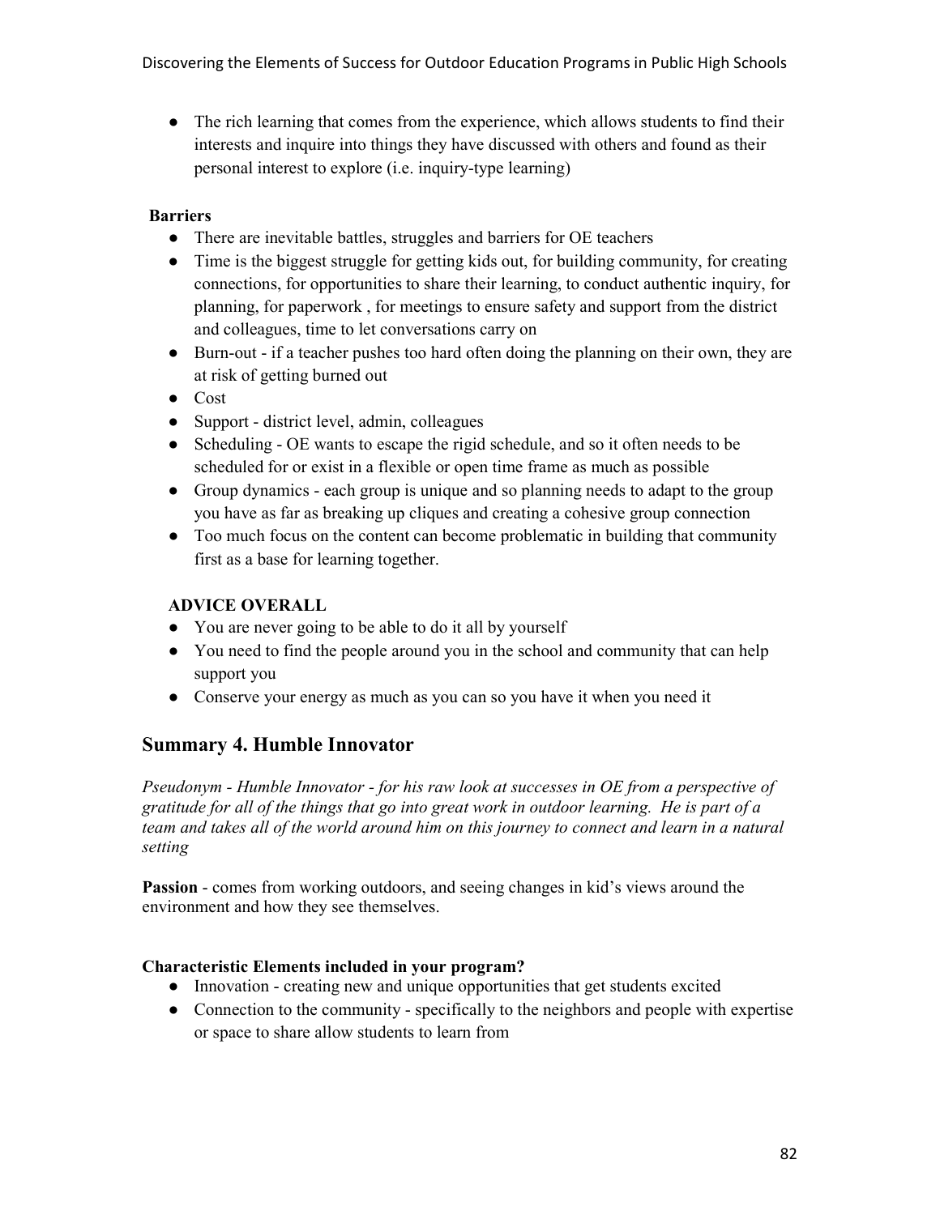- The rich learning that comes from the experience, which allows students to find their interests and inquire into things they have discussed with others and found as their personal interest to explore (i.e. inquiry-type learning)

**Barriers**

- There are inevitable battles, struggles and barriers for OE teachers
- Time is the biggest struggle for getting kids out, for building community, for creating connections, for opportunities to share their learning, to conduct authentic inquiry, for planning, for paperwork , for meetings to ensure safety and support from the district and colleagues, time to let conversations carry on
- Burn-out - if a teacher pushes too hard often doing the planning on their own, they are at risk of getting burned out
- Cost
- Support - district level, admin, colleagues
- Scheduling - OE wants to escape the rigid schedule, and so it often needs to be scheduled for or exist in a flexible or open time frame as much as possible
- Group dynamics - each group is unique and so planning needs to adapt to the group you have as far as breaking up cliques and creating a cohesive group connection
- Too much focus on the content can become problematic in building that community first as a base for learning together.

**ADVICE OVERALL**

- You are never going to be able to do it all by yourself
- You need to find the people around you in the school and community that can help support you
- Conserve your energy as much as you can so you have it when you need it

## Summary 4. Humble Innovator

*Pseudonym - Humble Innovator - for his raw look at successes in OE from a perspective of gratitude for all of the things that go into great work in outdoor learning. He is part of a team and takes all of the world around him on this journey to connect and learn in a natural setting*

**Passion** - comes from working outdoors, and seeing changes in kid's views around the environment and how they see themselves.

**Characteristic Elements included in your program?**

- Innovation - creating new and unique opportunities that get students excited
- Connection to the community - specifically to the neighbors and people with expertise or space to share allow students to learn from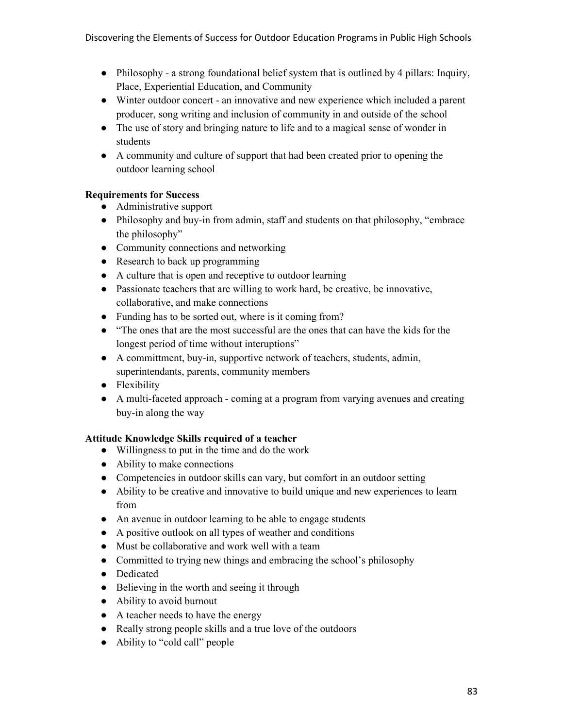- Philosophy - a strong foundational belief system that is outlined by 4 pillars: Inquiry, Place, Experiential Education, and Community
- Winter outdoor concert - an innovative and new experience which included a parent producer, song writing and inclusion of community in and outside of the school
- The use of story and bringing nature to life and to a magical sense of wonder in students
- A community and culture of support that had been created prior to opening the outdoor learning school

**Requirements for Success**

- Administrative support
- Philosophy and buy-in from admin, staff and students on that philosophy, "embrace the philosophy"
- Community connections and networking
- Research to back up programming
- A culture that is open and receptive to outdoor learning
- Passionate teachers that are willing to work hard, be creative, be innovative, collaborative, and make connections
- Funding has to be sorted out, where is it coming from?
- "The ones that are the most successful are the ones that can have the kids for the longest period of time without interuptions"
- A committment, buy-in, supportive network of teachers, students, admin, superintendants, parents, community members
- Flexibility
- A multi-faceted approach - coming at a program from varying avenues and creating buy-in along the way

**Attitude Knowledge Skills required of a teacher**

- Willingness to put in the time and do the work
- Ability to make connections
- Competencies in outdoor skills can vary, but comfort in an outdoor setting
- Ability to be creative and innovative to build unique and new experiences to learn from
- An avenue in outdoor learning to be able to engage students
- A positive outlook on all types of weather and conditions
- Must be collaborative and work well with a team
- Committed to trying new things and embracing the school's philosophy
- Dedicated
- Believing in the worth and seeing it through
- Ability to avoid burnout
- A teacher needs to have the energy
- Really strong people skills and a true love of the outdoors
- Ability to "cold call" people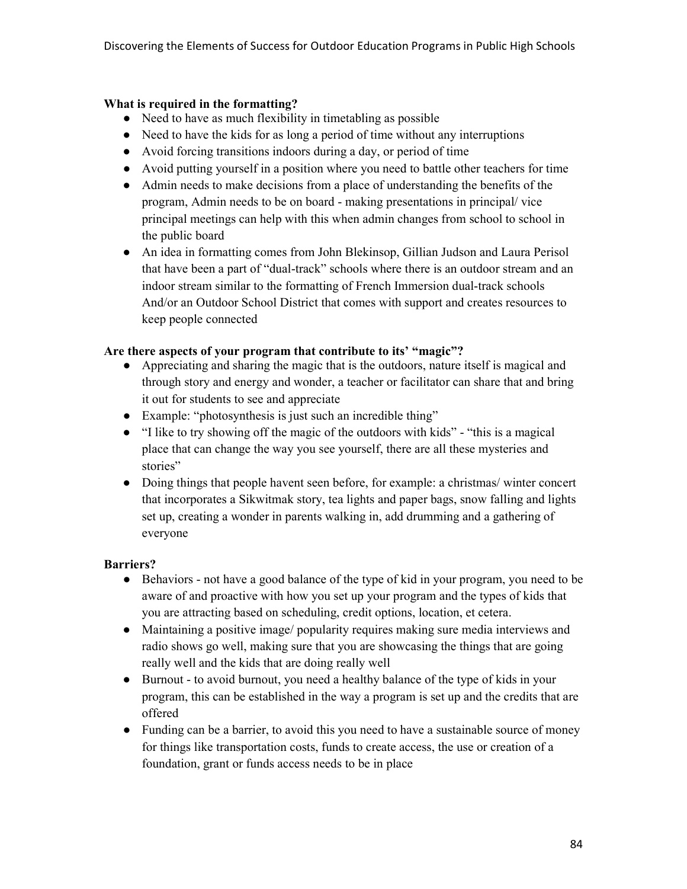**What is required in the formatting?**

- Need to have as much flexibility in timetabling as possible
- Need to have the kids for as long a period of time without any interruptions
- Avoid forcing transitions indoors during a day, or period of time
- Avoid putting yourself in a position where you need to battle other teachers for time
- Admin needs to make decisions from a place of understanding the benefits of the program, Admin needs to be on board - making presentations in principal/ vice principal meetings can help with this when admin changes from school to school in the public board
- An idea in formatting comes from John Blekinsop, Gillian Judson and Laura Perisol that have been a part of "dual-track" schools where there is an outdoor stream and an indoor stream similar to the formatting of French Immersion dual-track schools And/or an Outdoor School District that comes with support and creates resources to keep people connected

**Are there aspects of your program that contribute to its' "magic"?**

- Appreciating and sharing the magic that is the outdoors, nature itself is magical and through story and energy and wonder, a teacher or facilitator can share that and bring it out for students to see and appreciate
- Example: "photosynthesis is just such an incredible thing"
- "I like to try showing off the magic of the outdoors with kids" - "this is a magical place that can change the way you see yourself, there are all these mysteries and stories"
- Doing things that people havent seen before, for example: a christmas/ winter concert that incorporates a Sikwitmak story, tea lights and paper bags, snow falling and lights set up, creating a wonder in parents walking in, add drumming and a gathering of everyone

**Barriers?**

- Behaviors - not have a good balance of the type of kid in your program, you need to be aware of and proactive with how you set up your program and the types of kids that you are attracting based on scheduling, credit options, location, et cetera.
- Maintaining a positive image/ popularity requires making sure media interviews and radio shows go well, making sure that you are showcasing the things that are going really well and the kids that are doing really well
- Burnout - to avoid burnout, you need a healthy balance of the type of kids in your program, this can be established in the way a program is set up and the credits that are offered
- Funding can be a barrier, to avoid this you need to have a sustainable source of money for things like transportation costs, funds to create access, the use or creation of a foundation, grant or funds access needs to be in place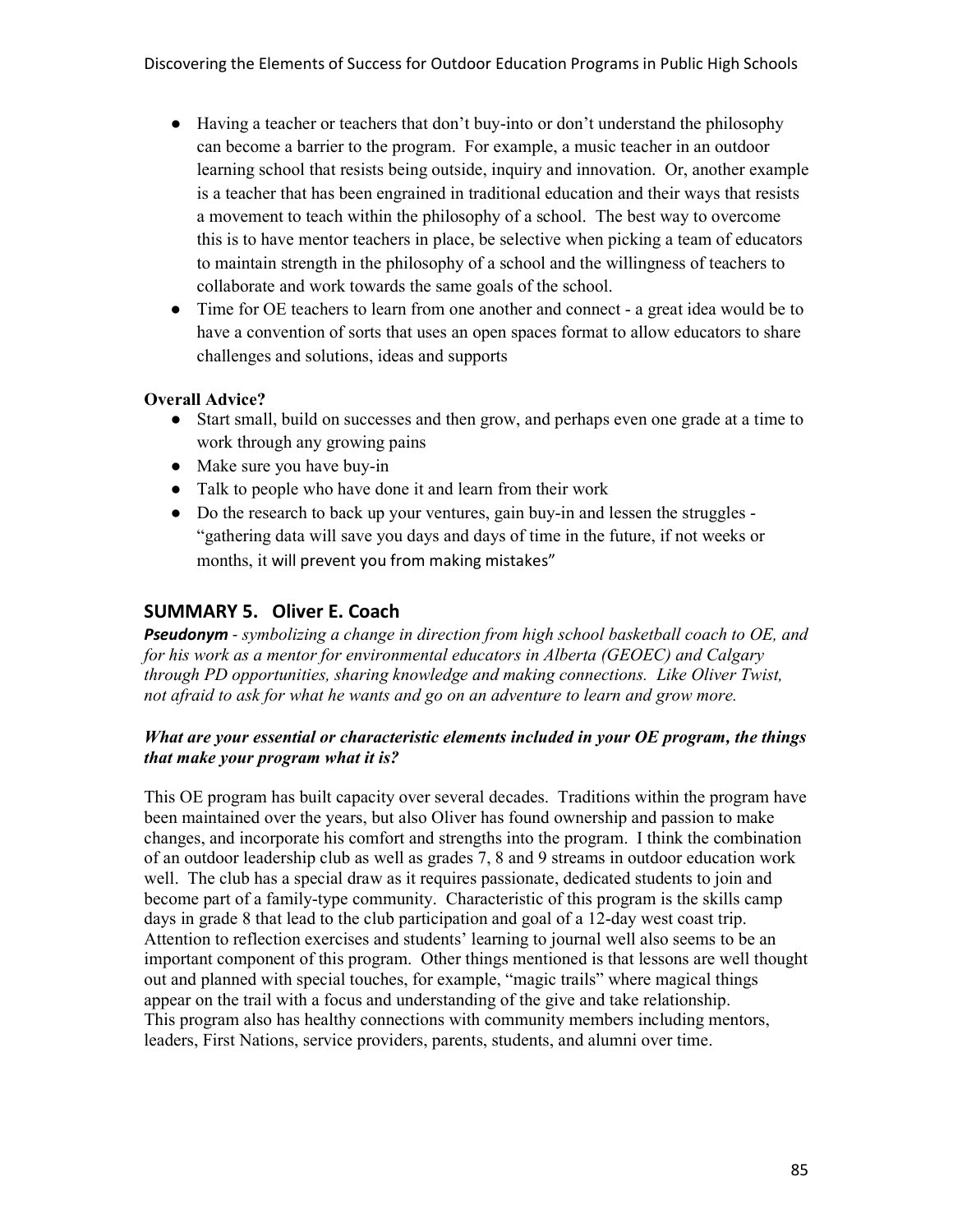- Having a teacher or teachers that don't buy-into or don't understand the philosophy can become a barrier to the program. For example, a music teacher in an outdoor learning school that resists being outside, inquiry and innovation. Or, another example is a teacher that has been engrained in traditional education and their ways that resists a movement to teach within the philosophy of a school. The best way to overcome this is to have mentor teachers in place, be selective when picking a team of educators to maintain strength in the philosophy of a school and the willingness of teachers to collaborate and work towards the same goals of the school.
- Time for OE teachers to learn from one another and connect - a great idea would be to have a convention of sorts that uses an open spaces format to allow educators to share challenges and solutions, ideas and supports

**Overall Advice?**

- Start small, build on successes and then grow, and perhaps even one grade at a time to work through any growing pains
- Make sure you have buy-in
- Talk to people who have done it and learn from their work
- Do the research to back up your ventures, gain buy-in and lessen the struggles - "gathering data will save you days and days of time in the future, if not weeks or months, it will prevent you from making mistakes"

## SUMMARY 5. Oliver E. Coach

***Pseudonym*** *- symbolizing a change in direction from high school basketball coach to OE, and for his work as a mentor for environmental educators in Alberta (GEOEC) and Calgary through PD opportunities, sharing knowledge and making connections. Like Oliver Twist, not afraid to ask for what he wants and go on an adventure to learn and grow more.*

***What are your essential or characteristic elements included in your OE program, the things that make your program what it is?***

This OE program has built capacity over several decades. Traditions within the program have been maintained over the years, but also Oliver has found ownership and passion to make changes, and incorporate his comfort and strengths into the program. I think the combination of an outdoor leadership club as well as grades 7, 8 and 9 streams in outdoor education work well. The club has a special draw as it requires passionate, dedicated students to join and become part of a family-type community. Characteristic of this program is the skills camp days in grade 8 that lead to the club participation and goal of a 12-day west coast trip. Attention to reflection exercises and students' learning to journal well also seems to be an important component of this program. Other things mentioned is that lessons are well thought out and planned with special touches, for example, "magic trails" where magical things appear on the trail with a focus and understanding of the give and take relationship. This program also has healthy connections with community members including mentors, leaders, First Nations, service providers, parents, students, and alumni over time.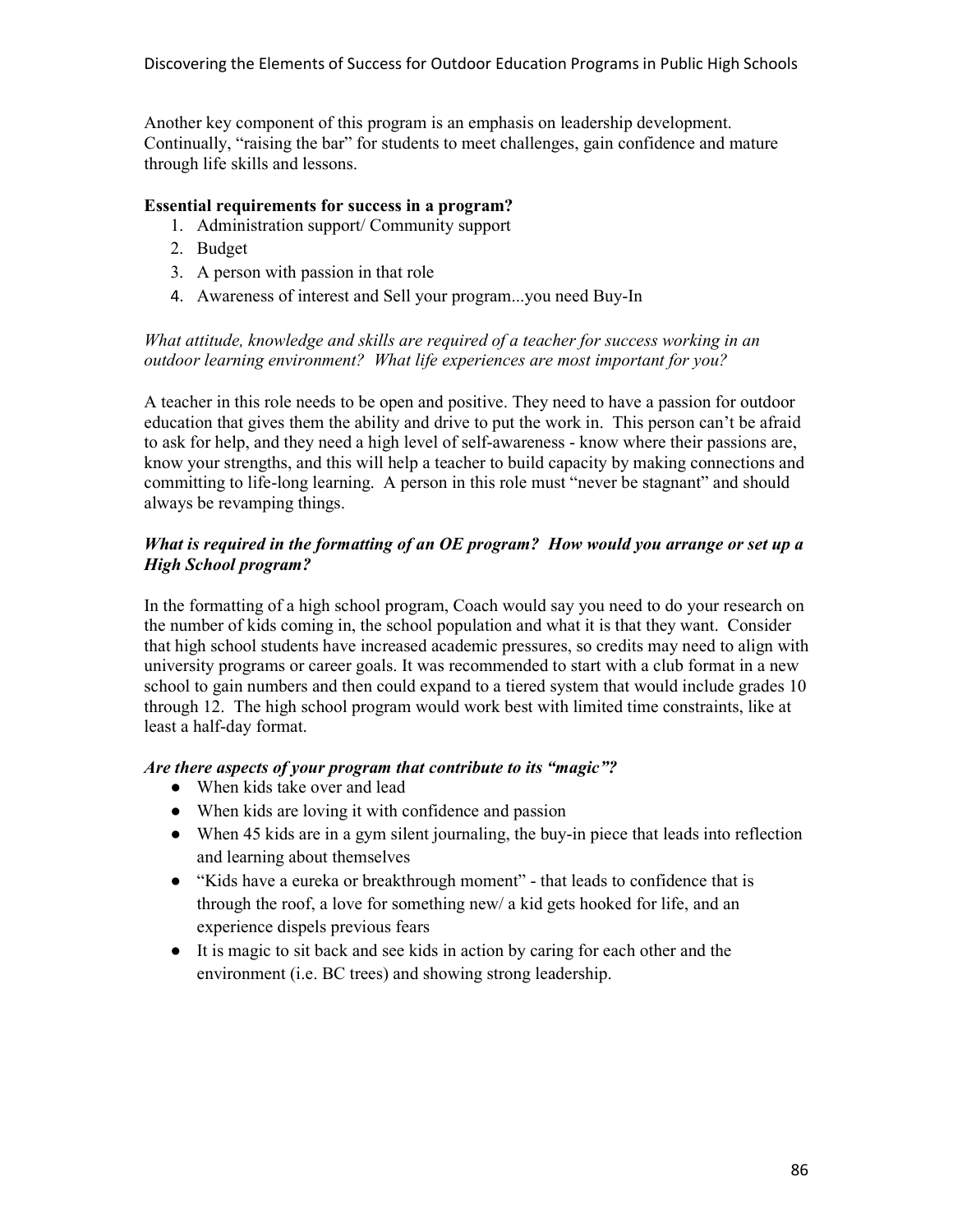Another key component of this program is an emphasis on leadership development. Continually, "raising the bar" for students to meet challenges, gain confidence and mature through life skills and lessons.

**Essential requirements for success in a program?**

1. Administration support/ Community support
2. Budget
3. A person with passion in that role
4. Awareness of interest and Sell your program...you need Buy-In

*What attitude, knowledge and skills are required of a teacher for success working in an outdoor learning environment? What life experiences are most important for you?*

A teacher in this role needs to be open and positive. They need to have a passion for outdoor education that gives them the ability and drive to put the work in. This person can't be afraid to ask for help, and they need a high level of self-awareness - know where their passions are, know your strengths, and this will help a teacher to build capacity by making connections and committing to life-long learning. A person in this role must "never be stagnant" and should always be revamping things.

***What is required in the formatting of an OE program? How would you arrange or set up a High School program?***

In the formatting of a high school program, Coach would say you need to do your research on the number of kids coming in, the school population and what it is that they want. Consider that high school students have increased academic pressures, so credits may need to align with university programs or career goals. It was recommended to start with a club format in a new school to gain numbers and then could expand to a tiered system that would include grades 10 through 12. The high school program would work best with limited time constraints, like at least a half-day format.

***Are there aspects of your program that contribute to its "magic"?***

- When kids take over and lead
- When kids are loving it with confidence and passion
- When 45 kids are in a gym silent journaling, the buy-in piece that leads into reflection and learning about themselves
- "Kids have a eureka or breakthrough moment" - that leads to confidence that is through the roof, a love for something new/ a kid gets hooked for life, and an experience dispels previous fears
- It is magic to sit back and see kids in action by caring for each other and the environment (i.e. BC trees) and showing strong leadership.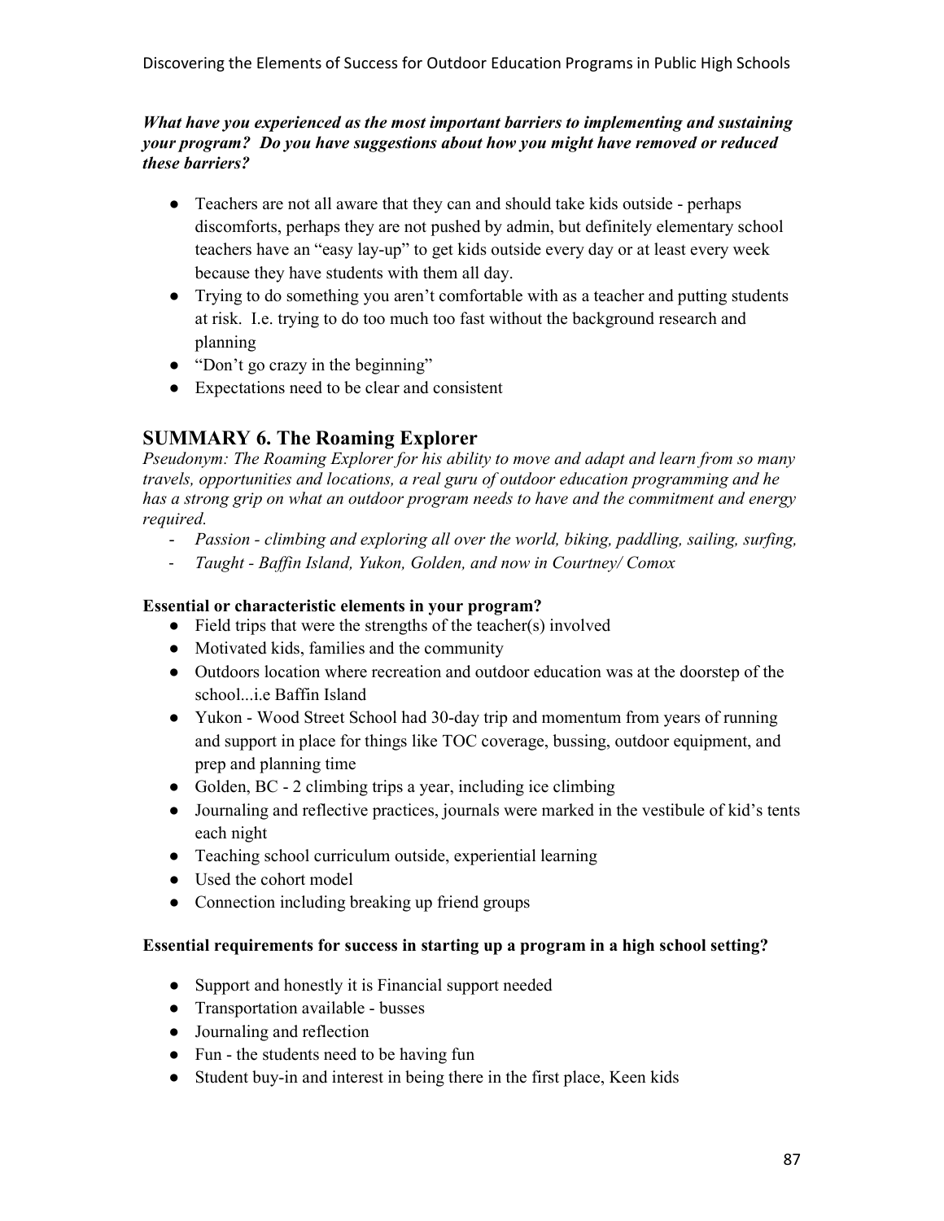***What have you experienced as the most important barriers to implementing and sustaining your program? Do you have suggestions about how you might have removed or reduced these barriers?***

- Teachers are not all aware that they can and should take kids outside - perhaps discomforts, perhaps they are not pushed by admin, but definitely elementary school teachers have an "easy lay-up" to get kids outside every day or at least every week because they have students with them all day.
- Trying to do something you aren't comfortable with as a teacher and putting students at risk. I.e. trying to do too much too fast without the background research and planning
- "Don't go crazy in the beginning"
- Expectations need to be clear and consistent

## SUMMARY 6. The Roaming Explorer

*Pseudonym: The Roaming Explorer for his ability to move and adapt and learn from so many travels, opportunities and locations, a real guru of outdoor education programming and he has a strong grip on what an outdoor program needs to have and the commitment and energy required.*

- *Passion - climbing and exploring all over the world, biking, paddling, sailing, surfing,*
- *Taught - Baffin Island, Yukon, Golden, and now in Courtney/ Comox*

**Essential or characteristic elements in your program?**

- Field trips that were the strengths of the teacher(s) involved
- Motivated kids, families and the community
- Outdoors location where recreation and outdoor education was at the doorstep of the school...i.e Baffin Island
- Yukon - Wood Street School had 30-day trip and momentum from years of running and support in place for things like TOC coverage, bussing, outdoor equipment, and prep and planning time
- Golden, BC - 2 climbing trips a year, including ice climbing
- Journaling and reflective practices, journals were marked in the vestibule of kid's tents each night
- Teaching school curriculum outside, experiential learning
- Used the cohort model
- Connection including breaking up friend groups

**Essential requirements for success in starting up a program in a high school setting?**

- Support and honestly it is Financial support needed
- Transportation available - busses
- Journaling and reflection
- Fun - the students need to be having fun
- Student buy-in and interest in being there in the first place, Keen kids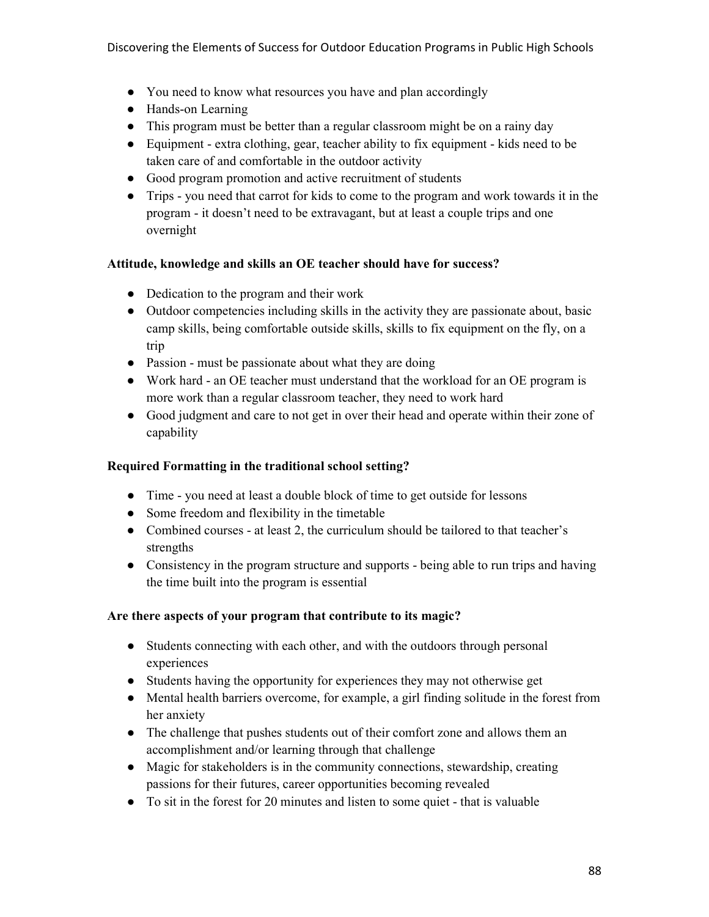- You need to know what resources you have and plan accordingly
- Hands-on Learning
- This program must be better than a regular classroom might be on a rainy day
- Equipment - extra clothing, gear, teacher ability to fix equipment - kids need to be taken care of and comfortable in the outdoor activity
- Good program promotion and active recruitment of students
- Trips - you need that carrot for kids to come to the program and work towards it in the program - it doesn't need to be extravagant, but at least a couple trips and one overnight

**Attitude, knowledge and skills an OE teacher should have for success?**

- Dedication to the program and their work
- Outdoor competencies including skills in the activity they are passionate about, basic camp skills, being comfortable outside skills, skills to fix equipment on the fly, on a trip
- Passion - must be passionate about what they are doing
- Work hard - an OE teacher must understand that the workload for an OE program is more work than a regular classroom teacher, they need to work hard
- Good judgment and care to not get in over their head and operate within their zone of capability

**Required Formatting in the traditional school setting?**

- Time - you need at least a double block of time to get outside for lessons
- Some freedom and flexibility in the timetable
- Combined courses - at least 2, the curriculum should be tailored to that teacher's strengths
- Consistency in the program structure and supports - being able to run trips and having the time built into the program is essential

**Are there aspects of your program that contribute to its magic?**

- Students connecting with each other, and with the outdoors through personal experiences
- Students having the opportunity for experiences they may not otherwise get
- Mental health barriers overcome, for example, a girl finding solitude in the forest from her anxiety
- The challenge that pushes students out of their comfort zone and allows them an accomplishment and/or learning through that challenge
- Magic for stakeholders is in the community connections, stewardship, creating passions for their futures, career opportunities becoming revealed
- To sit in the forest for 20 minutes and listen to some quiet - that is valuable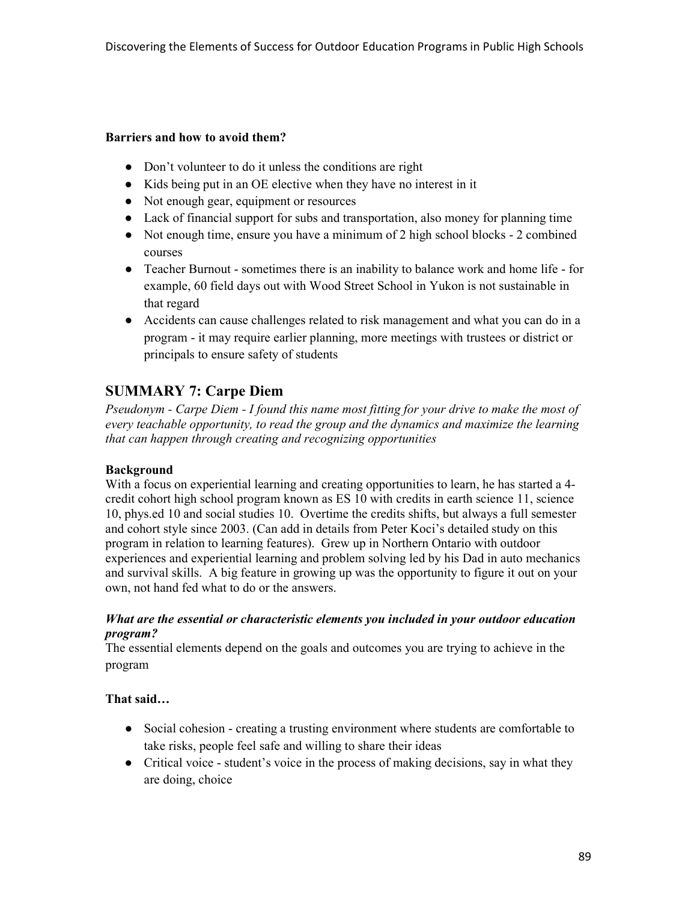**Barriers and how to avoid them?**

- Don't volunteer to do it unless the conditions are right
- Kids being put in an OE elective when they have no interest in it
- Not enough gear, equipment or resources
- Lack of financial support for subs and transportation, also money for planning time
- Not enough time, ensure you have a minimum of 2 high school blocks - 2 combined courses
- Teacher Burnout - sometimes there is an inability to balance work and home life - for example, 60 field days out with Wood Street School in Yukon is not sustainable in that regard
- Accidents can cause challenges related to risk management and what you can do in a program - it may require earlier planning, more meetings with trustees or district or principals to ensure safety of students

## SUMMARY 7: Carpe Diem

*Pseudonym - Carpe Diem - I found this name most fitting for your drive to make the most of every teachable opportunity, to read the group and the dynamics and maximize the learning that can happen through creating and recognizing opportunities*

**Background**

With a focus on experiential learning and creating opportunities to learn, he has started a 4-credit cohort high school program known as ES 10 with credits in earth science 11, science 10, phys.ed 10 and social studies 10. Overtime the credits shifts, but always a full semester and cohort style since 2003. (Can add in details from Peter Koci's detailed study on this program in relation to learning features). Grew up in Northern Ontario with outdoor experiences and experiential learning and problem solving led by his Dad in auto mechanics and survival skills. A big feature in growing up was the opportunity to figure it out on your own, not hand fed what to do or the answers.

***What are the essential or characteristic elements you included in your outdoor education program?***

The essential elements depend on the goals and outcomes you are trying to achieve in the program

**That said…**

- Social cohesion - creating a trusting environment where students are comfortable to take risks, people feel safe and willing to share their ideas
- Critical voice - student's voice in the process of making decisions, say in what they are doing, choice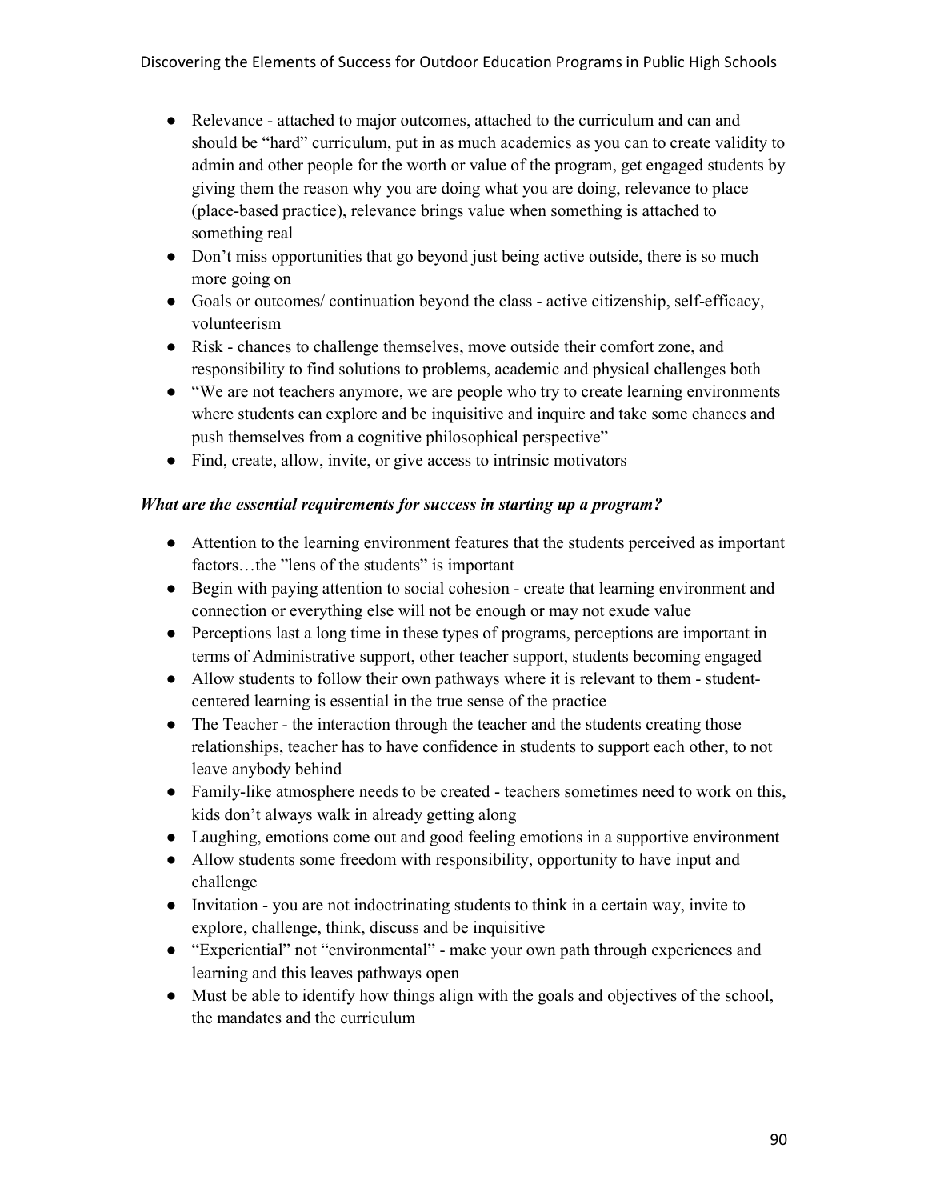- Relevance - attached to major outcomes, attached to the curriculum and can and should be "hard" curriculum, put in as much academics as you can to create validity to admin and other people for the worth or value of the program, get engaged students by giving them the reason why you are doing what you are doing, relevance to place (place-based practice), relevance brings value when something is attached to something real
- Don't miss opportunities that go beyond just being active outside, there is so much more going on
- Goals or outcomes/ continuation beyond the class - active citizenship, self-efficacy, volunteerism
- Risk - chances to challenge themselves, move outside their comfort zone, and responsibility to find solutions to problems, academic and physical challenges both
- "We are not teachers anymore, we are people who try to create learning environments where students can explore and be inquisitive and inquire and take some chances and push themselves from a cognitive philosophical perspective"
- Find, create, allow, invite, or give access to intrinsic motivators

***What are the essential requirements for success in starting up a program?***

- Attention to the learning environment features that the students perceived as important factors…the "lens of the students" is important
- Begin with paying attention to social cohesion - create that learning environment and connection or everything else will not be enough or may not exude value
- Perceptions last a long time in these types of programs, perceptions are important in terms of Administrative support, other teacher support, students becoming engaged
- Allow students to follow their own pathways where it is relevant to them - student-centered learning is essential in the true sense of the practice
- The Teacher - the interaction through the teacher and the students creating those relationships, teacher has to have confidence in students to support each other, to not leave anybody behind
- Family-like atmosphere needs to be created - teachers sometimes need to work on this, kids don't always walk in already getting along
- Laughing, emotions come out and good feeling emotions in a supportive environment
- Allow students some freedom with responsibility, opportunity to have input and challenge
- Invitation - you are not indoctrinating students to think in a certain way, invite to explore, challenge, think, discuss and be inquisitive
- "Experiential" not "environmental" - make your own path through experiences and learning and this leaves pathways open
- Must be able to identify how things align with the goals and objectives of the school, the mandates and the curriculum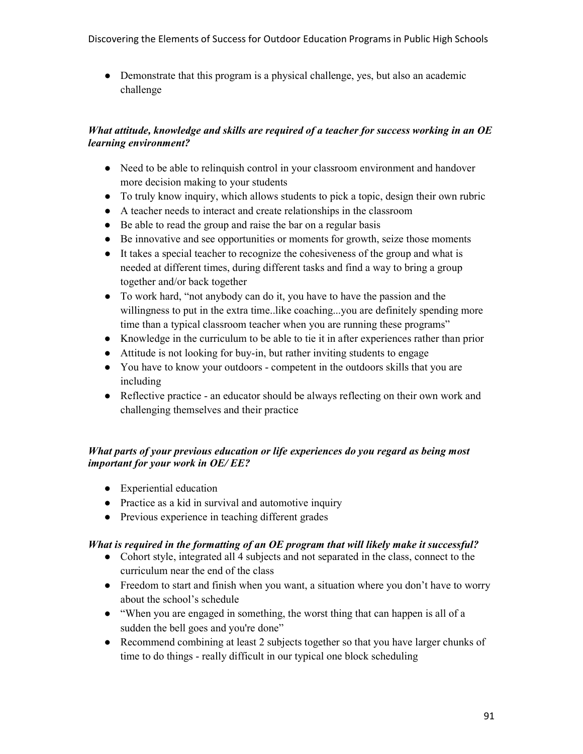- Demonstrate that this program is a physical challenge, yes, but also an academic challenge

***What attitude, knowledge and skills are required of a teacher for success working in an OE learning environment?***

- Need to be able to relinquish control in your classroom environment and handover more decision making to your students
- To truly know inquiry, which allows students to pick a topic, design their own rubric
- A teacher needs to interact and create relationships in the classroom
- Be able to read the group and raise the bar on a regular basis
- Be innovative and see opportunities or moments for growth, seize those moments
- It takes a special teacher to recognize the cohesiveness of the group and what is needed at different times, during different tasks and find a way to bring a group together and/or back together
- To work hard, "not anybody can do it, you have to have the passion and the willingness to put in the extra time..like coaching...you are definitely spending more time than a typical classroom teacher when you are running these programs"
- Knowledge in the curriculum to be able to tie it in after experiences rather than prior
- Attitude is not looking for buy-in, but rather inviting students to engage
- You have to know your outdoors - competent in the outdoors skills that you are including
- Reflective practice - an educator should be always reflecting on their own work and challenging themselves and their practice

***What parts of your previous education or life experiences do you regard as being most important for your work in OE/ EE?***

- Experiential education
- Practice as a kid in survival and automotive inquiry
- Previous experience in teaching different grades

***What is required in the formatting of an OE program that will likely make it successful?***

- Cohort style, integrated all 4 subjects and not separated in the class, connect to the curriculum near the end of the class
- Freedom to start and finish when you want, a situation where you don't have to worry about the school's schedule
- "When you are engaged in something, the worst thing that can happen is all of a sudden the bell goes and you're done"
- Recommend combining at least 2 subjects together so that you have larger chunks of time to do things - really difficult in our typical one block scheduling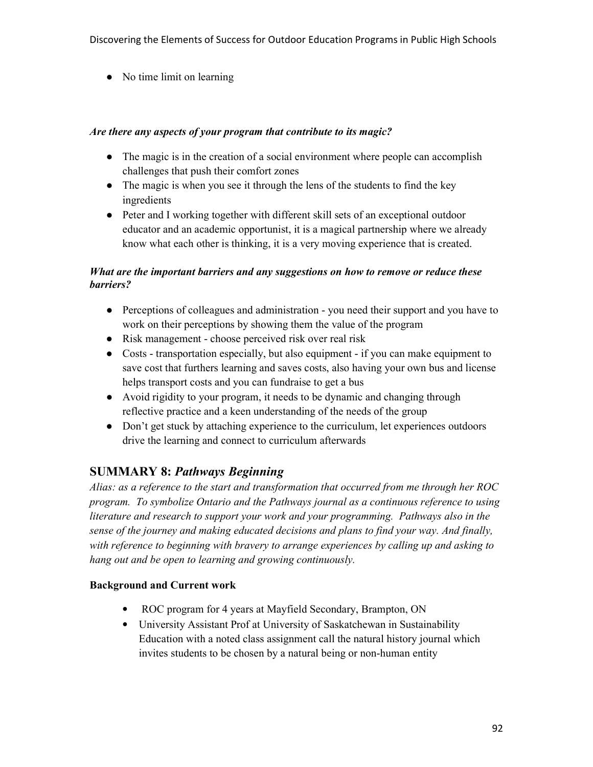- No time limit on learning

***Are there any aspects of your program that contribute to its magic?***

- The magic is in the creation of a social environment where people can accomplish challenges that push their comfort zones
- The magic is when you see it through the lens of the students to find the key ingredients
- Peter and I working together with different skill sets of an exceptional outdoor educator and an academic opportunist, it is a magical partnership where we already know what each other is thinking, it is a very moving experience that is created.

***What are the important barriers and any suggestions on how to remove or reduce these barriers?***

- Perceptions of colleagues and administration - you need their support and you have to work on their perceptions by showing them the value of the program
- Risk management - choose perceived risk over real risk
- Costs - transportation especially, but also equipment - if you can make equipment to save cost that furthers learning and saves costs, also having your own bus and license helps transport costs and you can fundraise to get a bus
- Avoid rigidity to your program, it needs to be dynamic and changing through reflective practice and a keen understanding of the needs of the group
- Don't get stuck by attaching experience to the curriculum, let experiences outdoors drive the learning and connect to curriculum afterwards

## SUMMARY 8: *Pathways Beginning*

*Alias: as a reference to the start and transformation that occurred from me through her ROC program. To symbolize Ontario and the Pathways journal as a continuous reference to using literature and research to support your work and your programming. Pathways also in the sense of the journey and making educated decisions and plans to find your way. And finally, with reference to beginning with bravery to arrange experiences by calling up and asking to hang out and be open to learning and growing continuously.*

### Background and Current work

- ROC program for 4 years at Mayfield Secondary, Brampton, ON
- University Assistant Prof at University of Saskatchewan in Sustainability Education with a noted class assignment call the natural history journal which invites students to be chosen by a natural being or non-human entity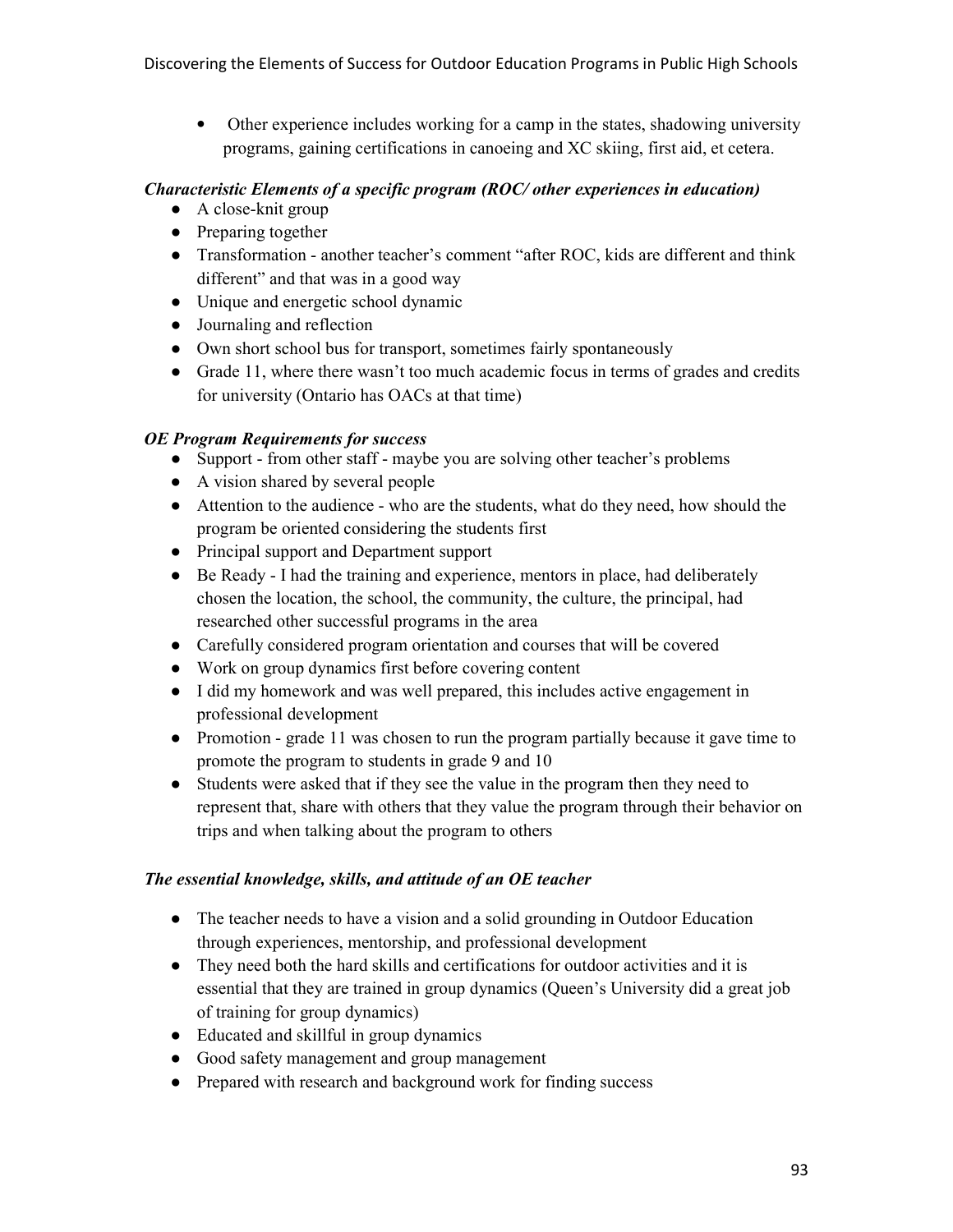- Other experience includes working for a camp in the states, shadowing university programs, gaining certifications in canoeing and XC skiing, first aid, et cetera.

***Characteristic Elements of a specific program (ROC/ other experiences in education)***

- A close-knit group
- Preparing together
- Transformation - another teacher's comment "after ROC, kids are different and think different" and that was in a good way
- Unique and energetic school dynamic
- Journaling and reflection
- Own short school bus for transport, sometimes fairly spontaneously
- Grade 11, where there wasn't too much academic focus in terms of grades and credits for university (Ontario has OACs at that time)

***OE Program Requirements for success***

- Support - from other staff - maybe you are solving other teacher's problems
- A vision shared by several people
- Attention to the audience - who are the students, what do they need, how should the program be oriented considering the students first
- Principal support and Department support
- Be Ready - I had the training and experience, mentors in place, had deliberately chosen the location, the school, the community, the culture, the principal, had researched other successful programs in the area
- Carefully considered program orientation and courses that will be covered
- Work on group dynamics first before covering content
- I did my homework and was well prepared, this includes active engagement in professional development
- Promotion - grade 11 was chosen to run the program partially because it gave time to promote the program to students in grade 9 and 10
- Students were asked that if they see the value in the program then they need to represent that, share with others that they value the program through their behavior on trips and when talking about the program to others

***The essential knowledge, skills, and attitude of an OE teacher***

- The teacher needs to have a vision and a solid grounding in Outdoor Education through experiences, mentorship, and professional development
- They need both the hard skills and certifications for outdoor activities and it is essential that they are trained in group dynamics (Queen's University did a great job of training for group dynamics)
- Educated and skillful in group dynamics
- Good safety management and group management
- Prepared with research and background work for finding success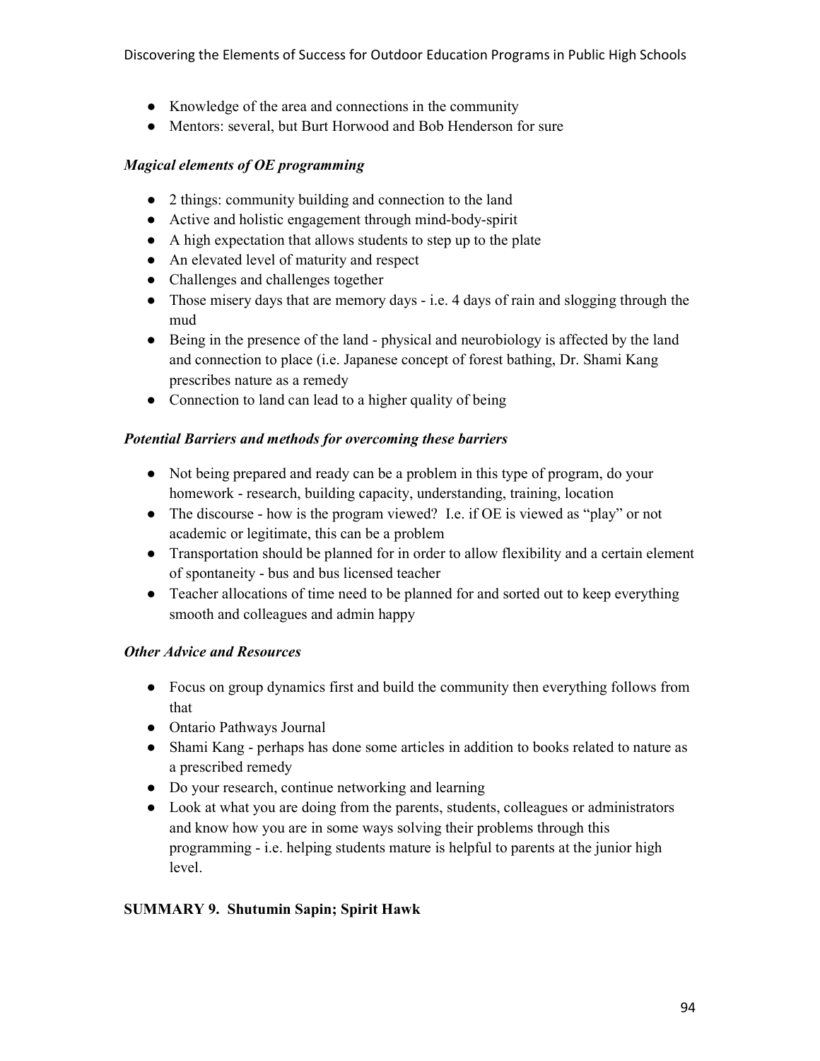- Knowledge of the area and connections in the community
- Mentors: several, but Burt Horwood and Bob Henderson for sure

***Magical elements of OE programming***

- 2 things: community building and connection to the land
- Active and holistic engagement through mind-body-spirit
- A high expectation that allows students to step up to the plate
- An elevated level of maturity and respect
- Challenges and challenges together
- Those misery days that are memory days - i.e. 4 days of rain and slogging through the mud
- Being in the presence of the land - physical and neurobiology is affected by the land and connection to place (i.e. Japanese concept of forest bathing, Dr. Shami Kang prescribes nature as a remedy
- Connection to land can lead to a higher quality of being

***Potential Barriers and methods for overcoming these barriers***

- Not being prepared and ready can be a problem in this type of program, do your homework - research, building capacity, understanding, training, location
- The discourse - how is the program viewed? I.e. if OE is viewed as "play" or not academic or legitimate, this can be a problem
- Transportation should be planned for in order to allow flexibility and a certain element of spontaneity - bus and bus licensed teacher
- Teacher allocations of time need to be planned for and sorted out to keep everything smooth and colleagues and admin happy

***Other Advice and Resources***

- Focus on group dynamics first and build the community then everything follows from that
- Ontario Pathways Journal
- Shami Kang - perhaps has done some articles in addition to books related to nature as a prescribed remedy
- Do your research, continue networking and learning
- Look at what you are doing from the parents, students, colleagues or administrators and know how you are in some ways solving their problems through this programming - i.e. helping students mature is helpful to parents at the junior high level.

**SUMMARY 9. Shutumin Sapin; Spirit Hawk**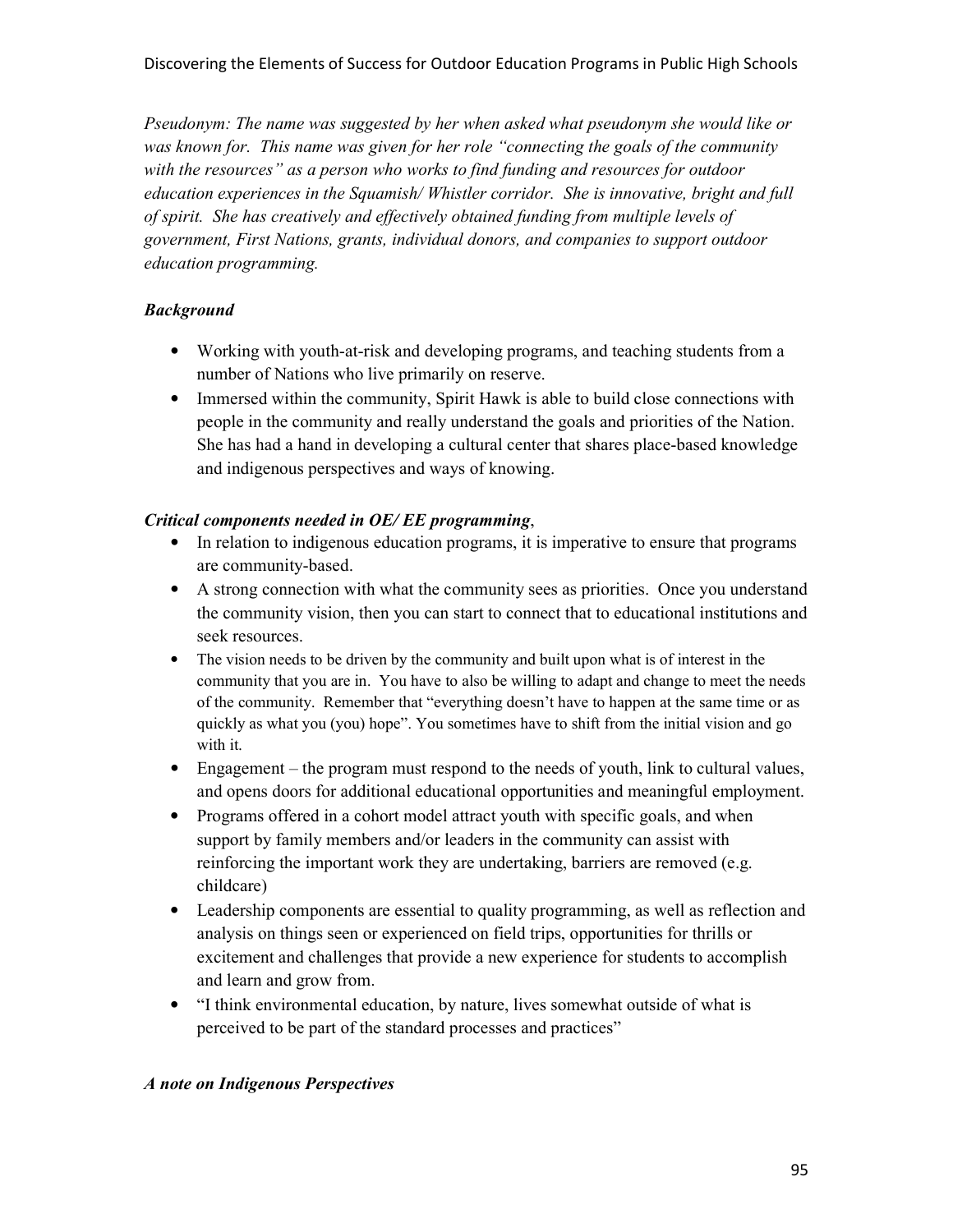*Pseudonym: The name was suggested by her when asked what pseudonym she would like or was known for. This name was given for her role "connecting the goals of the community with the resources" as a person who works to find funding and resources for outdoor education experiences in the Squamish/ Whistler corridor. She is innovative, bright and full of spirit. She has creatively and effectively obtained funding from multiple levels of government, First Nations, grants, individual donors, and companies to support outdoor education programming.*

***Background***

- Working with youth-at-risk and developing programs, and teaching students from a number of Nations who live primarily on reserve.
- Immersed within the community, Spirit Hawk is able to build close connections with people in the community and really understand the goals and priorities of the Nation. She has had a hand in developing a cultural center that shares place-based knowledge and indigenous perspectives and ways of knowing.

***Critical components needed in OE/ EE programming***,

- In relation to indigenous education programs, it is imperative to ensure that programs are community-based.
- A strong connection with what the community sees as priorities. Once you understand the community vision, then you can start to connect that to educational institutions and seek resources.
- The vision needs to be driven by the community and built upon what is of interest in the community that you are in. You have to also be willing to adapt and change to meet the needs of the community. Remember that "everything doesn't have to happen at the same time or as quickly as what you (you) hope". You sometimes have to shift from the initial vision and go with it.
- Engagement – the program must respond to the needs of youth, link to cultural values, and opens doors for additional educational opportunities and meaningful employment.
- Programs offered in a cohort model attract youth with specific goals, and when support by family members and/or leaders in the community can assist with reinforcing the important work they are undertaking, barriers are removed (e.g. childcare)
- Leadership components are essential to quality programming, as well as reflection and analysis on things seen or experienced on field trips, opportunities for thrills or excitement and challenges that provide a new experience for students to accomplish and learn and grow from.
- "I think environmental education, by nature, lives somewhat outside of what is perceived to be part of the standard processes and practices"

***A note on Indigenous Perspectives***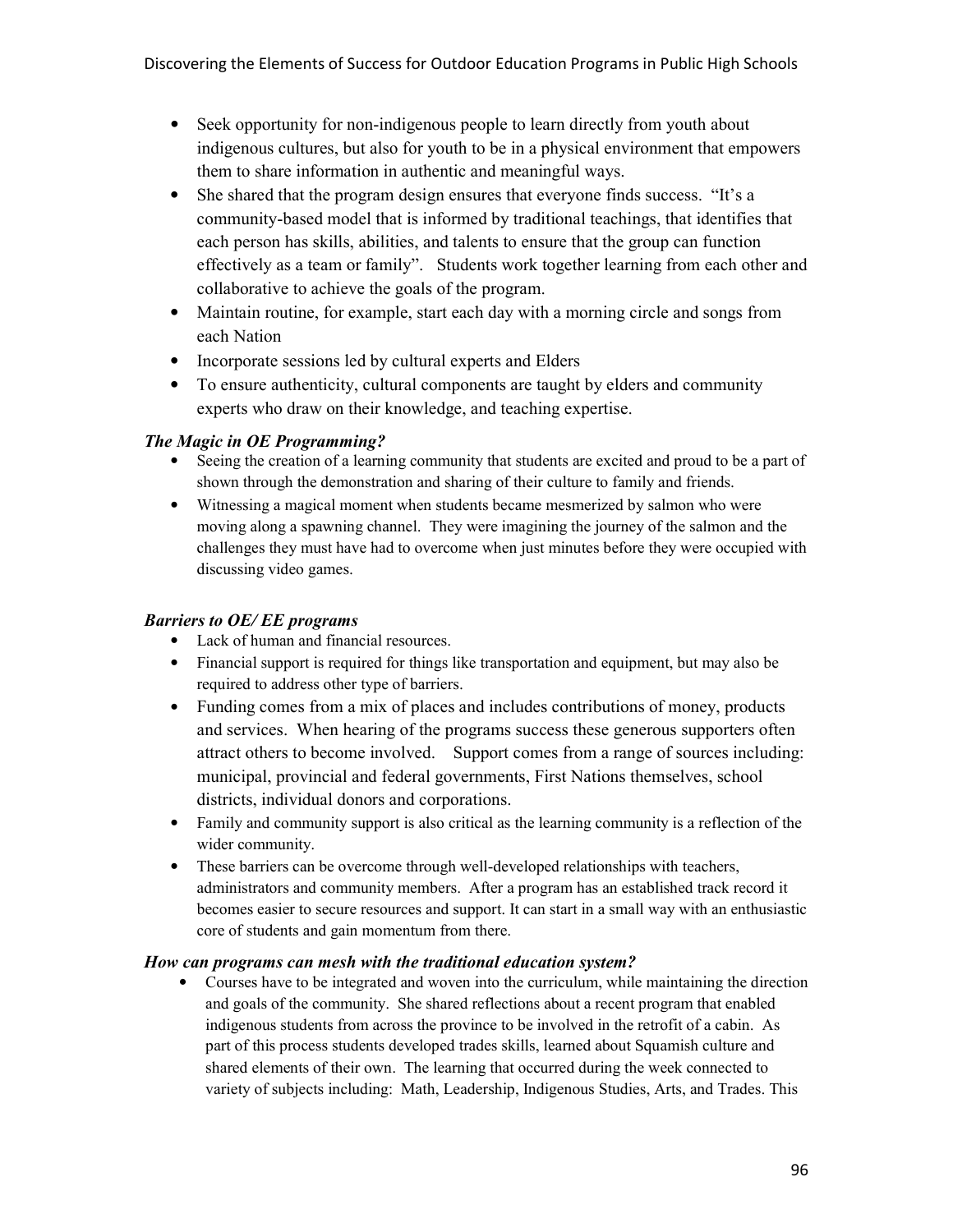- Seek opportunity for non-indigenous people to learn directly from youth about indigenous cultures, but also for youth to be in a physical environment that empowers them to share information in authentic and meaningful ways.
- She shared that the program design ensures that everyone finds success. "It's a community-based model that is informed by traditional teachings, that identifies that each person has skills, abilities, and talents to ensure that the group can function effectively as a team or family". Students work together learning from each other and collaborative to achieve the goals of the program.
- Maintain routine, for example, start each day with a morning circle and songs from each Nation
- Incorporate sessions led by cultural experts and Elders
- To ensure authenticity, cultural components are taught by elders and community experts who draw on their knowledge, and teaching expertise.

### *The Magic in OE Programming?*

- Seeing the creation of a learning community that students are excited and proud to be a part of shown through the demonstration and sharing of their culture to family and friends.
- Witnessing a magical moment when students became mesmerized by salmon who were moving along a spawning channel. They were imagining the journey of the salmon and the challenges they must have had to overcome when just minutes before they were occupied with discussing video games.

### *Barriers to OE/ EE programs*

- Lack of human and financial resources.
- Financial support is required for things like transportation and equipment, but may also be required to address other type of barriers.
- Funding comes from a mix of places and includes contributions of money, products and services. When hearing of the programs success these generous supporters often attract others to become involved. Support comes from a range of sources including: municipal, provincial and federal governments, First Nations themselves, school districts, individual donors and corporations.
- Family and community support is also critical as the learning community is a reflection of the wider community.
- These barriers can be overcome through well-developed relationships with teachers, administrators and community members. After a program has an established track record it becomes easier to secure resources and support. It can start in a small way with an enthusiastic core of students and gain momentum from there.

### *How can programs can mesh with the traditional education system?*

- Courses have to be integrated and woven into the curriculum, while maintaining the direction and goals of the community. She shared reflections about a recent program that enabled indigenous students from across the province to be involved in the retrofit of a cabin. As part of this process students developed trades skills, learned about Squamish culture and shared elements of their own. The learning that occurred during the week connected to variety of subjects including: Math, Leadership, Indigenous Studies, Arts, and Trades. This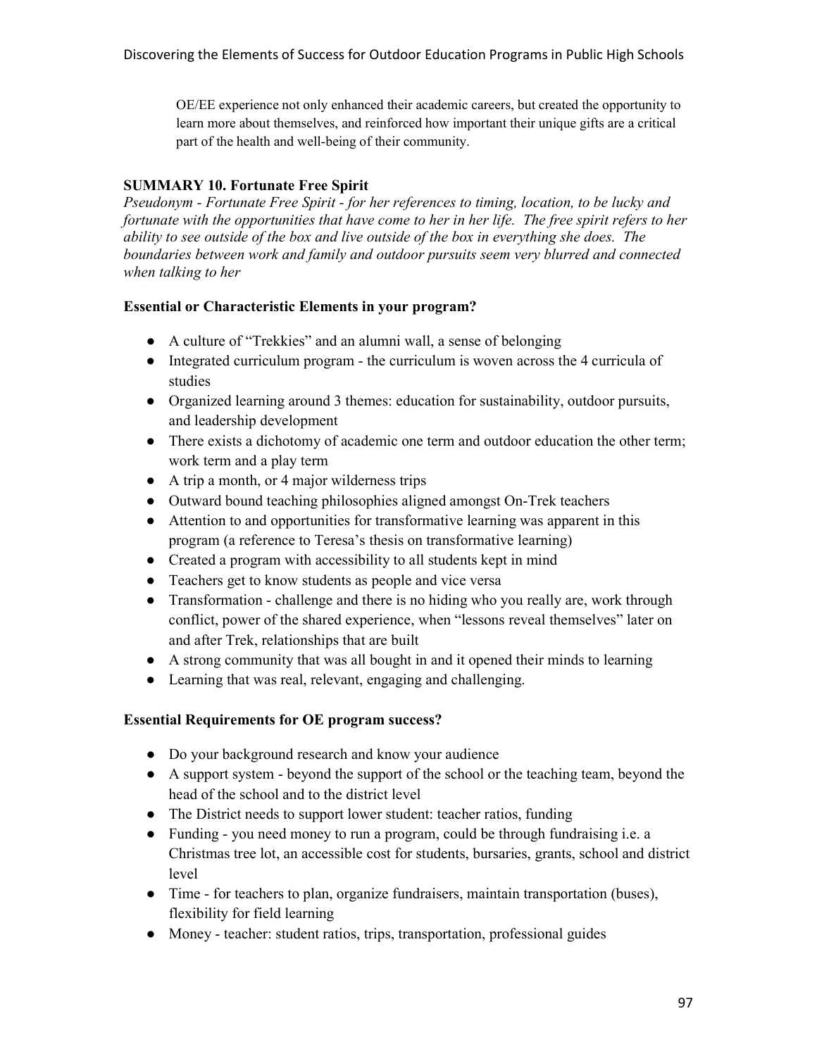OE/EE experience not only enhanced their academic careers, but created the opportunity to learn more about themselves, and reinforced how important their unique gifts are a critical part of the health and well-being of their community.

**SUMMARY 10. Fortunate Free Spirit**

*Pseudonym - Fortunate Free Spirit - for her references to timing, location, to be lucky and fortunate with the opportunities that have come to her in her life. The free spirit refers to her ability to see outside of the box and live outside of the box in everything she does. The boundaries between work and family and outdoor pursuits seem very blurred and connected when talking to her*

**Essential or Characteristic Elements in your program?**

- A culture of "Trekkies" and an alumni wall, a sense of belonging
- Integrated curriculum program - the curriculum is woven across the 4 curricula of studies
- Organized learning around 3 themes: education for sustainability, outdoor pursuits, and leadership development
- There exists a dichotomy of academic one term and outdoor education the other term; work term and a play term
- A trip a month, or 4 major wilderness trips
- Outward bound teaching philosophies aligned amongst On-Trek teachers
- Attention to and opportunities for transformative learning was apparent in this program (a reference to Teresa's thesis on transformative learning)
- Created a program with accessibility to all students kept in mind
- Teachers get to know students as people and vice versa
- Transformation - challenge and there is no hiding who you really are, work through conflict, power of the shared experience, when "lessons reveal themselves" later on and after Trek, relationships that are built
- A strong community that was all bought in and it opened their minds to learning
- Learning that was real, relevant, engaging and challenging.

**Essential Requirements for OE program success?**

- Do your background research and know your audience
- A support system - beyond the support of the school or the teaching team, beyond the head of the school and to the district level
- The District needs to support lower student: teacher ratios, funding
- Funding - you need money to run a program, could be through fundraising i.e. a Christmas tree lot, an accessible cost for students, bursaries, grants, school and district level
- Time - for teachers to plan, organize fundraisers, maintain transportation (buses), flexibility for field learning
- Money - teacher: student ratios, trips, transportation, professional guides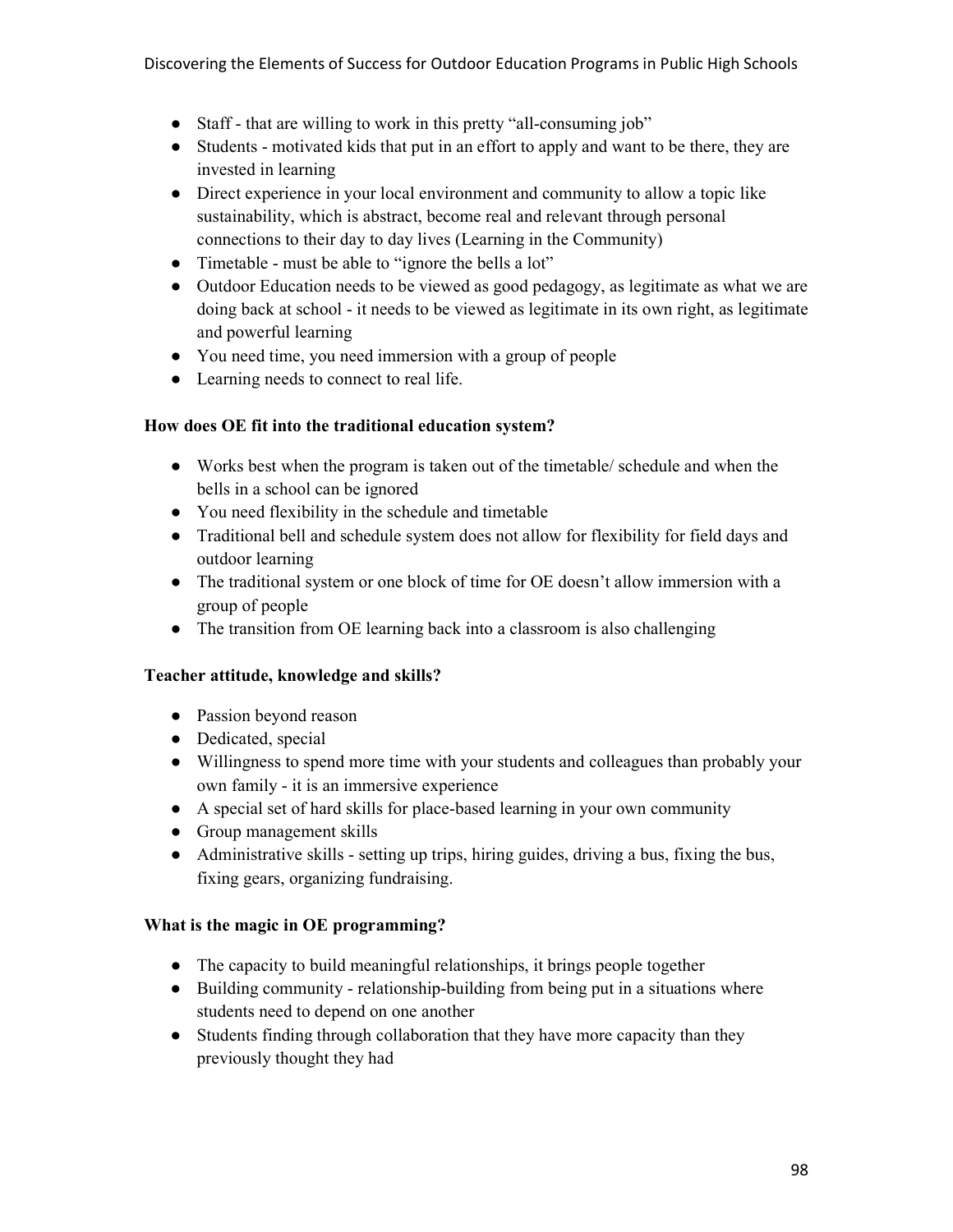- Staff - that are willing to work in this pretty "all-consuming job"
- Students - motivated kids that put in an effort to apply and want to be there, they are invested in learning
- Direct experience in your local environment and community to allow a topic like sustainability, which is abstract, become real and relevant through personal connections to their day to day lives (Learning in the Community)
- Timetable - must be able to "ignore the bells a lot"
- Outdoor Education needs to be viewed as good pedagogy, as legitimate as what we are doing back at school - it needs to be viewed as legitimate in its own right, as legitimate and powerful learning
- You need time, you need immersion with a group of people
- Learning needs to connect to real life.

**How does OE fit into the traditional education system?**

- Works best when the program is taken out of the timetable/ schedule and when the bells in a school can be ignored
- You need flexibility in the schedule and timetable
- Traditional bell and schedule system does not allow for flexibility for field days and outdoor learning
- The traditional system or one block of time for OE doesn't allow immersion with a group of people
- The transition from OE learning back into a classroom is also challenging

**Teacher attitude, knowledge and skills?**

- Passion beyond reason
- Dedicated, special
- Willingness to spend more time with your students and colleagues than probably your own family - it is an immersive experience
- A special set of hard skills for place-based learning in your own community
- Group management skills
- Administrative skills - setting up trips, hiring guides, driving a bus, fixing the bus, fixing gears, organizing fundraising.

**What is the magic in OE programming?**

- The capacity to build meaningful relationships, it brings people together
- Building community - relationship-building from being put in a situations where students need to depend on one another
- Students finding through collaboration that they have more capacity than they previously thought they had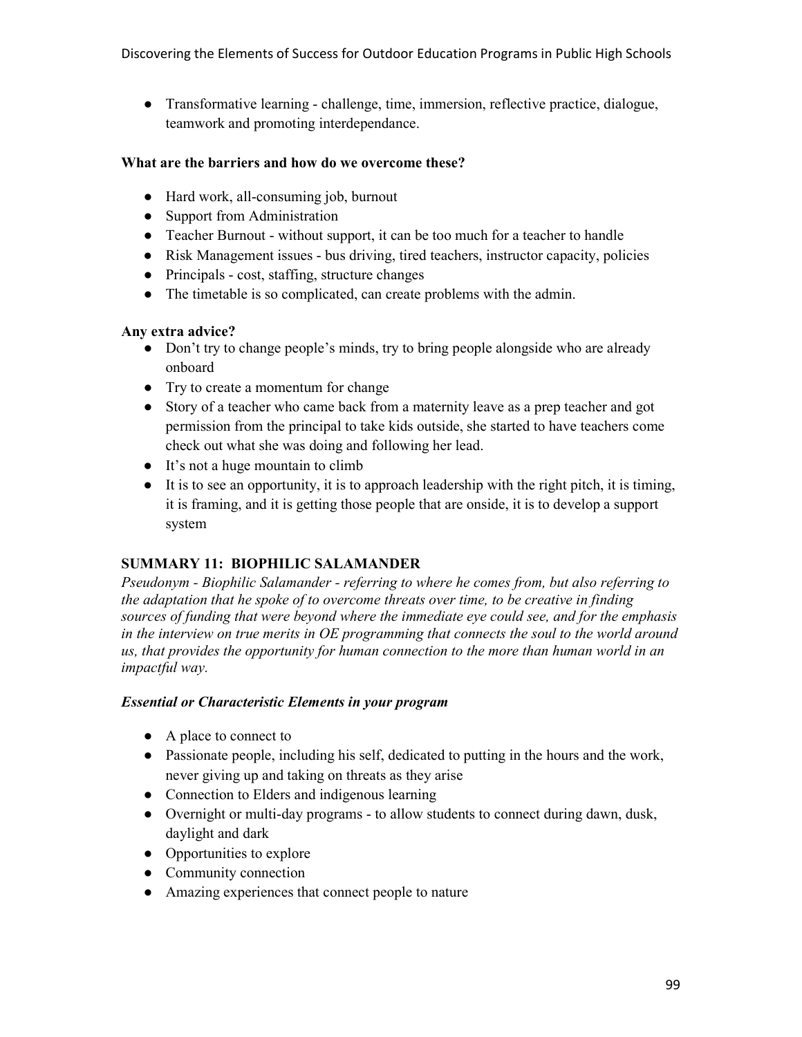- Transformative learning - challenge, time, immersion, reflective practice, dialogue, teamwork and promoting interdependance.

**What are the barriers and how do we overcome these?**

- Hard work, all-consuming job, burnout
- Support from Administration
- Teacher Burnout - without support, it can be too much for a teacher to handle
- Risk Management issues - bus driving, tired teachers, instructor capacity, policies
- Principals - cost, staffing, structure changes
- The timetable is so complicated, can create problems with the admin.

**Any extra advice?**

- Don't try to change people's minds, try to bring people alongside who are already onboard
- Try to create a momentum for change
- Story of a teacher who came back from a maternity leave as a prep teacher and got permission from the principal to take kids outside, she started to have teachers come check out what she was doing and following her lead.
- It's not a huge mountain to climb
- It is to see an opportunity, it is to approach leadership with the right pitch, it is timing, it is framing, and it is getting those people that are onside, it is to develop a support system

**SUMMARY 11: BIOPHILIC SALAMANDER**

*Pseudonym - Biophilic Salamander - referring to where he comes from, but also referring to the adaptation that he spoke of to overcome threats over time, to be creative in finding sources of funding that were beyond where the immediate eye could see, and for the emphasis in the interview on true merits in OE programming that connects the soul to the world around us, that provides the opportunity for human connection to the more than human world in an impactful way.*

***Essential or Characteristic Elements in your program***

- A place to connect to
- Passionate people, including his self, dedicated to putting in the hours and the work, never giving up and taking on threats as they arise
- Connection to Elders and indigenous learning
- Overnight or multi-day programs - to allow students to connect during dawn, dusk, daylight and dark
- Opportunities to explore
- Community connection
- Amazing experiences that connect people to nature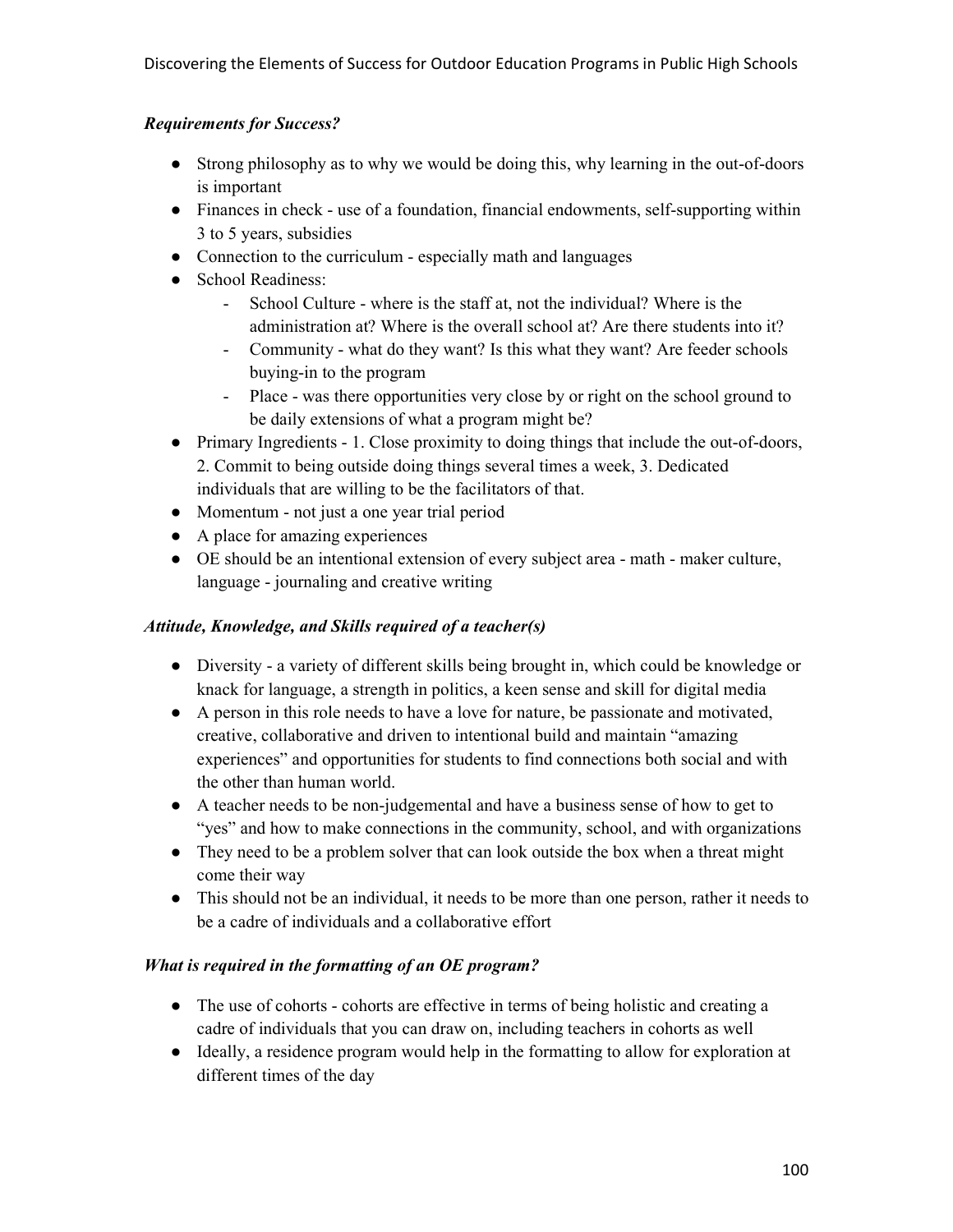***Requirements for Success?***

- Strong philosophy as to why we would be doing this, why learning in the out-of-doors is important
- Finances in check - use of a foundation, financial endowments, self-supporting within 3 to 5 years, subsidies
- Connection to the curriculum - especially math and languages
- School Readiness:
    - School Culture - where is the staff at, not the individual? Where is the administration at? Where is the overall school at? Are there students into it?
    - Community - what do they want? Is this what they want? Are feeder schools buying-in to the program
    - Place - was there opportunities very close by or right on the school ground to be daily extensions of what a program might be?
- Primary Ingredients - 1. Close proximity to doing things that include the out-of-doors, 2. Commit to being outside doing things several times a week, 3. Dedicated individuals that are willing to be the facilitators of that.
- Momentum - not just a one year trial period
- A place for amazing experiences
- OE should be an intentional extension of every subject area - math - maker culture, language - journaling and creative writing

***Attitude, Knowledge, and Skills required of a teacher(s)***

- Diversity - a variety of different skills being brought in, which could be knowledge or knack for language, a strength in politics, a keen sense and skill for digital media
- A person in this role needs to have a love for nature, be passionate and motivated, creative, collaborative and driven to intentional build and maintain "amazing experiences" and opportunities for students to find connections both social and with the other than human world.
- A teacher needs to be non-judgemental and have a business sense of how to get to "yes" and how to make connections in the community, school, and with organizations
- They need to be a problem solver that can look outside the box when a threat might come their way
- This should not be an individual, it needs to be more than one person, rather it needs to be a cadre of individuals and a collaborative effort

***What is required in the formatting of an OE program?***

- The use of cohorts - cohorts are effective in terms of being holistic and creating a cadre of individuals that you can draw on, including teachers in cohorts as well
- Ideally, a residence program would help in the formatting to allow for exploration at different times of the day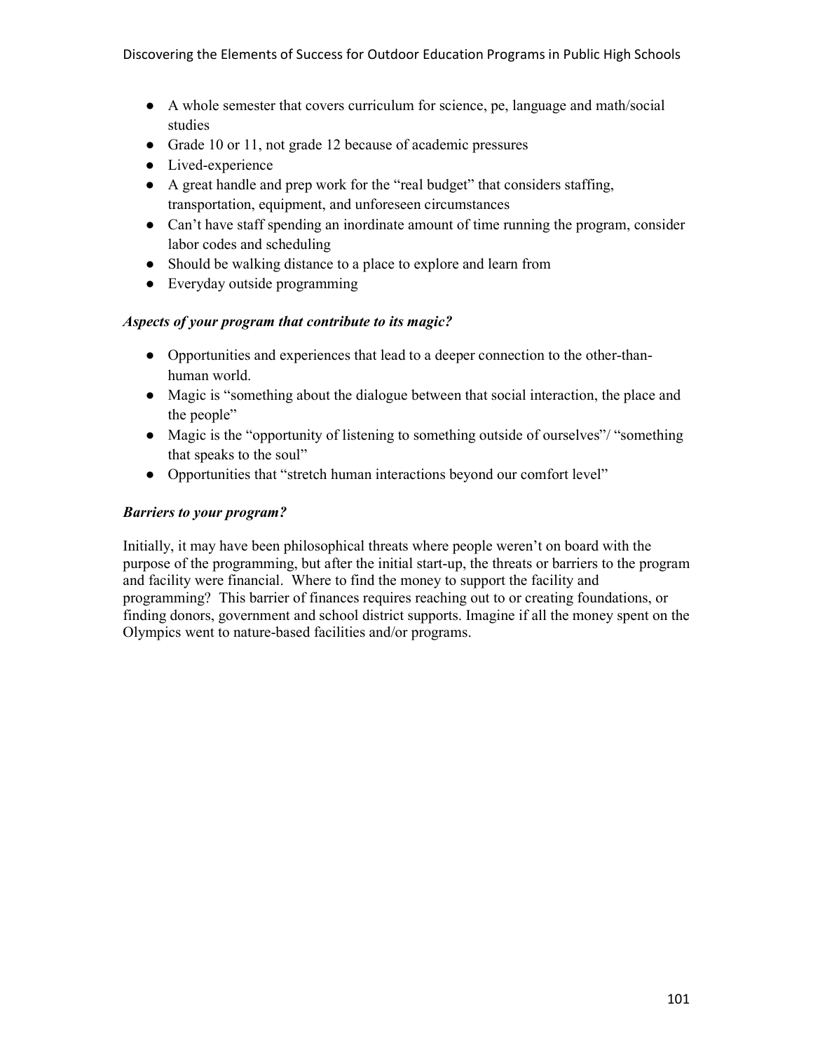- A whole semester that covers curriculum for science, pe, language and math/social studies
- Grade 10 or 11, not grade 12 because of academic pressures
- Lived-experience
- A great handle and prep work for the "real budget" that considers staffing, transportation, equipment, and unforeseen circumstances
- Can't have staff spending an inordinate amount of time running the program, consider labor codes and scheduling
- Should be walking distance to a place to explore and learn from
- Everyday outside programming

***Aspects of your program that contribute to its magic?***

- Opportunities and experiences that lead to a deeper connection to the other-than-human world.
- Magic is "something about the dialogue between that social interaction, the place and the people"
- Magic is the "opportunity of listening to something outside of ourselves"/ "something that speaks to the soul"
- Opportunities that "stretch human interactions beyond our comfort level"

***Barriers to your program?***

Initially, it may have been philosophical threats where people weren't on board with the purpose of the programming, but after the initial start-up, the threats or barriers to the program and facility were financial. Where to find the money to support the facility and programming? This barrier of finances requires reaching out to or creating foundations, or finding donors, government and school district supports. Imagine if all the money spent on the Olympics went to nature-based facilities and/or programs.